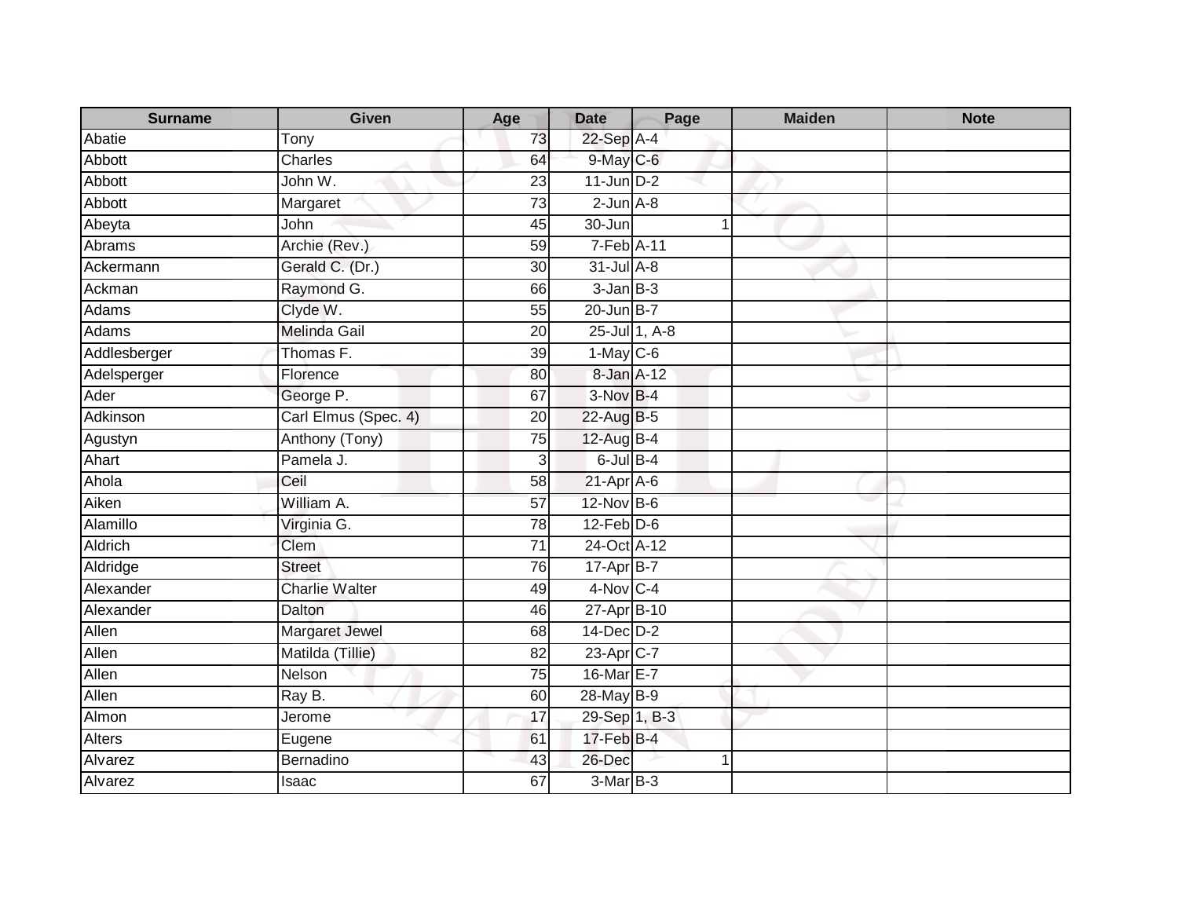| Surname | Given | Age | Date | Page | Maiden | Note |
|---|---|---|---|---|---|---|
| Abatie | Tony | 73 | 22-Sep | A-4 | | |
| Abbott | Charles | 64 | 9-May | C-6 | | |
| Abbott | John W. | 23 | 11-Jun | D-2 | | |
| Abbott | Margaret | 73 | 2-Jun | A-8 | | |
| Abeyta | John | 45 | 30-Jun | 1 | | |
| Abrams | Archie (Rev.) | 59 | 7-Feb | A-11 | | |
| Ackermann | Gerald C. (Dr.) | 30 | 31-Jul | A-8 | | |
| Ackman | Raymond G. | 66 | 3-Jan | B-3 | | |
| Adams | Clyde W. | 55 | 20-Jun | B-7 | | |
| Adams | Melinda Gail | 20 | 25-Jul | 1, A-8 | | |
| Addlesberger | Thomas F. | 39 | 1-May | C-6 | | |
| Adelsperger | Florence | 80 | 8-Jan | A-12 | | |
| Ader | George P. | 67 | 3-Nov | B-4 | | |
| Adkinson | Carl Elmus (Spec. 4) | 20 | 22-Aug | B-5 | | |
| Agustyn | Anthony (Tony) | 75 | 12-Aug | B-4 | | |
| Ahart | Pamela J. | 3 | 6-Jul | B-4 | | |
| Ahola | Ceil | 58 | 21-Apr | A-6 | | |
| Aiken | William A. | 57 | 12-Nov | B-6 | | |
| Alamillo | Virginia G. | 78 | 12-Feb | D-6 | | |
| Aldrich | Clem | 71 | 24-Oct | A-12 | | |
| Aldridge | Street | 76 | 17-Apr | B-7 | | |
| Alexander | Charlie Walter | 49 | 4-Nov | C-4 | | |
| Alexander | Dalton | 46 | 27-Apr | B-10 | | |
| Allen | Margaret Jewel | 68 | 14-Dec | D-2 | | |
| Allen | Matilda (Tillie) | 82 | 23-Apr | C-7 | | |
| Allen | Nelson | 75 | 16-Mar | E-7 | | |
| Allen | Ray B. | 60 | 28-May | B-9 | | |
| Almon | Jerome | 17 | 29-Sep | 1, B-3 | | |
| Alters | Eugene | 61 | 17-Feb | B-4 | | |
| Alvarez | Bernadino | 43 | 26-Dec | 1 | | |
| Alvarez | Isaac | 67 | 3-Mar | B-3 | | |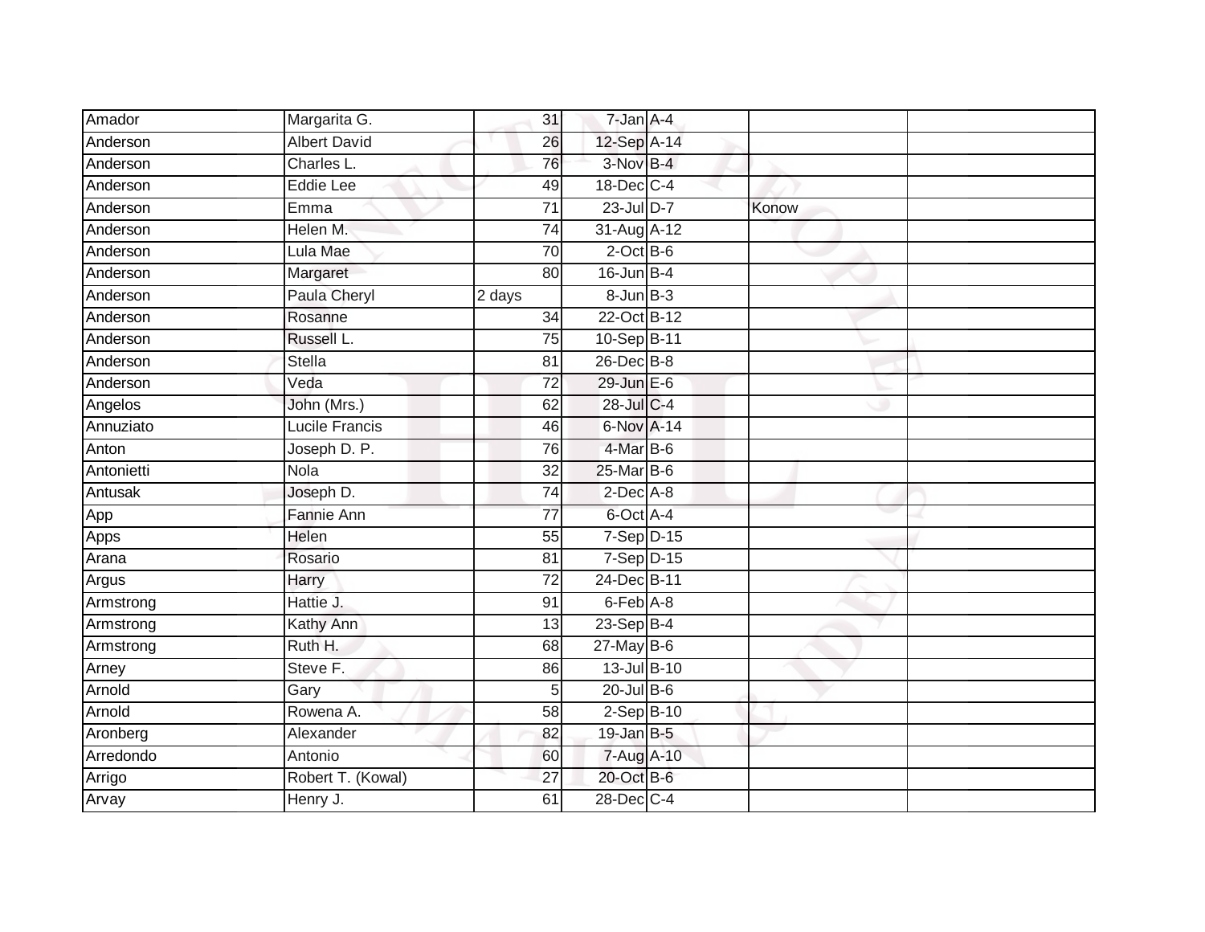| | | | | | | |
|---|---|---|---|---|---|---|
| Amador | Margarita G. | 31 | 7-Jan | A-4 | | |
| Anderson | Albert David | 26 | 12-Sep | A-14 | | |
| Anderson | Charles L. | 76 | 3-Nov | B-4 | | |
| Anderson | Eddie Lee | 49 | 18-Dec | C-4 | | |
| Anderson | Emma | 71 | 23-Jul | D-7 | Konow | |
| Anderson | Helen M. | 74 | 31-Aug | A-12 | | |
| Anderson | Lula Mae | 70 | 2-Oct | B-6 | | |
| Anderson | Margaret | 80 | 16-Jun | B-4 | | |
| Anderson | Paula Cheryl | 2 days | 8-Jun | B-3 | | |
| Anderson | Rosanne | 34 | 22-Oct | B-12 | | |
| Anderson | Russell L. | 75 | 10-Sep | B-11 | | |
| Anderson | Stella | 81 | 26-Dec | B-8 | | |
| Anderson | Veda | 72 | 29-Jun | E-6 | | |
| Angelos | John (Mrs.) | 62 | 28-Jul | C-4 | | |
| Annuziato | Lucile Francis | 46 | 6-Nov | A-14 | | |
| Anton | Joseph D. P. | 76 | 4-Mar | B-6 | | |
| Antonietti | Nola | 32 | 25-Mar | B-6 | | |
| Antusak | Joseph D. | 74 | 2-Dec | A-8 | | |
| App | Fannie Ann | 77 | 6-Oct | A-4 | | |
| Apps | Helen | 55 | 7-Sep | D-15 | | |
| Arana | Rosario | 81 | 7-Sep | D-15 | | |
| Argus | Harry | 72 | 24-Dec | B-11 | | |
| Armstrong | Hattie J. | 91 | 6-Feb | A-8 | | |
| Armstrong | Kathy Ann | 13 | 23-Sep | B-4 | | |
| Armstrong | Ruth H. | 68 | 27-May | B-6 | | |
| Arney | Steve F. | 86 | 13-Jul | B-10 | | |
| Arnold | Gary | 5 | 20-Jul | B-6 | | |
| Arnold | Rowena A. | 58 | 2-Sep | B-10 | | |
| Aronberg | Alexander | 82 | 19-Jan | B-5 | | |
| Arredondo | Antonio | 60 | 7-Aug | A-10 | | |
| Arrigo | Robert T. (Kowal) | 27 | 20-Oct | B-6 | | |
| Arvay | Henry J. | 61 | 28-Dec | C-4 | | |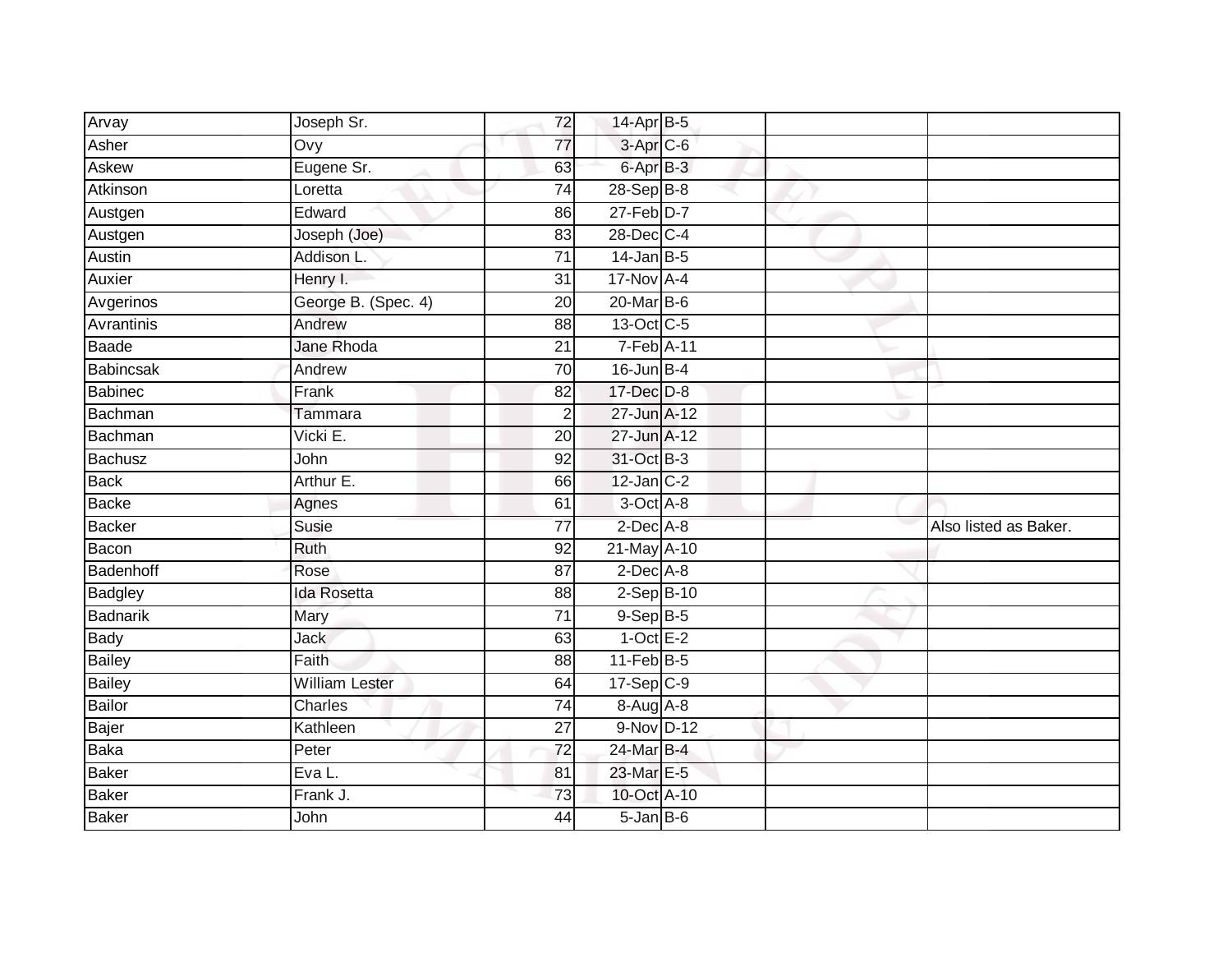| | | | | | | |
|---|---|---|---|---|---|---|
| Arvay | Joseph Sr. | 72 | 14-Apr | B-5 | | |
| Asher | Ovy | 77 | 3-Apr | C-6 | | |
| Askew | Eugene Sr. | 63 | 6-Apr | B-3 | | |
| Atkinson | Loretta | 74 | 28-Sep | B-8 | | |
| Austgen | Edward | 86 | 27-Feb | D-7 | | |
| Austgen | Joseph (Joe) | 83 | 28-Dec | C-4 | | |
| Austin | Addison L. | 71 | 14-Jan | B-5 | | |
| Auxier | Henry I. | 31 | 17-Nov | A-4 | | |
| Avgerinos | George B. (Spec. 4) | 20 | 20-Mar | B-6 | | |
| Avrantinis | Andrew | 88 | 13-Oct | C-5 | | |
| Baade | Jane Rhoda | 21 | 7-Feb | A-11 | | |
| Babincsak | Andrew | 70 | 16-Jun | B-4 | | |
| Babinec | Frank | 82 | 17-Dec | D-8 | | |
| Bachman | Tammara | 2 | 27-Jun | A-12 | | |
| Bachman | Vicki E. | 20 | 27-Jun | A-12 | | |
| Bachusz | John | 92 | 31-Oct | B-3 | | |
| Back | Arthur E. | 66 | 12-Jan | C-2 | | |
| Backe | Agnes | 61 | 3-Oct | A-8 | | |
| Backer | Susie | 77 | 2-Dec | A-8 | | Also listed as Baker. |
| Bacon | Ruth | 92 | 21-May | A-10 | | |
| Badenhoff | Rose | 87 | 2-Dec | A-8 | | |
| Badgley | Ida Rosetta | 88 | 2-Sep | B-10 | | |
| Badnarik | Mary | 71 | 9-Sep | B-5 | | |
| Bady | Jack | 63 | 1-Oct | E-2 | | |
| Bailey | Faith | 88 | 11-Feb | B-5 | | |
| Bailey | William Lester | 64 | 17-Sep | C-9 | | |
| Bailor | Charles | 74 | 8-Aug | A-8 | | |
| Bajer | Kathleen | 27 | 9-Nov | D-12 | | |
| Baka | Peter | 72 | 24-Mar | B-4 | | |
| Baker | Eva L. | 81 | 23-Mar | E-5 | | |
| Baker | Frank J. | 73 | 10-Oct | A-10 | | |
| Baker | John | 44 | 5-Jan | B-6 | | |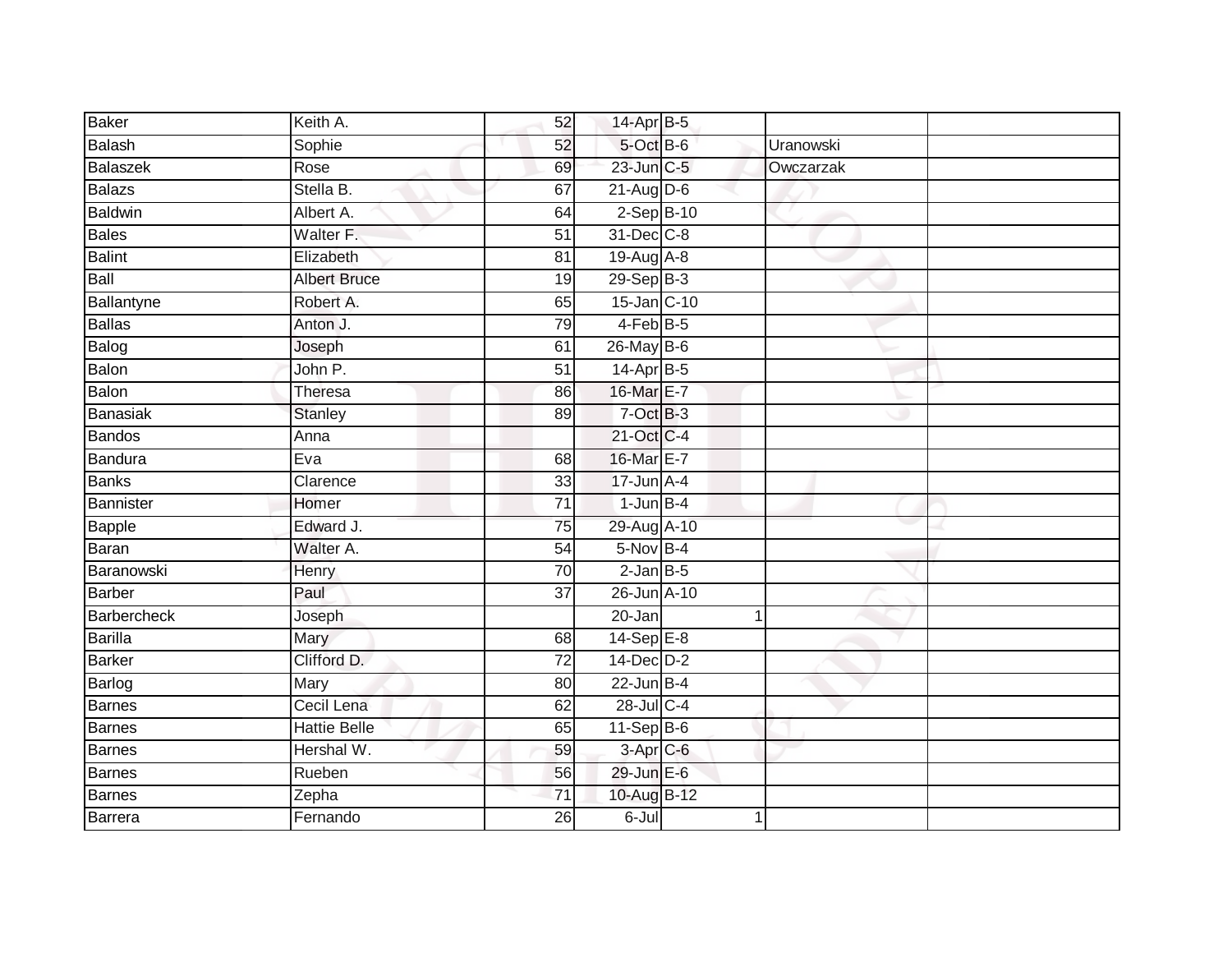| | | | | | | | |
|---|---|---|---|---|---|---|---|
| Baker | Keith A. | 52 | 14-Apr | B-5 | | | |
| Balash | Sophie | 52 | 5-Oct | B-6 | | Uranowski | |
| Balaszek | Rose | 69 | 23-Jun | C-5 | | Owczarzak | |
| Balazs | Stella B. | 67 | 21-Aug | D-6 | | | |
| Baldwin | Albert A. | 64 | 2-Sep | B-10 | | | |
| Bales | Walter F. | 51 | 31-Dec | C-8 | | | |
| Balint | Elizabeth | 81 | 19-Aug | A-8 | | | |
| Ball | Albert Bruce | 19 | 29-Sep | B-3 | | | |
| Ballantyne | Robert A. | 65 | 15-Jan | C-10 | | | |
| Ballas | Anton J. | 79 | 4-Feb | B-5 | | | |
| Balog | Joseph | 61 | 26-May | B-6 | | | |
| Balon | John P. | 51 | 14-Apr | B-5 | | | |
| Balon | Theresa | 86 | 16-Mar | E-7 | | | |
| Banasiak | Stanley | 89 | 7-Oct | B-3 | | | |
| Bandos | Anna | | 21-Oct | C-4 | | | |
| Bandura | Eva | 68 | 16-Mar | E-7 | | | |
| Banks | Clarence | 33 | 17-Jun | A-4 | | | |
| Bannister | Homer | 71 | 1-Jun | B-4 | | | |
| Bapple | Edward J. | 75 | 29-Aug | A-10 | | | |
| Baran | Walter A. | 54 | 5-Nov | B-4 | | | |
| Baranowski | Henry | 70 | 2-Jan | B-5 | | | |
| Barber | Paul | 37 | 26-Jun | A-10 | | | |
| Barbercheck | Joseph | | 20-Jan | | 1 | | |
| Barilla | Mary | 68 | 14-Sep | E-8 | | | |
| Barker | Clifford D. | 72 | 14-Dec | D-2 | | | |
| Barlog | Mary | 80 | 22-Jun | B-4 | | | |
| Barnes | Cecil Lena | 62 | 28-Jul | C-4 | | | |
| Barnes | Hattie Belle | 65 | 11-Sep | B-6 | | | |
| Barnes | Hershal W. | 59 | 3-Apr | C-6 | | | |
| Barnes | Rueben | 56 | 29-Jun | E-6 | | | |
| Barnes | Zepha | 71 | 10-Aug | B-12 | | | |
| Barrera | Fernando | 26 | 6-Jul | | 1 | | |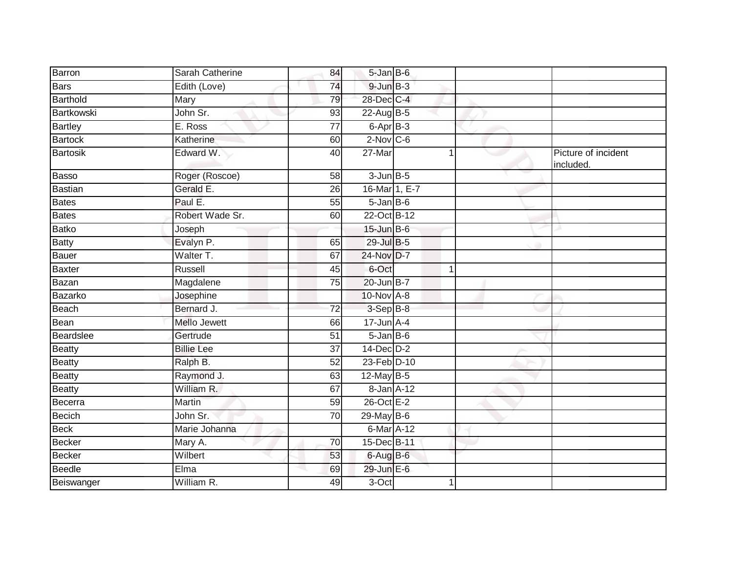| | | | | | | |
|---|---|---|---|---|---|---|
| Barron | Sarah Catherine | 84 | 5-Jan | B-6 | | |
| Bars | Edith (Love) | 74 | 9-Jun | B-3 | | |
| Barthold | Mary | 79 | 28-Dec | C-4 | | |
| Bartkowski | John Sr. | 93 | 22-Aug | B-5 | | |
| Bartley | E. Ross | 77 | 6-Apr | B-3 | | |
| Bartock | Katherine | 60 | 2-Nov | C-6 | | |
| Bartosik | Edward W. | 40 | 27-Mar | 1 | | Picture of incident included. |
| Basso | Roger (Roscoe) | 58 | 3-Jun | B-5 | | |
| Bastian | Gerald E. | 26 | 16-Mar | 1, E-7 | | |
| Bates | Paul E. | 55 | 5-Jan | B-6 | | |
| Bates | Robert Wade Sr. | 60 | 22-Oct | B-12 | | |
| Batko | Joseph | | 15-Jun | B-6 | | |
| Batty | Evalyn P. | 65 | 29-Jul | B-5 | | |
| Bauer | Walter T. | 67 | 24-Nov | D-7 | | |
| Baxter | Russell | 45 | 6-Oct | 1 | | |
| Bazan | Magdalene | 75 | 20-Jun | B-7 | | |
| Bazarko | Josephine | | 10-Nov | A-8 | | |
| Beach | Bernard J. | 72 | 3-Sep | B-8 | | |
| Bean | Mello Jewett | 66 | 17-Jun | A-4 | | |
| Beardslee | Gertrude | 51 | 5-Jan | B-6 | | |
| Beatty | Billie Lee | 37 | 14-Dec | D-2 | | |
| Beatty | Ralph B. | 52 | 23-Feb | D-10 | | |
| Beatty | Raymond J. | 63 | 12-May | B-5 | | |
| Beatty | William R. | 67 | 8-Jan | A-12 | | |
| Becerra | Martin | 59 | 26-Oct | E-2 | | |
| Becich | John Sr. | 70 | 29-May | B-6 | | |
| Beck | Marie Johanna | | 6-Mar | A-12 | | |
| Becker | Mary A. | 70 | 15-Dec | B-11 | | |
| Becker | Wilbert | 53 | 6-Aug | B-6 | | |
| Beedle | Elma | 69 | 29-Jun | E-6 | | |
| Beiswanger | William R. | 49 | 3-Oct | 1 | | |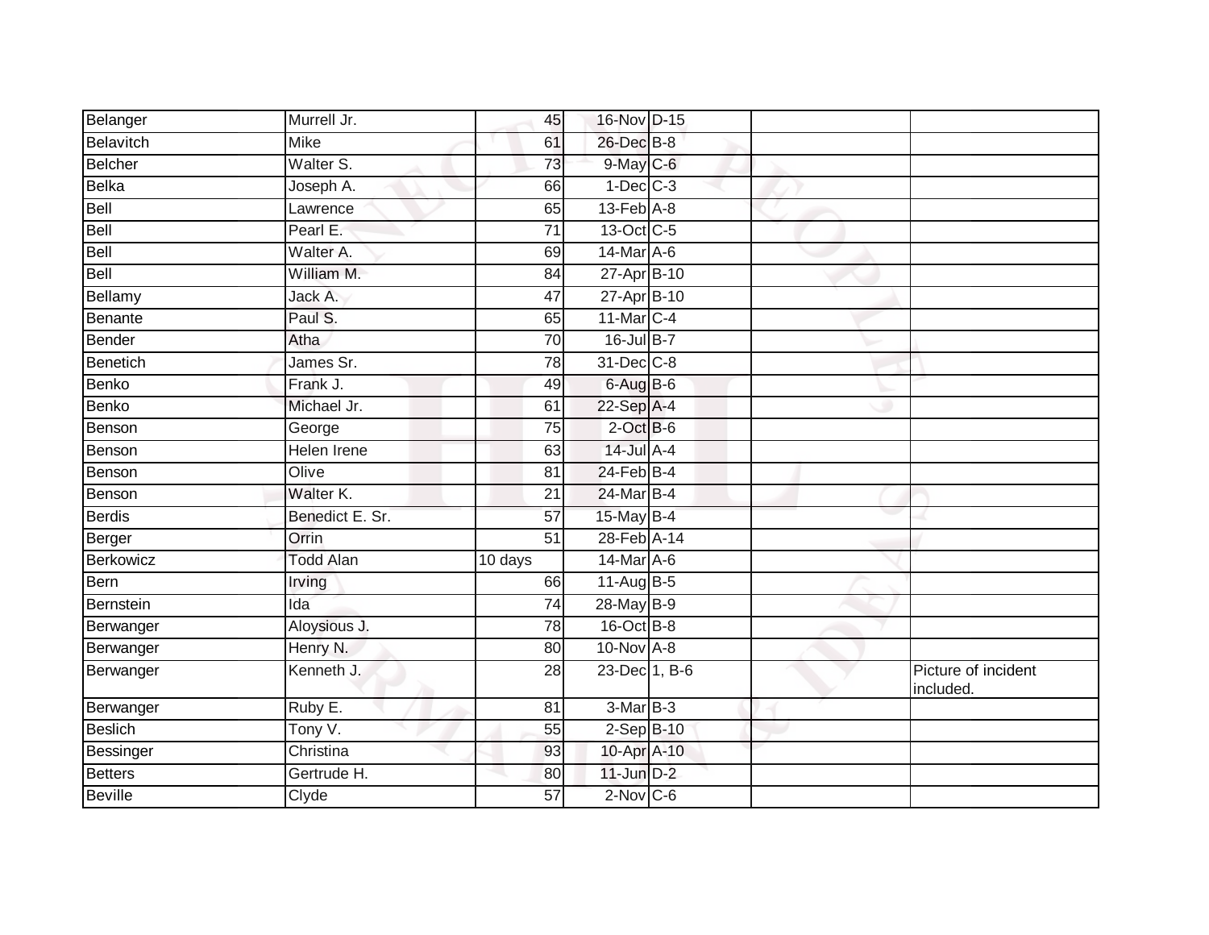| | | | | | | |
|---|---|---|---|---|---|---|
| Belanger | Murrell Jr. | 45 | 16-Nov | D-15 | | |
| Belavitch | Mike | 61 | 26-Dec | B-8 | | |
| Belcher | Walter S. | 73 | 9-May | C-6 | | |
| Belka | Joseph A. | 66 | 1-Dec | C-3 | | |
| Bell | Lawrence | 65 | 13-Feb | A-8 | | |
| Bell | Pearl E. | 71 | 13-Oct | C-5 | | |
| Bell | Walter A. | 69 | 14-Mar | A-6 | | |
| Bell | William M. | 84 | 27-Apr | B-10 | | |
| Bellamy | Jack A. | 47 | 27-Apr | B-10 | | |
| Benante | Paul S. | 65 | 11-Mar | C-4 | | |
| Bender | Atha | 70 | 16-Jul | B-7 | | |
| Benetich | James Sr. | 78 | 31-Dec | C-8 | | |
| Benko | Frank J. | 49 | 6-Aug | B-6 | | |
| Benko | Michael Jr. | 61 | 22-Sep | A-4 | | |
| Benson | George | 75 | 2-Oct | B-6 | | |
| Benson | Helen Irene | 63 | 14-Jul | A-4 | | |
| Benson | Olive | 81 | 24-Feb | B-4 | | |
| Benson | Walter K. | 21 | 24-Mar | B-4 | | |
| Berdis | Benedict E. Sr. | 57 | 15-May | B-4 | | |
| Berger | Orrin | 51 | 28-Feb | A-14 | | |
| Berkowicz | Todd Alan | 10 days | 14-Mar | A-6 | | |
| Bern | Irving | 66 | 11-Aug | B-5 | | |
| Bernstein | Ida | 74 | 28-May | B-9 | | |
| Berwanger | Aloysious J. | 78 | 16-Oct | B-8 | | |
| Berwanger | Henry N. | 80 | 10-Nov | A-8 | | |
| Berwanger | Kenneth J. | 28 | 23-Dec | 1, B-6 | | Picture of incident included. |
| Berwanger | Ruby E. | 81 | 3-Mar | B-3 | | |
| Beslich | Tony V. | 55 | 2-Sep | B-10 | | |
| Bessinger | Christina | 93 | 10-Apr | A-10 | | |
| Betters | Gertrude H. | 80 | 11-Jun | D-2 | | |
| Beville | Clyde | 57 | 2-Nov | C-6 | | |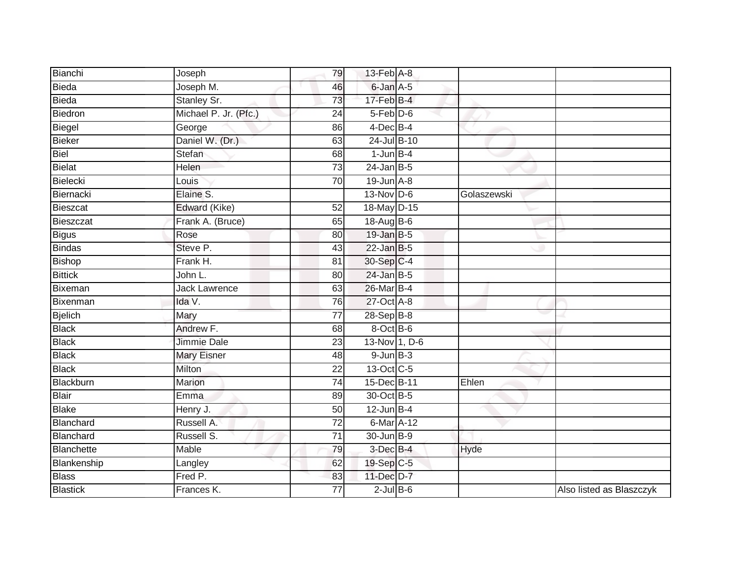| | | | | | | |
|---|---|---|---|---|---|---|
| Bianchi | Joseph | 79 | 13-Feb | A-8 | | |
| Bieda | Joseph M. | 46 | 6-Jan | A-5 | | |
| Bieda | Stanley Sr. | 73 | 17-Feb | B-4 | | |
| Biedron | Michael P. Jr. (Pfc.) | 24 | 5-Feb | D-6 | | |
| Biegel | George | 86 | 4-Dec | B-4 | | |
| Bieker | Daniel W. (Dr.) | 63 | 24-Jul | B-10 | | |
| Biel | Stefan | 68 | 1-Jun | B-4 | | |
| Bielat | Helen | 73 | 24-Jan | B-5 | | |
| Bielecki | Louis | 70 | 19-Jun | A-8 | | |
| Biernacki | Elaine S. | | 13-Nov | D-6 | Golaszewski | |
| Bieszcat | Edward (Kike) | 52 | 18-May | D-15 | | |
| Bieszczat | Frank A. (Bruce) | 65 | 18-Aug | B-6 | | |
| Bigus | Rose | 80 | 19-Jan | B-5 | | |
| Bindas | Steve P. | 43 | 22-Jan | B-5 | | |
| Bishop | Frank H. | 81 | 30-Sep | C-4 | | |
| Bittick | John L. | 80 | 24-Jan | B-5 | | |
| Bixeman | Jack Lawrence | 63 | 26-Mar | B-4 | | |
| Bixenman | Ida V. | 76 | 27-Oct | A-8 | | |
| Bjelich | Mary | 77 | 28-Sep | B-8 | | |
| Black | Andrew F. | 68 | 8-Oct | B-6 | | |
| Black | Jimmie Dale | 23 | 13-Nov | 1, D-6 | | |
| Black | Mary Eisner | 48 | 9-Jun | B-3 | | |
| Black | Milton | 22 | 13-Oct | C-5 | | |
| Blackburn | Marion | 74 | 15-Dec | B-11 | Ehlen | |
| Blair | Emma | 89 | 30-Oct | B-5 | | |
| Blake | Henry J. | 50 | 12-Jun | B-4 | | |
| Blanchard | Russell A. | 72 | 6-Mar | A-12 | | |
| Blanchard | Russell S. | 71 | 30-Jun | B-9 | | |
| Blanchette | Mable | 79 | 3-Dec | B-4 | Hyde | |
| Blankenship | Langley | 62 | 19-Sep | C-5 | | |
| Blass | Fred P. | 83 | 11-Dec | D-7 | | |
| Blastick | Frances K. | 77 | 2-Jul | B-6 | | Also listed as Blaszczyk |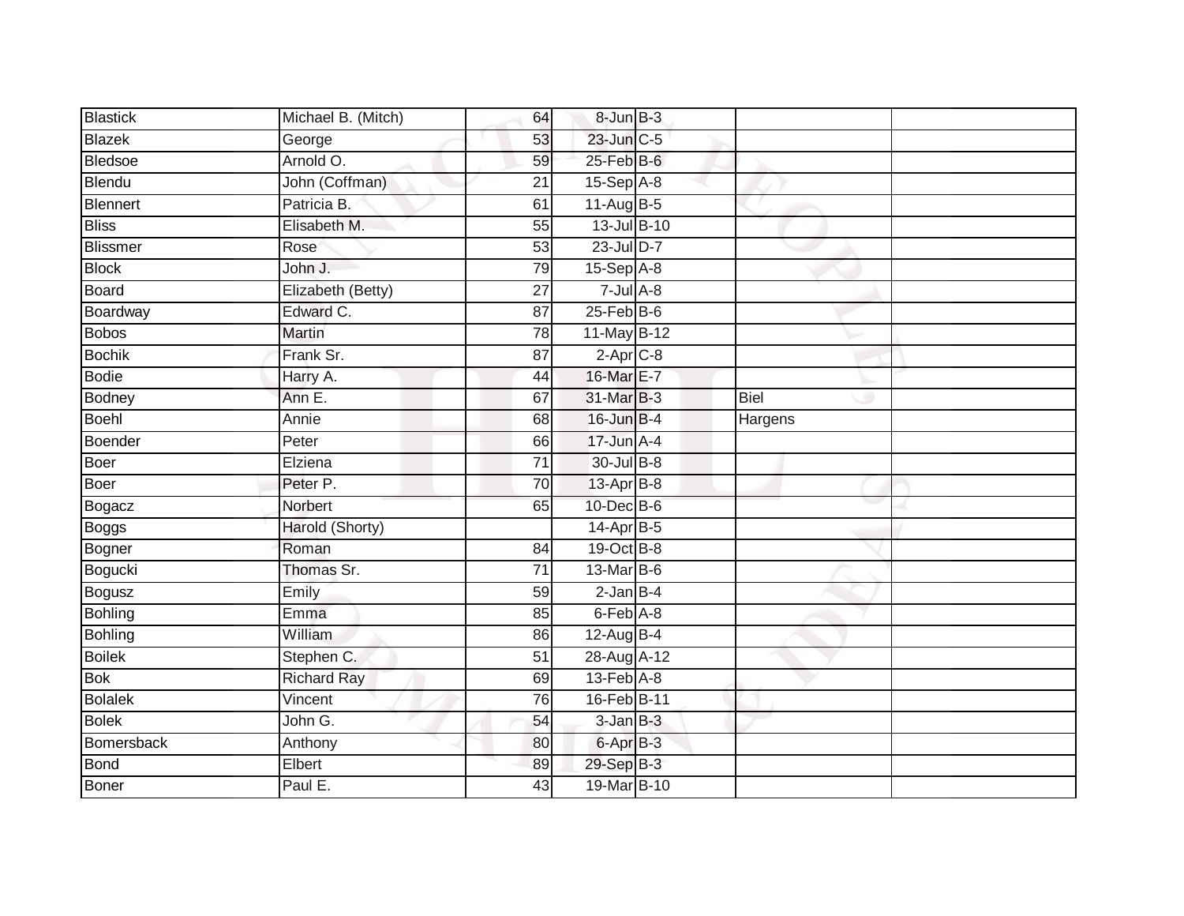| Blastick | Michael B. (Mitch) | 64 | 8-Jun | B-3 | | |
|---|---|---|---|---|---|---|
| Blazek | George | 53 | 23-Jun | C-5 | | |
| Bledsoe | Arnold O. | 59 | 25-Feb | B-6 | | |
| Blendu | John (Coffman) | 21 | 15-Sep | A-8 | | |
| Blennert | Patricia B. | 61 | 11-Aug | B-5 | | |
| Bliss | Elisabeth M. | 55 | 13-Jul | B-10 | | |
| Blissmer | Rose | 53 | 23-Jul | D-7 | | |
| Block | John J. | 79 | 15-Sep | A-8 | | |
| Board | Elizabeth (Betty) | 27 | 7-Jul | A-8 | | |
| Boardway | Edward C. | 87 | 25-Feb | B-6 | | |
| Bobos | Martin | 78 | 11-May | B-12 | | |
| Bochik | Frank Sr. | 87 | 2-Apr | C-8 | | |
| Bodie | Harry A. | 44 | 16-Mar | E-7 | | |
| Bodney | Ann E. | 67 | 31-Mar | B-3 | Biel | |
| Boehl | Annie | 68 | 16-Jun | B-4 | Hargens | |
| Boender | Peter | 66 | 17-Jun | A-4 | | |
| Boer | Elziena | 71 | 30-Jul | B-8 | | |
| Boer | Peter P. | 70 | 13-Apr | B-8 | | |
| Bogacz | Norbert | 65 | 10-Dec | B-6 | | |
| Boggs | Harold (Shorty) | | 14-Apr | B-5 | | |
| Bogner | Roman | 84 | 19-Oct | B-8 | | |
| Bogucki | Thomas Sr. | 71 | 13-Mar | B-6 | | |
| Bogusz | Emily | 59 | 2-Jan | B-4 | | |
| Bohling | Emma | 85 | 6-Feb | A-8 | | |
| Bohling | William | 86 | 12-Aug | B-4 | | |
| Boilek | Stephen C. | 51 | 28-Aug | A-12 | | |
| Bok | Richard Ray | 69 | 13-Feb | A-8 | | |
| Bolalek | Vincent | 76 | 16-Feb | B-11 | | |
| Bolek | John G. | 54 | 3-Jan | B-3 | | |
| Bomersback | Anthony | 80 | 6-Apr | B-3 | | |
| Bond | Elbert | 89 | 29-Sep | B-3 | | |
| Boner | Paul E. | 43 | 19-Mar | B-10 | | |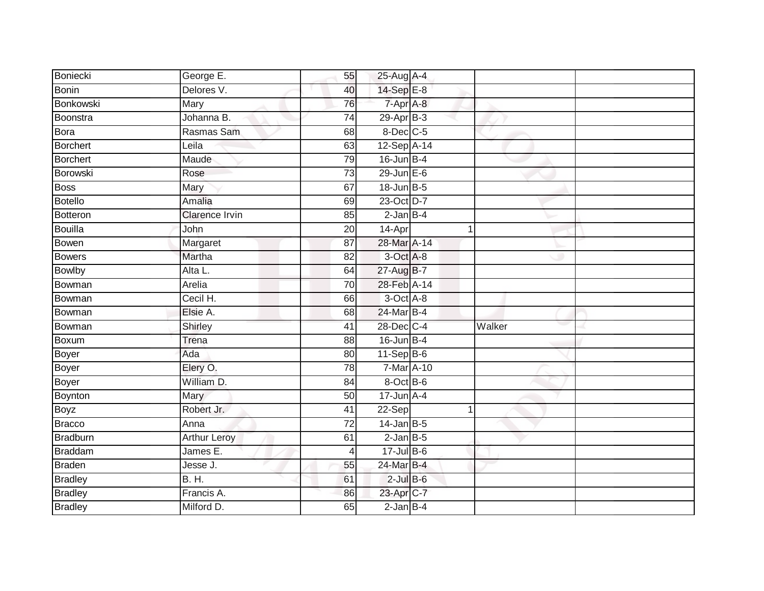| | | | | | | | |
|---|---|---|---|---|---|---|---|
| Boniecki | George E. | 55 | 25-Aug | A-4 | | | |
| Bonin | Delores V. | 40 | 14-Sep | E-8 | | | |
| Bonkowski | Mary | 76 | 7-Apr | A-8 | | | |
| Boonstra | Johanna B. | 74 | 29-Apr | B-3 | | | |
| Bora | Rasmas Sam | 68 | 8-Dec | C-5 | | | |
| Borchert | Leila | 63 | 12-Sep | A-14 | | | |
| Borchert | Maude | 79 | 16-Jun | B-4 | | | |
| Borowski | Rose | 73 | 29-Jun | E-6 | | | |
| Boss | Mary | 67 | 18-Jun | B-5 | | | |
| Botello | Amalia | 69 | 23-Oct | D-7 | | | |
| Botteron | Clarence Irvin | 85 | 2-Jan | B-4 | | | |
| Bouilla | John | 20 | 14-Apr | | 1 | | |
| Bowen | Margaret | 87 | 28-Mar | A-14 | | | |
| Bowers | Martha | 82 | 3-Oct | A-8 | | | |
| Bowlby | Alta L. | 64 | 27-Aug | B-7 | | | |
| Bowman | Arelia | 70 | 28-Feb | A-14 | | | |
| Bowman | Cecil H. | 66 | 3-Oct | A-8 | | | |
| Bowman | Elsie A. | 68 | 24-Mar | B-4 | | | |
| Bowman | Shirley | 41 | 28-Dec | C-4 | | Walker | |
| Boxum | Trena | 88 | 16-Jun | B-4 | | | |
| Boyer | Ada | 80 | 11-Sep | B-6 | | | |
| Boyer | Elery O. | 78 | 7-Mar | A-10 | | | |
| Boyer | William D. | 84 | 8-Oct | B-6 | | | |
| Boynton | Mary | 50 | 17-Jun | A-4 | | | |
| Boyz | Robert Jr. | 41 | 22-Sep | | 1 | | |
| Bracco | Anna | 72 | 14-Jan | B-5 | | | |
| Bradburn | Arthur Leroy | 61 | 2-Jan | B-5 | | | |
| Braddam | James E. | 4 | 17-Jul | B-6 | | | |
| Braden | Jesse J. | 55 | 24-Mar | B-4 | | | |
| Bradley | B. H. | 61 | 2-Jul | B-6 | | | |
| Bradley | Francis A. | 86 | 23-Apr | C-7 | | | |
| Bradley | Milford D. | 65 | 2-Jan | B-4 | | | |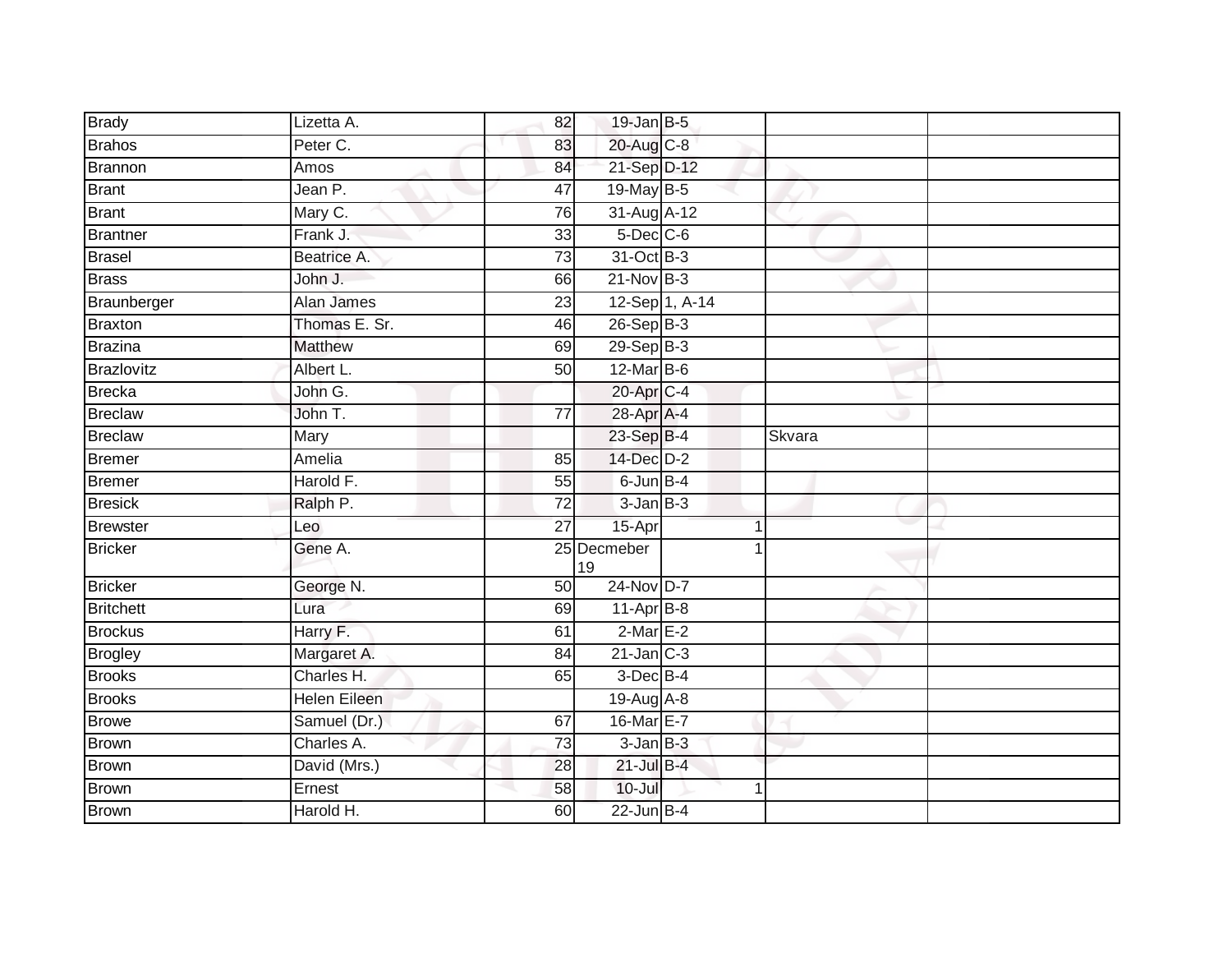| | | | | | | |
|---|---|---|---|---|---|---|
| Brady | Lizetta A. | 82 | 19-Jan | B-5 | | |
| Brahos | Peter C. | 83 | 20-Aug | C-8 | | |
| Brannon | Amos | 84 | 21-Sep | D-12 | | |
| Brant | Jean P. | 47 | 19-May | B-5 | | |
| Brant | Mary C. | 76 | 31-Aug | A-12 | | |
| Brantner | Frank J. | 33 | 5-Dec | C-6 | | |
| Brasel | Beatrice A. | 73 | 31-Oct | B-3 | | |
| Brass | John J. | 66 | 21-Nov | B-3 | | |
| Braunberger | Alan James | 23 | 12-Sep | 1, A-14 | | |
| Braxton | Thomas E. Sr. | 46 | 26-Sep | B-3 | | |
| Brazina | Matthew | 69 | 29-Sep | B-3 | | |
| Brazlovitz | Albert L. | 50 | 12-Mar | B-6 | | |
| Brecka | John G. | | 20-Apr | C-4 | | |
| Breclaw | John T. | 77 | 28-Apr | A-4 | | |
| Breclaw | Mary | | 23-Sep | B-4 | Skvara | |
| Bremer | Amelia | 85 | 14-Dec | D-2 | | |
| Bremer | Harold F. | 55 | 6-Jun | B-4 | | |
| Bresick | Ralph P. | 72 | 3-Jan | B-3 | | |
| Brewster | Leo | 27 | 15-Apr | 1 | | |
| Bricker | Gene A. | 25 | Decmeber 19 | 1 | | |
| Bricker | George N. | 50 | 24-Nov | D-7 | | |
| Britchett | Lura | 69 | 11-Apr | B-8 | | |
| Brockus | Harry F. | 61 | 2-Mar | E-2 | | |
| Brogley | Margaret A. | 84 | 21-Jan | C-3 | | |
| Brooks | Charles H. | 65 | 3-Dec | B-4 | | |
| Brooks | Helen Eileen | | 19-Aug | A-8 | | |
| Browe | Samuel (Dr.) | 67 | 16-Mar | E-7 | | |
| Brown | Charles A. | 73 | 3-Jan | B-3 | | |
| Brown | David (Mrs.) | 28 | 21-Jul | B-4 | | |
| Brown | Ernest | 58 | 10-Jul | 1 | | |
| Brown | Harold H. | 60 | 22-Jun | B-4 | | |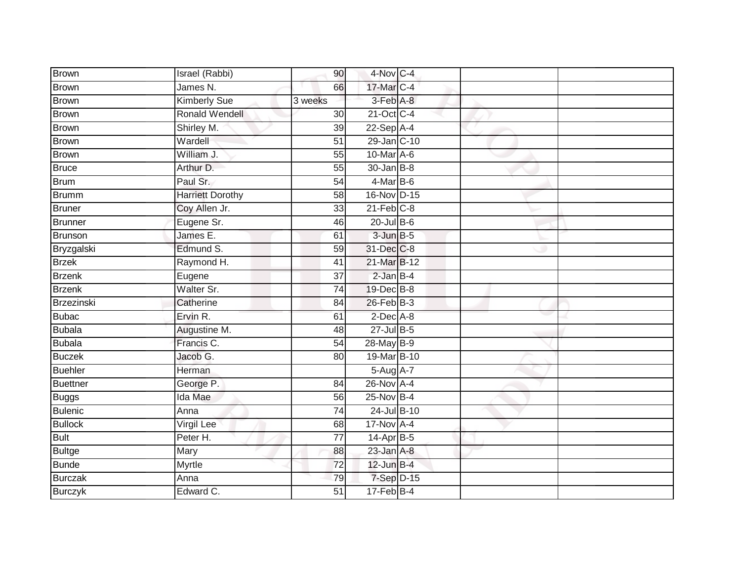| Brown | Israel (Rabbi) | 90 | 4-Nov | C-4 | | |
|---|---|---|---|---|---|---|
| Brown | James N. | 66 | 17-Mar | C-4 | | |
| Brown | Kimberly Sue | 3 weeks | 3-Feb | A-8 | | |
| Brown | Ronald Wendell | 30 | 21-Oct | C-4 | | |
| Brown | Shirley M. | 39 | 22-Sep | A-4 | | |
| Brown | Wardell | 51 | 29-Jan | C-10 | | |
| Brown | William J. | 55 | 10-Mar | A-6 | | |
| Bruce | Arthur D. | 55 | 30-Jan | B-8 | | |
| Brum | Paul Sr. | 54 | 4-Mar | B-6 | | |
| Brumm | Harriett Dorothy | 58 | 16-Nov | D-15 | | |
| Bruner | Coy Allen Jr. | 33 | 21-Feb | C-8 | | |
| Brunner | Eugene Sr. | 46 | 20-Jul | B-6 | | |
| Brunson | James E. | 61 | 3-Jun | B-5 | | |
| Bryzgalski | Edmund S. | 59 | 31-Dec | C-8 | | |
| Brzek | Raymond H. | 41 | 21-Mar | B-12 | | |
| Brzenk | Eugene | 37 | 2-Jan | B-4 | | |
| Brzenk | Walter Sr. | 74 | 19-Dec | B-8 | | |
| Brzezinski | Catherine | 84 | 26-Feb | B-3 | | |
| Bubac | Ervin R. | 61 | 2-Dec | A-8 | | |
| Bubala | Augustine M. | 48 | 27-Jul | B-5 | | |
| Bubala | Francis C. | 54 | 28-May | B-9 | | |
| Buczek | Jacob G. | 80 | 19-Mar | B-10 | | |
| Buehler | Herman | | 5-Aug | A-7 | | |
| Buettner | George P. | 84 | 26-Nov | A-4 | | |
| Buggs | Ida Mae | 56 | 25-Nov | B-4 | | |
| Bulenic | Anna | 74 | 24-Jul | B-10 | | |
| Bullock | Virgil Lee | 68 | 17-Nov | A-4 | | |
| Bult | Peter H. | 77 | 14-Apr | B-5 | | |
| Bultge | Mary | 88 | 23-Jan | A-8 | | |
| Bunde | Myrtle | 72 | 12-Jun | B-4 | | |
| Burczak | Anna | 79 | 7-Sep | D-15 | | |
| Burczyk | Edward C. | 51 | 17-Feb | B-4 | | |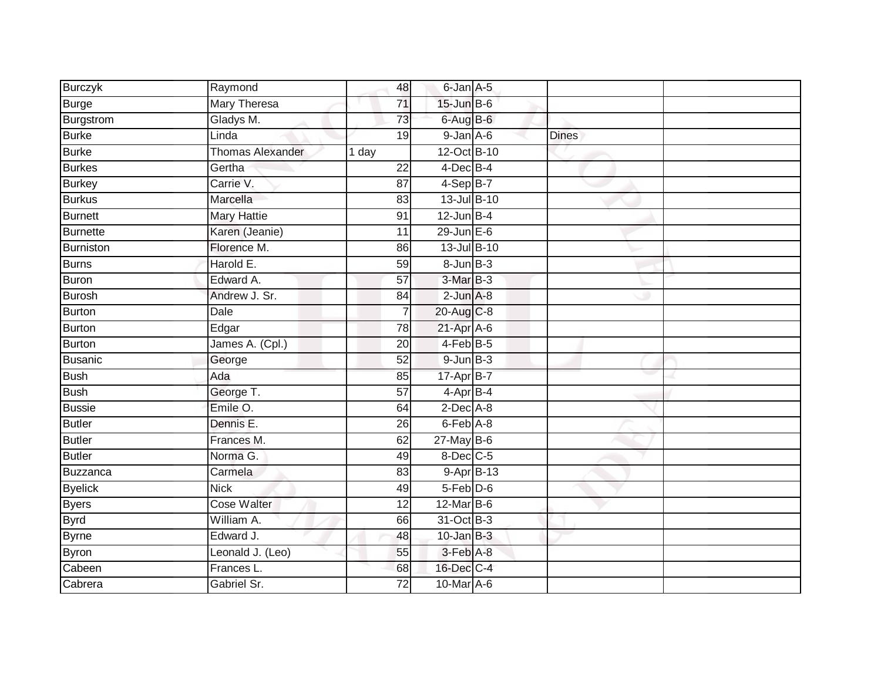| | | | | | | |
|---|---|---|---|---|---|---|
| Burczyk | Raymond | 48 | 6-Jan | A-5 | | |
| Burge | Mary Theresa | 71 | 15-Jun | B-6 | | |
| Burgstrom | Gladys M. | 73 | 6-Aug | B-6 | | |
| Burke | Linda | 19 | 9-Jan | A-6 | Dines | |
| Burke | Thomas Alexander | 1 day | 12-Oct | B-10 | | |
| Burkes | Gertha | 22 | 4-Dec | B-4 | | |
| Burkey | Carrie V. | 87 | 4-Sep | B-7 | | |
| Burkus | Marcella | 83 | 13-Jul | B-10 | | |
| Burnett | Mary Hattie | 91 | 12-Jun | B-4 | | |
| Burnette | Karen (Jeanie) | 11 | 29-Jun | E-6 | | |
| Burniston | Florence M. | 86 | 13-Jul | B-10 | | |
| Burns | Harold E. | 59 | 8-Jun | B-3 | | |
| Buron | Edward A. | 57 | 3-Mar | B-3 | | |
| Burosh | Andrew J. Sr. | 84 | 2-Jun | A-8 | | |
| Burton | Dale | 7 | 20-Aug | C-8 | | |
| Burton | Edgar | 78 | 21-Apr | A-6 | | |
| Burton | James A. (Cpl.) | 20 | 4-Feb | B-5 | | |
| Busanic | George | 52 | 9-Jun | B-3 | | |
| Bush | Ada | 85 | 17-Apr | B-7 | | |
| Bush | George T. | 57 | 4-Apr | B-4 | | |
| Bussie | Emile O. | 64 | 2-Dec | A-8 | | |
| Butler | Dennis E. | 26 | 6-Feb | A-8 | | |
| Butler | Frances M. | 62 | 27-May | B-6 | | |
| Butler | Norma G. | 49 | 8-Dec | C-5 | | |
| Buzzanca | Carmela | 83 | 9-Apr | B-13 | | |
| Byelick | Nick | 49 | 5-Feb | D-6 | | |
| Byers | Cose Walter | 12 | 12-Mar | B-6 | | |
| Byrd | William A. | 66 | 31-Oct | B-3 | | |
| Byrne | Edward J. | 48 | 10-Jan | B-3 | | |
| Byron | Leonald J. (Leo) | 55 | 3-Feb | A-8 | | |
| Cabeen | Frances L. | 68 | 16-Dec | C-4 | | |
| Cabrera | Gabriel Sr. | 72 | 10-Mar | A-6 | | |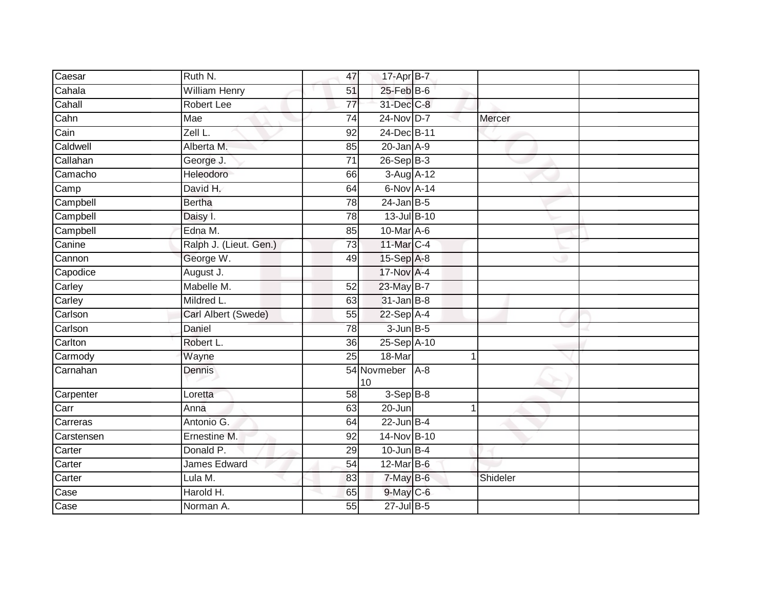| Caesar | Ruth N. | 47 | 17-Apr | B-7 | | |
|---|---|---|---|---|---|---|
| Cahala | William Henry | 51 | 25-Feb | B-6 | | |
| Cahall | Robert Lee | 77 | 31-Dec | C-8 | | |
| Cahn | Mae | 74 | 24-Nov | D-7 | Mercer | |
| Cain | Zell L. | 92 | 24-Dec | B-11 | | |
| Caldwell | Alberta M. | 85 | 20-Jan | A-9 | | |
| Callahan | George J. | 71 | 26-Sep | B-3 | | |
| Camacho | Heleodoro | 66 | 3-Aug | A-12 | | |
| Camp | David H. | 64 | 6-Nov | A-14 | | |
| Campbell | Bertha | 78 | 24-Jan | B-5 | | |
| Campbell | Daisy I. | 78 | 13-Jul | B-10 | | |
| Campbell | Edna M. | 85 | 10-Mar | A-6 | | |
| Canine | Ralph J. (Lieut. Gen.) | 73 | 11-Mar | C-4 | | |
| Cannon | George W. | 49 | 15-Sep | A-8 | | |
| Capodice | August J. | | 17-Nov | A-4 | | |
| Carley | Mabelle M. | 52 | 23-May | B-7 | | |
| Carley | Mildred L. | 63 | 31-Jan | B-8 | | |
| Carlson | Carl Albert (Swede) | 55 | 22-Sep | A-4 | | |
| Carlson | Daniel | 78 | 3-Jun | B-5 | | |
| Carlton | Robert L. | 36 | 25-Sep | A-10 | | |
| Carmody | Wayne | 25 | 18-Mar | 1 | | |
| Carnahan | Dennis | 54 | Novmeber 10 | A-8 | | |
| Carpenter | Loretta | 58 | 3-Sep | B-8 | | |
| Carr | Anna | 63 | 20-Jun | 1 | | |
| Carreras | Antonio G. | 64 | 22-Jun | B-4 | | |
| Carstensen | Ernestine M. | 92 | 14-Nov | B-10 | | |
| Carter | Donald P. | 29 | 10-Jun | B-4 | | |
| Carter | James Edward | 54 | 12-Mar | B-6 | | |
| Carter | Lula M. | 83 | 7-May | B-6 | Shideler | |
| Case | Harold H. | 65 | 9-May | C-6 | | |
| Case | Norman A. | 55 | 27-Jul | B-5 | | |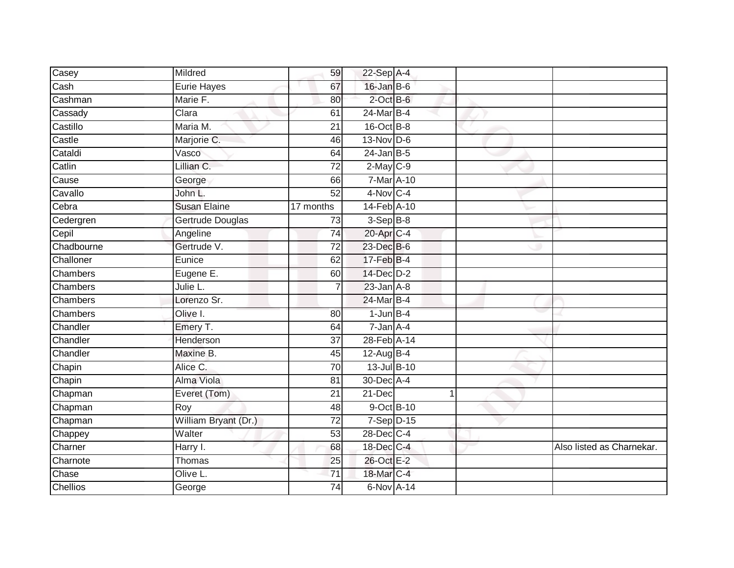| | | | | | | |
|---|---|---|---|---|---|---|
| Casey | Mildred | 59 | 22-Sep | A-4 | | |
| Cash | Eurie Hayes | 67 | 16-Jan | B-6 | | |
| Cashman | Marie F. | 80 | 2-Oct | B-6 | | |
| Cassady | Clara | 61 | 24-Mar | B-4 | | |
| Castillo | Maria M. | 21 | 16-Oct | B-8 | | |
| Castle | Marjorie C. | 46 | 13-Nov | D-6 | | |
| Cataldi | Vasco | 64 | 24-Jan | B-5 | | |
| Catlin | Lillian C. | 72 | 2-May | C-9 | | |
| Cause | George | 66 | 7-Mar | A-10 | | |
| Cavallo | John L. | 52 | 4-Nov | C-4 | | |
| Cebra | Susan Elaine | 17 months | 14-Feb | A-10 | | |
| Cedergren | Gertrude Douglas | 73 | 3-Sep | B-8 | | |
| Cepil | Angeline | 74 | 20-Apr | C-4 | | |
| Chadbourne | Gertrude V. | 72 | 23-Dec | B-6 | | |
| Challoner | Eunice | 62 | 17-Feb | B-4 | | |
| Chambers | Eugene E. | 60 | 14-Dec | D-2 | | |
| Chambers | Julie L. | 7 | 23-Jan | A-8 | | |
| Chambers | Lorenzo Sr. | | 24-Mar | B-4 | | |
| Chambers | Olive I. | 80 | 1-Jun | B-4 | | |
| Chandler | Emery T. | 64 | 7-Jan | A-4 | | |
| Chandler | Henderson | 37 | 28-Feb | A-14 | | |
| Chandler | Maxine B. | 45 | 12-Aug | B-4 | | |
| Chapin | Alice C. | 70 | 13-Jul | B-10 | | |
| Chapin | Alma Viola | 81 | 30-Dec | A-4 | | |
| Chapman | Everet (Tom) | 21 | 21-Dec | 1 | | |
| Chapman | Roy | 48 | 9-Oct | B-10 | | |
| Chapman | William Bryant (Dr.) | 72 | 7-Sep | D-15 | | |
| Chappey | Walter | 53 | 28-Dec | C-4 | | |
| Charner | Harry I. | 68 | 18-Dec | C-4 | | Also listed as Charnekar. |
| Charnote | Thomas | 25 | 26-Oct | E-2 | | |
| Chase | Olive L. | 71 | 18-Mar | C-4 | | |
| Chellios | George | 74 | 6-Nov | A-14 | | |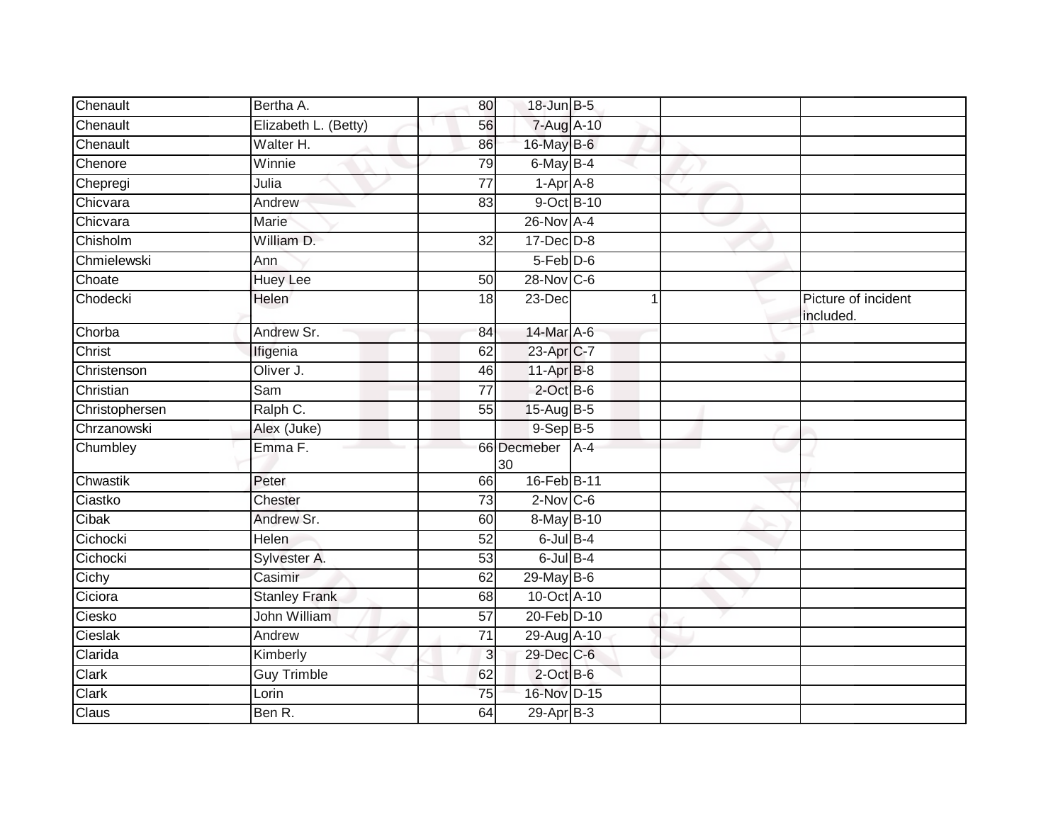| | | | | | | |
|---|---|---|---|---|---|---|
| Chenault | Bertha A. | 80 | 18-Jun | B-5 | | |
| Chenault | Elizabeth L. (Betty) | 56 | 7-Aug | A-10 | | |
| Chenault | Walter H. | 86 | 16-May | B-6 | | |
| Chenore | Winnie | 79 | 6-May | B-4 | | |
| Chepregi | Julia | 77 | 1-Apr | A-8 | | |
| Chicvara | Andrew | 83 | 9-Oct | B-10 | | |
| Chicvara | Marie | | 26-Nov | A-4 | | |
| Chisholm | William D. | 32 | 17-Dec | D-8 | | |
| Chmielewski | Ann | | 5-Feb | D-6 | | |
| Choate | Huey Lee | 50 | 28-Nov | C-6 | | |
| Chodecki | Helen | 18 | 23-Dec | 1 | | Picture of incident included. |
| Chorba | Andrew Sr. | 84 | 14-Mar | A-6 | | |
| Christ | Ifigenia | 62 | 23-Apr | C-7 | | |
| Christenson | Oliver J. | 46 | 11-Apr | B-8 | | |
| Christian | Sam | 77 | 2-Oct | B-6 | | |
| Christophersen | Ralph C. | 55 | 15-Aug | B-5 | | |
| Chrzanowski | Alex (Juke) | | 9-Sep | B-5 | | |
| Chumbley | Emma F. | 66 | Decmeber 30 | A-4 | | |
| Chwastik | Peter | 66 | 16-Feb | B-11 | | |
| Ciastko | Chester | 73 | 2-Nov | C-6 | | |
| Cibak | Andrew Sr. | 60 | 8-May | B-10 | | |
| Cichocki | Helen | 52 | 6-Jul | B-4 | | |
| Cichocki | Sylvester A. | 53 | 6-Jul | B-4 | | |
| Cichy | Casimir | 62 | 29-May | B-6 | | |
| Ciciora | Stanley Frank | 68 | 10-Oct | A-10 | | |
| Ciesko | John William | 57 | 20-Feb | D-10 | | |
| Cieslak | Andrew | 71 | 29-Aug | A-10 | | |
| Clarida | Kimberly | 3 | 29-Dec | C-6 | | |
| Clark | Guy Trimble | 62 | 2-Oct | B-6 | | |
| Clark | Lorin | 75 | 16-Nov | D-15 | | |
| Claus | Ben R. | 64 | 29-Apr | B-3 | | |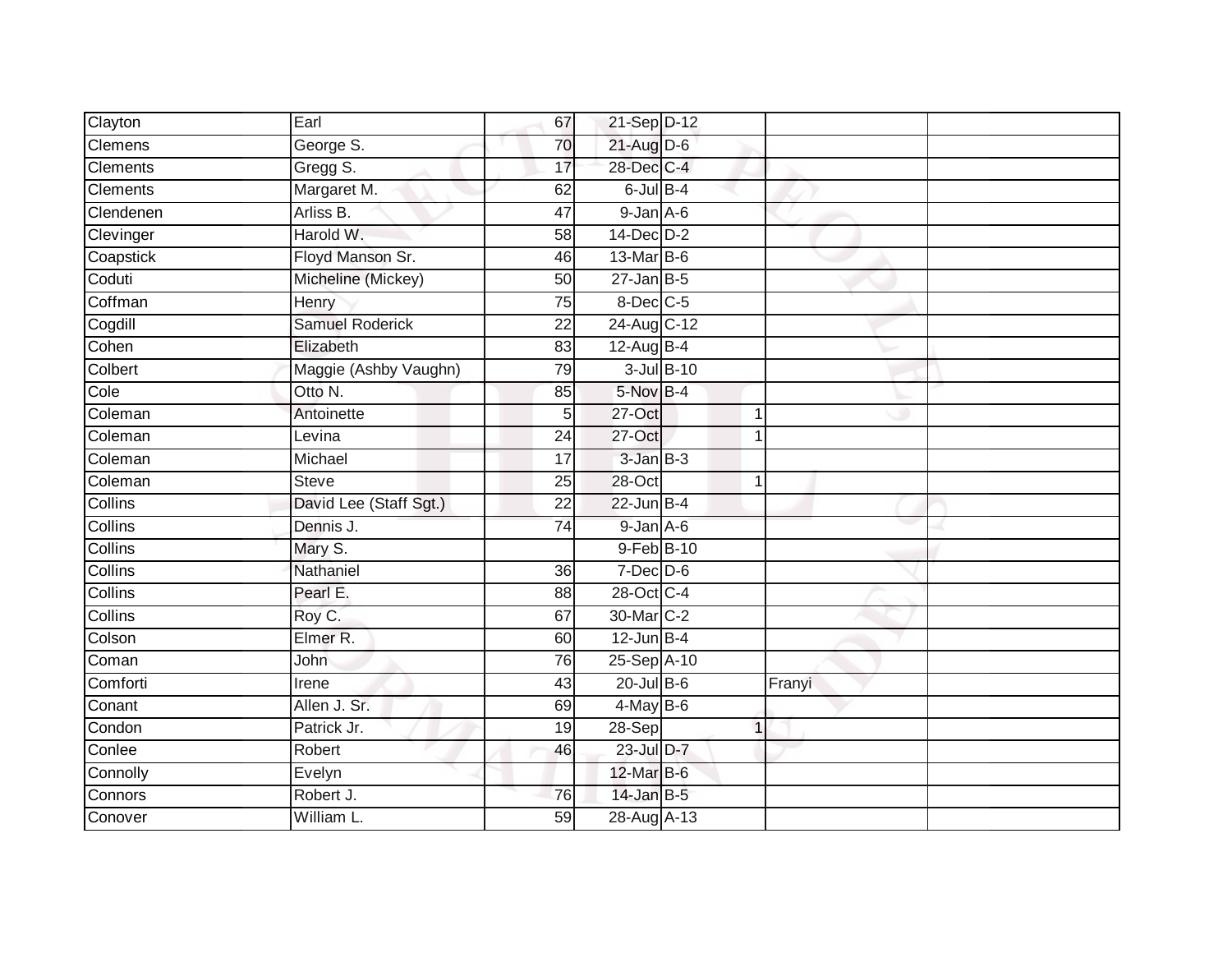| | | | | | | | |
|---|---|---|---|---|---|---|---|
| Clayton | Earl | 67 | 21-Sep | D-12 | | | |
| Clemens | George S. | 70 | 21-Aug | D-6 | | | |
| Clements | Gregg S. | 17 | 28-Dec | C-4 | | | |
| Clements | Margaret M. | 62 | 6-Jul | B-4 | | | |
| Clendenen | Arliss B. | 47 | 9-Jan | A-6 | | | |
| Clevinger | Harold W. | 58 | 14-Dec | D-2 | | | |
| Coapstick | Floyd Manson Sr. | 46 | 13-Mar | B-6 | | | |
| Coduti | Micheline (Mickey) | 50 | 27-Jan | B-5 | | | |
| Coffman | Henry | 75 | 8-Dec | C-5 | | | |
| Cogdill | Samuel Roderick | 22 | 24-Aug | C-12 | | | |
| Cohen | Elizabeth | 83 | 12-Aug | B-4 | | | |
| Colbert | Maggie (Ashby Vaughn) | 79 | 3-Jul | B-10 | | | |
| Cole | Otto N. | 85 | 5-Nov | B-4 | | | |
| Coleman | Antoinette | 5 | 27-Oct | | 1 | | |
| Coleman | Levina | 24 | 27-Oct | | 1 | | |
| Coleman | Michael | 17 | 3-Jan | B-3 | | | |
| Coleman | Steve | 25 | 28-Oct | | 1 | | |
| Collins | David Lee (Staff Sgt.) | 22 | 22-Jun | B-4 | | | |
| Collins | Dennis J. | 74 | 9-Jan | A-6 | | | |
| Collins | Mary S. | | 9-Feb | B-10 | | | |
| Collins | Nathaniel | 36 | 7-Dec | D-6 | | | |
| Collins | Pearl E. | 88 | 28-Oct | C-4 | | | |
| Collins | Roy C. | 67 | 30-Mar | C-2 | | | |
| Colson | Elmer R. | 60 | 12-Jun | B-4 | | | |
| Coman | John | 76 | 25-Sep | A-10 | | | |
| Comforti | Irene | 43 | 20-Jul | B-6 | | Franyi | |
| Conant | Allen J. Sr. | 69 | 4-May | B-6 | | | |
| Condon | Patrick Jr. | 19 | 28-Sep | | 1 | | |
| Conlee | Robert | 46 | 23-Jul | D-7 | | | |
| Connolly | Evelyn | | 12-Mar | B-6 | | | |
| Connors | Robert J. | 76 | 14-Jan | B-5 | | | |
| Conover | William L. | 59 | 28-Aug | A-13 | | | |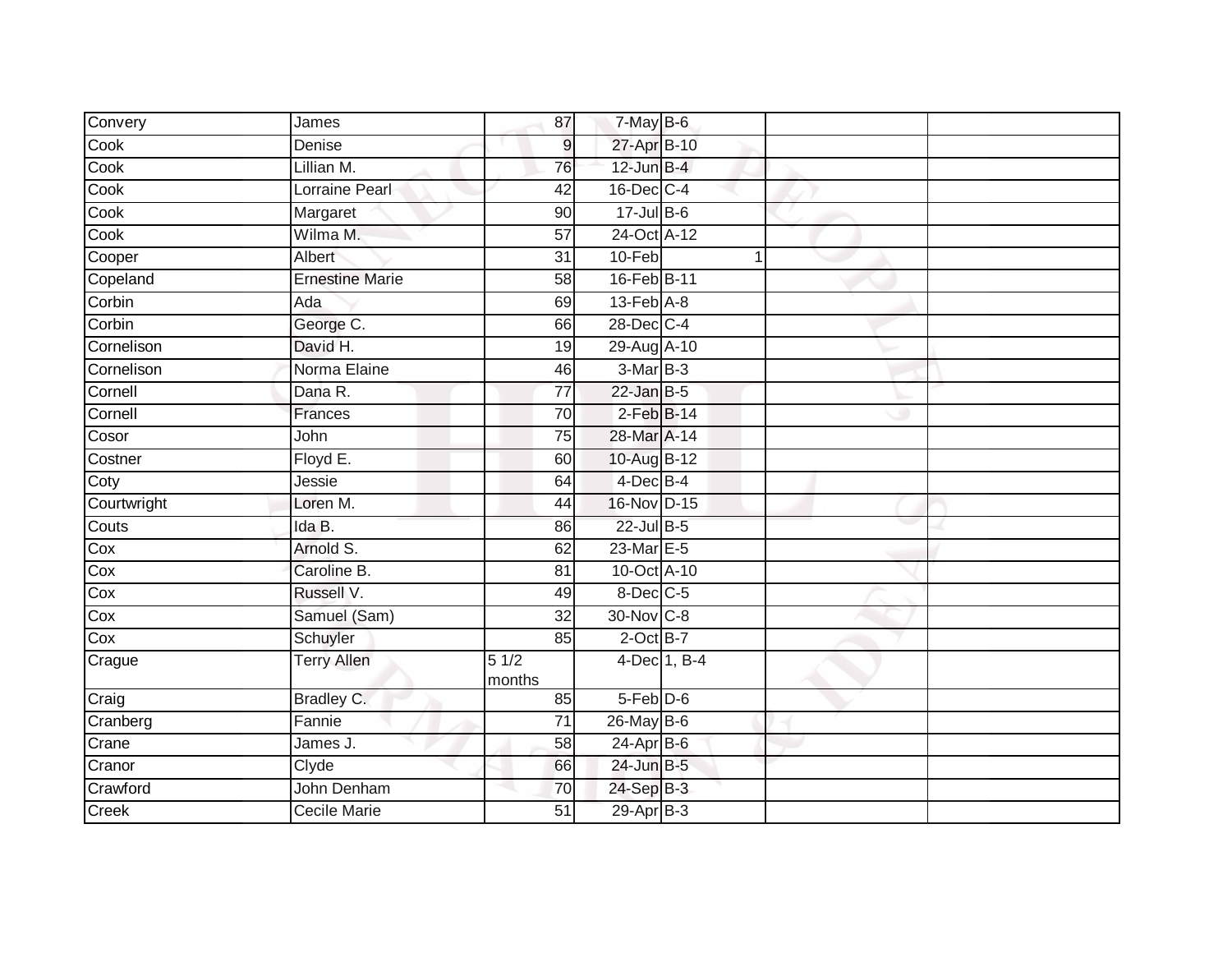| | | | | | | |
|---|---|---|---|---|---|---|
| Convery | James | 87 | 7-May | B-6 | | |
| Cook | Denise | 9 | 27-Apr | B-10 | | |
| Cook | Lillian M. | 76 | 12-Jun | B-4 | | |
| Cook | Lorraine Pearl | 42 | 16-Dec | C-4 | | |
| Cook | Margaret | 90 | 17-Jul | B-6 | | |
| Cook | Wilma M. | 57 | 24-Oct | A-12 | | |
| Cooper | Albert | 31 | 10-Feb | 1 | | |
| Copeland | Ernestine Marie | 58 | 16-Feb | B-11 | | |
| Corbin | Ada | 69 | 13-Feb | A-8 | | |
| Corbin | George C. | 66 | 28-Dec | C-4 | | |
| Cornelison | David H. | 19 | 29-Aug | A-10 | | |
| Cornelison | Norma Elaine | 46 | 3-Mar | B-3 | | |
| Cornell | Dana R. | 77 | 22-Jan | B-5 | | |
| Cornell | Frances | 70 | 2-Feb | B-14 | | |
| Cosor | John | 75 | 28-Mar | A-14 | | |
| Costner | Floyd E. | 60 | 10-Aug | B-12 | | |
| Coty | Jessie | 64 | 4-Dec | B-4 | | |
| Courtwright | Loren M. | 44 | 16-Nov | D-15 | | |
| Couts | Ida B. | 86 | 22-Jul | B-5 | | |
| Cox | Arnold S. | 62 | 23-Mar | E-5 | | |
| Cox | Caroline B. | 81 | 10-Oct | A-10 | | |
| Cox | Russell V. | 49 | 8-Dec | C-5 | | |
| Cox | Samuel (Sam) | 32 | 30-Nov | C-8 | | |
| Cox | Schuyler | 85 | 2-Oct | B-7 | | |
| Crague | Terry Allen | 5 1/2 months | 4-Dec | 1, B-4 | | |
| Craig | Bradley C. | 85 | 5-Feb | D-6 | | |
| Cranberg | Fannie | 71 | 26-May | B-6 | | |
| Crane | James J. | 58 | 24-Apr | B-6 | | |
| Cranor | Clyde | 66 | 24-Jun | B-5 | | |
| Crawford | John Denham | 70 | 24-Sep | B-3 | | |
| Creek | Cecile Marie | 51 | 29-Apr | B-3 | | |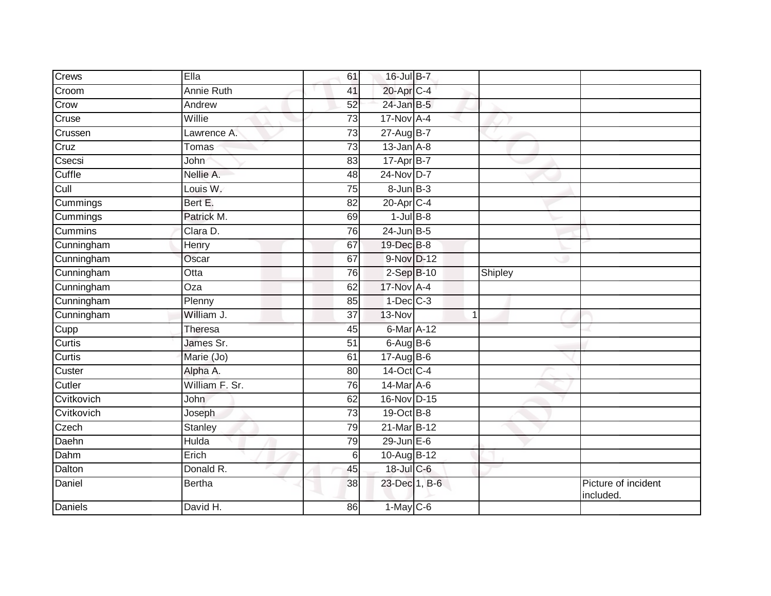| | | | | | | |
|---|---|---|---|---|---|---|
| Crews | Ella | 61 | 16-Jul | B-7 | | |
| Croom | Annie Ruth | 41 | 20-Apr | C-4 | | |
| Crow | Andrew | 52 | 24-Jan | B-5 | | |
| Cruse | Willie | 73 | 17-Nov | A-4 | | |
| Crussen | Lawrence A. | 73 | 27-Aug | B-7 | | |
| Cruz | Tomas | 73 | 13-Jan | A-8 | | |
| Csecsi | John | 83 | 17-Apr | B-7 | | |
| Cuffle | Nellie A. | 48 | 24-Nov | D-7 | | |
| Cull | Louis W. | 75 | 8-Jun | B-3 | | |
| Cummings | Bert E. | 82 | 20-Apr | C-4 | | |
| Cummings | Patrick M. | 69 | 1-Jul | B-8 | | |
| Cummins | Clara D. | 76 | 24-Jun | B-5 | | |
| Cunningham | Henry | 67 | 19-Dec | B-8 | | |
| Cunningham | Oscar | 67 | 9-Nov | D-12 | | |
| Cunningham | Otta | 76 | 2-Sep | B-10 | Shipley | |
| Cunningham | Oza | 62 | 17-Nov | A-4 | | |
| Cunningham | Plenny | 85 | 1-Dec | C-3 | | |
| Cunningham | William J. | 37 | 13-Nov | 1 | | |
| Cupp | Theresa | 45 | 6-Mar | A-12 | | |
| Curtis | James Sr. | 51 | 6-Aug | B-6 | | |
| Curtis | Marie (Jo) | 61 | 17-Aug | B-6 | | |
| Custer | Alpha A. | 80 | 14-Oct | C-4 | | |
| Cutler | William F. Sr. | 76 | 14-Mar | A-6 | | |
| Cvitkovich | John | 62 | 16-Nov | D-15 | | |
| Cvitkovich | Joseph | 73 | 19-Oct | B-8 | | |
| Czech | Stanley | 79 | 21-Mar | B-12 | | |
| Daehn | Hulda | 79 | 29-Jun | E-6 | | |
| Dahm | Erich | 6 | 10-Aug | B-12 | | |
| Dalton | Donald R. | 45 | 18-Jul | C-6 | | |
| Daniel | Bertha | 38 | 23-Dec | 1, B-6 | | Picture of incident included. |
| Daniels | David H. | 86 | 1-May | C-6 | | |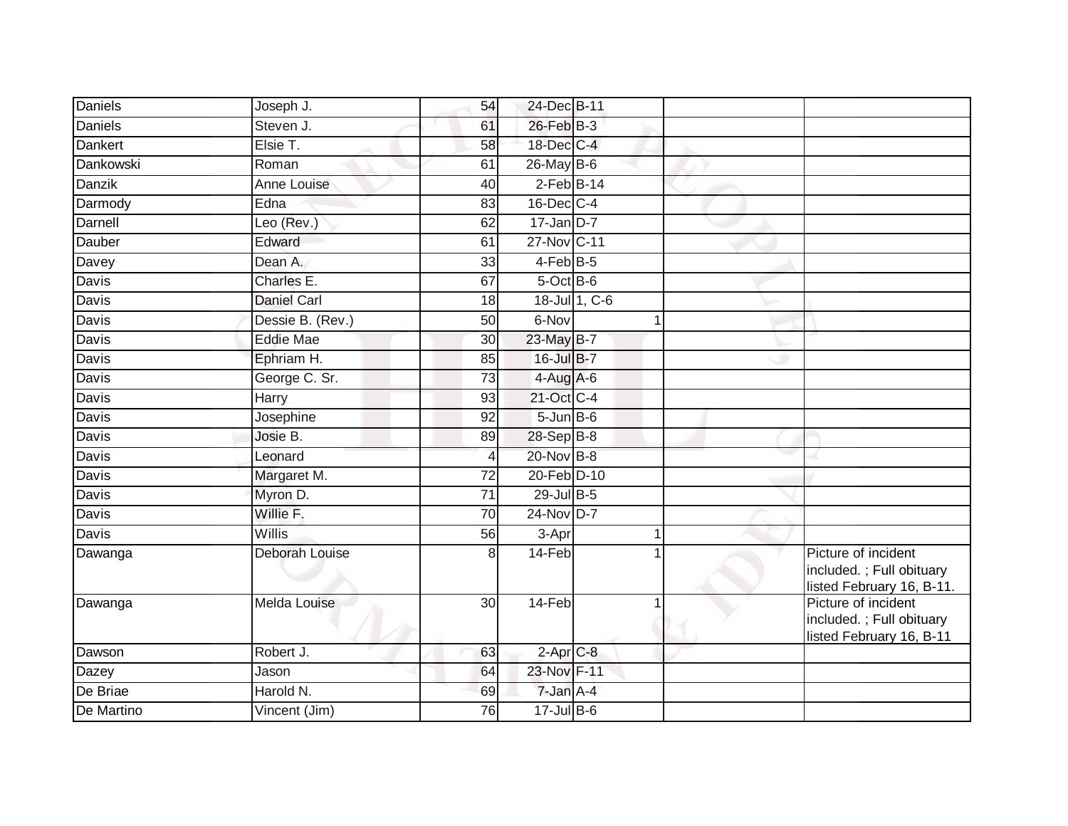| | | | | | | | |
|---|---|---|---|---|---|---|---|
| Daniels | Joseph J. | 54 | 24-Dec | B-11 | | | |
| Daniels | Steven J. | 61 | 26-Feb | B-3 | | | |
| Dankert | Elsie T. | 58 | 18-Dec | C-4 | | | |
| Dankowski | Roman | 61 | 26-May | B-6 | | | |
| Danzik | Anne Louise | 40 | 2-Feb | B-14 | | | |
| Darmody | Edna | 83 | 16-Dec | C-4 | | | |
| Darnell | Leo (Rev.) | 62 | 17-Jan | D-7 | | | |
| Dauber | Edward | 61 | 27-Nov | C-11 | | | |
| Davey | Dean A. | 33 | 4-Feb | B-5 | | | |
| Davis | Charles E. | 67 | 5-Oct | B-6 | | | |
| Davis | Daniel Carl | 18 | 18-Jul | 1, C-6 | | | |
| Davis | Dessie B. (Rev.) | 50 | 6-Nov | | 1 | | |
| Davis | Eddie Mae | 30 | 23-May | B-7 | | | |
| Davis | Ephriam H. | 85 | 16-Jul | B-7 | | | |
| Davis | George C. Sr. | 73 | 4-Aug | A-6 | | | |
| Davis | Harry | 93 | 21-Oct | C-4 | | | |
| Davis | Josephine | 92 | 5-Jun | B-6 | | | |
| Davis | Josie B. | 89 | 28-Sep | B-8 | | | |
| Davis | Leonard | 4 | 20-Nov | B-8 | | | |
| Davis | Margaret M. | 72 | 20-Feb | D-10 | | | |
| Davis | Myron D. | 71 | 29-Jul | B-5 | | | |
| Davis | Willie F. | 70 | 24-Nov | D-7 | | | |
| Davis | Willis | 56 | 3-Apr | | 1 | | |
| Dawanga | Deborah Louise | 8 | 14-Feb | | 1 | | Picture of incident included. ; Full obituary listed February 16, B-11. |
| Dawanga | Melda Louise | 30 | 14-Feb | | 1 | | Picture of incident included. ; Full obituary listed February 16, B-11 |
| Dawson | Robert J. | 63 | 2-Apr | C-8 | | | |
| Dazey | Jason | 64 | 23-Nov | F-11 | | | |
| De Briae | Harold N. | 69 | 7-Jan | A-4 | | | |
| De Martino | Vincent (Jim) | 76 | 17-Jul | B-6 | | | |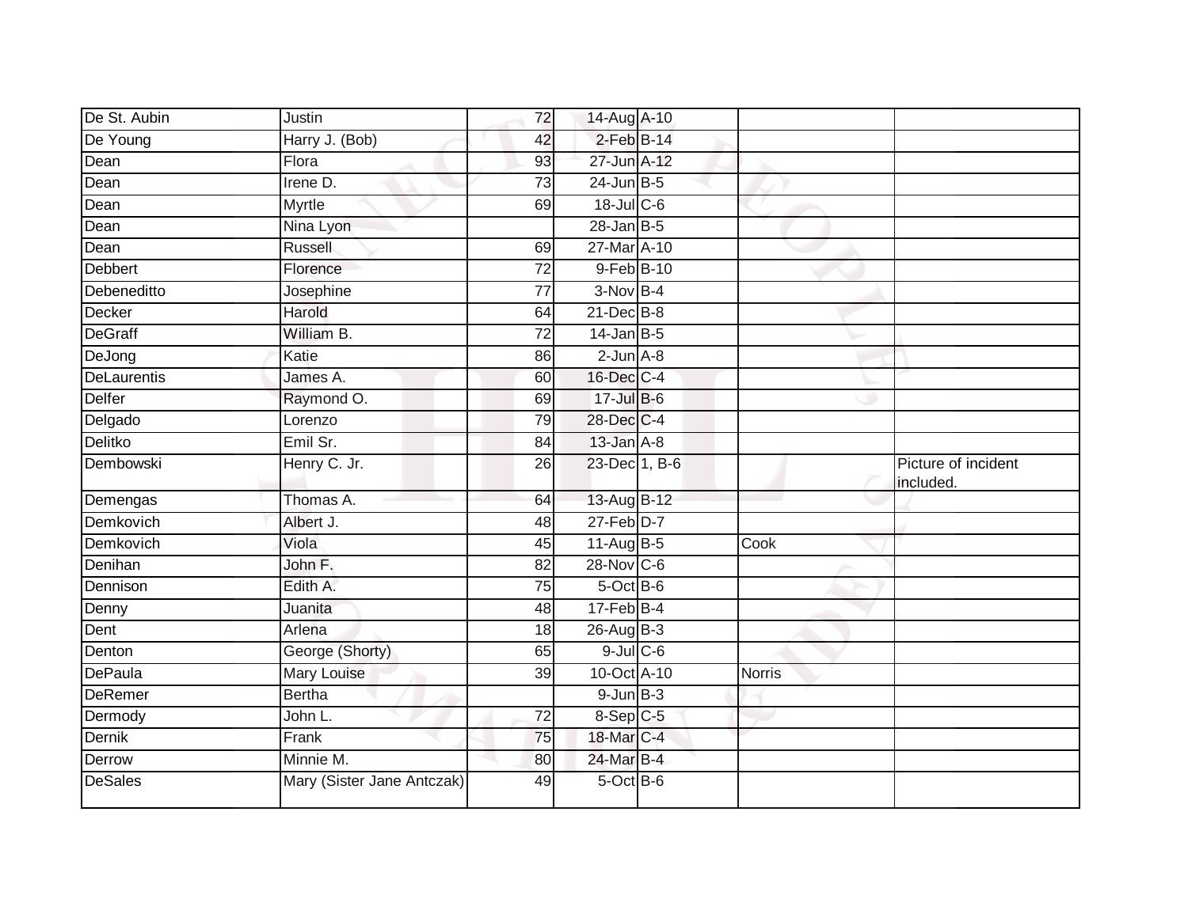| | | | | | | |
|---|---|---|---|---|---|---|
| De St. Aubin | Justin | 72 | 14-Aug | A-10 | | |
| De Young | Harry J. (Bob) | 42 | 2-Feb | B-14 | | |
| Dean | Flora | 93 | 27-Jun | A-12 | | |
| Dean | Irene D. | 73 | 24-Jun | B-5 | | |
| Dean | Myrtle | 69 | 18-Jul | C-6 | | |
| Dean | Nina Lyon | | 28-Jan | B-5 | | |
| Dean | Russell | 69 | 27-Mar | A-10 | | |
| Debbert | Florence | 72 | 9-Feb | B-10 | | |
| Debeneditto | Josephine | 77 | 3-Nov | B-4 | | |
| Decker | Harold | 64 | 21-Dec | B-8 | | |
| DeGraff | William B. | 72 | 14-Jan | B-5 | | |
| DeJong | Katie | 86 | 2-Jun | A-8 | | |
| DeLaurentis | James A. | 60 | 16-Dec | C-4 | | |
| Delfer | Raymond O. | 69 | 17-Jul | B-6 | | |
| Delgado | Lorenzo | 79 | 28-Dec | C-4 | | |
| Delitko | Emil Sr. | 84 | 13-Jan | A-8 | | |
| Dembowski | Henry C. Jr. | 26 | 23-Dec | 1, B-6 | | Picture of incident included. |
| Demengas | Thomas A. | 64 | 13-Aug | B-12 | | |
| Demkovich | Albert J. | 48 | 27-Feb | D-7 | | |
| Demkovich | Viola | 45 | 11-Aug | B-5 | Cook | |
| Denihan | John F. | 82 | 28-Nov | C-6 | | |
| Dennison | Edith A. | 75 | 5-Oct | B-6 | | |
| Denny | Juanita | 48 | 17-Feb | B-4 | | |
| Dent | Arlena | 18 | 26-Aug | B-3 | | |
| Denton | George (Shorty) | 65 | 9-Jul | C-6 | | |
| DePaula | Mary Louise | 39 | 10-Oct | A-10 | Norris | |
| DeRemer | Bertha | | 9-Jun | B-3 | | |
| Dermody | John L. | 72 | 8-Sep | C-5 | | |
| Dernik | Frank | 75 | 18-Mar | C-4 | | |
| Derrow | Minnie M. | 80 | 24-Mar | B-4 | | |
| DeSales | Mary (Sister Jane Antczak) | 49 | 5-Oct | B-6 | | |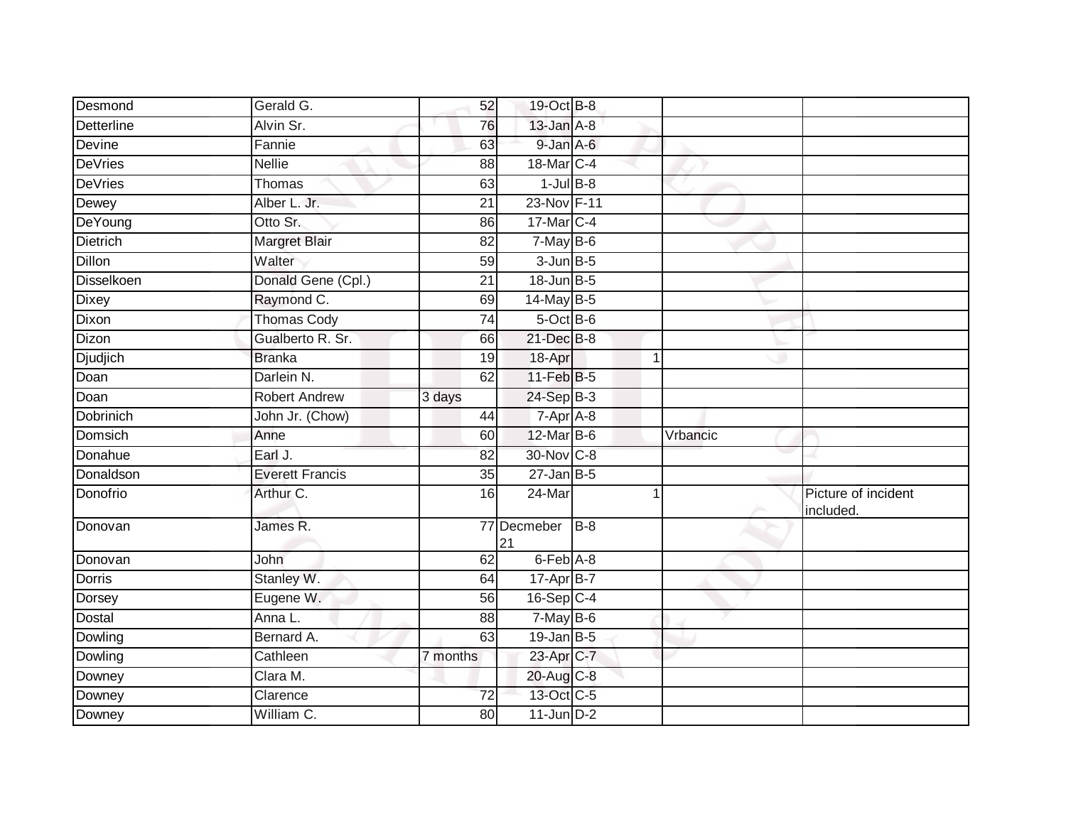| | | | | | | | |
|---|---|---|---|---|---|---|---|
| Desmond | Gerald G. | 52 | 19-Oct | B-8 | | | |
| Detterline | Alvin Sr. | 76 | 13-Jan | A-8 | | | |
| Devine | Fannie | 63 | 9-Jan | A-6 | | | |
| DeVries | Nellie | 88 | 18-Mar | C-4 | | | |
| DeVries | Thomas | 63 | 1-Jul | B-8 | | | |
| Dewey | Alber L. Jr. | 21 | 23-Nov | F-11 | | | |
| DeYoung | Otto Sr. | 86 | 17-Mar | C-4 | | | |
| Dietrich | Margret Blair | 82 | 7-May | B-6 | | | |
| Dillon | Walter | 59 | 3-Jun | B-5 | | | |
| Disselkoen | Donald Gene (Cpl.) | 21 | 18-Jun | B-5 | | | |
| Dixey | Raymond C. | 69 | 14-May | B-5 | | | |
| Dixon | Thomas Cody | 74 | 5-Oct | B-6 | | | |
| Dizon | Gualberto R. Sr. | 66 | 21-Dec | B-8 | | | |
| Djudjich | Branka | 19 | 18-Apr | | 1 | | |
| Doan | Darlein N. | 62 | 11-Feb | B-5 | | | |
| Doan | Robert Andrew | 3 days | 24-Sep | B-3 | | | |
| Dobrinich | John Jr. (Chow) | 44 | 7-Apr | A-8 | | | |
| Domsich | Anne | 60 | 12-Mar | B-6 | | Vrbancic | |
| Donahue | Earl J. | 82 | 30-Nov | C-8 | | | |
| Donaldson | Everett Francis | 35 | 27-Jan | B-5 | | | |
| Donofrio | Arthur C. | 16 | 24-Mar | | 1 | | Picture of incident included. |
| Donovan | James R. | 77 | Decmeber 21 | B-8 | | | |
| Donovan | John | 62 | 6-Feb | A-8 | | | |
| Dorris | Stanley W. | 64 | 17-Apr | B-7 | | | |
| Dorsey | Eugene W. | 56 | 16-Sep | C-4 | | | |
| Dostal | Anna L. | 88 | 7-May | B-6 | | | |
| Dowling | Bernard A. | 63 | 19-Jan | B-5 | | | |
| Dowling | Cathleen | 7 months | 23-Apr | C-7 | | | |
| Downey | Clara M. | | 20-Aug | C-8 | | | |
| Downey | Clarence | 72 | 13-Oct | C-5 | | | |
| Downey | William C. | 80 | 11-Jun | D-2 | | | |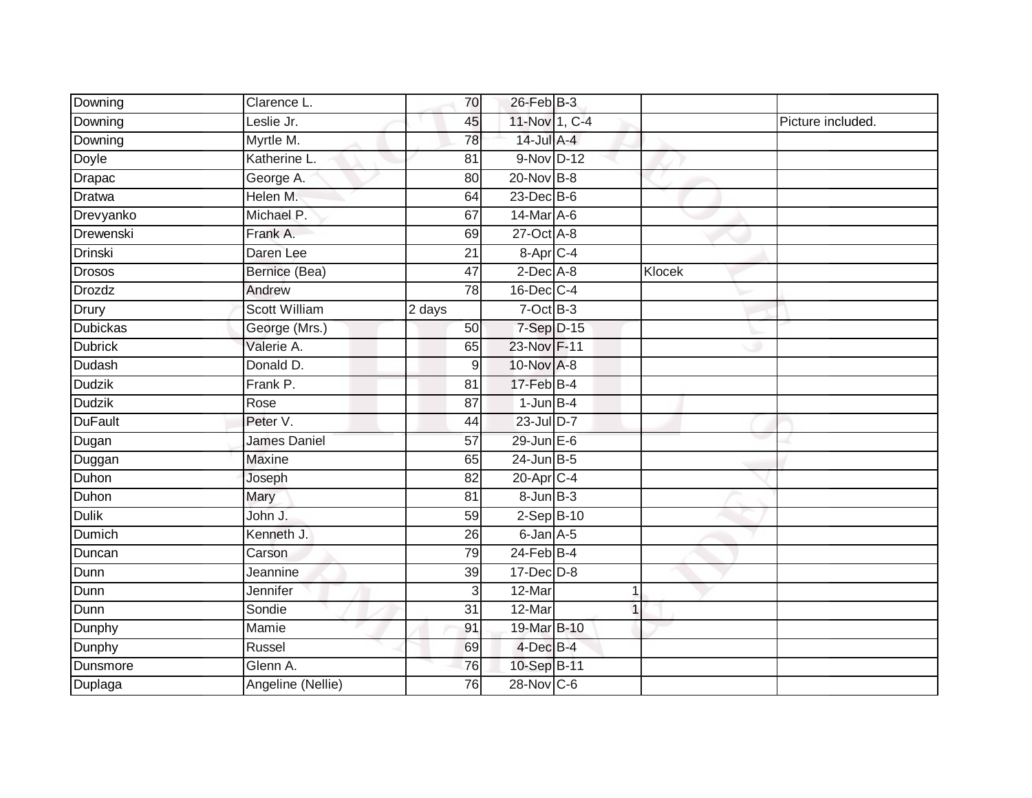| Downing | Clarence L. | 70 | 26-Feb | B-3 | | | |
|---|---|---|---|---|---|---|---|
| Downing | Leslie Jr. | 45 | 11-Nov | 1, C-4 | | | Picture included. |
| Downing | Myrtle M. | 78 | 14-Jul | A-4 | | | |
| Doyle | Katherine L. | 81 | 9-Nov | D-12 | | | |
| Drapac | George A. | 80 | 20-Nov | B-8 | | | |
| Dratwa | Helen M. | 64 | 23-Dec | B-6 | | | |
| Drevyanko | Michael P. | 67 | 14-Mar | A-6 | | | |
| Drewenski | Frank A. | 69 | 27-Oct | A-8 | | | |
| Drinski | Daren Lee | 21 | 8-Apr | C-4 | | | |
| Drosos | Bernice (Bea) | 47 | 2-Dec | A-8 | | Klocek | |
| Drozdz | Andrew | 78 | 16-Dec | C-4 | | | |
| Drury | Scott William | 2 days | 7-Oct | B-3 | | | |
| Dubickas | George (Mrs.) | 50 | 7-Sep | D-15 | | | |
| Dubrick | Valerie A. | 65 | 23-Nov | F-11 | | | |
| Dudash | Donald D. | 9 | 10-Nov | A-8 | | | |
| Dudzik | Frank P. | 81 | 17-Feb | B-4 | | | |
| Dudzik | Rose | 87 | 1-Jun | B-4 | | | |
| DuFault | Peter V. | 44 | 23-Jul | D-7 | | | |
| Dugan | James Daniel | 57 | 29-Jun | E-6 | | | |
| Duggan | Maxine | 65 | 24-Jun | B-5 | | | |
| Duhon | Joseph | 82 | 20-Apr | C-4 | | | |
| Duhon | Mary | 81 | 8-Jun | B-3 | | | |
| Dulik | John J. | 59 | 2-Sep | B-10 | | | |
| Dumich | Kenneth J. | 26 | 6-Jan | A-5 | | | |
| Duncan | Carson | 79 | 24-Feb | B-4 | | | |
| Dunn | Jeannine | 39 | 17-Dec | D-8 | | | |
| Dunn | Jennifer | 3 | 12-Mar | | 1 | | |
| Dunn | Sondie | 31 | 12-Mar | | 1 | | |
| Dunphy | Mamie | 91 | 19-Mar | B-10 | | | |
| Dunphy | Russel | 69 | 4-Dec | B-4 | | | |
| Dunsmore | Glenn A. | 76 | 10-Sep | B-11 | | | |
| Duplaga | Angeline (Nellie) | 76 | 28-Nov | C-6 | | | |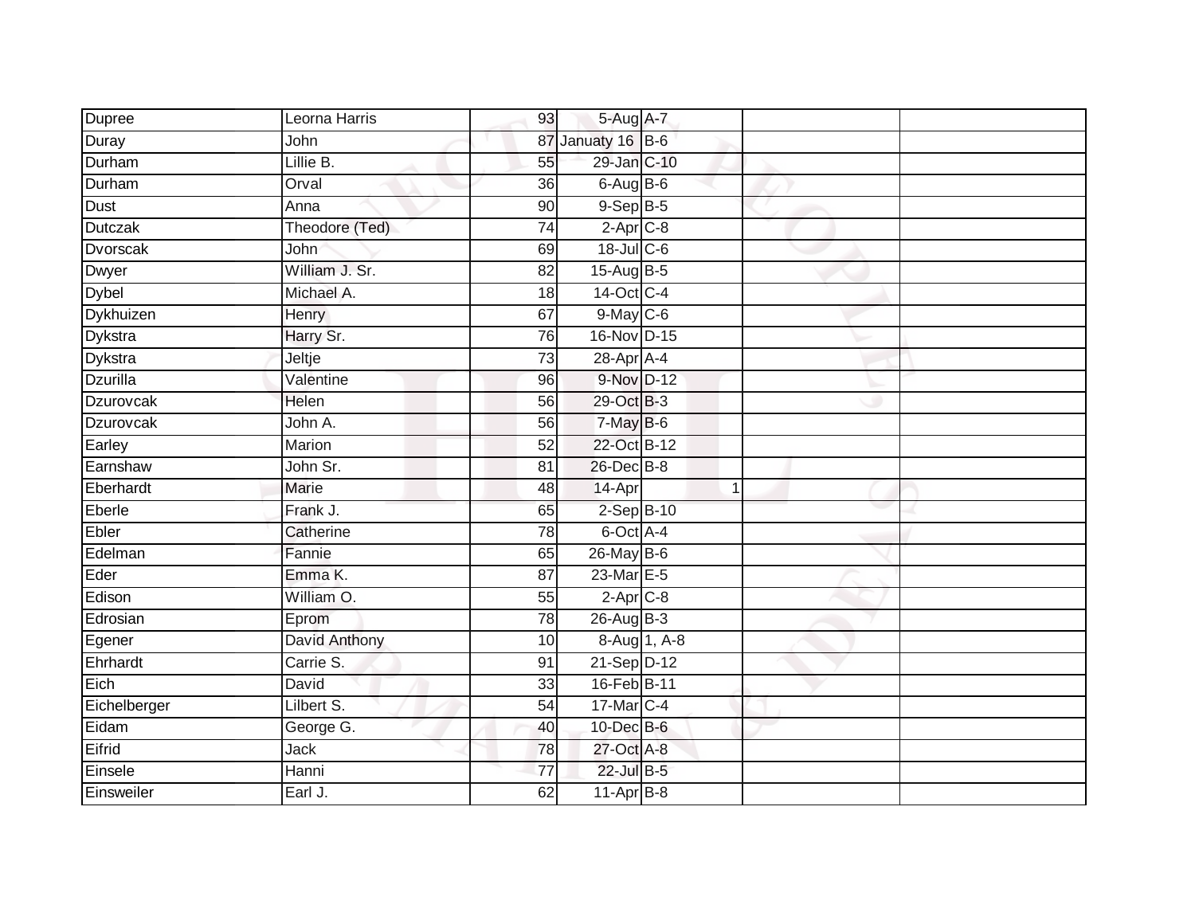| | | | | | | |
|---|---|---|---|---|---|---|
| Dupree | Leorna Harris | 93 | 5-Aug | A-7 | | |
| Duray | John | 87 | Januaty 16 | B-6 | | |
| Durham | Lillie B. | 55 | 29-Jan | C-10 | | |
| Durham | Orval | 36 | 6-Aug | B-6 | | |
| Dust | Anna | 90 | 9-Sep | B-5 | | |
| Dutczak | Theodore (Ted) | 74 | 2-Apr | C-8 | | |
| Dvorscak | John | 69 | 18-Jul | C-6 | | |
| Dwyer | William J. Sr. | 82 | 15-Aug | B-5 | | |
| Dybel | Michael A. | 18 | 14-Oct | C-4 | | |
| Dykhuizen | Henry | 67 | 9-May | C-6 | | |
| Dykstra | Harry Sr. | 76 | 16-Nov | D-15 | | |
| Dykstra | Jeltje | 73 | 28-Apr | A-4 | | |
| Dzurilla | Valentine | 96 | 9-Nov | D-12 | | |
| Dzurovcak | Helen | 56 | 29-Oct | B-3 | | |
| Dzurovcak | John A. | 56 | 7-May | B-6 | | |
| Earley | Marion | 52 | 22-Oct | B-12 | | |
| Earnshaw | John Sr. | 81 | 26-Dec | B-8 | | |
| Eberhardt | Marie | 48 | 14-Apr | 1 | | |
| Eberle | Frank J. | 65 | 2-Sep | B-10 | | |
| Ebler | Catherine | 78 | 6-Oct | A-4 | | |
| Edelman | Fannie | 65 | 26-May | B-6 | | |
| Eder | Emma K. | 87 | 23-Mar | E-5 | | |
| Edison | William O. | 55 | 2-Apr | C-8 | | |
| Edrosian | Eprom | 78 | 26-Aug | B-3 | | |
| Egener | David Anthony | 10 | 8-Aug | 1, A-8 | | |
| Ehrhardt | Carrie S. | 91 | 21-Sep | D-12 | | |
| Eich | David | 33 | 16-Feb | B-11 | | |
| Eichelberger | Lilbert S. | 54 | 17-Mar | C-4 | | |
| Eidam | George G. | 40 | 10-Dec | B-6 | | |
| Eifrid | Jack | 78 | 27-Oct | A-8 | | |
| Einsele | Hanni | 77 | 22-Jul | B-5 | | |
| Einsweiler | Earl J. | 62 | 11-Apr | B-8 | | |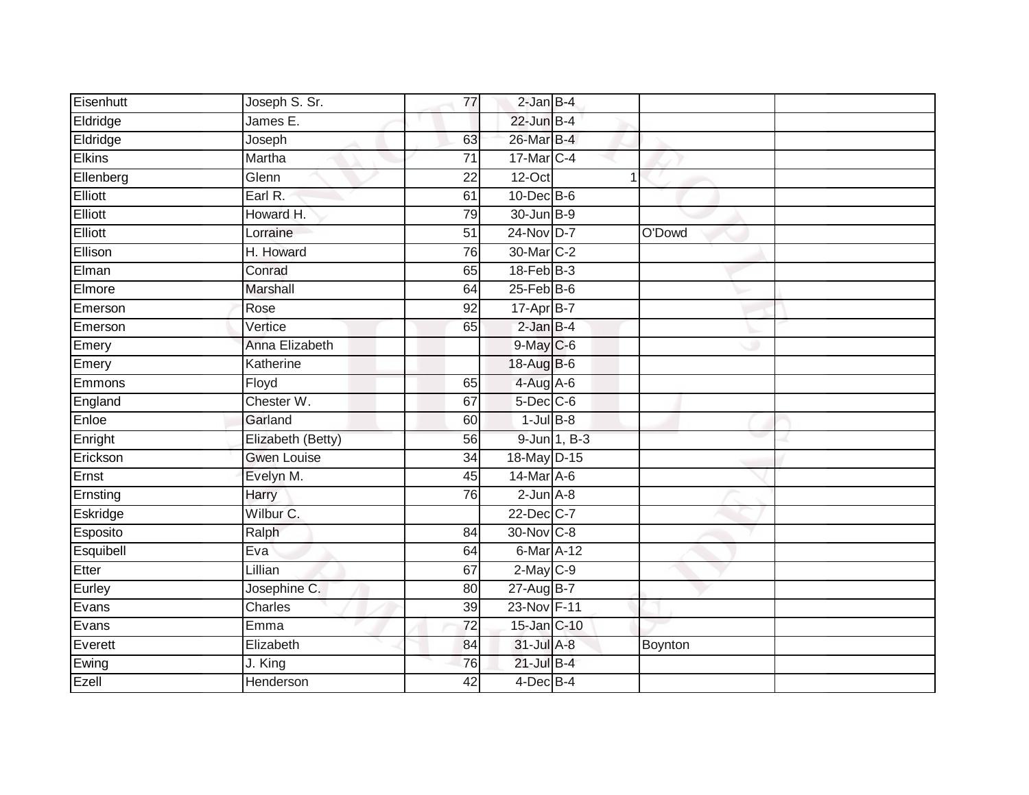| | | | | | | |
|---|---|---|---|---|---|---|
| Eisenhutt | Joseph S. Sr. | 77 | 2-Jan | B-4 | | |
| Eldridge | James E. | | 22-Jun | B-4 | | |
| Eldridge | Joseph | 63 | 26-Mar | B-4 | | |
| Elkins | Martha | 71 | 17-Mar | C-4 | | |
| Ellenberg | Glenn | 22 | 12-Oct | 1 | | |
| Elliott | Earl R. | 61 | 10-Dec | B-6 | | |
| Elliott | Howard H. | 79 | 30-Jun | B-9 | | |
| Elliott | Lorraine | 51 | 24-Nov | D-7 | O'Dowd | |
| Ellison | H. Howard | 76 | 30-Mar | C-2 | | |
| Elman | Conrad | 65 | 18-Feb | B-3 | | |
| Elmore | Marshall | 64 | 25-Feb | B-6 | | |
| Emerson | Rose | 92 | 17-Apr | B-7 | | |
| Emerson | Vertice | 65 | 2-Jan | B-4 | | |
| Emery | Anna Elizabeth | | 9-May | C-6 | | |
| Emery | Katherine | | 18-Aug | B-6 | | |
| Emmons | Floyd | 65 | 4-Aug | A-6 | | |
| England | Chester W. | 67 | 5-Dec | C-6 | | |
| Enloe | Garland | 60 | 1-Jul | B-8 | | |
| Enright | Elizabeth (Betty) | 56 | 9-Jun | 1, B-3 | | |
| Erickson | Gwen Louise | 34 | 18-May | D-15 | | |
| Ernst | Evelyn M. | 45 | 14-Mar | A-6 | | |
| Ernsting | Harry | 76 | 2-Jun | A-8 | | |
| Eskridge | Wilbur C. | | 22-Dec | C-7 | | |
| Esposito | Ralph | 84 | 30-Nov | C-8 | | |
| Esquibell | Eva | 64 | 6-Mar | A-12 | | |
| Etter | Lillian | 67 | 2-May | C-9 | | |
| Eurley | Josephine C. | 80 | 27-Aug | B-7 | | |
| Evans | Charles | 39 | 23-Nov | F-11 | | |
| Evans | Emma | 72 | 15-Jan | C-10 | | |
| Everett | Elizabeth | 84 | 31-Jul | A-8 | Boynton | |
| Ewing | J. King | 76 | 21-Jul | B-4 | | |
| Ezell | Henderson | 42 | 4-Dec | B-4 | | |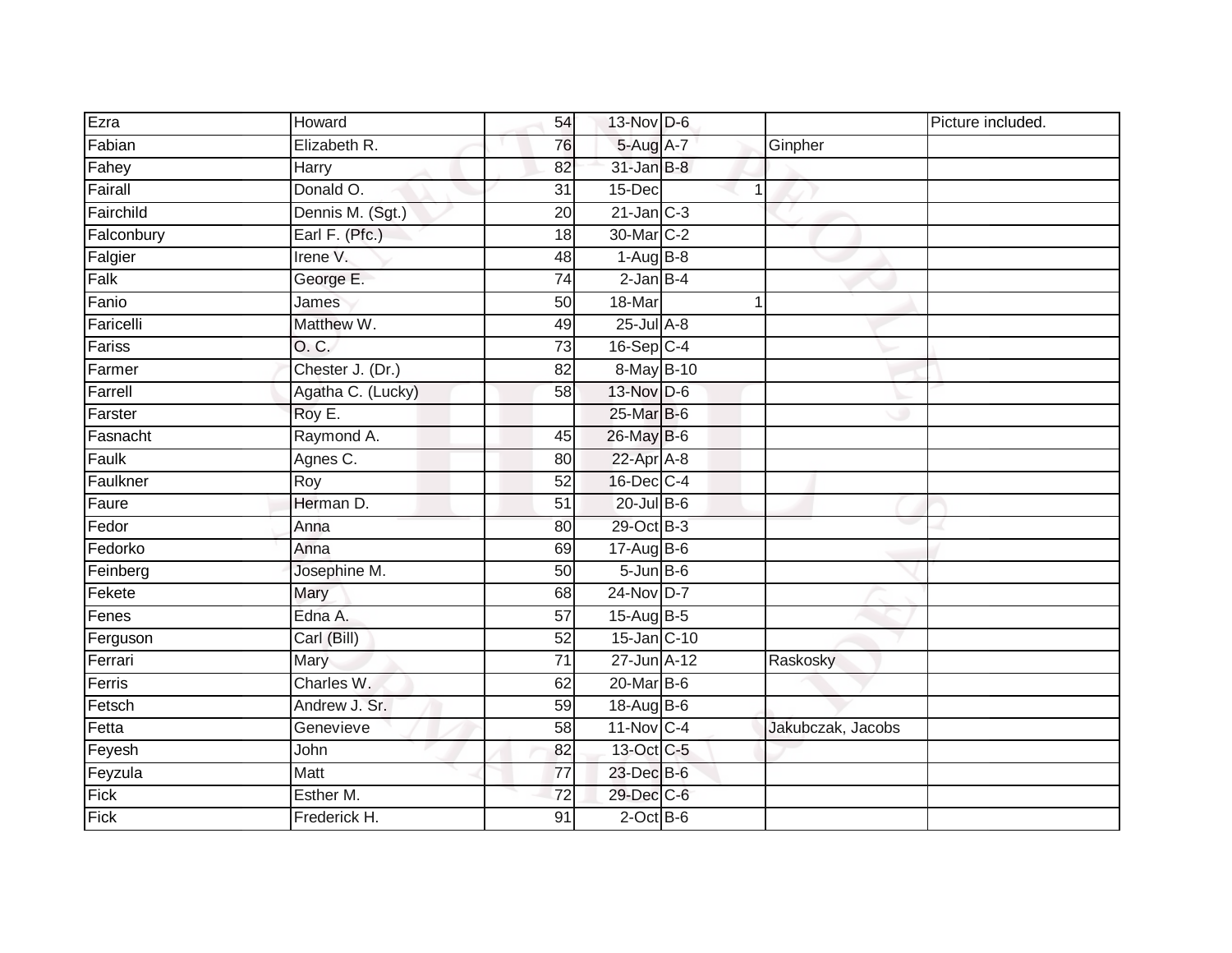| | | | | | | | |
|---|---|---|---|---|---|---|---|
| Ezra | Howard | 54 | 13-Nov | D-6 | | | Picture included. |
| Fabian | Elizabeth R. | 76 | 5-Aug | A-7 | | Ginpher | |
| Fahey | Harry | 82 | 31-Jan | B-8 | | | |
| Fairall | Donald O. | 31 | 15-Dec | | 1 | | |
| Fairchild | Dennis M. (Sgt.) | 20 | 21-Jan | C-3 | | | |
| Falconbury | Earl F. (Pfc.) | 18 | 30-Mar | C-2 | | | |
| Falgier | Irene V. | 48 | 1-Aug | B-8 | | | |
| Falk | George E. | 74 | 2-Jan | B-4 | | | |
| Fanio | James | 50 | 18-Mar | | 1 | | |
| Faricelli | Matthew W. | 49 | 25-Jul | A-8 | | | |
| Fariss | O. C. | 73 | 16-Sep | C-4 | | | |
| Farmer | Chester J. (Dr.) | 82 | 8-May | B-10 | | | |
| Farrell | Agatha C. (Lucky) | 58 | 13-Nov | D-6 | | | |
| Farster | Roy E. | | 25-Mar | B-6 | | | |
| Fasnacht | Raymond A. | 45 | 26-May | B-6 | | | |
| Faulk | Agnes C. | 80 | 22-Apr | A-8 | | | |
| Faulkner | Roy | 52 | 16-Dec | C-4 | | | |
| Faure | Herman D. | 51 | 20-Jul | B-6 | | | |
| Fedor | Anna | 80 | 29-Oct | B-3 | | | |
| Fedorko | Anna | 69 | 17-Aug | B-6 | | | |
| Feinberg | Josephine M. | 50 | 5-Jun | B-6 | | | |
| Fekete | Mary | 68 | 24-Nov | D-7 | | | |
| Fenes | Edna A. | 57 | 15-Aug | B-5 | | | |
| Ferguson | Carl (Bill) | 52 | 15-Jan | C-10 | | | |
| Ferrari | Mary | 71 | 27-Jun | A-12 | | Raskosky | |
| Ferris | Charles W. | 62 | 20-Mar | B-6 | | | |
| Fetsch | Andrew J. Sr. | 59 | 18-Aug | B-6 | | | |
| Fetta | Genevieve | 58 | 11-Nov | C-4 | | Jakubczak, Jacobs | |
| Feyesh | John | 82 | 13-Oct | C-5 | | | |
| Feyzula | Matt | 77 | 23-Dec | B-6 | | | |
| Fick | Esther M. | 72 | 29-Dec | C-6 | | | |
| Fick | Frederick H. | 91 | 2-Oct | B-6 | | | |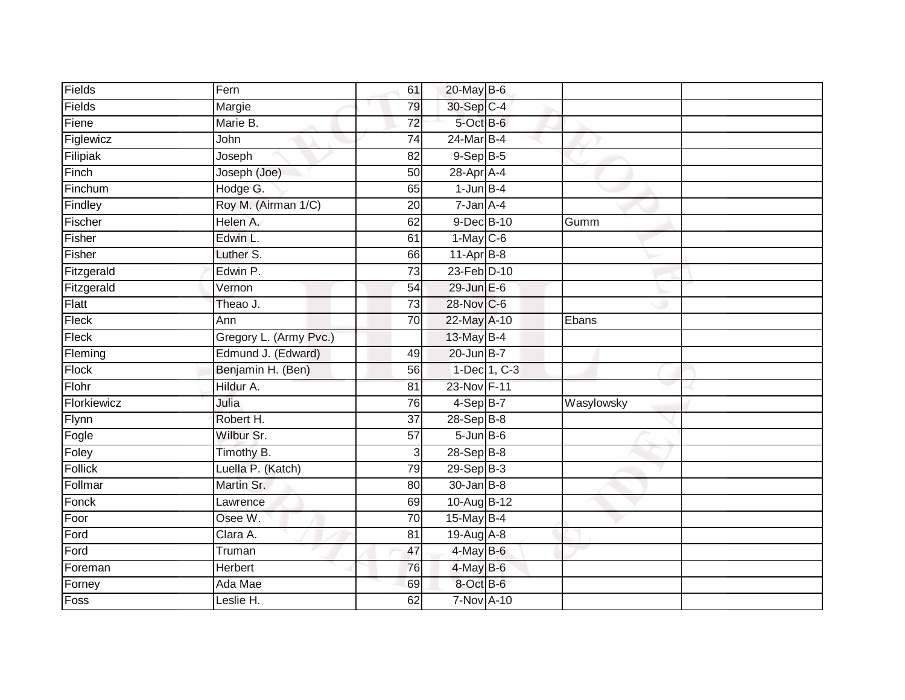| | | | | | | |
|---|---|---|---|---|---|---|
| Fields | Fern | 61 | 20-May | B-6 | | |
| Fields | Margie | 79 | 30-Sep | C-4 | | |
| Fiene | Marie B. | 72 | 5-Oct | B-6 | | |
| Figlewicz | John | 74 | 24-Mar | B-4 | | |
| Filipiak | Joseph | 82 | 9-Sep | B-5 | | |
| Finch | Joseph (Joe) | 50 | 28-Apr | A-4 | | |
| Finchum | Hodge G. | 65 | 1-Jun | B-4 | | |
| Findley | Roy M. (Airman 1/C) | 20 | 7-Jan | A-4 | | |
| Fischer | Helen A. | 62 | 9-Dec | B-10 | Gumm | |
| Fisher | Edwin L. | 61 | 1-May | C-6 | | |
| Fisher | Luther S. | 66 | 11-Apr | B-8 | | |
| Fitzgerald | Edwin P. | 73 | 23-Feb | D-10 | | |
| Fitzgerald | Vernon | 54 | 29-Jun | E-6 | | |
| Flatt | Theao J. | 73 | 28-Nov | C-6 | | |
| Fleck | Ann | 70 | 22-May | A-10 | Ebans | |
| Fleck | Gregory L. (Army Pvc.) | | 13-May | B-4 | | |
| Fleming | Edmund J. (Edward) | 49 | 20-Jun | B-7 | | |
| Flock | Benjamin H. (Ben) | 56 | 1-Dec | 1, C-3 | | |
| Flohr | Hildur A. | 81 | 23-Nov | F-11 | | |
| Florkiewicz | Julia | 76 | 4-Sep | B-7 | Wasylowsky | |
| Flynn | Robert H. | 37 | 28-Sep | B-8 | | |
| Fogle | Wilbur Sr. | 57 | 5-Jun | B-6 | | |
| Foley | Timothy B. | 3 | 28-Sep | B-8 | | |
| Follick | Luella P. (Katch) | 79 | 29-Sep | B-3 | | |
| Follmar | Martin Sr. | 80 | 30-Jan | B-8 | | |
| Fonck | Lawrence | 69 | 10-Aug | B-12 | | |
| Foor | Osee W. | 70 | 15-May | B-4 | | |
| Ford | Clara A. | 81 | 19-Aug | A-8 | | |
| Ford | Truman | 47 | 4-May | B-6 | | |
| Foreman | Herbert | 76 | 4-May | B-6 | | |
| Forney | Ada Mae | 69 | 8-Oct | B-6 | | |
| Foss | Leslie H. | 62 | 7-Nov | A-10 | | |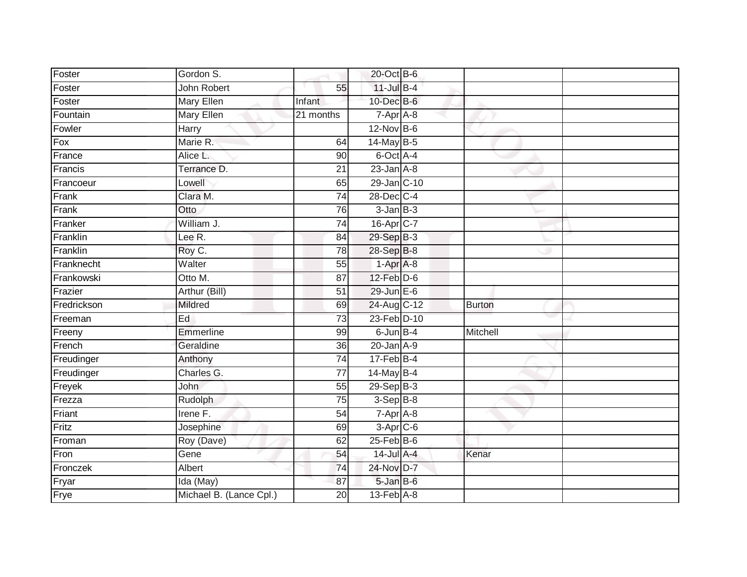| | | | | | | |
|---|---|---|---|---|---|---|
| Foster | Gordon S. | | 20-Oct | B-6 | | |
| Foster | John Robert | 55 | 11-Jul | B-4 | | |
| Foster | Mary Ellen | Infant | 10-Dec | B-6 | | |
| Fountain | Mary Ellen | 21 months | 7-Apr | A-8 | | |
| Fowler | Harry | | 12-Nov | B-6 | | |
| Fox | Marie R. | 64 | 14-May | B-5 | | |
| France | Alice L. | 90 | 6-Oct | A-4 | | |
| Francis | Terrance D. | 21 | 23-Jan | A-8 | | |
| Francoeur | Lowell | 65 | 29-Jan | C-10 | | |
| Frank | Clara M. | 74 | 28-Dec | C-4 | | |
| Frank | Otto | 76 | 3-Jan | B-3 | | |
| Franker | William J. | 74 | 16-Apr | C-7 | | |
| Franklin | Lee R. | 84 | 29-Sep | B-3 | | |
| Franklin | Roy C. | 78 | 28-Sep | B-8 | | |
| Franknecht | Walter | 55 | 1-Apr | A-8 | | |
| Frankowski | Otto M. | 87 | 12-Feb | D-6 | | |
| Frazier | Arthur (Bill) | 51 | 29-Jun | E-6 | | |
| Fredrickson | Mildred | 69 | 24-Aug | C-12 | Burton | |
| Freeman | Ed | 73 | 23-Feb | D-10 | | |
| Freeny | Emmerline | 99 | 6-Jun | B-4 | Mitchell | |
| French | Geraldine | 36 | 20-Jan | A-9 | | |
| Freudinger | Anthony | 74 | 17-Feb | B-4 | | |
| Freudinger | Charles G. | 77 | 14-May | B-4 | | |
| Freyek | John | 55 | 29-Sep | B-3 | | |
| Frezza | Rudolph | 75 | 3-Sep | B-8 | | |
| Friant | Irene F. | 54 | 7-Apr | A-8 | | |
| Fritz | Josephine | 69 | 3-Apr | C-6 | | |
| Froman | Roy (Dave) | 62 | 25-Feb | B-6 | | |
| Fron | Gene | 54 | 14-Jul | A-4 | Kenar | |
| Fronczek | Albert | 74 | 24-Nov | D-7 | | |
| Fryar | Ida (May) | 87 | 5-Jan | B-6 | | |
| Frye | Michael B. (Lance Cpl.) | 20 | 13-Feb | A-8 | | |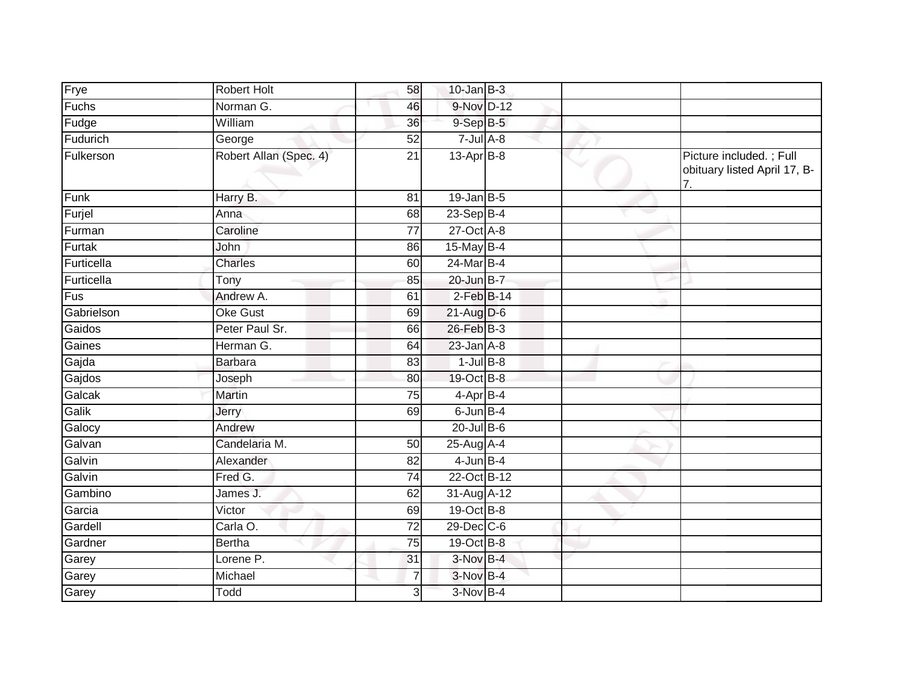| | | | | | | |
|---|---|---|---|---|---|---|
| Frye | Robert Holt | 58 | 10-Jan | B-3 | | |
| Fuchs | Norman G. | 46 | 9-Nov | D-12 | | |
| Fudge | William | 36 | 9-Sep | B-5 | | |
| Fudurich | George | 52 | 7-Jul | A-8 | | |
| Fulkerson | Robert Allan (Spec. 4) | 21 | 13-Apr | B-8 | | Picture included. ; Full obituary listed April 17, B-7. |
| Funk | Harry B. | 81 | 19-Jan | B-5 | | |
| Furjel | Anna | 68 | 23-Sep | B-4 | | |
| Furman | Caroline | 77 | 27-Oct | A-8 | | |
| Furtak | John | 86 | 15-May | B-4 | | |
| Furticella | Charles | 60 | 24-Mar | B-4 | | |
| Furticella | Tony | 85 | 20-Jun | B-7 | | |
| Fus | Andrew A. | 61 | 2-Feb | B-14 | | |
| Gabrielson | Oke Gust | 69 | 21-Aug | D-6 | | |
| Gaidos | Peter Paul Sr. | 66 | 26-Feb | B-3 | | |
| Gaines | Herman G. | 64 | 23-Jan | A-8 | | |
| Gajda | Barbara | 83 | 1-Jul | B-8 | | |
| Gajdos | Joseph | 80 | 19-Oct | B-8 | | |
| Galcak | Martin | 75 | 4-Apr | B-4 | | |
| Galik | Jerry | 69 | 6-Jun | B-4 | | |
| Galocy | Andrew | | 20-Jul | B-6 | | |
| Galvan | Candelaria M. | 50 | 25-Aug | A-4 | | |
| Galvin | Alexander | 82 | 4-Jun | B-4 | | |
| Galvin | Fred G. | 74 | 22-Oct | B-12 | | |
| Gambino | James J. | 62 | 31-Aug | A-12 | | |
| Garcia | Victor | 69 | 19-Oct | B-8 | | |
| Gardell | Carla O. | 72 | 29-Dec | C-6 | | |
| Gardner | Bertha | 75 | 19-Oct | B-8 | | |
| Garey | Lorene P. | 31 | 3-Nov | B-4 | | |
| Garey | Michael | 7 | 3-Nov | B-4 | | |
| Garey | Todd | 3 | 3-Nov | B-4 | | |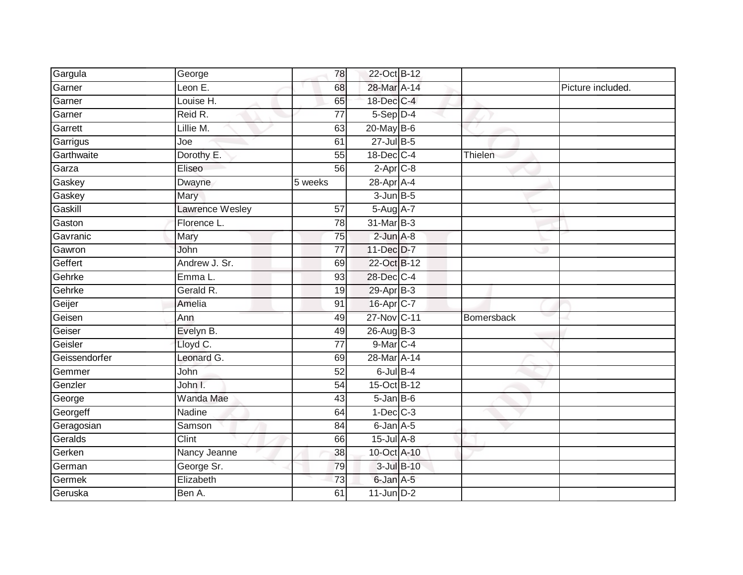| | | | | | | |
|---|---|---|---|---|---|---|
| Gargula | George | 78 | 22-Oct | B-12 | | |
| Garner | Leon E. | 68 | 28-Mar | A-14 | | Picture included. |
| Garner | Louise H. | 65 | 18-Dec | C-4 | | |
| Garner | Reid R. | 77 | 5-Sep | D-4 | | |
| Garrett | Lillie M. | 63 | 20-May | B-6 | | |
| Garrigus | Joe | 61 | 27-Jul | B-5 | | |
| Garthwaite | Dorothy E. | 55 | 18-Dec | C-4 | Thielen | |
| Garza | Eliseo | 56 | 2-Apr | C-8 | | |
| Gaskey | Dwayne | 5 weeks | 28-Apr | A-4 | | |
| Gaskey | Mary | | 3-Jun | B-5 | | |
| Gaskill | Lawrence Wesley | 57 | 5-Aug | A-7 | | |
| Gaston | Florence L. | 78 | 31-Mar | B-3 | | |
| Gavranic | Mary | 75 | 2-Jun | A-8 | | |
| Gawron | John | 77 | 11-Dec | D-7 | | |
| Geffert | Andrew J. Sr. | 69 | 22-Oct | B-12 | | |
| Gehrke | Emma L. | 93 | 28-Dec | C-4 | | |
| Gehrke | Gerald R. | 19 | 29-Apr | B-3 | | |
| Geijer | Amelia | 91 | 16-Apr | C-7 | | |
| Geisen | Ann | 49 | 27-Nov | C-11 | Bomersback | |
| Geiser | Evelyn B. | 49 | 26-Aug | B-3 | | |
| Geisler | Lloyd C. | 77 | 9-Mar | C-4 | | |
| Geissendorfer | Leonard G. | 69 | 28-Mar | A-14 | | |
| Gemmer | John | 52 | 6-Jul | B-4 | | |
| Genzler | John I. | 54 | 15-Oct | B-12 | | |
| George | Wanda Mae | 43 | 5-Jan | B-6 | | |
| Georgeff | Nadine | 64 | 1-Dec | C-3 | | |
| Geragosian | Samson | 84 | 6-Jan | A-5 | | |
| Geralds | Clint | 66 | 15-Jul | A-8 | | |
| Gerken | Nancy Jeanne | 38 | 10-Oct | A-10 | | |
| German | George Sr. | 79 | 3-Jul | B-10 | | |
| Germek | Elizabeth | 73 | 6-Jan | A-5 | | |
| Geruska | Ben A. | 61 | 11-Jun | D-2 | | |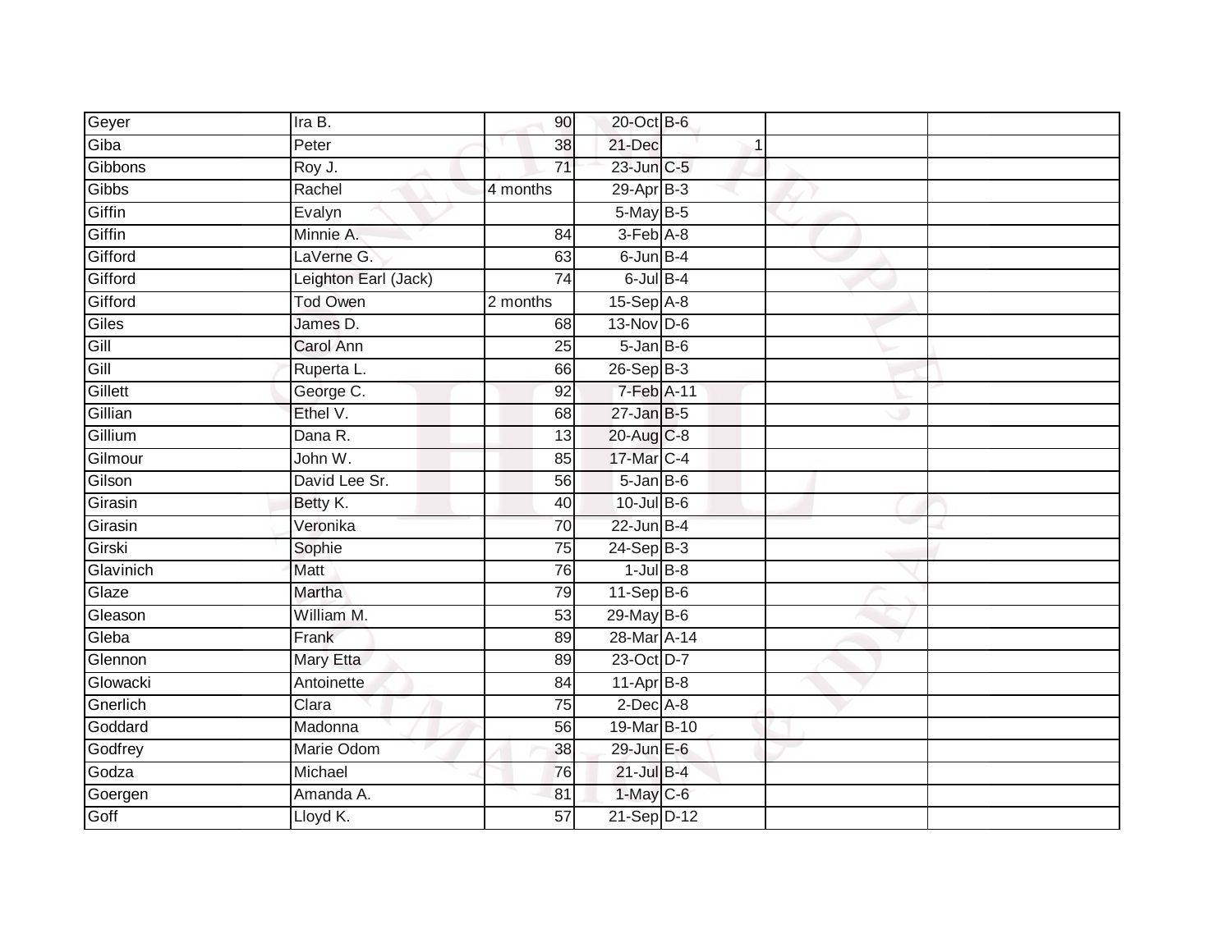| | | | | | | |
|---|---|---|---|---|---|---|
| Geyer | Ira B. | 90 | 20-Oct | B-6 | | |
| Giba | Peter | 38 | 21-Dec | 1 | | |
| Gibbons | Roy J. | 71 | 23-Jun | C-5 | | |
| Gibbs | Rachel | 4 months | 29-Apr | B-3 | | |
| Giffin | Evalyn | | 5-May | B-5 | | |
| Giffin | Minnie A. | 84 | 3-Feb | A-8 | | |
| Gifford | LaVerne G. | 63 | 6-Jun | B-4 | | |
| Gifford | Leighton Earl (Jack) | 74 | 6-Jul | B-4 | | |
| Gifford | Tod Owen | 2 months | 15-Sep | A-8 | | |
| Giles | James D. | 68 | 13-Nov | D-6 | | |
| Gill | Carol Ann | 25 | 5-Jan | B-6 | | |
| Gill | Ruperta L. | 66 | 26-Sep | B-3 | | |
| Gillett | George C. | 92 | 7-Feb | A-11 | | |
| Gillian | Ethel V. | 68 | 27-Jan | B-5 | | |
| Gillium | Dana R. | 13 | 20-Aug | C-8 | | |
| Gilmour | John W. | 85 | 17-Mar | C-4 | | |
| Gilson | David Lee Sr. | 56 | 5-Jan | B-6 | | |
| Girasin | Betty K. | 40 | 10-Jul | B-6 | | |
| Girasin | Veronika | 70 | 22-Jun | B-4 | | |
| Girski | Sophie | 75 | 24-Sep | B-3 | | |
| Glavinich | Matt | 76 | 1-Jul | B-8 | | |
| Glaze | Martha | 79 | 11-Sep | B-6 | | |
| Gleason | William M. | 53 | 29-May | B-6 | | |
| Gleba | Frank | 89 | 28-Mar | A-14 | | |
| Glennon | Mary Etta | 89 | 23-Oct | D-7 | | |
| Glowacki | Antoinette | 84 | 11-Apr | B-8 | | |
| Gnerlich | Clara | 75 | 2-Dec | A-8 | | |
| Goddard | Madonna | 56 | 19-Mar | B-10 | | |
| Godfrey | Marie Odom | 38 | 29-Jun | E-6 | | |
| Godza | Michael | 76 | 21-Jul | B-4 | | |
| Goergen | Amanda A. | 81 | 1-May | C-6 | | |
| Goff | Lloyd K. | 57 | 21-Sep | D-12 | | |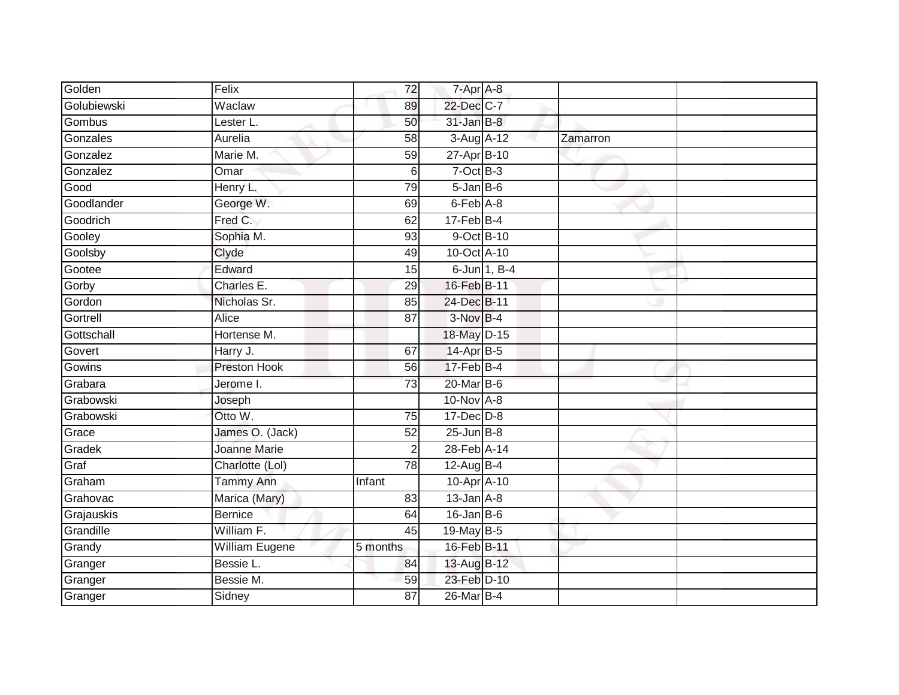| Golden | Felix | 72 | 7-Apr | A-8 | | |
|---|---|---|---|---|---|---|
| Golubiewski | Waclaw | 89 | 22-Dec | C-7 | | |
| Gombus | Lester L. | 50 | 31-Jan | B-8 | | |
| Gonzales | Aurelia | 58 | 3-Aug | A-12 | Zamarron | |
| Gonzalez | Marie M. | 59 | 27-Apr | B-10 | | |
| Gonzalez | Omar | 6 | 7-Oct | B-3 | | |
| Good | Henry L. | 79 | 5-Jan | B-6 | | |
| Goodlander | George W. | 69 | 6-Feb | A-8 | | |
| Goodrich | Fred C. | 62 | 17-Feb | B-4 | | |
| Gooley | Sophia M. | 93 | 9-Oct | B-10 | | |
| Goolsby | Clyde | 49 | 10-Oct | A-10 | | |
| Gootee | Edward | 15 | 6-Jun | 1, B-4 | | |
| Gorby | Charles E. | 29 | 16-Feb | B-11 | | |
| Gordon | Nicholas Sr. | 85 | 24-Dec | B-11 | | |
| Gortrell | Alice | 87 | 3-Nov | B-4 | | |
| Gottschall | Hortense M. | | 18-May | D-15 | | |
| Govert | Harry J. | 67 | 14-Apr | B-5 | | |
| Gowins | Preston Hook | 56 | 17-Feb | B-4 | | |
| Grabara | Jerome I. | 73 | 20-Mar | B-6 | | |
| Grabowski | Joseph | | 10-Nov | A-8 | | |
| Grabowski | Otto W. | 75 | 17-Dec | D-8 | | |
| Grace | James O. (Jack) | 52 | 25-Jun | B-8 | | |
| Gradek | Joanne Marie | 2 | 28-Feb | A-14 | | |
| Graf | Charlotte (Lol) | 78 | 12-Aug | B-4 | | |
| Graham | Tammy Ann | Infant | 10-Apr | A-10 | | |
| Grahovac | Marica (Mary) | 83 | 13-Jan | A-8 | | |
| Grajauskis | Bernice | 64 | 16-Jan | B-6 | | |
| Grandille | William F. | 45 | 19-May | B-5 | | |
| Grandy | William Eugene | 5 months | 16-Feb | B-11 | | |
| Granger | Bessie L. | 84 | 13-Aug | B-12 | | |
| Granger | Bessie M. | 59 | 23-Feb | D-10 | | |
| Granger | Sidney | 87 | 26-Mar | B-4 | | |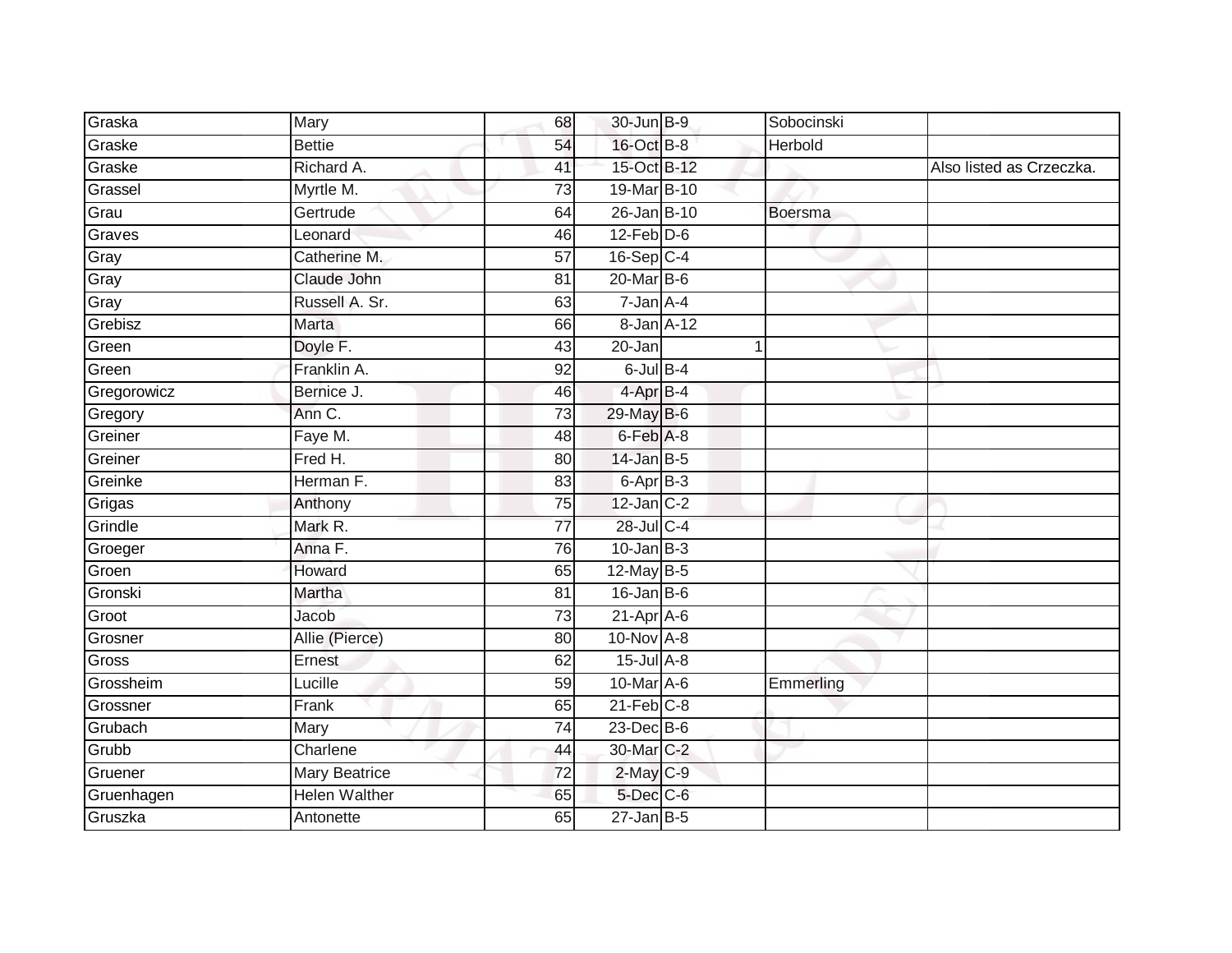| | | | | | | | |
|---|---|---|---|---|---|---|---|
| Graska | Mary | 68 | 30-Jun | B-9 | | Sobocinski | |
| Graske | Bettie | 54 | 16-Oct | B-8 | | Herbold | |
| Graske | Richard A. | 41 | 15-Oct | B-12 | | | Also listed as Crzeczka. |
| Grassel | Myrtle M. | 73 | 19-Mar | B-10 | | | |
| Grau | Gertrude | 64 | 26-Jan | B-10 | | Boersma | |
| Graves | Leonard | 46 | 12-Feb | D-6 | | | |
| Gray | Catherine M. | 57 | 16-Sep | C-4 | | | |
| Gray | Claude John | 81 | 20-Mar | B-6 | | | |
| Gray | Russell A. Sr. | 63 | 7-Jan | A-4 | | | |
| Grebisz | Marta | 66 | 8-Jan | A-12 | | | |
| Green | Doyle F. | 43 | 20-Jan | | 1 | | |
| Green | Franklin A. | 92 | 6-Jul | B-4 | | | |
| Gregorowicz | Bernice J. | 46 | 4-Apr | B-4 | | | |
| Gregory | Ann C. | 73 | 29-May | B-6 | | | |
| Greiner | Faye M. | 48 | 6-Feb | A-8 | | | |
| Greiner | Fred H. | 80 | 14-Jan | B-5 | | | |
| Greinke | Herman F. | 83 | 6-Apr | B-3 | | | |
| Grigas | Anthony | 75 | 12-Jan | C-2 | | | |
| Grindle | Mark R. | 77 | 28-Jul | C-4 | | | |
| Groeger | Anna F. | 76 | 10-Jan | B-3 | | | |
| Groen | Howard | 65 | 12-May | B-5 | | | |
| Gronski | Martha | 81 | 16-Jan | B-6 | | | |
| Groot | Jacob | 73 | 21-Apr | A-6 | | | |
| Grosner | Allie (Pierce) | 80 | 10-Nov | A-8 | | | |
| Gross | Ernest | 62 | 15-Jul | A-8 | | | |
| Grossheim | Lucille | 59 | 10-Mar | A-6 | | Emmerling | |
| Grossner | Frank | 65 | 21-Feb | C-8 | | | |
| Grubach | Mary | 74 | 23-Dec | B-6 | | | |
| Grubb | Charlene | 44 | 30-Mar | C-2 | | | |
| Gruener | Mary Beatrice | 72 | 2-May | C-9 | | | |
| Gruenhagen | Helen Walther | 65 | 5-Dec | C-6 | | | |
| Gruszka | Antonette | 65 | 27-Jan | B-5 | | | |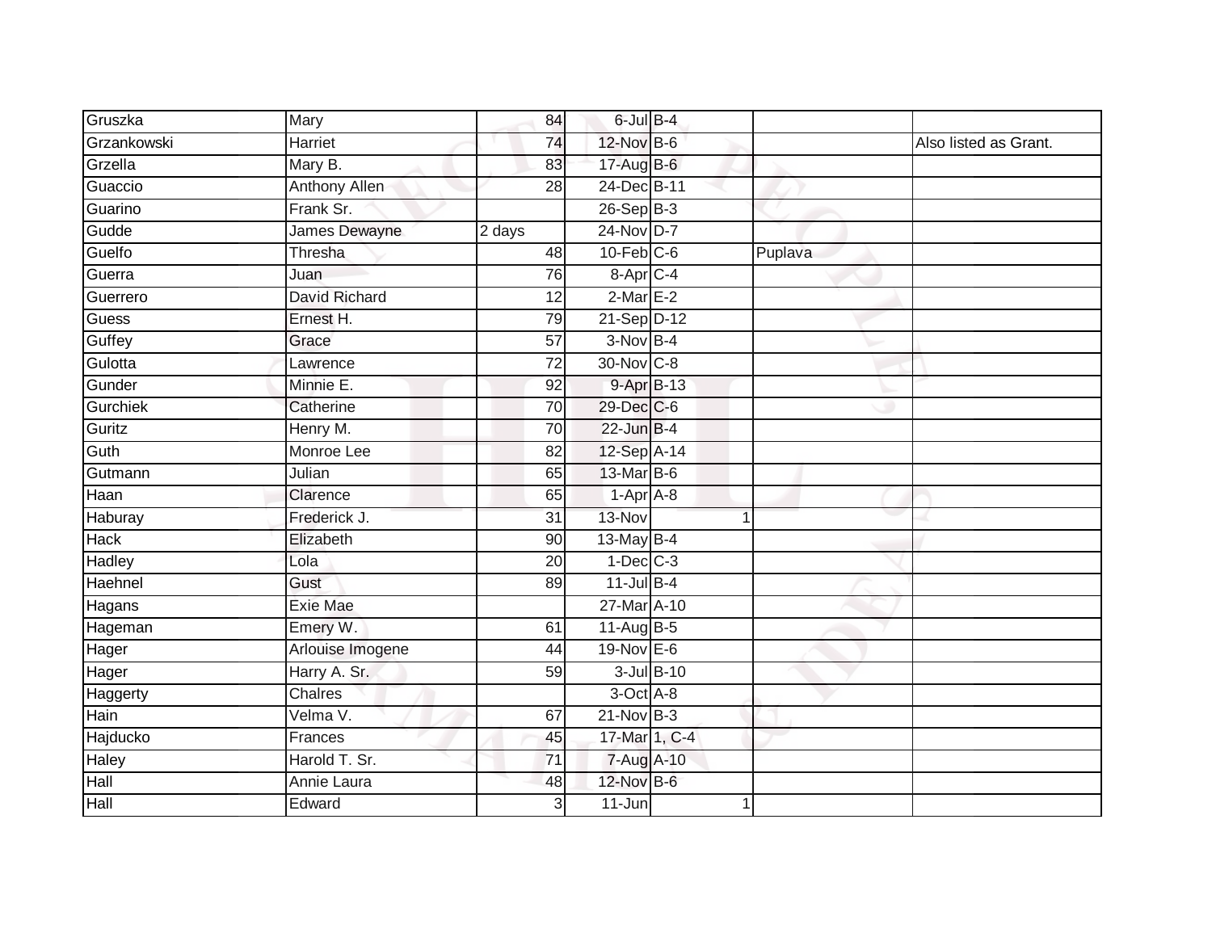| | | | | | | |
|---|---|---|---|---|---|---|
| Gruszka | Mary | 84 | 6-Jul | B-4 | | |
| Grzankowski | Harriet | 74 | 12-Nov | B-6 | | Also listed as Grant. |
| Grzella | Mary B. | 83 | 17-Aug | B-6 | | |
| Guaccio | Anthony Allen | 28 | 24-Dec | B-11 | | |
| Guarino | Frank Sr. | | 26-Sep | B-3 | | |
| Gudde | James Dewayne | 2 days | 24-Nov | D-7 | | |
| Guelfo | Thresha | 48 | 10-Feb | C-6 | Puplava | |
| Guerra | Juan | 76 | 8-Apr | C-4 | | |
| Guerrero | David Richard | 12 | 2-Mar | E-2 | | |
| Guess | Ernest H. | 79 | 21-Sep | D-12 | | |
| Guffey | Grace | 57 | 3-Nov | B-4 | | |
| Gulotta | Lawrence | 72 | 30-Nov | C-8 | | |
| Gunder | Minnie E. | 92 | 9-Apr | B-13 | | |
| Gurchiek | Catherine | 70 | 29-Dec | C-6 | | |
| Guritz | Henry M. | 70 | 22-Jun | B-4 | | |
| Guth | Monroe Lee | 82 | 12-Sep | A-14 | | |
| Gutmann | Julian | 65 | 13-Mar | B-6 | | |
| Haan | Clarence | 65 | 1-Apr | A-8 | | |
| Haburay | Frederick J. | 31 | 13-Nov | 1 | | |
| Hack | Elizabeth | 90 | 13-May | B-4 | | |
| Hadley | Lola | 20 | 1-Dec | C-3 | | |
| Haehnel | Gust | 89 | 11-Jul | B-4 | | |
| Hagans | Exie Mae | | 27-Mar | A-10 | | |
| Hageman | Emery W. | 61 | 11-Aug | B-5 | | |
| Hager | Arlouise Imogene | 44 | 19-Nov | E-6 | | |
| Hager | Harry A. Sr. | 59 | 3-Jul | B-10 | | |
| Haggerty | Chalres | | 3-Oct | A-8 | | |
| Hain | Velma V. | 67 | 21-Nov | B-3 | | |
| Hajducko | Frances | 45 | 17-Mar | 1, C-4 | | |
| Haley | Harold T. Sr. | 71 | 7-Aug | A-10 | | |
| Hall | Annie Laura | 48 | 12-Nov | B-6 | | |
| Hall | Edward | 3 | 11-Jun | 1 | | |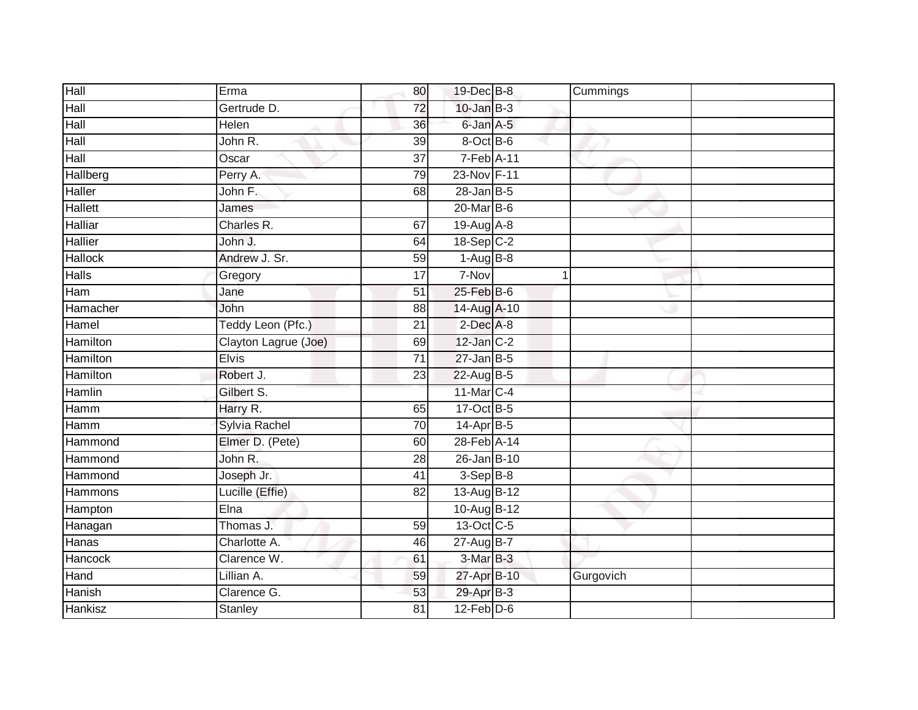| | | | | | | | |
|---|---|---|---|---|---|---|---|
| Hall | Erma | 80 | 19-Dec | B-8 | | Cummings | |
| Hall | Gertrude D. | 72 | 10-Jan | B-3 | | | |
| Hall | Helen | 36 | 6-Jan | A-5 | | | |
| Hall | John R. | 39 | 8-Oct | B-6 | | | |
| Hall | Oscar | 37 | 7-Feb | A-11 | | | |
| Hallberg | Perry A. | 79 | 23-Nov | F-11 | | | |
| Haller | John F. | 68 | 28-Jan | B-5 | | | |
| Hallett | James | | 20-Mar | B-6 | | | |
| Halliar | Charles R. | 67 | 19-Aug | A-8 | | | |
| Hallier | John J. | 64 | 18-Sep | C-2 | | | |
| Hallock | Andrew J. Sr. | 59 | 1-Aug | B-8 | | | |
| Halls | Gregory | 17 | 7-Nov | | 1 | | |
| Ham | Jane | 51 | 25-Feb | B-6 | | | |
| Hamacher | John | 88 | 14-Aug | A-10 | | | |
| Hamel | Teddy Leon (Pfc.) | 21 | 2-Dec | A-8 | | | |
| Hamilton | Clayton Lagrue (Joe) | 69 | 12-Jan | C-2 | | | |
| Hamilton | Elvis | 71 | 27-Jan | B-5 | | | |
| Hamilton | Robert J. | 23 | 22-Aug | B-5 | | | |
| Hamlin | Gilbert S. | | 11-Mar | C-4 | | | |
| Hamm | Harry R. | 65 | 17-Oct | B-5 | | | |
| Hamm | Sylvia Rachel | 70 | 14-Apr | B-5 | | | |
| Hammond | Elmer D. (Pete) | 60 | 28-Feb | A-14 | | | |
| Hammond | John R. | 28 | 26-Jan | B-10 | | | |
| Hammond | Joseph Jr. | 41 | 3-Sep | B-8 | | | |
| Hammons | Lucille (Effie) | 82 | 13-Aug | B-12 | | | |
| Hampton | Elna | | 10-Aug | B-12 | | | |
| Hanagan | Thomas J. | 59 | 13-Oct | C-5 | | | |
| Hanas | Charlotte A. | 46 | 27-Aug | B-7 | | | |
| Hancock | Clarence W. | 61 | 3-Mar | B-3 | | | |
| Hand | Lillian A. | 59 | 27-Apr | B-10 | | Gurgovich | |
| Hanish | Clarence G. | 53 | 29-Apr | B-3 | | | |
| Hankisz | Stanley | 81 | 12-Feb | D-6 | | | |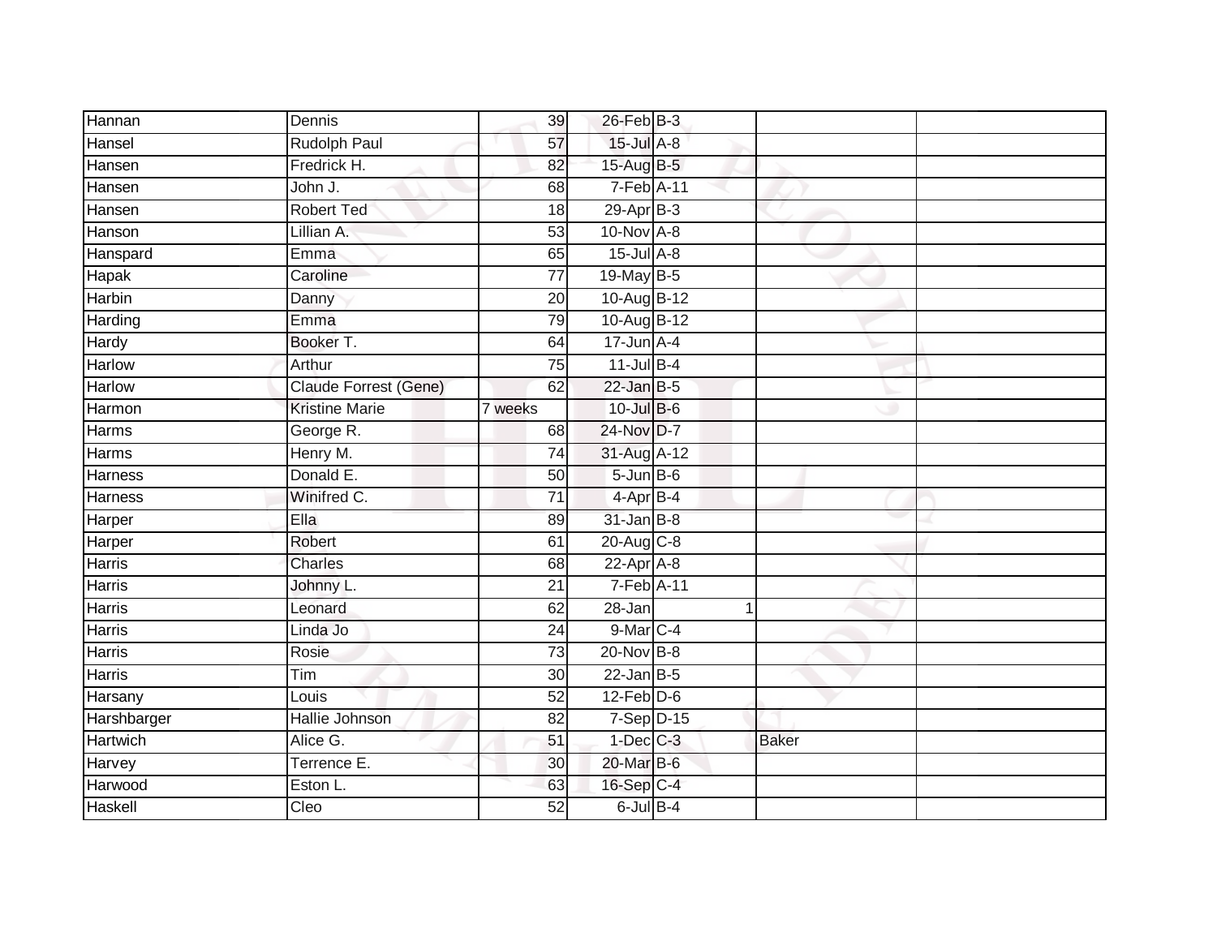| | | | | | | |
|---|---|---|---|---|---|---|
| Hannan | Dennis | 39 | 26-Feb | B-3 | | |
| Hansel | Rudolph Paul | 57 | 15-Jul | A-8 | | |
| Hansen | Fredrick H. | 82 | 15-Aug | B-5 | | |
| Hansen | John J. | 68 | 7-Feb | A-11 | | |
| Hansen | Robert Ted | 18 | 29-Apr | B-3 | | |
| Hanson | Lillian A. | 53 | 10-Nov | A-8 | | |
| Hanspard | Emma | 65 | 15-Jul | A-8 | | |
| Hapak | Caroline | 77 | 19-May | B-5 | | |
| Harbin | Danny | 20 | 10-Aug | B-12 | | |
| Harding | Emma | 79 | 10-Aug | B-12 | | |
| Hardy | Booker T. | 64 | 17-Jun | A-4 | | |
| Harlow | Arthur | 75 | 11-Jul | B-4 | | |
| Harlow | Claude Forrest (Gene) | 62 | 22-Jan | B-5 | | |
| Harmon | Kristine Marie | 7 weeks | 10-Jul | B-6 | | |
| Harms | George R. | 68 | 24-Nov | D-7 | | |
| Harms | Henry M. | 74 | 31-Aug | A-12 | | |
| Harness | Donald E. | 50 | 5-Jun | B-6 | | |
| Harness | Winifred C. | 71 | 4-Apr | B-4 | | |
| Harper | Ella | 89 | 31-Jan | B-8 | | |
| Harper | Robert | 61 | 20-Aug | C-8 | | |
| Harris | Charles | 68 | 22-Apr | A-8 | | |
| Harris | Johnny L. | 21 | 7-Feb | A-11 | | |
| Harris | Leonard | 62 | 28-Jan | 1 | | |
| Harris | Linda Jo | 24 | 9-Mar | C-4 | | |
| Harris | Rosie | 73 | 20-Nov | B-8 | | |
| Harris | Tim | 30 | 22-Jan | B-5 | | |
| Harsany | Louis | 52 | 12-Feb | D-6 | | |
| Harshbarger | Hallie Johnson | 82 | 7-Sep | D-15 | | |
| Hartwich | Alice G. | 51 | 1-Dec | C-3 | Baker | |
| Harvey | Terrence E. | 30 | 20-Mar | B-6 | | |
| Harwood | Eston L. | 63 | 16-Sep | C-4 | | |
| Haskell | Cleo | 52 | 6-Jul | B-4 | | |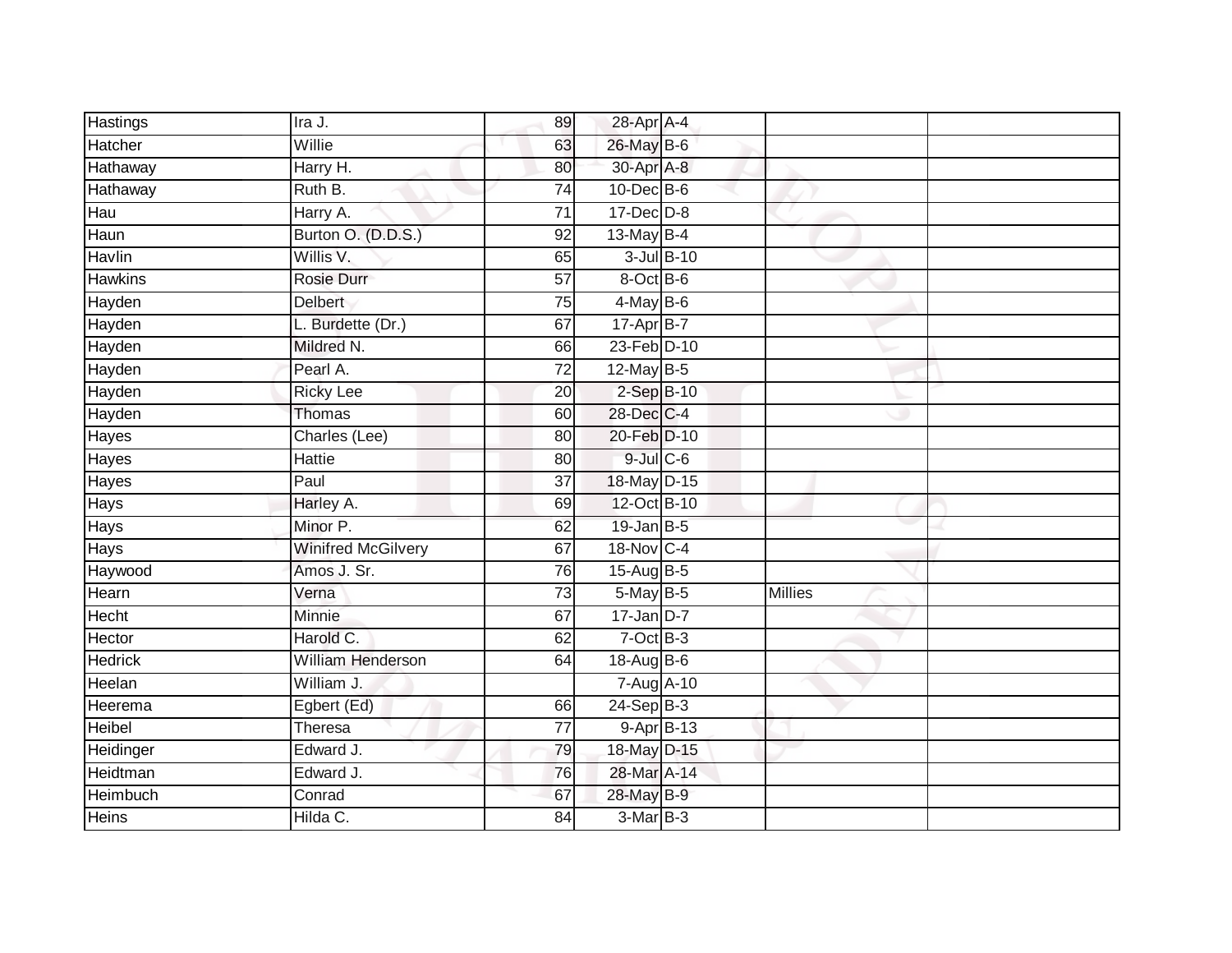| | | | | | | |
|---|---|---|---|---|---|---|
| Hastings | Ira J. | 89 | 28-Apr | A-4 | | |
| Hatcher | Willie | 63 | 26-May | B-6 | | |
| Hathaway | Harry H. | 80 | 30-Apr | A-8 | | |
| Hathaway | Ruth B. | 74 | 10-Dec | B-6 | | |
| Hau | Harry A. | 71 | 17-Dec | D-8 | | |
| Haun | Burton O. (D.D.S.) | 92 | 13-May | B-4 | | |
| Havlin | Willis V. | 65 | 3-Jul | B-10 | | |
| Hawkins | Rosie Durr | 57 | 8-Oct | B-6 | | |
| Hayden | Delbert | 75 | 4-May | B-6 | | |
| Hayden | L. Burdette (Dr.) | 67 | 17-Apr | B-7 | | |
| Hayden | Mildred N. | 66 | 23-Feb | D-10 | | |
| Hayden | Pearl A. | 72 | 12-May | B-5 | | |
| Hayden | Ricky Lee | 20 | 2-Sep | B-10 | | |
| Hayden | Thomas | 60 | 28-Dec | C-4 | | |
| Hayes | Charles (Lee) | 80 | 20-Feb | D-10 | | |
| Hayes | Hattie | 80 | 9-Jul | C-6 | | |
| Hayes | Paul | 37 | 18-May | D-15 | | |
| Hays | Harley A. | 69 | 12-Oct | B-10 | | |
| Hays | Minor P. | 62 | 19-Jan | B-5 | | |
| Hays | Winifred McGilvery | 67 | 18-Nov | C-4 | | |
| Haywood | Amos J. Sr. | 76 | 15-Aug | B-5 | | |
| Hearn | Verna | 73 | 5-May | B-5 | Millies | |
| Hecht | Minnie | 67 | 17-Jan | D-7 | | |
| Hector | Harold C. | 62 | 7-Oct | B-3 | | |
| Hedrick | William Henderson | 64 | 18-Aug | B-6 | | |
| Heelan | William J. | | 7-Aug | A-10 | | |
| Heerema | Egbert (Ed) | 66 | 24-Sep | B-3 | | |
| Heibel | Theresa | 77 | 9-Apr | B-13 | | |
| Heidinger | Edward J. | 79 | 18-May | D-15 | | |
| Heidtman | Edward J. | 76 | 28-Mar | A-14 | | |
| Heimbuch | Conrad | 67 | 28-May | B-9 | | |
| Heins | Hilda C. | 84 | 3-Mar | B-3 | | |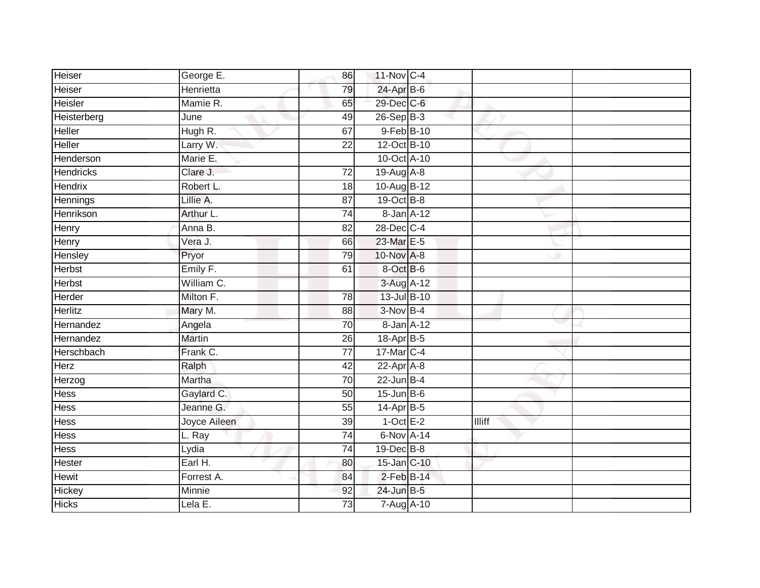| | | | | | | |
|---|---|---|---|---|---|---|
| Heiser | George E. | 86 | 11-Nov | C-4 | | |
| Heiser | Henrietta | 79 | 24-Apr | B-6 | | |
| Heisler | Mamie R. | 65 | 29-Dec | C-6 | | |
| Heisterberg | June | 49 | 26-Sep | B-3 | | |
| Heller | Hugh R. | 67 | 9-Feb | B-10 | | |
| Heller | Larry W. | 22 | 12-Oct | B-10 | | |
| Henderson | Marie E. | | 10-Oct | A-10 | | |
| Hendricks | Clare J. | 72 | 19-Aug | A-8 | | |
| Hendrix | Robert L. | 18 | 10-Aug | B-12 | | |
| Hennings | Lillie A. | 87 | 19-Oct | B-8 | | |
| Henrikson | Arthur L. | 74 | 8-Jan | A-12 | | |
| Henry | Anna B. | 82 | 28-Dec | C-4 | | |
| Henry | Vera J. | 66 | 23-Mar | E-5 | | |
| Hensley | Pryor | 79 | 10-Nov | A-8 | | |
| Herbst | Emily F. | 61 | 8-Oct | B-6 | | |
| Herbst | William C. | | 3-Aug | A-12 | | |
| Herder | Milton F. | 78 | 13-Jul | B-10 | | |
| Herlitz | Mary M. | 88 | 3-Nov | B-4 | | |
| Hernandez | Angela | 70 | 8-Jan | A-12 | | |
| Hernandez | Martin | 26 | 18-Apr | B-5 | | |
| Herschbach | Frank C. | 77 | 17-Mar | C-4 | | |
| Herz | Ralph | 42 | 22-Apr | A-8 | | |
| Herzog | Martha | 70 | 22-Jun | B-4 | | |
| Hess | Gaylard C. | 50 | 15-Jun | B-6 | | |
| Hess | Jeanne G. | 55 | 14-Apr | B-5 | | |
| Hess | Joyce Aileen | 39 | 1-Oct | E-2 | Illiff | |
| Hess | L. Ray | 74 | 6-Nov | A-14 | | |
| Hess | Lydia | 74 | 19-Dec | B-8 | | |
| Hester | Earl H. | 80 | 15-Jan | C-10 | | |
| Hewit | Forrest A. | 84 | 2-Feb | B-14 | | |
| Hickey | Minnie | 92 | 24-Jun | B-5 | | |
| Hicks | Lela E. | 73 | 7-Aug | A-10 | | |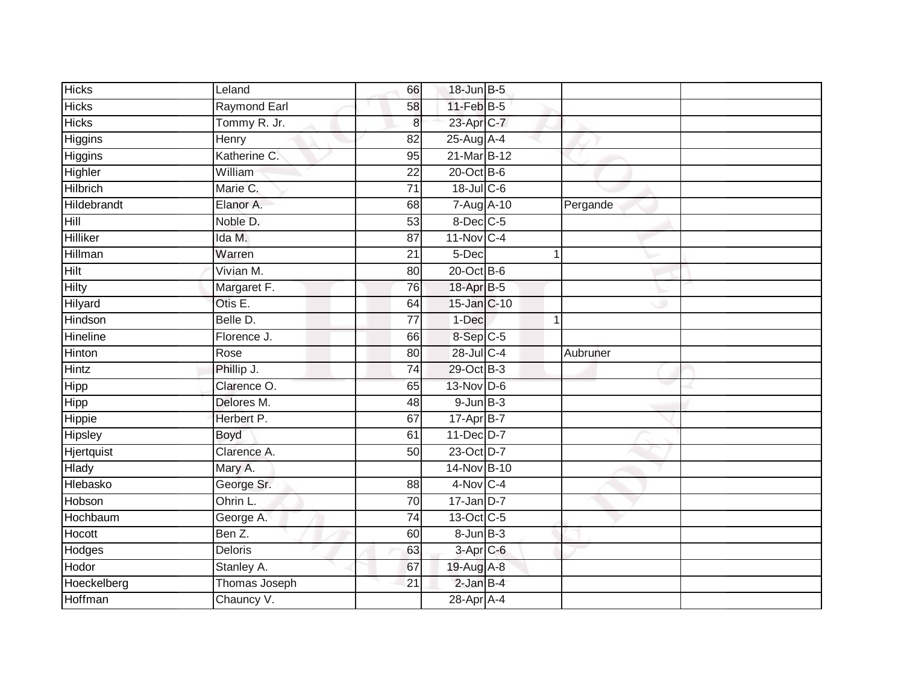| | | | | | | | |
|---|---|---|---|---|---|---|---|
| Hicks | Leland | 66 | 18-Jun | B-5 | | | |
| Hicks | Raymond Earl | 58 | 11-Feb | B-5 | | | |
| Hicks | Tommy R. Jr. | 8 | 23-Apr | C-7 | | | |
| Higgins | Henry | 82 | 25-Aug | A-4 | | | |
| Higgins | Katherine C. | 95 | 21-Mar | B-12 | | | |
| Highler | William | 22 | 20-Oct | B-6 | | | |
| Hilbrich | Marie C. | 71 | 18-Jul | C-6 | | | |
| Hildebrandt | Elanor A. | 68 | 7-Aug | A-10 | | Pergande | |
| Hill | Noble D. | 53 | 8-Dec | C-5 | | | |
| Hilliker | Ida M. | 87 | 11-Nov | C-4 | | | |
| Hillman | Warren | 21 | 5-Dec | | 1 | | |
| Hilt | Vivian M. | 80 | 20-Oct | B-6 | | | |
| Hilty | Margaret F. | 76 | 18-Apr | B-5 | | | |
| Hilyard | Otis E. | 64 | 15-Jan | C-10 | | | |
| Hindson | Belle D. | 77 | 1-Dec | | 1 | | |
| Hineline | Florence J. | 66 | 8-Sep | C-5 | | | |
| Hinton | Rose | 80 | 28-Jul | C-4 | | Aubruner | |
| Hintz | Phillip J. | 74 | 29-Oct | B-3 | | | |
| Hipp | Clarence O. | 65 | 13-Nov | D-6 | | | |
| Hipp | Delores M. | 48 | 9-Jun | B-3 | | | |
| Hippie | Herbert P. | 67 | 17-Apr | B-7 | | | |
| Hipsley | Boyd | 61 | 11-Dec | D-7 | | | |
| Hjertquist | Clarence A. | 50 | 23-Oct | D-7 | | | |
| Hlady | Mary A. | | 14-Nov | B-10 | | | |
| Hlebasko | George Sr. | 88 | 4-Nov | C-4 | | | |
| Hobson | Ohrin L. | 70 | 17-Jan | D-7 | | | |
| Hochbaum | George A. | 74 | 13-Oct | C-5 | | | |
| Hocott | Ben Z. | 60 | 8-Jun | B-3 | | | |
| Hodges | Deloris | 63 | 3-Apr | C-6 | | | |
| Hodor | Stanley A. | 67 | 19-Aug | A-8 | | | |
| Hoeckelberg | Thomas Joseph | 21 | 2-Jan | B-4 | | | |
| Hoffman | Chauncy V. | | 28-Apr | A-4 | | | |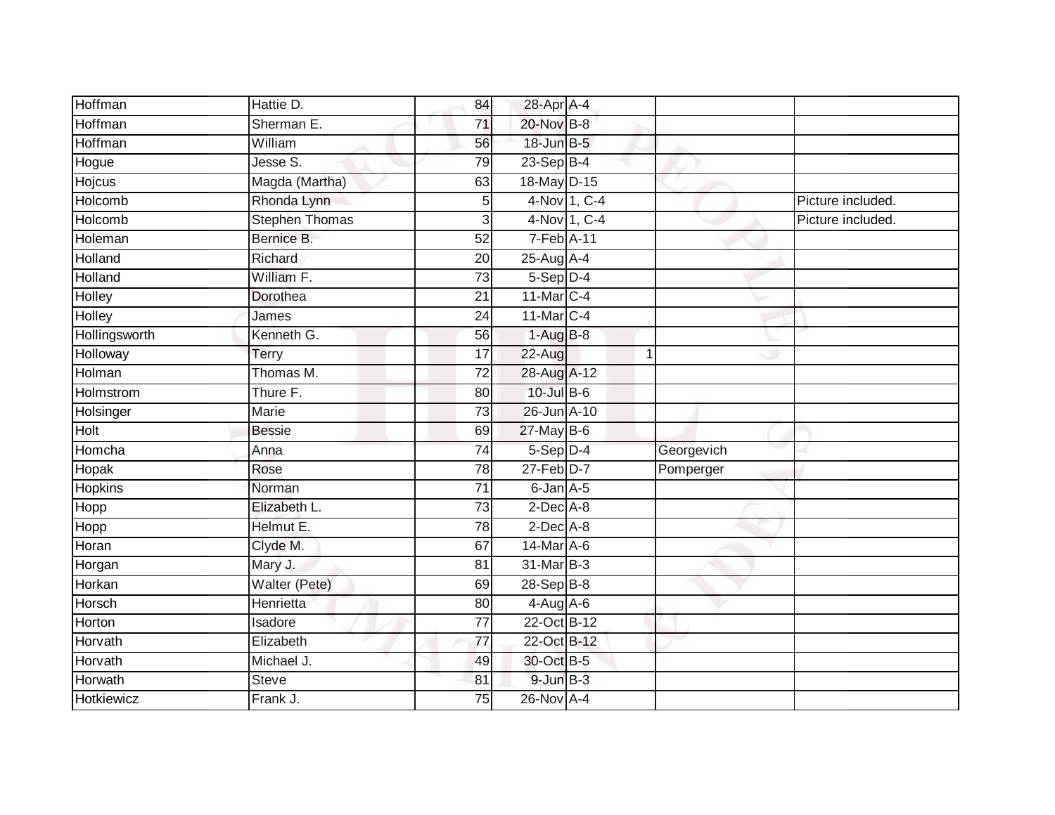| | | | | | | |
|---|---|---|---|---|---|---|
| Hoffman | Hattie D. | 84 | 28-Apr | A-4 | | |
| Hoffman | Sherman E. | 71 | 20-Nov | B-8 | | |
| Hoffman | William | 56 | 18-Jun | B-5 | | |
| Hogue | Jesse S. | 79 | 23-Sep | B-4 | | |
| Hojcus | Magda (Martha) | 63 | 18-May | D-15 | | |
| Holcomb | Rhonda Lynn | 5 | 4-Nov | 1, C-4 | | Picture included. |
| Holcomb | Stephen Thomas | 3 | 4-Nov | 1, C-4 | | Picture included. |
| Holeman | Bernice B. | 52 | 7-Feb | A-11 | | |
| Holland | Richard | 20 | 25-Aug | A-4 | | |
| Holland | William F. | 73 | 5-Sep | D-4 | | |
| Holley | Dorothea | 21 | 11-Mar | C-4 | | |
| Holley | James | 24 | 11-Mar | C-4 | | |
| Hollingsworth | Kenneth G. | 56 | 1-Aug | B-8 | | |
| Holloway | Terry | 17 | 22-Aug | 1 | | |
| Holman | Thomas M. | 72 | 28-Aug | A-12 | | |
| Holmstrom | Thure F. | 80 | 10-Jul | B-6 | | |
| Holsinger | Marie | 73 | 26-Jun | A-10 | | |
| Holt | Bessie | 69 | 27-May | B-6 | | |
| Homcha | Anna | 74 | 5-Sep | D-4 | Georgevich | |
| Hopak | Rose | 78 | 27-Feb | D-7 | Pomperger | |
| Hopkins | Norman | 71 | 6-Jan | A-5 | | |
| Hopp | Elizabeth L. | 73 | 2-Dec | A-8 | | |
| Hopp | Helmut E. | 78 | 2-Dec | A-8 | | |
| Horan | Clyde M. | 67 | 14-Mar | A-6 | | |
| Horgan | Mary J. | 81 | 31-Mar | B-3 | | |
| Horkan | Walter (Pete) | 69 | 28-Sep | B-8 | | |
| Horsch | Henrietta | 80 | 4-Aug | A-6 | | |
| Horton | Isadore | 77 | 22-Oct | B-12 | | |
| Horvath | Elizabeth | 77 | 22-Oct | B-12 | | |
| Horvath | Michael J. | 49 | 30-Oct | B-5 | | |
| Horwath | Steve | 81 | 9-Jun | B-3 | | |
| Hotkiewicz | Frank J. | 75 | 26-Nov | A-4 | | |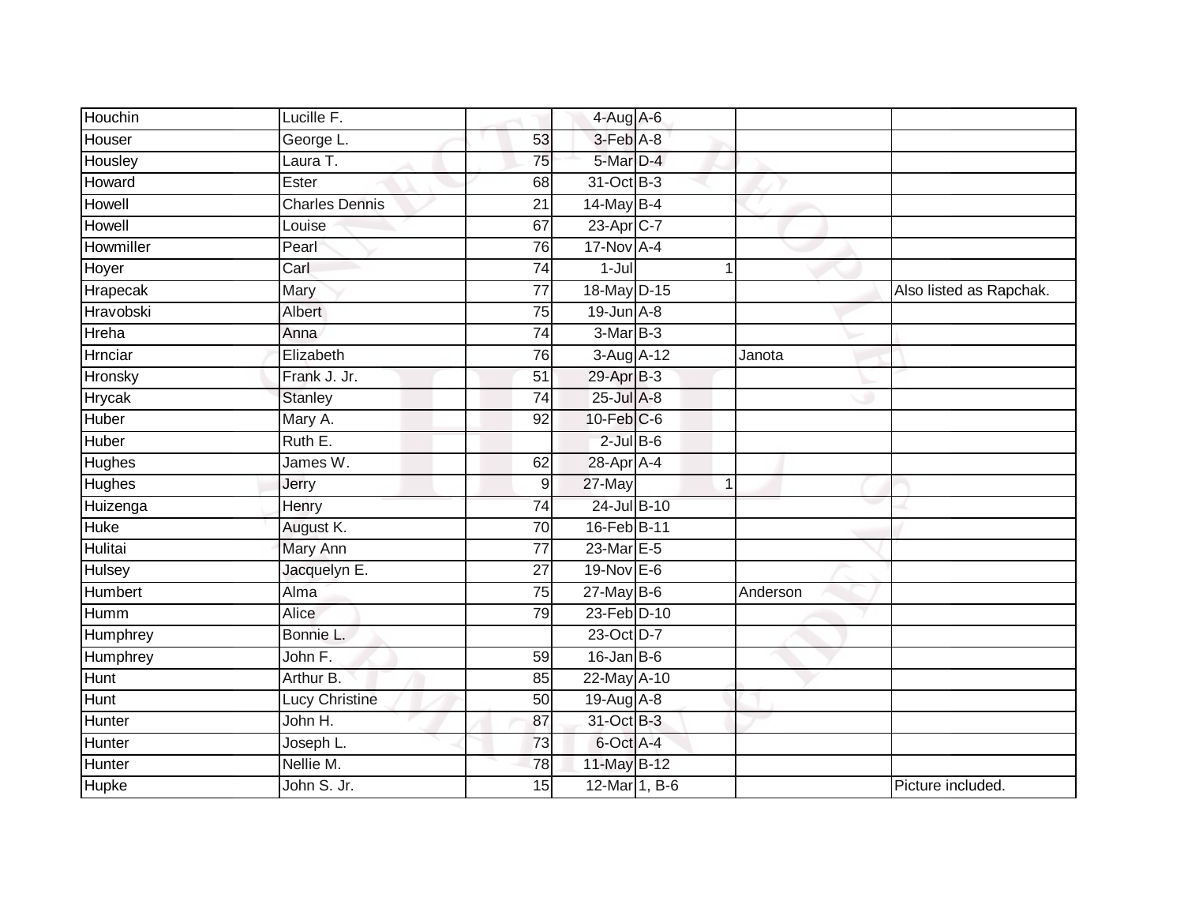| | | | | | | |
|---|---|---|---|---|---|---|
| Houchin | Lucille F. | | 4-Aug | A-6 | | |
| Houser | George L. | 53 | 3-Feb | A-8 | | |
| Housley | Laura T. | 75 | 5-Mar | D-4 | | |
| Howard | Ester | 68 | 31-Oct | B-3 | | |
| Howell | Charles Dennis | 21 | 14-May | B-4 | | |
| Howell | Louise | 67 | 23-Apr | C-7 | | |
| Howmiller | Pearl | 76 | 17-Nov | A-4 | | |
| Hoyer | Carl | 74 | 1-Jul | 1 | | |
| Hrapecak | Mary | 77 | 18-May | D-15 | | Also listed as Rapchak. |
| Hravobski | Albert | 75 | 19-Jun | A-8 | | |
| Hreha | Anna | 74 | 3-Mar | B-3 | | |
| Hrnciar | Elizabeth | 76 | 3-Aug | A-12 | Janota | |
| Hronsky | Frank J. Jr. | 51 | 29-Apr | B-3 | | |
| Hrycak | Stanley | 74 | 25-Jul | A-8 | | |
| Huber | Mary A. | 92 | 10-Feb | C-6 | | |
| Huber | Ruth E. | | 2-Jul | B-6 | | |
| Hughes | James W. | 62 | 28-Apr | A-4 | | |
| Hughes | Jerry | 9 | 27-May | 1 | | |
| Huizenga | Henry | 74 | 24-Jul | B-10 | | |
| Huke | August K. | 70 | 16-Feb | B-11 | | |
| Hulitai | Mary Ann | 77 | 23-Mar | E-5 | | |
| Hulsey | Jacquelyn E. | 27 | 19-Nov | E-6 | | |
| Humbert | Alma | 75 | 27-May | B-6 | Anderson | |
| Humm | Alice | 79 | 23-Feb | D-10 | | |
| Humphrey | Bonnie L. | | 23-Oct | D-7 | | |
| Humphrey | John F. | 59 | 16-Jan | B-6 | | |
| Hunt | Arthur B. | 85 | 22-May | A-10 | | |
| Hunt | Lucy Christine | 50 | 19-Aug | A-8 | | |
| Hunter | John H. | 87 | 31-Oct | B-3 | | |
| Hunter | Joseph L. | 73 | 6-Oct | A-4 | | |
| Hunter | Nellie M. | 78 | 11-May | B-12 | | |
| Hupke | John S. Jr. | 15 | 12-Mar | 1, B-6 | | Picture included. |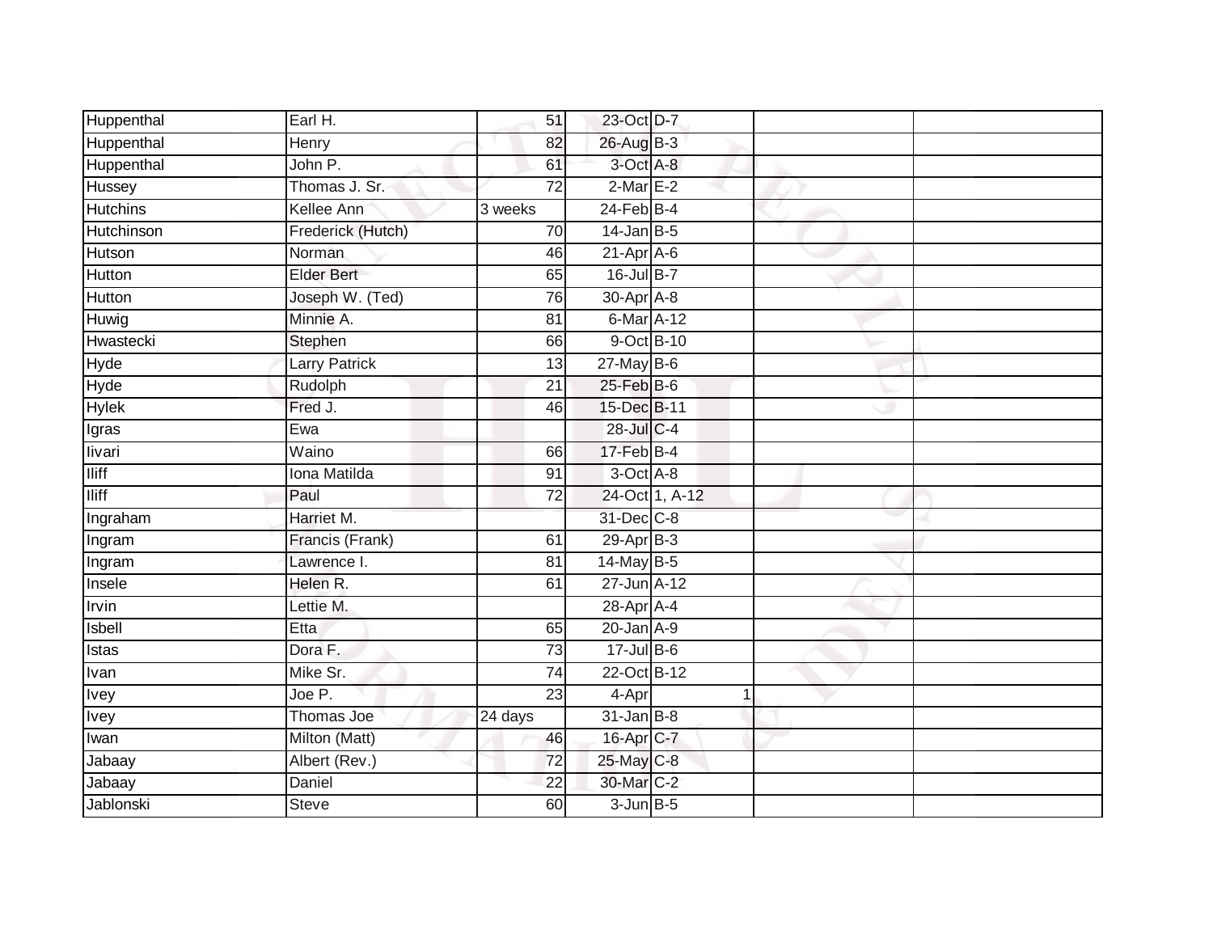| Huppenthal | Earl H. | 51 | 23-Oct | D-7 | | |
|---|---|---|---|---|---|---|
| Huppenthal | Henry | 82 | 26-Aug | B-3 | | |
| Huppenthal | John P. | 61 | 3-Oct | A-8 | | |
| Hussey | Thomas J. Sr. | 72 | 2-Mar | E-2 | | |
| Hutchins | Kellee Ann | 3 weeks | 24-Feb | B-4 | | |
| Hutchinson | Frederick (Hutch) | 70 | 14-Jan | B-5 | | |
| Hutson | Norman | 46 | 21-Apr | A-6 | | |
| Hutton | Elder Bert | 65 | 16-Jul | B-7 | | |
| Hutton | Joseph W. (Ted) | 76 | 30-Apr | A-8 | | |
| Huwig | Minnie A. | 81 | 6-Mar | A-12 | | |
| Hwastecki | Stephen | 66 | 9-Oct | B-10 | | |
| Hyde | Larry Patrick | 13 | 27-May | B-6 | | |
| Hyde | Rudolph | 21 | 25-Feb | B-6 | | |
| Hylek | Fred J. | 46 | 15-Dec | B-11 | | |
| Igras | Ewa | | 28-Jul | C-4 | | |
| Iivari | Waino | 66 | 17-Feb | B-4 | | |
| Iliff | Iona Matilda | 91 | 3-Oct | A-8 | | |
| Iliff | Paul | 72 | 24-Oct | 1, A-12 | | |
| Ingraham | Harriet M. | | 31-Dec | C-8 | | |
| Ingram | Francis (Frank) | 61 | 29-Apr | B-3 | | |
| Ingram | Lawrence I. | 81 | 14-May | B-5 | | |
| Insele | Helen R. | 61 | 27-Jun | A-12 | | |
| Irvin | Lettie M. | | 28-Apr | A-4 | | |
| Isbell | Etta | 65 | 20-Jan | A-9 | | |
| Istas | Dora F. | 73 | 17-Jul | B-6 | | |
| Ivan | Mike Sr. | 74 | 22-Oct | B-12 | | |
| Ivey | Joe P. | 23 | 4-Apr | 1 | | |
| Ivey | Thomas Joe | 24 days | 31-Jan | B-8 | | |
| Iwan | Milton (Matt) | 46 | 16-Apr | C-7 | | |
| Jabaay | Albert (Rev.) | 72 | 25-May | C-8 | | |
| Jabaay | Daniel | 22 | 30-Mar | C-2 | | |
| Jablonski | Steve | 60 | 3-Jun | B-5 | | |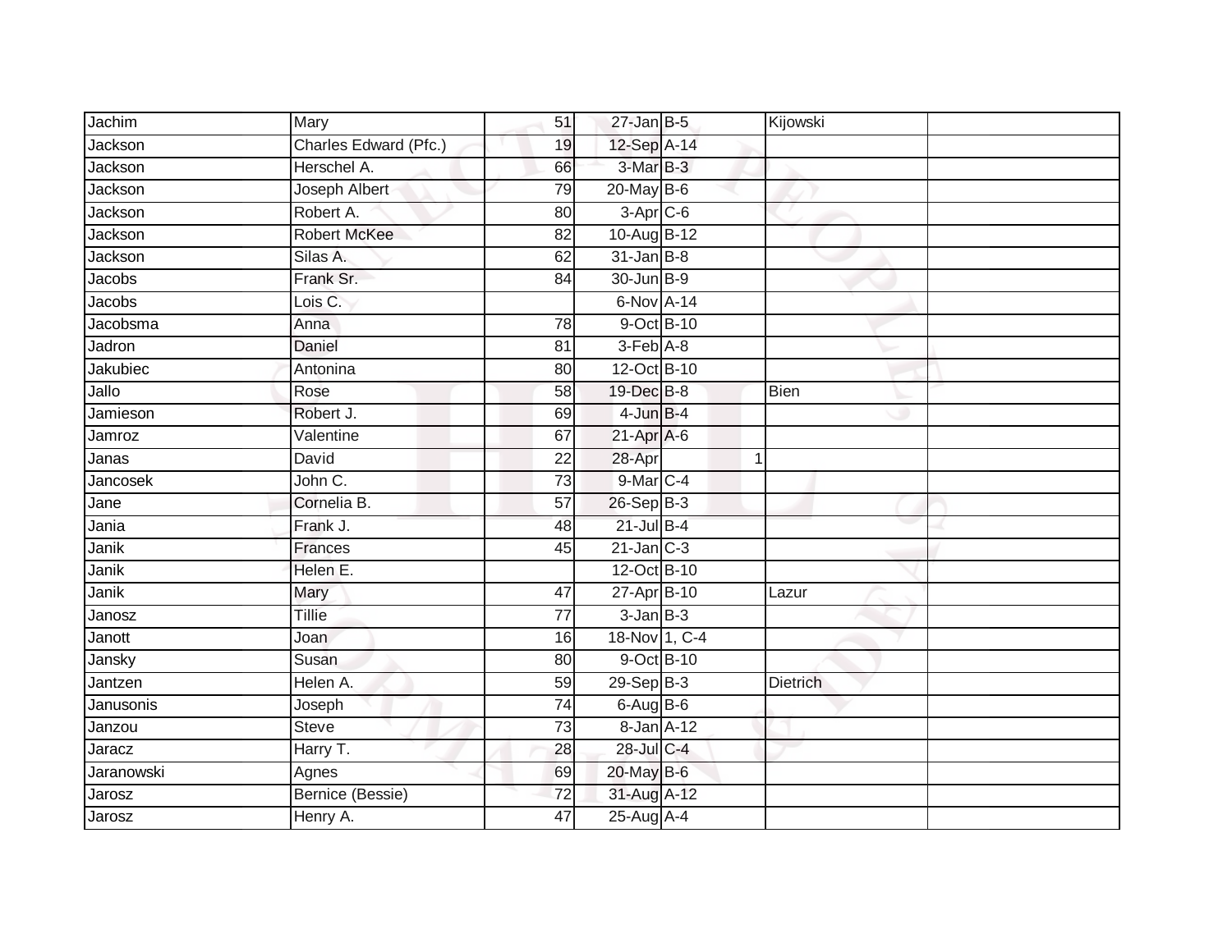| | | | | | | | |
|---|---|---|---|---|---|---|---|
| Jachim | Mary | 51 | 27-Jan | B-5 | | Kijowski | |
| Jackson | Charles Edward (Pfc.) | 19 | 12-Sep | A-14 | | | |
| Jackson | Herschel A. | 66 | 3-Mar | B-3 | | | |
| Jackson | Joseph Albert | 79 | 20-May | B-6 | | | |
| Jackson | Robert A. | 80 | 3-Apr | C-6 | | | |
| Jackson | Robert McKee | 82 | 10-Aug | B-12 | | | |
| Jackson | Silas A. | 62 | 31-Jan | B-8 | | | |
| Jacobs | Frank Sr. | 84 | 30-Jun | B-9 | | | |
| Jacobs | Lois C. | | 6-Nov | A-14 | | | |
| Jacobsma | Anna | 78 | 9-Oct | B-10 | | | |
| Jadron | Daniel | 81 | 3-Feb | A-8 | | | |
| Jakubiec | Antonina | 80 | 12-Oct | B-10 | | | |
| Jallo | Rose | 58 | 19-Dec | B-8 | | Bien | |
| Jamieson | Robert J. | 69 | 4-Jun | B-4 | | | |
| Jamroz | Valentine | 67 | 21-Apr | A-6 | | | |
| Janas | David | 22 | 28-Apr | | 1 | | |
| Jancosek | John C. | 73 | 9-Mar | C-4 | | | |
| Jane | Cornelia B. | 57 | 26-Sep | B-3 | | | |
| Jania | Frank J. | 48 | 21-Jul | B-4 | | | |
| Janik | Frances | 45 | 21-Jan | C-3 | | | |
| Janik | Helen E. | | 12-Oct | B-10 | | | |
| Janik | Mary | 47 | 27-Apr | B-10 | | Lazur | |
| Janosz | Tillie | 77 | 3-Jan | B-3 | | | |
| Janott | Joan | 16 | 18-Nov | 1, C-4 | | | |
| Jansky | Susan | 80 | 9-Oct | B-10 | | | |
| Jantzen | Helen A. | 59 | 29-Sep | B-3 | | Dietrich | |
| Janusonis | Joseph | 74 | 6-Aug | B-6 | | | |
| Janzou | Steve | 73 | 8-Jan | A-12 | | | |
| Jaracz | Harry T. | 28 | 28-Jul | C-4 | | | |
| Jaranowski | Agnes | 69 | 20-May | B-6 | | | |
| Jarosz | Bernice (Bessie) | 72 | 31-Aug | A-12 | | | |
| Jarosz | Henry A. | 47 | 25-Aug | A-4 | | | |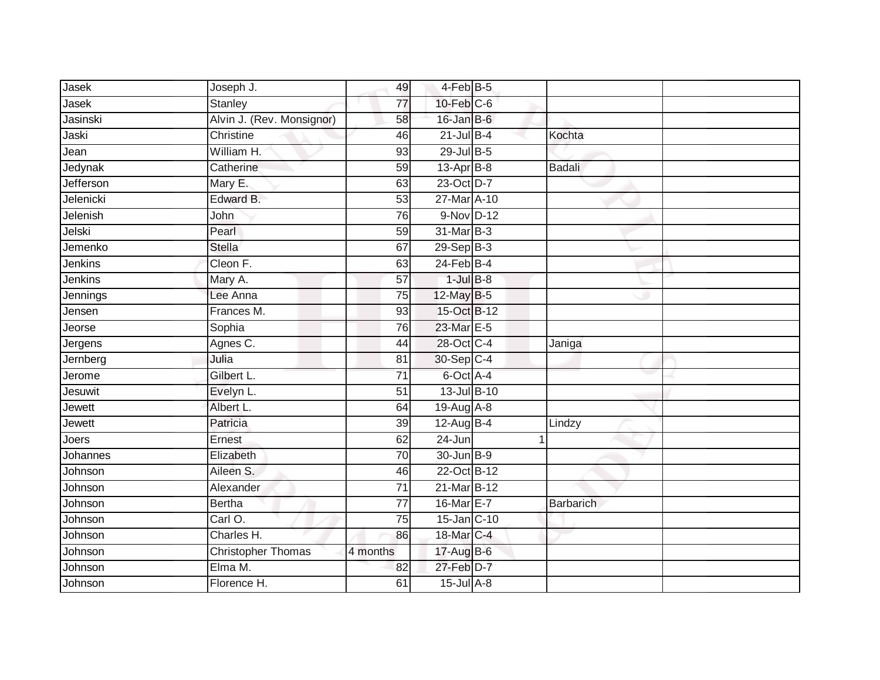| | | | | | | |
|---|---|---|---|---|---|---|
| Jasek | Joseph J. | 49 | 4-Feb | B-5 | | |
| Jasek | Stanley | 77 | 10-Feb | C-6 | | |
| Jasinski | Alvin J. (Rev. Monsignor) | 58 | 16-Jan | B-6 | | |
| Jaski | Christine | 46 | 21-Jul | B-4 | Kochta | |
| Jean | William H. | 93 | 29-Jul | B-5 | | |
| Jedynak | Catherine | 59 | 13-Apr | B-8 | Badali | |
| Jefferson | Mary E. | 63 | 23-Oct | D-7 | | |
| Jelenicki | Edward B. | 53 | 27-Mar | A-10 | | |
| Jelenish | John | 76 | 9-Nov | D-12 | | |
| Jelski | Pearl | 59 | 31-Mar | B-3 | | |
| Jemenko | Stella | 67 | 29-Sep | B-3 | | |
| Jenkins | Cleon F. | 63 | 24-Feb | B-4 | | |
| Jenkins | Mary A. | 57 | 1-Jul | B-8 | | |
| Jennings | Lee Anna | 75 | 12-May | B-5 | | |
| Jensen | Frances M. | 93 | 15-Oct | B-12 | | |
| Jeorse | Sophia | 76 | 23-Mar | E-5 | | |
| Jergens | Agnes C. | 44 | 28-Oct | C-4 | Janiga | |
| Jernberg | Julia | 81 | 30-Sep | C-4 | | |
| Jerome | Gilbert L. | 71 | 6-Oct | A-4 | | |
| Jesuwit | Evelyn L. | 51 | 13-Jul | B-10 | | |
| Jewett | Albert L. | 64 | 19-Aug | A-8 | | |
| Jewett | Patricia | 39 | 12-Aug | B-4 | Lindzy | |
| Joers | Ernest | 62 | 24-Jun | 1 | | |
| Johannes | Elizabeth | 70 | 30-Jun | B-9 | | |
| Johnson | Aileen S. | 46 | 22-Oct | B-12 | | |
| Johnson | Alexander | 71 | 21-Mar | B-12 | | |
| Johnson | Bertha | 77 | 16-Mar | E-7 | Barbarich | |
| Johnson | Carl O. | 75 | 15-Jan | C-10 | | |
| Johnson | Charles H. | 86 | 18-Mar | C-4 | | |
| Johnson | Christopher Thomas | 4 months | 17-Aug | B-6 | | |
| Johnson | Elma M. | 82 | 27-Feb | D-7 | | |
| Johnson | Florence H. | 61 | 15-Jul | A-8 | | |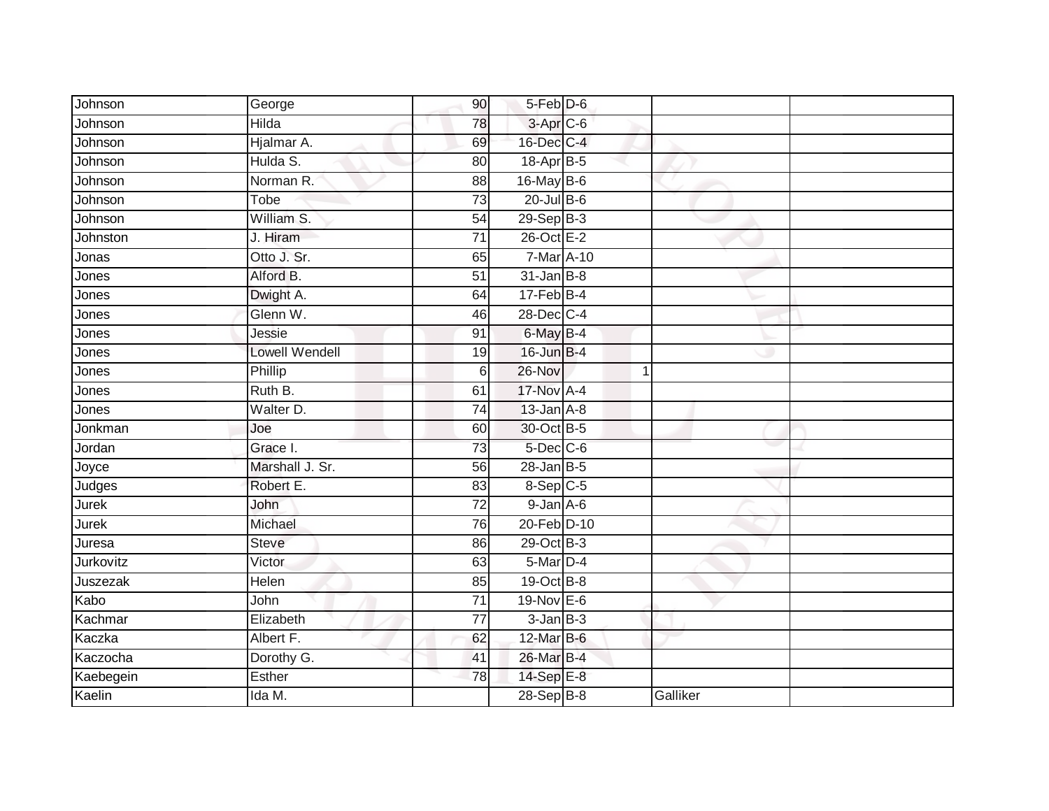| | | | | | | |
|---|---|---|---|---|---|---|
| Johnson | George | 90 | 5-Feb | D-6 | | |
| Johnson | Hilda | 78 | 3-Apr | C-6 | | |
| Johnson | Hjalmar A. | 69 | 16-Dec | C-4 | | |
| Johnson | Hulda S. | 80 | 18-Apr | B-5 | | |
| Johnson | Norman R. | 88 | 16-May | B-6 | | |
| Johnson | Tobe | 73 | 20-Jul | B-6 | | |
| Johnson | William S. | 54 | 29-Sep | B-3 | | |
| Johnston | J. Hiram | 71 | 26-Oct | E-2 | | |
| Jonas | Otto J. Sr. | 65 | 7-Mar | A-10 | | |
| Jones | Alford B. | 51 | 31-Jan | B-8 | | |
| Jones | Dwight A. | 64 | 17-Feb | B-4 | | |
| Jones | Glenn W. | 46 | 28-Dec | C-4 | | |
| Jones | Jessie | 91 | 6-May | B-4 | | |
| Jones | Lowell Wendell | 19 | 16-Jun | B-4 | | |
| Jones | Phillip | 6 | 26-Nov | 1 | | |
| Jones | Ruth B. | 61 | 17-Nov | A-4 | | |
| Jones | Walter D. | 74 | 13-Jan | A-8 | | |
| Jonkman | Joe | 60 | 30-Oct | B-5 | | |
| Jordan | Grace I. | 73 | 5-Dec | C-6 | | |
| Joyce | Marshall J. Sr. | 56 | 28-Jan | B-5 | | |
| Judges | Robert E. | 83 | 8-Sep | C-5 | | |
| Jurek | John | 72 | 9-Jan | A-6 | | |
| Jurek | Michael | 76 | 20-Feb | D-10 | | |
| Juresa | Steve | 86 | 29-Oct | B-3 | | |
| Jurkovitz | Victor | 63 | 5-Mar | D-4 | | |
| Juszezak | Helen | 85 | 19-Oct | B-8 | | |
| Kabo | John | 71 | 19-Nov | E-6 | | |
| Kachmar | Elizabeth | 77 | 3-Jan | B-3 | | |
| Kaczka | Albert F. | 62 | 12-Mar | B-6 | | |
| Kaczocha | Dorothy G. | 41 | 26-Mar | B-4 | | |
| Kaebegein | Esther | 78 | 14-Sep | E-8 | | |
| Kaelin | Ida M. | | 28-Sep | B-8 | Galliker | |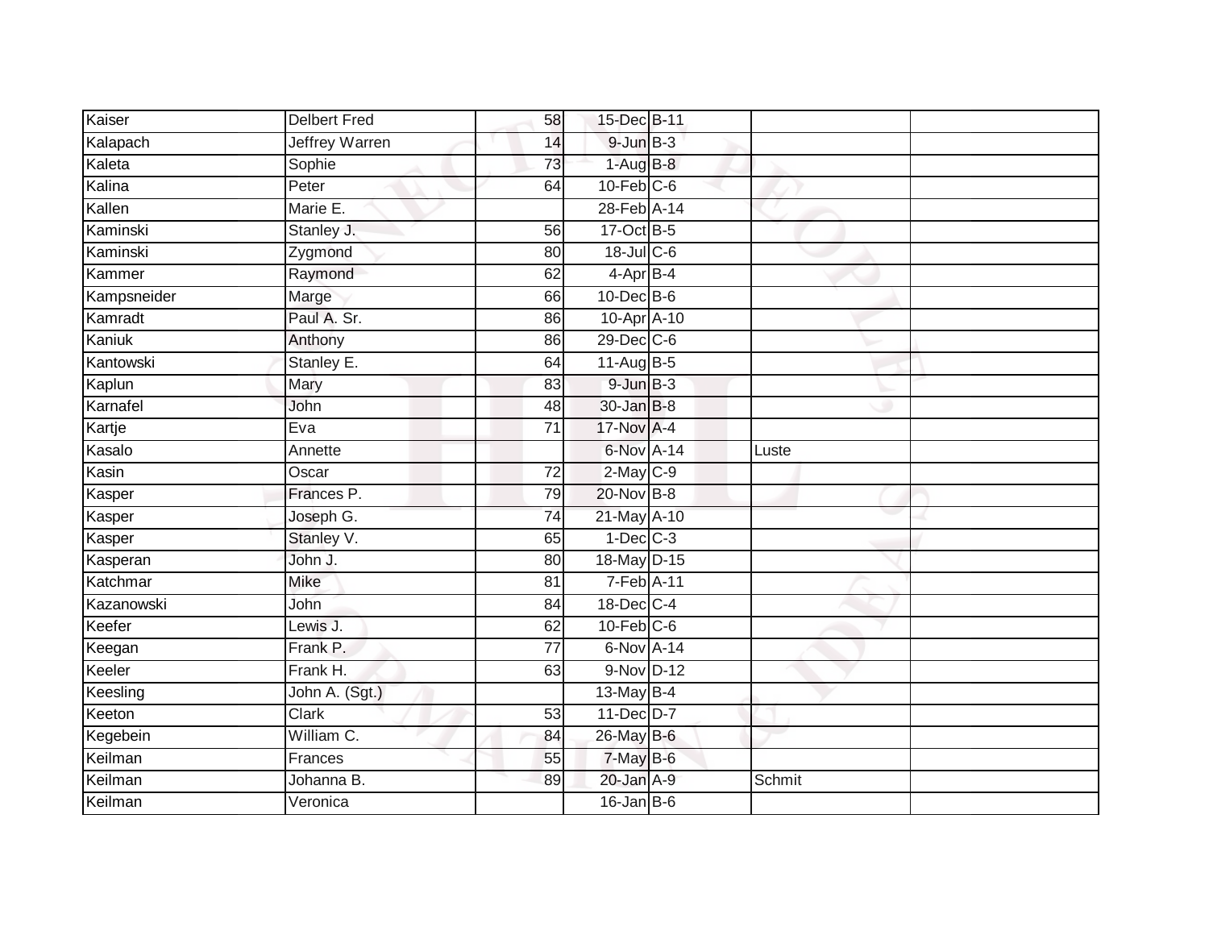| | | | | | | |
|---|---|---|---|---|---|---|
| Kaiser | Delbert Fred | 58 | 15-Dec | B-11 | | |
| Kalapach | Jeffrey Warren | 14 | 9-Jun | B-3 | | |
| Kaleta | Sophie | 73 | 1-Aug | B-8 | | |
| Kalina | Peter | 64 | 10-Feb | C-6 | | |
| Kallen | Marie E. | | 28-Feb | A-14 | | |
| Kaminski | Stanley J. | 56 | 17-Oct | B-5 | | |
| Kaminski | Zygmond | 80 | 18-Jul | C-6 | | |
| Kammer | Raymond | 62 | 4-Apr | B-4 | | |
| Kampsneider | Marge | 66 | 10-Dec | B-6 | | |
| Kamradt | Paul A. Sr. | 86 | 10-Apr | A-10 | | |
| Kaniuk | Anthony | 86 | 29-Dec | C-6 | | |
| Kantowski | Stanley E. | 64 | 11-Aug | B-5 | | |
| Kaplun | Mary | 83 | 9-Jun | B-3 | | |
| Karnafel | John | 48 | 30-Jan | B-8 | | |
| Kartje | Eva | 71 | 17-Nov | A-4 | | |
| Kasalo | Annette | | 6-Nov | A-14 | Luste | |
| Kasin | Oscar | 72 | 2-May | C-9 | | |
| Kasper | Frances P. | 79 | 20-Nov | B-8 | | |
| Kasper | Joseph G. | 74 | 21-May | A-10 | | |
| Kasper | Stanley V. | 65 | 1-Dec | C-3 | | |
| Kasperan | John J. | 80 | 18-May | D-15 | | |
| Katchmar | Mike | 81 | 7-Feb | A-11 | | |
| Kazanowski | John | 84 | 18-Dec | C-4 | | |
| Keefer | Lewis J. | 62 | 10-Feb | C-6 | | |
| Keegan | Frank P. | 77 | 6-Nov | A-14 | | |
| Keeler | Frank H. | 63 | 9-Nov | D-12 | | |
| Keesling | John A. (Sgt.) | | 13-May | B-4 | | |
| Keeton | Clark | 53 | 11-Dec | D-7 | | |
| Kegebein | William C. | 84 | 26-May | B-6 | | |
| Keilman | Frances | 55 | 7-May | B-6 | | |
| Keilman | Johanna B. | 89 | 20-Jan | A-9 | Schmit | |
| Keilman | Veronica | | 16-Jan | B-6 | | |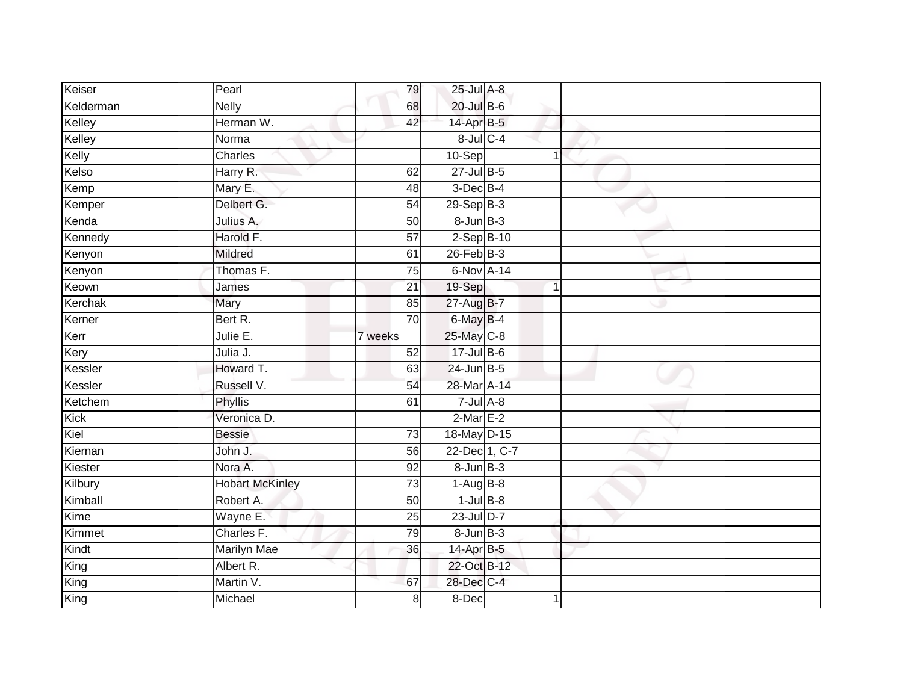| | | | | | | | |
|---|---|---|---|---|---|---|---|
| Keiser | Pearl | 79 | 25-Jul | A-8 | | | |
| Kelderman | Nelly | 68 | 20-Jul | B-6 | | | |
| Kelley | Herman W. | 42 | 14-Apr | B-5 | | | |
| Kelley | Norma | | 8-Jul | C-4 | | | |
| Kelly | Charles | | 10-Sep | 1 | | | |
| Kelso | Harry R. | 62 | 27-Jul | B-5 | | | |
| Kemp | Mary E. | 48 | 3-Dec | B-4 | | | |
| Kemper | Delbert G. | 54 | 29-Sep | B-3 | | | |
| Kenda | Julius A. | 50 | 8-Jun | B-3 | | | |
| Kennedy | Harold F. | 57 | 2-Sep | B-10 | | | |
| Kenyon | Mildred | 61 | 26-Feb | B-3 | | | |
| Kenyon | Thomas F. | 75 | 6-Nov | A-14 | | | |
| Keown | James | 21 | 19-Sep | 1 | | | |
| Kerchak | Mary | 85 | 27-Aug | B-7 | | | |
| Kerner | Bert R. | 70 | 6-May | B-4 | | | |
| Kerr | Julie E. | 7 weeks | 25-May | C-8 | | | |
| Kery | Julia J. | 52 | 17-Jul | B-6 | | | |
| Kessler | Howard T. | 63 | 24-Jun | B-5 | | | |
| Kessler | Russell V. | 54 | 28-Mar | A-14 | | | |
| Ketchem | Phyllis | 61 | 7-Jul | A-8 | | | |
| Kick | Veronica D. | | 2-Mar | E-2 | | | |
| Kiel | Bessie | 73 | 18-May | D-15 | | | |
| Kiernan | John J. | 56 | 22-Dec | 1, C-7 | | | |
| Kiester | Nora A. | 92 | 8-Jun | B-3 | | | |
| Kilbury | Hobart McKinley | 73 | 1-Aug | B-8 | | | |
| Kimball | Robert A. | 50 | 1-Jul | B-8 | | | |
| Kime | Wayne E. | 25 | 23-Jul | D-7 | | | |
| Kimmet | Charles F. | 79 | 8-Jun | B-3 | | | |
| Kindt | Marilyn Mae | 36 | 14-Apr | B-5 | | | |
| King | Albert R. | | 22-Oct | B-12 | | | |
| King | Martin V. | 67 | 28-Dec | C-4 | | | |
| King | Michael | 8 | 8-Dec | 1 | | | |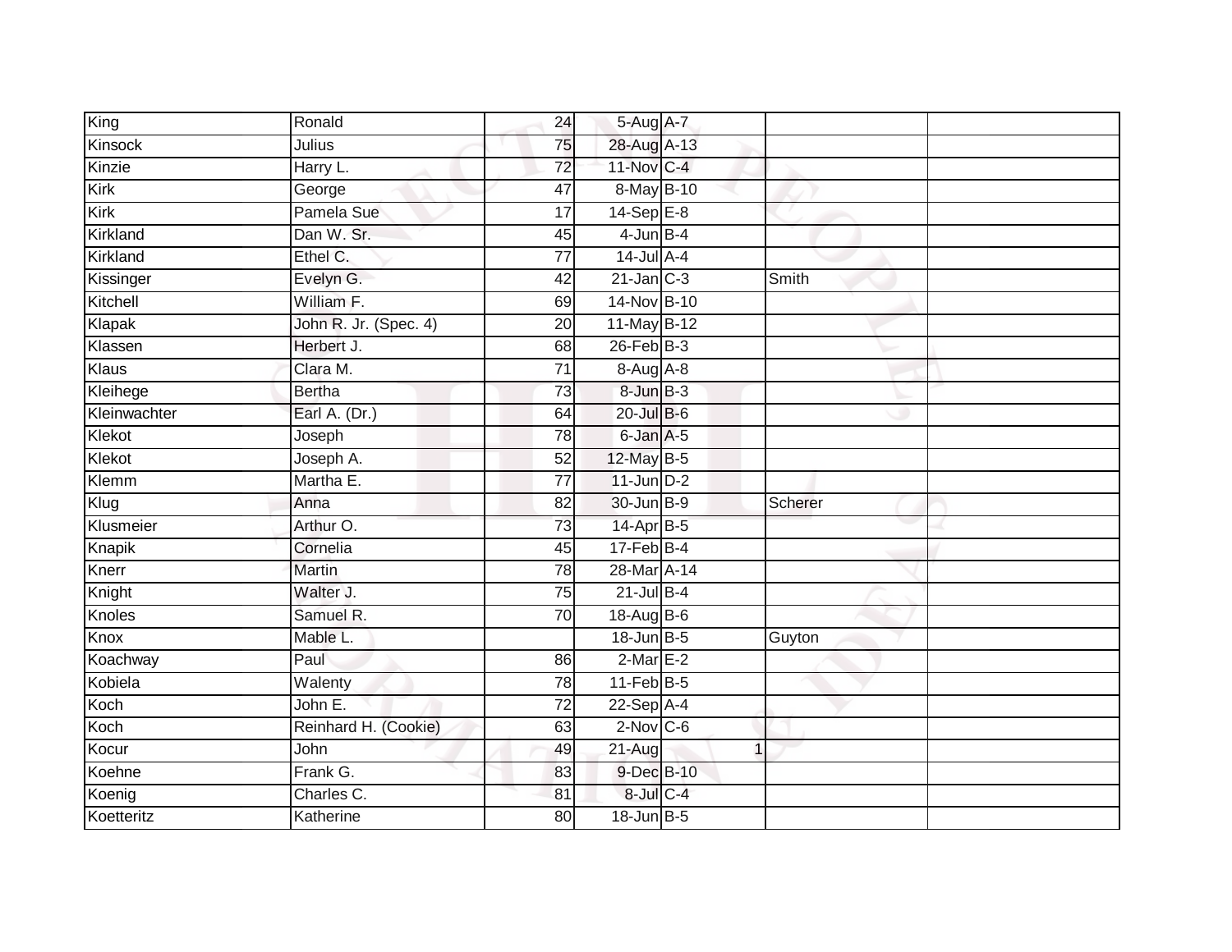| | | | | | | | |
|---|---|---|---|---|---|---|---|
| King | Ronald | 24 | 5-Aug | A-7 | | | |
| Kinsock | Julius | 75 | 28-Aug | A-13 | | | |
| Kinzie | Harry L. | 72 | 11-Nov | C-4 | | | |
| Kirk | George | 47 | 8-May | B-10 | | | |
| Kirk | Pamela Sue | 17 | 14-Sep | E-8 | | | |
| Kirkland | Dan W. Sr. | 45 | 4-Jun | B-4 | | | |
| Kirkland | Ethel C. | 77 | 14-Jul | A-4 | | | |
| Kissinger | Evelyn G. | 42 | 21-Jan | C-3 | | Smith | |
| Kitchell | William F. | 69 | 14-Nov | B-10 | | | |
| Klapak | John R. Jr. (Spec. 4) | 20 | 11-May | B-12 | | | |
| Klassen | Herbert J. | 68 | 26-Feb | B-3 | | | |
| Klaus | Clara M. | 71 | 8-Aug | A-8 | | | |
| Kleihege | Bertha | 73 | 8-Jun | B-3 | | | |
| Kleinwachter | Earl A. (Dr.) | 64 | 20-Jul | B-6 | | | |
| Klekot | Joseph | 78 | 6-Jan | A-5 | | | |
| Klekot | Joseph A. | 52 | 12-May | B-5 | | | |
| Klemm | Martha E. | 77 | 11-Jun | D-2 | | | |
| Klug | Anna | 82 | 30-Jun | B-9 | | Scherer | |
| Klusmeier | Arthur O. | 73 | 14-Apr | B-5 | | | |
| Knapik | Cornelia | 45 | 17-Feb | B-4 | | | |
| Knerr | Martin | 78 | 28-Mar | A-14 | | | |
| Knight | Walter J. | 75 | 21-Jul | B-4 | | | |
| Knoles | Samuel R. | 70 | 18-Aug | B-6 | | | |
| Knox | Mable L. | | 18-Jun | B-5 | | Guyton | |
| Koachway | Paul | 86 | 2-Mar | E-2 | | | |
| Kobiela | Walenty | 78 | 11-Feb | B-5 | | | |
| Koch | John E. | 72 | 22-Sep | A-4 | | | |
| Koch | Reinhard H. (Cookie) | 63 | 2-Nov | C-6 | | | |
| Kocur | John | 49 | 21-Aug | | 1 | | |
| Koehne | Frank G. | 83 | 9-Dec | B-10 | | | |
| Koenig | Charles C. | 81 | 8-Jul | C-4 | | | |
| Koetteritz | Katherine | 80 | 18-Jun | B-5 | | | |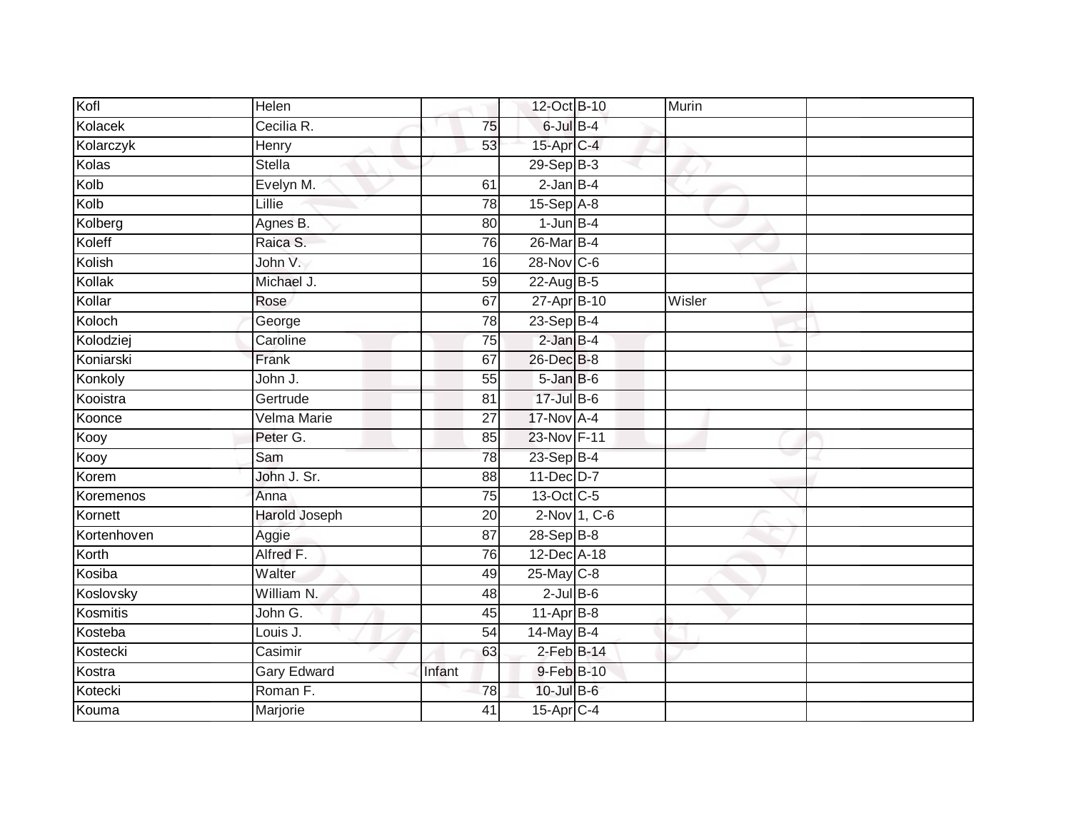| | | | | | | |
|---|---|---|---|---|---|---|
| Kofl | Helen | | 12-Oct | B-10 | Murin | |
| Kolacek | Cecilia R. | 75 | 6-Jul | B-4 | | |
| Kolarczyk | Henry | 53 | 15-Apr | C-4 | | |
| Kolas | Stella | | 29-Sep | B-3 | | |
| Kolb | Evelyn M. | 61 | 2-Jan | B-4 | | |
| Kolb | Lillie | 78 | 15-Sep | A-8 | | |
| Kolberg | Agnes B. | 80 | 1-Jun | B-4 | | |
| Koleff | Raica S. | 76 | 26-Mar | B-4 | | |
| Kolish | John V. | 16 | 28-Nov | C-6 | | |
| Kollak | Michael J. | 59 | 22-Aug | B-5 | | |
| Kollar | Rose | 67 | 27-Apr | B-10 | Wisler | |
| Koloch | George | 78 | 23-Sep | B-4 | | |
| Kolodziej | Caroline | 75 | 2-Jan | B-4 | | |
| Koniarski | Frank | 67 | 26-Dec | B-8 | | |
| Konkoly | John J. | 55 | 5-Jan | B-6 | | |
| Kooistra | Gertrude | 81 | 17-Jul | B-6 | | |
| Koonce | Velma Marie | 27 | 17-Nov | A-4 | | |
| Kooy | Peter G. | 85 | 23-Nov | F-11 | | |
| Kooy | Sam | 78 | 23-Sep | B-4 | | |
| Korem | John J. Sr. | 88 | 11-Dec | D-7 | | |
| Koremenos | Anna | 75 | 13-Oct | C-5 | | |
| Kornett | Harold Joseph | 20 | 2-Nov | 1, C-6 | | |
| Kortenhoven | Aggie | 87 | 28-Sep | B-8 | | |
| Korth | Alfred F. | 76 | 12-Dec | A-18 | | |
| Kosiba | Walter | 49 | 25-May | C-8 | | |
| Koslovsky | William N. | 48 | 2-Jul | B-6 | | |
| Kosmitis | John G. | 45 | 11-Apr | B-8 | | |
| Kosteba | Louis J. | 54 | 14-May | B-4 | | |
| Kostecki | Casimir | 63 | 2-Feb | B-14 | | |
| Kostra | Gary Edward | Infant | 9-Feb | B-10 | | |
| Kotecki | Roman F. | 78 | 10-Jul | B-6 | | |
| Kouma | Marjorie | 41 | 15-Apr | C-4 | | |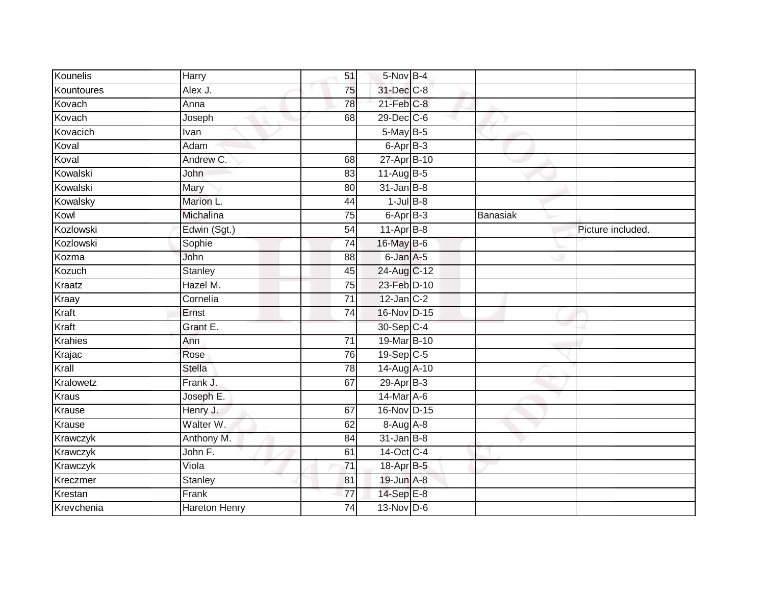| | | | | | | |
|---|---|---|---|---|---|---|
| Kounelis | Harry | 51 | 5-Nov | B-4 | | |
| Kountoures | Alex J. | 75 | 31-Dec | C-8 | | |
| Kovach | Anna | 78 | 21-Feb | C-8 | | |
| Kovach | Joseph | 68 | 29-Dec | C-6 | | |
| Kovacich | Ivan | | 5-May | B-5 | | |
| Koval | Adam | | 6-Apr | B-3 | | |
| Koval | Andrew C. | 68 | 27-Apr | B-10 | | |
| Kowalski | John | 83 | 11-Aug | B-5 | | |
| Kowalski | Mary | 80 | 31-Jan | B-8 | | |
| Kowalsky | Marion L. | 44 | 1-Jul | B-8 | | |
| Kowl | Michalina | 75 | 6-Apr | B-3 | Banasiak | |
| Kozlowski | Edwin (Sgt.) | 54 | 11-Apr | B-8 | | Picture included. |
| Kozlowski | Sophie | 74 | 16-May | B-6 | | |
| Kozma | John | 88 | 6-Jan | A-5 | | |
| Kozuch | Stanley | 45 | 24-Aug | C-12 | | |
| Kraatz | Hazel M. | 75 | 23-Feb | D-10 | | |
| Kraay | Cornelia | 71 | 12-Jan | C-2 | | |
| Kraft | Ernst | 74 | 16-Nov | D-15 | | |
| Kraft | Grant E. | | 30-Sep | C-4 | | |
| Krahies | Ann | 71 | 19-Mar | B-10 | | |
| Krajac | Rose | 76 | 19-Sep | C-5 | | |
| Krall | Stella | 78 | 14-Aug | A-10 | | |
| Kralowetz | Frank J. | 67 | 29-Apr | B-3 | | |
| Kraus | Joseph E. | | 14-Mar | A-6 | | |
| Krause | Henry J. | 67 | 16-Nov | D-15 | | |
| Krause | Walter W. | 62 | 8-Aug | A-8 | | |
| Krawczyk | Anthony M. | 84 | 31-Jan | B-8 | | |
| Krawczyk | John F. | 61 | 14-Oct | C-4 | | |
| Krawczyk | Viola | 71 | 18-Apr | B-5 | | |
| Kreczmer | Stanley | 81 | 19-Jun | A-8 | | |
| Krestan | Frank | 77 | 14-Sep | E-8 | | |
| Krevchenia | Hareton Henry | 74 | 13-Nov | D-6 | | |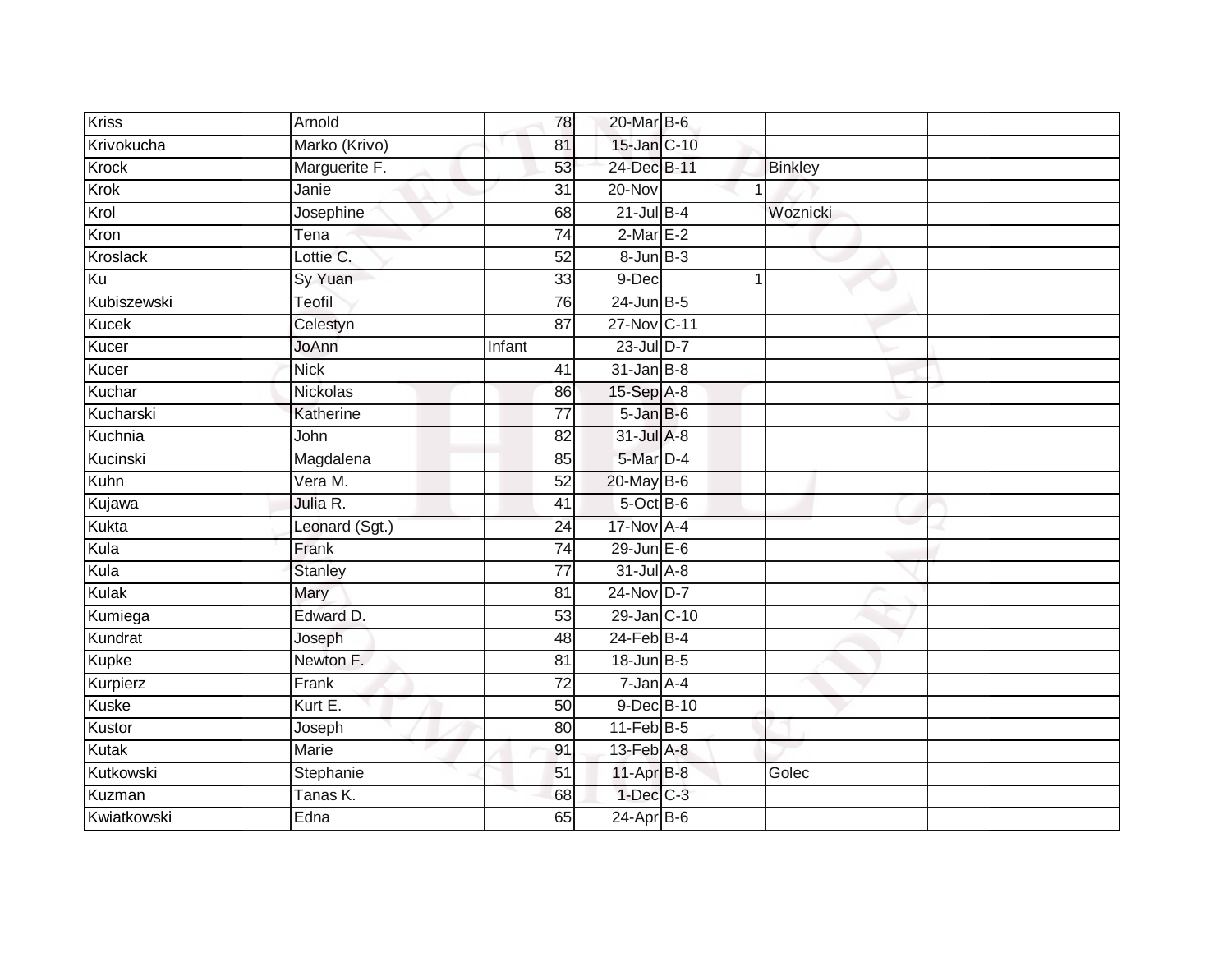| | | | | | | | |
|---|---|---|---|---|---|---|---|
| Kriss | Arnold | 78 | 20-Mar | B-6 | | | |
| Krivokucha | Marko (Krivo) | 81 | 15-Jan | C-10 | | | |
| Krock | Marguerite F. | 53 | 24-Dec | B-11 | | Binkley | |
| Krok | Janie | 31 | 20-Nov | | 1 | | |
| Krol | Josephine | 68 | 21-Jul | B-4 | | Woznicki | |
| Kron | Tena | 74 | 2-Mar | E-2 | | | |
| Kroslack | Lottie C. | 52 | 8-Jun | B-3 | | | |
| Ku | Sy Yuan | 33 | 9-Dec | | 1 | | |
| Kubiszewski | Teofil | 76 | 24-Jun | B-5 | | | |
| Kucek | Celestyn | 87 | 27-Nov | C-11 | | | |
| Kucer | JoAnn | Infant | 23-Jul | D-7 | | | |
| Kucer | Nick | 41 | 31-Jan | B-8 | | | |
| Kuchar | Nickolas | 86 | 15-Sep | A-8 | | | |
| Kucharski | Katherine | 77 | 5-Jan | B-6 | | | |
| Kuchnia | John | 82 | 31-Jul | A-8 | | | |
| Kucinski | Magdalena | 85 | 5-Mar | D-4 | | | |
| Kuhn | Vera M. | 52 | 20-May | B-6 | | | |
| Kujawa | Julia R. | 41 | 5-Oct | B-6 | | | |
| Kukta | Leonard (Sgt.) | 24 | 17-Nov | A-4 | | | |
| Kula | Frank | 74 | 29-Jun | E-6 | | | |
| Kula | Stanley | 77 | 31-Jul | A-8 | | | |
| Kulak | Mary | 81 | 24-Nov | D-7 | | | |
| Kumiega | Edward D. | 53 | 29-Jan | C-10 | | | |
| Kundrat | Joseph | 48 | 24-Feb | B-4 | | | |
| Kupke | Newton F. | 81 | 18-Jun | B-5 | | | |
| Kurpierz | Frank | 72 | 7-Jan | A-4 | | | |
| Kuske | Kurt E. | 50 | 9-Dec | B-10 | | | |
| Kustor | Joseph | 80 | 11-Feb | B-5 | | | |
| Kutak | Marie | 91 | 13-Feb | A-8 | | | |
| Kutkowski | Stephanie | 51 | 11-Apr | B-8 | | Golec | |
| Kuzman | Tanas K. | 68 | 1-Dec | C-3 | | | |
| Kwiatkowski | Edna | 65 | 24-Apr | B-6 | | | |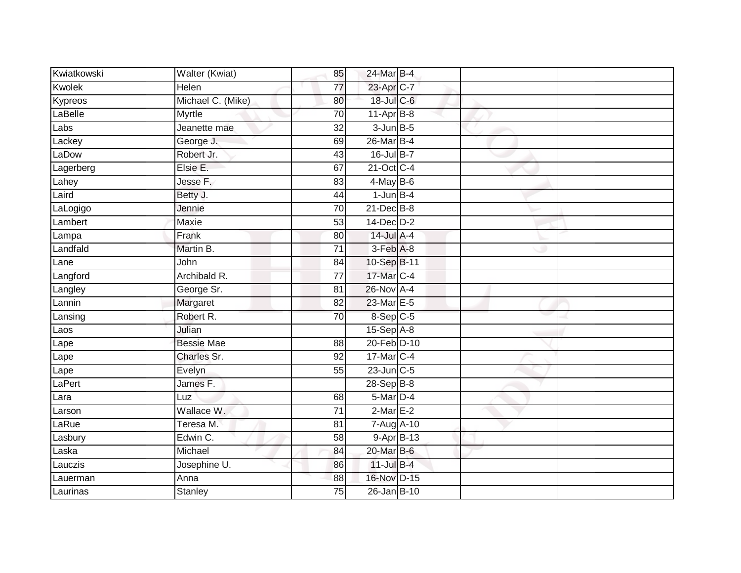| | | | | | | |
|---|---|---|---|---|---|---|
| Kwiatkowski | Walter (Kwiat) | 85 | 24-Mar | B-4 | | |
| Kwolek | Helen | 77 | 23-Apr | C-7 | | |
| Kypreos | Michael C. (Mike) | 80 | 18-Jul | C-6 | | |
| LaBelle | Myrtle | 70 | 11-Apr | B-8 | | |
| Labs | Jeanette mae | 32 | 3-Jun | B-5 | | |
| Lackey | George J. | 69 | 26-Mar | B-4 | | |
| LaDow | Robert Jr. | 43 | 16-Jul | B-7 | | |
| Lagerberg | Elsie E. | 67 | 21-Oct | C-4 | | |
| Lahey | Jesse F. | 83 | 4-May | B-6 | | |
| Laird | Betty J. | 44 | 1-Jun | B-4 | | |
| LaLogigo | Jennie | 70 | 21-Dec | B-8 | | |
| Lambert | Maxie | 53 | 14-Dec | D-2 | | |
| Lampa | Frank | 80 | 14-Jul | A-4 | | |
| Landfald | Martin B. | 71 | 3-Feb | A-8 | | |
| Lane | John | 84 | 10-Sep | B-11 | | |
| Langford | Archibald R. | 77 | 17-Mar | C-4 | | |
| Langley | George Sr. | 81 | 26-Nov | A-4 | | |
| Lannin | Margaret | 82 | 23-Mar | E-5 | | |
| Lansing | Robert R. | 70 | 8-Sep | C-5 | | |
| Laos | Julian | | 15-Sep | A-8 | | |
| Lape | Bessie Mae | 88 | 20-Feb | D-10 | | |
| Lape | Charles Sr. | 92 | 17-Mar | C-4 | | |
| Lape | Evelyn | 55 | 23-Jun | C-5 | | |
| LaPert | James F. | | 28-Sep | B-8 | | |
| Lara | Luz | 68 | 5-Mar | D-4 | | |
| Larson | Wallace W. | 71 | 2-Mar | E-2 | | |
| LaRue | Teresa M. | 81 | 7-Aug | A-10 | | |
| Lasbury | Edwin C. | 58 | 9-Apr | B-13 | | |
| Laska | Michael | 84 | 20-Mar | B-6 | | |
| Lauczis | Josephine U. | 86 | 11-Jul | B-4 | | |
| Lauerman | Anna | 88 | 16-Nov | D-15 | | |
| Laurinas | Stanley | 75 | 26-Jan | B-10 | | |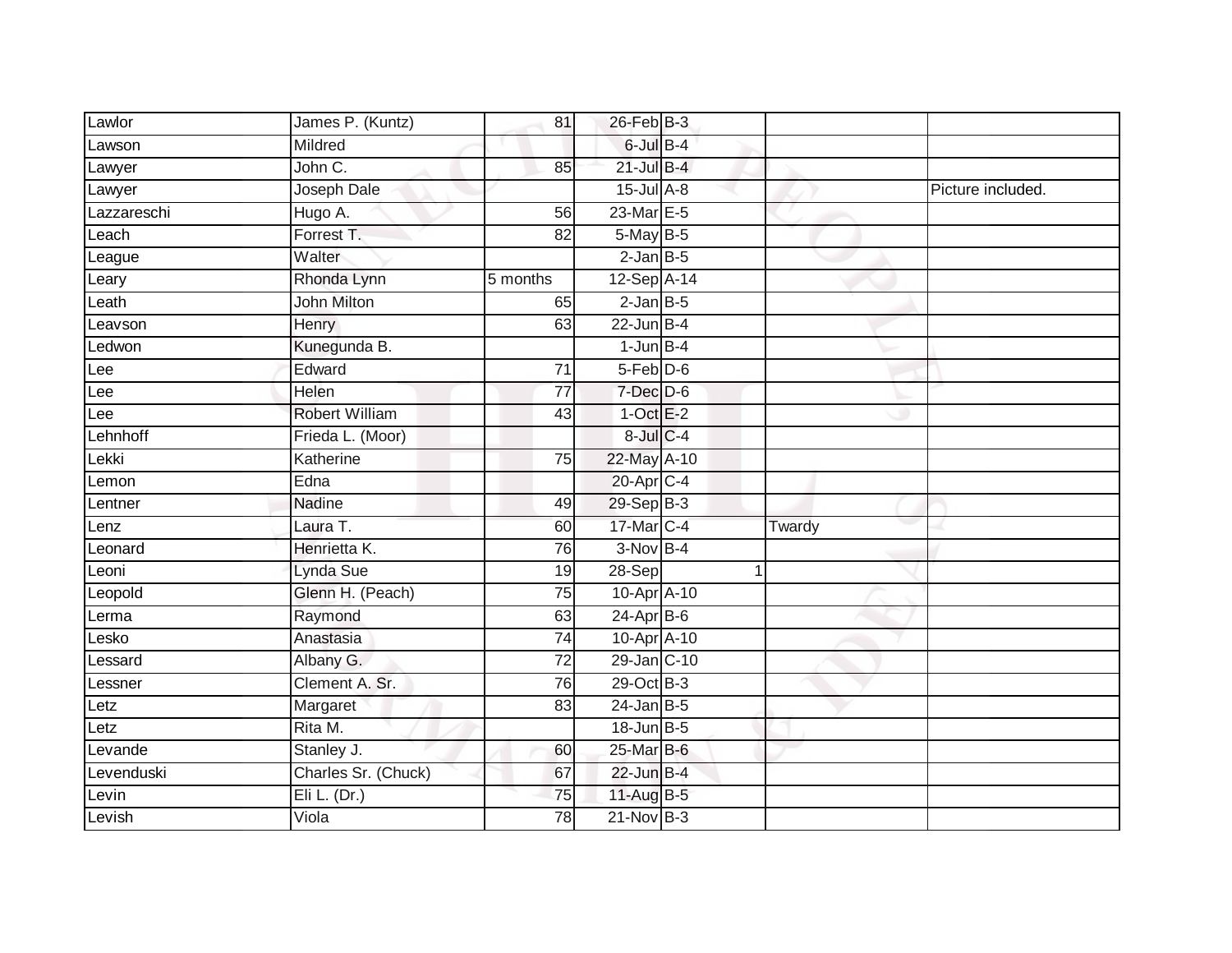| | | | | | | |
|---|---|---|---|---|---|---|
| Lawlor | James P. (Kuntz) | 81 | 26-Feb | B-3 | | |
| Lawson | Mildred | | 6-Jul | B-4 | | |
| Lawyer | John C. | 85 | 21-Jul | B-4 | | |
| Lawyer | Joseph Dale | | 15-Jul | A-8 | | Picture included. |
| Lazzareschi | Hugo A. | 56 | 23-Mar | E-5 | | |
| Leach | Forrest T. | 82 | 5-May | B-5 | | |
| League | Walter | | 2-Jan | B-5 | | |
| Leary | Rhonda Lynn | 5 months | 12-Sep | A-14 | | |
| Leath | John Milton | 65 | 2-Jan | B-5 | | |
| Leavson | Henry | 63 | 22-Jun | B-4 | | |
| Ledwon | Kunegunda B. | | 1-Jun | B-4 | | |
| Lee | Edward | 71 | 5-Feb | D-6 | | |
| Lee | Helen | 77 | 7-Dec | D-6 | | |
| Lee | Robert William | 43 | 1-Oct | E-2 | | |
| Lehnhoff | Frieda L. (Moor) | | 8-Jul | C-4 | | |
| Lekki | Katherine | 75 | 22-May | A-10 | | |
| Lemon | Edna | | 20-Apr | C-4 | | |
| Lentner | Nadine | 49 | 29-Sep | B-3 | | |
| Lenz | Laura T. | 60 | 17-Mar | C-4 | Twardy | |
| Leonard | Henrietta K. | 76 | 3-Nov | B-4 | | |
| Leoni | Lynda Sue | 19 | 28-Sep | 1 | | |
| Leopold | Glenn H. (Peach) | 75 | 10-Apr | A-10 | | |
| Lerma | Raymond | 63 | 24-Apr | B-6 | | |
| Lesko | Anastasia | 74 | 10-Apr | A-10 | | |
| Lessard | Albany G. | 72 | 29-Jan | C-10 | | |
| Lessner | Clement A. Sr. | 76 | 29-Oct | B-3 | | |
| Letz | Margaret | 83 | 24-Jan | B-5 | | |
| Letz | Rita M. | | 18-Jun | B-5 | | |
| Levande | Stanley J. | 60 | 25-Mar | B-6 | | |
| Levenduski | Charles Sr. (Chuck) | 67 | 22-Jun | B-4 | | |
| Levin | Eli L. (Dr.) | 75 | 11-Aug | B-5 | | |
| Levish | Viola | 78 | 21-Nov | B-3 | | |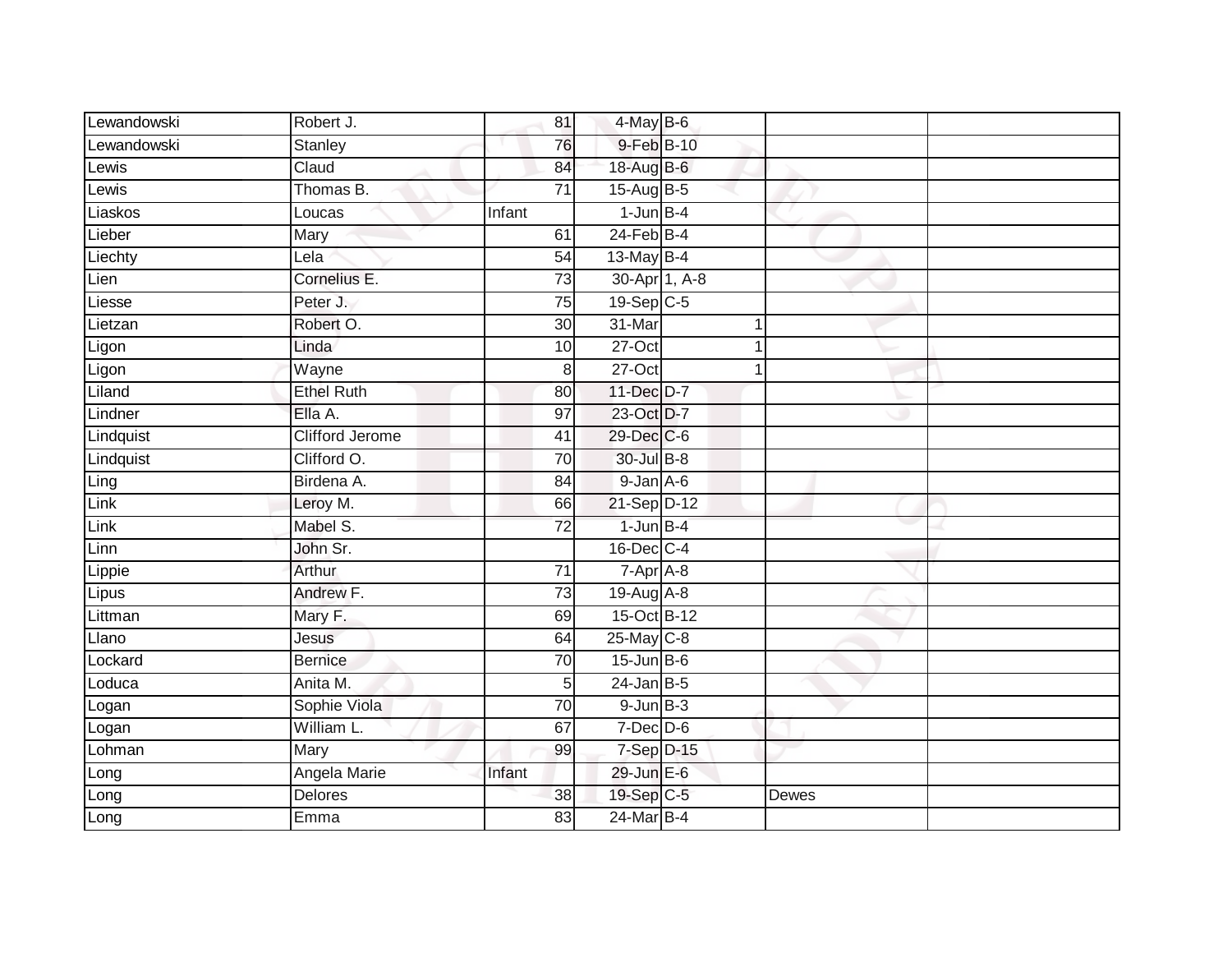| | | | | | | |
|---|---|---|---|---|---|---|
| Lewandowski | Robert J. | 81 | 4-May | B-6 | | |
| Lewandowski | Stanley | 76 | 9-Feb | B-10 | | |
| Lewis | Claud | 84 | 18-Aug | B-6 | | |
| Lewis | Thomas B. | 71 | 15-Aug | B-5 | | |
| Liaskos | Loucas | Infant | 1-Jun | B-4 | | |
| Lieber | Mary | 61 | 24-Feb | B-4 | | |
| Liechty | Lela | 54 | 13-May | B-4 | | |
| Lien | Cornelius E. | 73 | 30-Apr | 1, A-8 | | |
| Liesse | Peter J. | 75 | 19-Sep | C-5 | | |
| Lietzan | Robert O. | 30 | 31-Mar | 1 | | |
| Ligon | Linda | 10 | 27-Oct | 1 | | |
| Ligon | Wayne | 8 | 27-Oct | 1 | | |
| Liland | Ethel Ruth | 80 | 11-Dec | D-7 | | |
| Lindner | Ella A. | 97 | 23-Oct | D-7 | | |
| Lindquist | Clifford Jerome | 41 | 29-Dec | C-6 | | |
| Lindquist | Clifford O. | 70 | 30-Jul | B-8 | | |
| Ling | Birdena A. | 84 | 9-Jan | A-6 | | |
| Link | Leroy M. | 66 | 21-Sep | D-12 | | |
| Link | Mabel S. | 72 | 1-Jun | B-4 | | |
| Linn | John Sr. | | 16-Dec | C-4 | | |
| Lippie | Arthur | 71 | 7-Apr | A-8 | | |
| Lipus | Andrew F. | 73 | 19-Aug | A-8 | | |
| Littman | Mary F. | 69 | 15-Oct | B-12 | | |
| Llano | Jesus | 64 | 25-May | C-8 | | |
| Lockard | Bernice | 70 | 15-Jun | B-6 | | |
| Loduca | Anita M. | 5 | 24-Jan | B-5 | | |
| Logan | Sophie Viola | 70 | 9-Jun | B-3 | | |
| Logan | William L. | 67 | 7-Dec | D-6 | | |
| Lohman | Mary | 99 | 7-Sep | D-15 | | |
| Long | Angela Marie | Infant | 29-Jun | E-6 | | |
| Long | Delores | 38 | 19-Sep | C-5 | Dewes | |
| Long | Emma | 83 | 24-Mar | B-4 | | |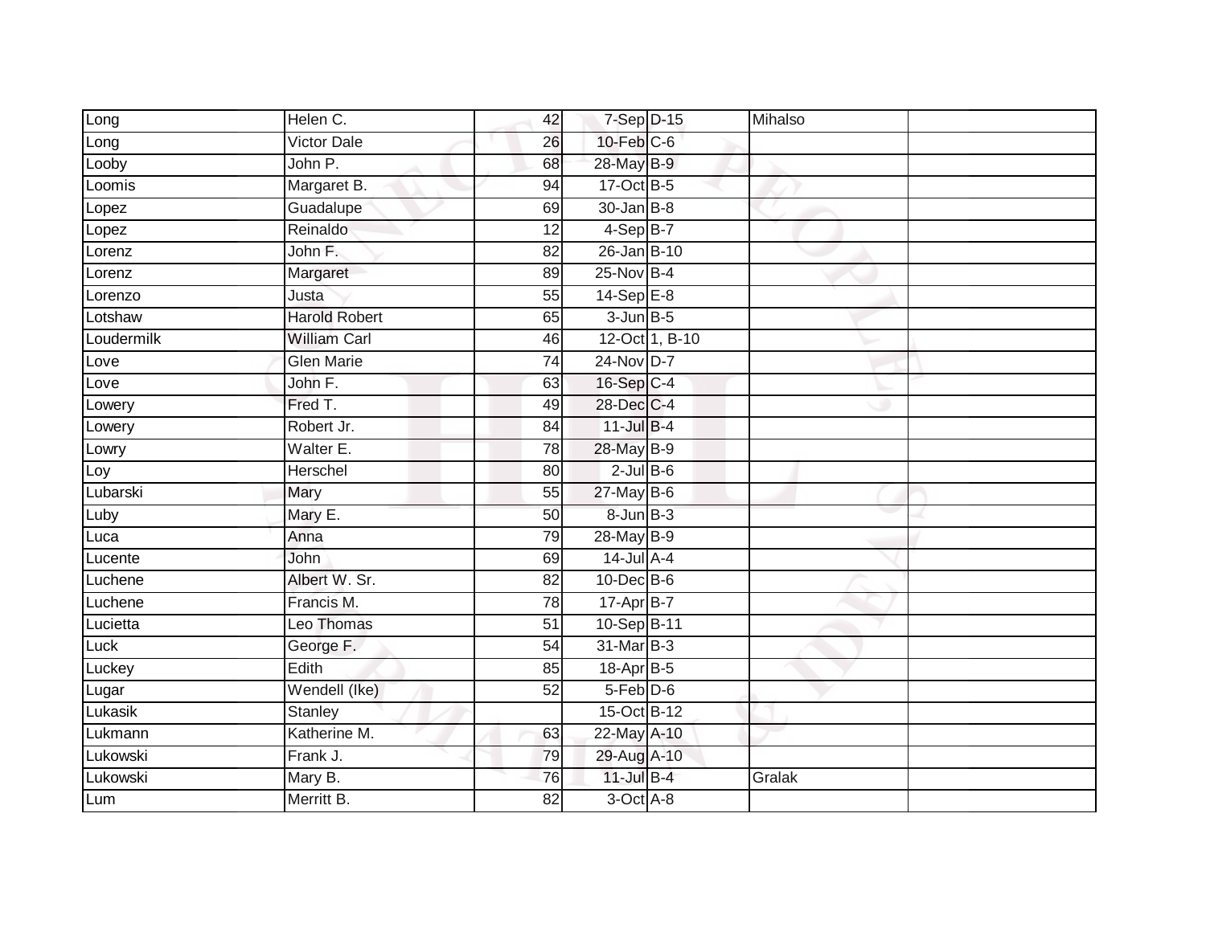| | | | | | | |
|---|---|---|---|---|---|---|
| Long | Helen C. | 42 | 7-Sep | D-15 | Mihalso | |
| Long | Victor Dale | 26 | 10-Feb | C-6 | | |
| Looby | John P. | 68 | 28-May | B-9 | | |
| Loomis | Margaret B. | 94 | 17-Oct | B-5 | | |
| Lopez | Guadalupe | 69 | 30-Jan | B-8 | | |
| Lopez | Reinaldo | 12 | 4-Sep | B-7 | | |
| Lorenz | John F. | 82 | 26-Jan | B-10 | | |
| Lorenz | Margaret | 89 | 25-Nov | B-4 | | |
| Lorenzo | Justa | 55 | 14-Sep | E-8 | | |
| Lotshaw | Harold Robert | 65 | 3-Jun | B-5 | | |
| Loudermilk | William Carl | 46 | 12-Oct | 1, B-10 | | |
| Love | Glen Marie | 74 | 24-Nov | D-7 | | |
| Love | John F. | 63 | 16-Sep | C-4 | | |
| Lowery | Fred T. | 49 | 28-Dec | C-4 | | |
| Lowery | Robert Jr. | 84 | 11-Jul | B-4 | | |
| Lowry | Walter E. | 78 | 28-May | B-9 | | |
| Loy | Herschel | 80 | 2-Jul | B-6 | | |
| Lubarski | Mary | 55 | 27-May | B-6 | | |
| Luby | Mary E. | 50 | 8-Jun | B-3 | | |
| Luca | Anna | 79 | 28-May | B-9 | | |
| Lucente | John | 69 | 14-Jul | A-4 | | |
| Luchene | Albert W. Sr. | 82 | 10-Dec | B-6 | | |
| Luchene | Francis M. | 78 | 17-Apr | B-7 | | |
| Lucietta | Leo Thomas | 51 | 10-Sep | B-11 | | |
| Luck | George F. | 54 | 31-Mar | B-3 | | |
| Luckey | Edith | 85 | 18-Apr | B-5 | | |
| Lugar | Wendell (Ike) | 52 | 5-Feb | D-6 | | |
| Lukasik | Stanley | | 15-Oct | B-12 | | |
| Lukmann | Katherine M. | 63 | 22-May | A-10 | | |
| Lukowski | Frank J. | 79 | 29-Aug | A-10 | | |
| Lukowski | Mary B. | 76 | 11-Jul | B-4 | Gralak | |
| Lum | Merritt B. | 82 | 3-Oct | A-8 | | |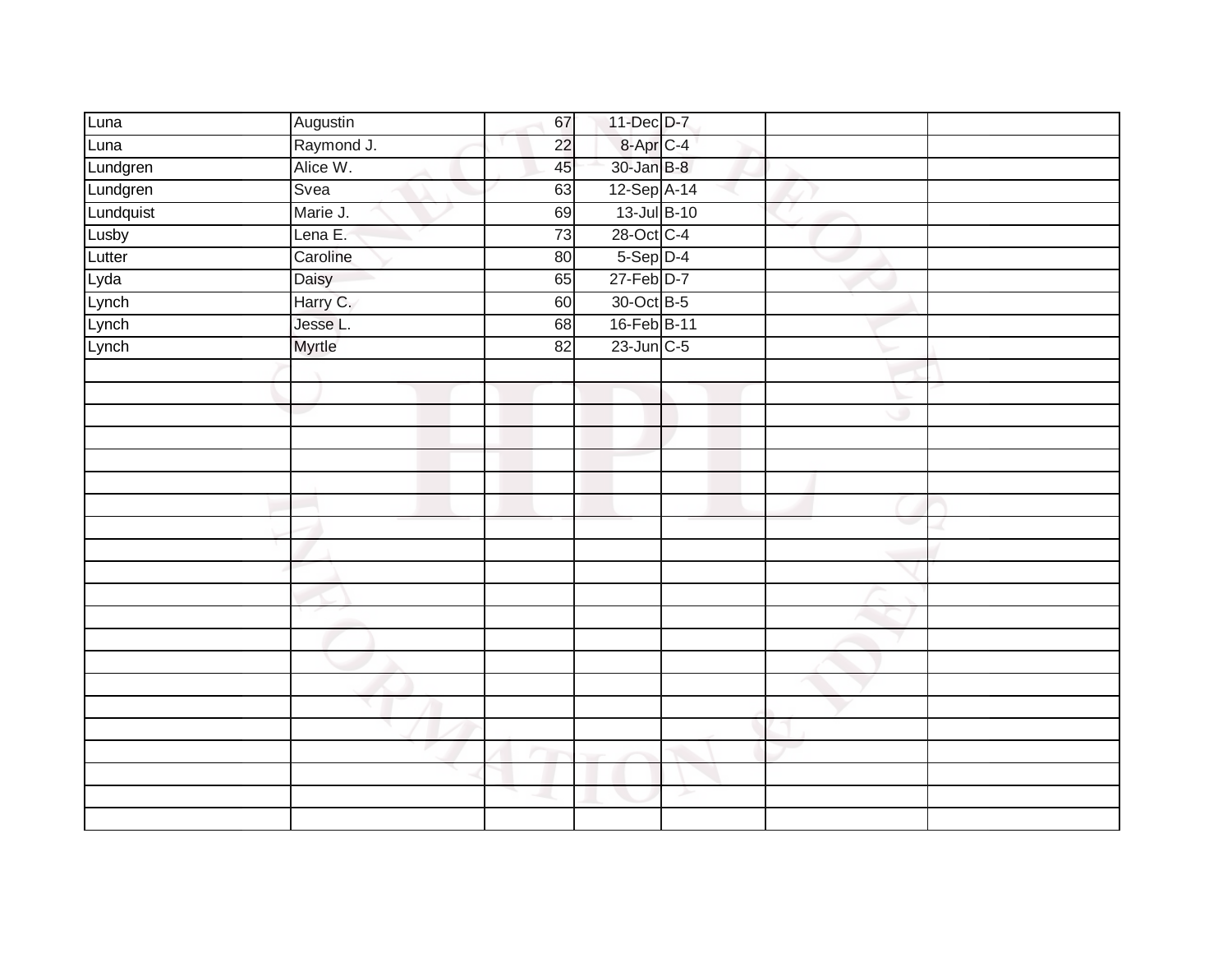| | | | | | | |
|---|---|---|---|---|---|---|
| Luna | Augustin | 67 | 11-Dec | D-7 | | |
| Luna | Raymond J. | 22 | 8-Apr | C-4 | | |
| Lundgren | Alice W. | 45 | 30-Jan | B-8 | | |
| Lundgren | Svea | 63 | 12-Sep | A-14 | | |
| Lundquist | Marie J. | 69 | 13-Jul | B-10 | | |
| Lusby | Lena E. | 73 | 28-Oct | C-4 | | |
| Lutter | Caroline | 80 | 5-Sep | D-4 | | |
| Lyda | Daisy | 65 | 27-Feb | D-7 | | |
| Lynch | Harry C. | 60 | 30-Oct | B-5 | | |
| Lynch | Jesse L. | 68 | 16-Feb | B-11 | | |
| Lynch | Myrtle | 82 | 23-Jun | C-5 | | |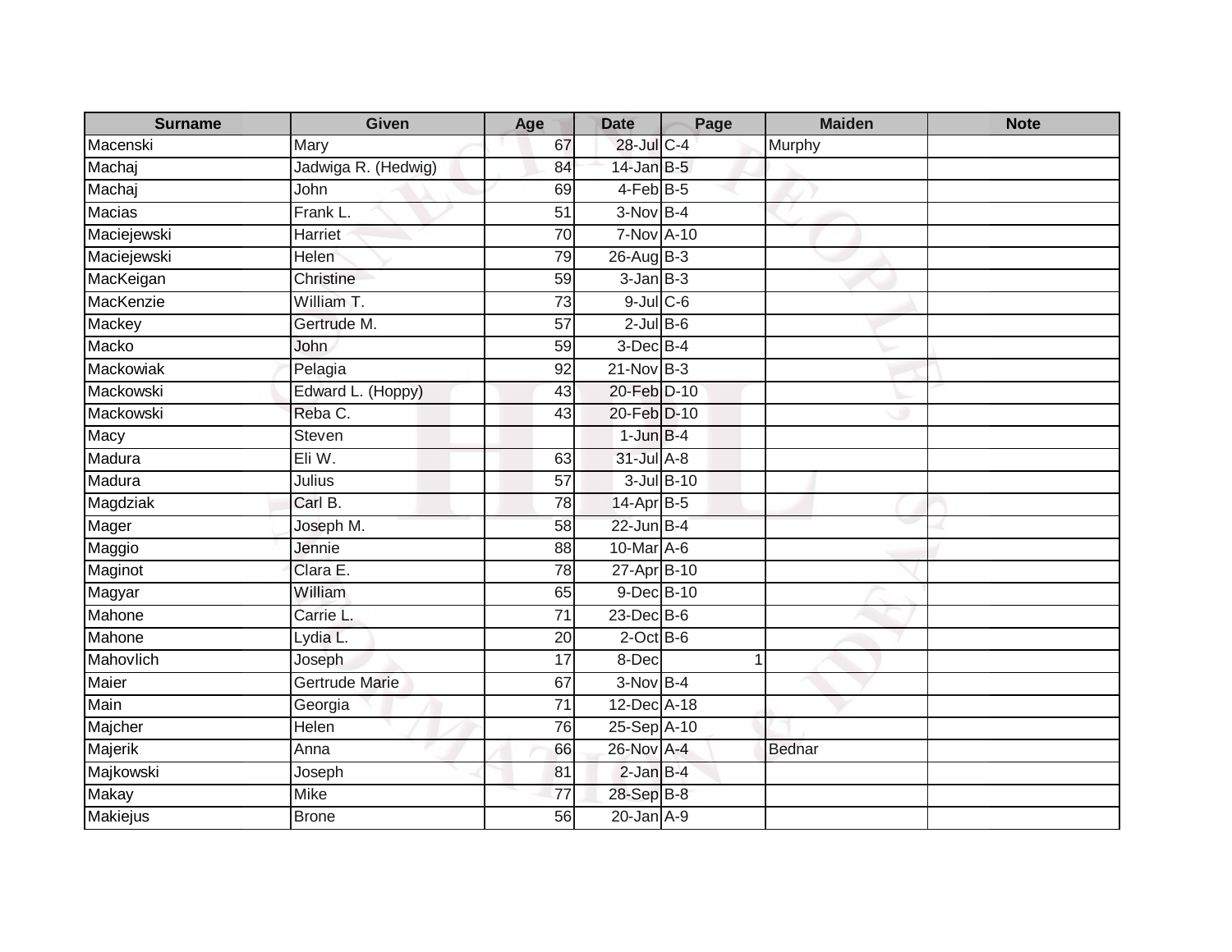| Surname | Given | Age | Date | Page | Maiden | Note |
|---|---|---|---|---|---|---|
| Macenski | Mary | 67 | 28-Jul | C-4 | Murphy | |
| Machaj | Jadwiga R. (Hedwig) | 84 | 14-Jan | B-5 | | |
| Machaj | John | 69 | 4-Feb | B-5 | | |
| Macias | Frank L. | 51 | 3-Nov | B-4 | | |
| Maciejewski | Harriet | 70 | 7-Nov | A-10 | | |
| Maciejewski | Helen | 79 | 26-Aug | B-3 | | |
| MacKeigan | Christine | 59 | 3-Jan | B-3 | | |
| MacKenzie | William T. | 73 | 9-Jul | C-6 | | |
| Mackey | Gertrude M. | 57 | 2-Jul | B-6 | | |
| Macko | John | 59 | 3-Dec | B-4 | | |
| Mackowiak | Pelagia | 92 | 21-Nov | B-3 | | |
| Mackowski | Edward L. (Hoppy) | 43 | 20-Feb | D-10 | | |
| Mackowski | Reba C. | 43 | 20-Feb | D-10 | | |
| Macy | Steven | | 1-Jun | B-4 | | |
| Madura | Eli W. | 63 | 31-Jul | A-8 | | |
| Madura | Julius | 57 | 3-Jul | B-10 | | |
| Magdziak | Carl B. | 78 | 14-Apr | B-5 | | |
| Mager | Joseph M. | 58 | 22-Jun | B-4 | | |
| Maggio | Jennie | 88 | 10-Mar | A-6 | | |
| Maginot | Clara E. | 78 | 27-Apr | B-10 | | |
| Magyar | William | 65 | 9-Dec | B-10 | | |
| Mahone | Carrie L. | 71 | 23-Dec | B-6 | | |
| Mahone | Lydia L. | 20 | 2-Oct | B-6 | | |
| Mahovlich | Joseph | 17 | 8-Dec | 1 | | |
| Maier | Gertrude Marie | 67 | 3-Nov | B-4 | | |
| Main | Georgia | 71 | 12-Dec | A-18 | | |
| Majcher | Helen | 76 | 25-Sep | A-10 | | |
| Majerik | Anna | 66 | 26-Nov | A-4 | Bednar | |
| Majkowski | Joseph | 81 | 2-Jan | B-4 | | |
| Makay | Mike | 77 | 28-Sep | B-8 | | |
| Makiejus | Brone | 56 | 20-Jan | A-9 | | |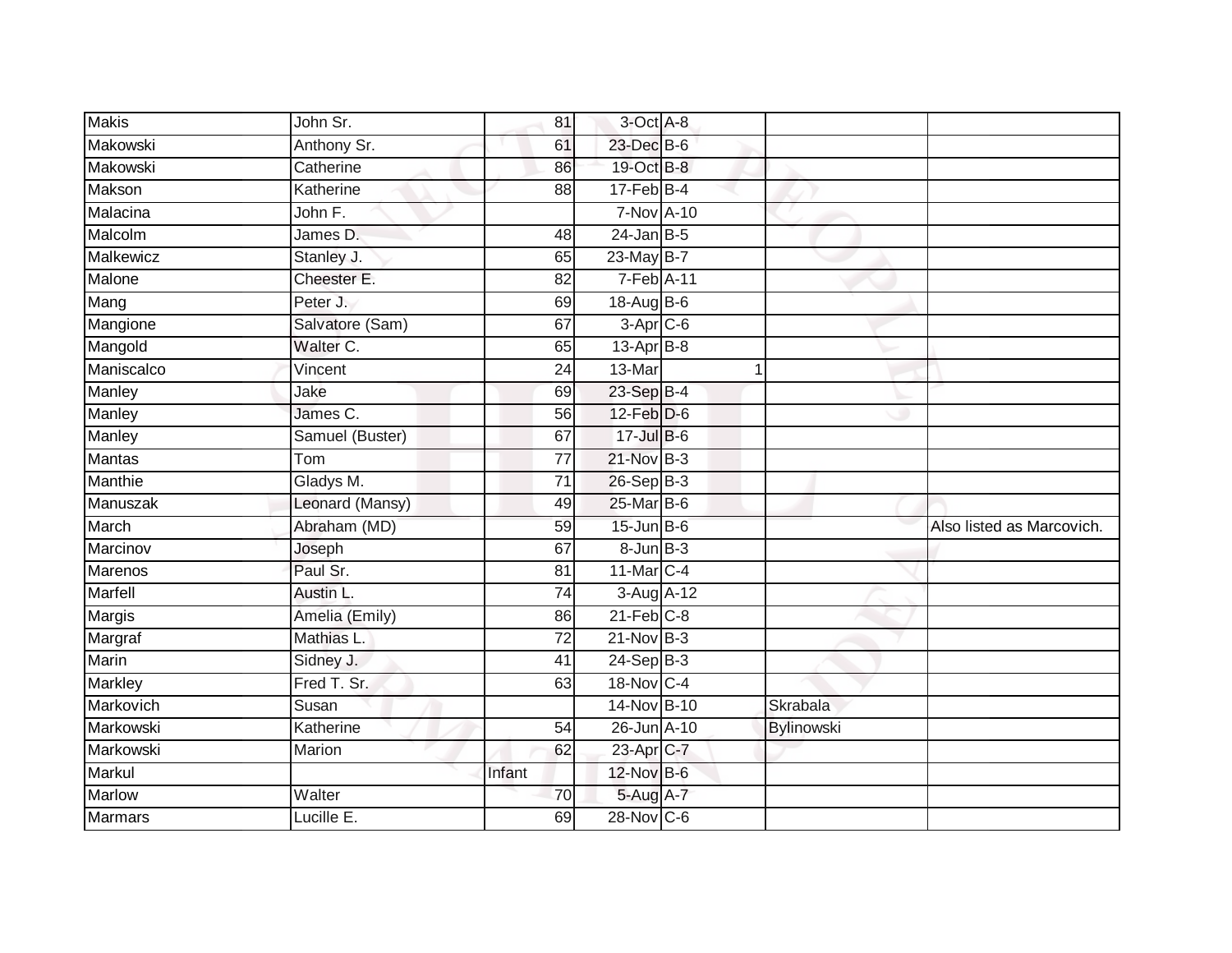| | | | | | | | |
|---|---|---|---|---|---|---|---|
| Makis | John Sr. | 81 | 3-Oct | A-8 | | | |
| Makowski | Anthony Sr. | 61 | 23-Dec | B-6 | | | |
| Makowski | Catherine | 86 | 19-Oct | B-8 | | | |
| Makson | Katherine | 88 | 17-Feb | B-4 | | | |
| Malacina | John F. | | 7-Nov | A-10 | | | |
| Malcolm | James D. | 48 | 24-Jan | B-5 | | | |
| Malkewicz | Stanley J. | 65 | 23-May | B-7 | | | |
| Malone | Cheester E. | 82 | 7-Feb | A-11 | | | |
| Mang | Peter J. | 69 | 18-Aug | B-6 | | | |
| Mangione | Salvatore (Sam) | 67 | 3-Apr | C-6 | | | |
| Mangold | Walter C. | 65 | 13-Apr | B-8 | | | |
| Maniscalco | Vincent | 24 | 13-Mar | | 1 | | |
| Manley | Jake | 69 | 23-Sep | B-4 | | | |
| Manley | James C. | 56 | 12-Feb | D-6 | | | |
| Manley | Samuel (Buster) | 67 | 17-Jul | B-6 | | | |
| Mantas | Tom | 77 | 21-Nov | B-3 | | | |
| Manthie | Gladys M. | 71 | 26-Sep | B-3 | | | |
| Manuszak | Leonard (Mansy) | 49 | 25-Mar | B-6 | | | |
| March | Abraham (MD) | 59 | 15-Jun | B-6 | | | Also listed as Marcovich. |
| Marcinov | Joseph | 67 | 8-Jun | B-3 | | | |
| Marenos | Paul Sr. | 81 | 11-Mar | C-4 | | | |
| Marfell | Austin L. | 74 | 3-Aug | A-12 | | | |
| Margis | Amelia (Emily) | 86 | 21-Feb | C-8 | | | |
| Margraf | Mathias L. | 72 | 21-Nov | B-3 | | | |
| Marin | Sidney J. | 41 | 24-Sep | B-3 | | | |
| Markley | Fred T. Sr. | 63 | 18-Nov | C-4 | | | |
| Markovich | Susan | | 14-Nov | B-10 | | Skrabala | |
| Markowski | Katherine | 54 | 26-Jun | A-10 | | Bylinowski | |
| Markowski | Marion | 62 | 23-Apr | C-7 | | | |
| Markul | | Infant | 12-Nov | B-6 | | | |
| Marlow | Walter | 70 | 5-Aug | A-7 | | | |
| Marmars | Lucille E. | 69 | 28-Nov | C-6 | | | |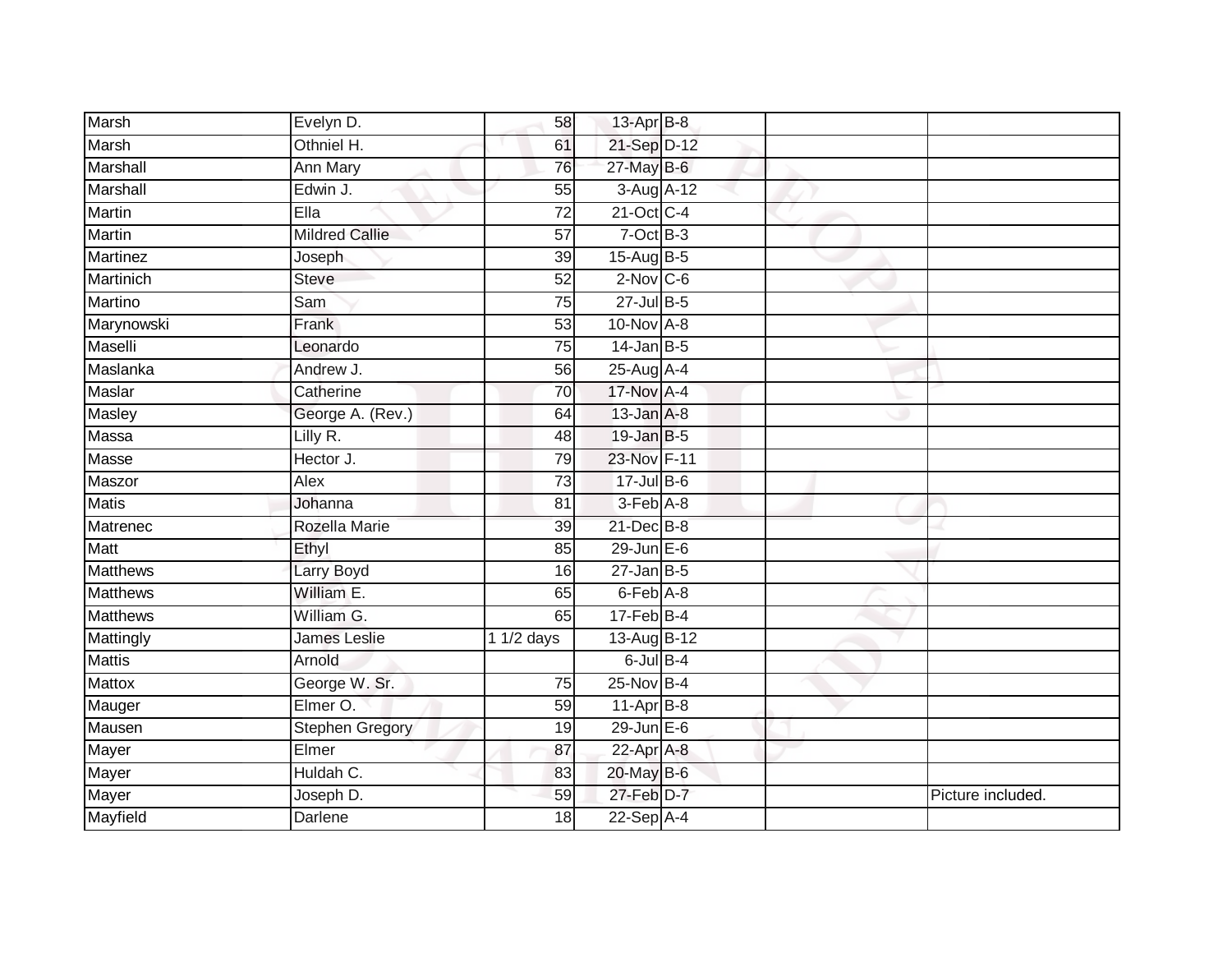| | | | | | | |
|---|---|---|---|---|---|---|
| Marsh | Evelyn D. | 58 | 13-Apr | B-8 | | |
| Marsh | Othniel H. | 61 | 21-Sep | D-12 | | |
| Marshall | Ann Mary | 76 | 27-May | B-6 | | |
| Marshall | Edwin J. | 55 | 3-Aug | A-12 | | |
| Martin | Ella | 72 | 21-Oct | C-4 | | |
| Martin | Mildred Callie | 57 | 7-Oct | B-3 | | |
| Martinez | Joseph | 39 | 15-Aug | B-5 | | |
| Martinich | Steve | 52 | 2-Nov | C-6 | | |
| Martino | Sam | 75 | 27-Jul | B-5 | | |
| Marynowski | Frank | 53 | 10-Nov | A-8 | | |
| Maselli | Leonardo | 75 | 14-Jan | B-5 | | |
| Maslanka | Andrew J. | 56 | 25-Aug | A-4 | | |
| Maslar | Catherine | 70 | 17-Nov | A-4 | | |
| Masley | George A. (Rev.) | 64 | 13-Jan | A-8 | | |
| Massa | Lilly R. | 48 | 19-Jan | B-5 | | |
| Masse | Hector J. | 79 | 23-Nov | F-11 | | |
| Maszor | Alex | 73 | 17-Jul | B-6 | | |
| Matis | Johanna | 81 | 3-Feb | A-8 | | |
| Matrenec | Rozella Marie | 39 | 21-Dec | B-8 | | |
| Matt | Ethyl | 85 | 29-Jun | E-6 | | |
| Matthews | Larry Boyd | 16 | 27-Jan | B-5 | | |
| Matthews | William E. | 65 | 6-Feb | A-8 | | |
| Matthews | William G. | 65 | 17-Feb | B-4 | | |
| Mattingly | James Leslie | 1 1/2 days | 13-Aug | B-12 | | |
| Mattis | Arnold | | 6-Jul | B-4 | | |
| Mattox | George W. Sr. | 75 | 25-Nov | B-4 | | |
| Mauger | Elmer O. | 59 | 11-Apr | B-8 | | |
| Mausen | Stephen Gregory | 19 | 29-Jun | E-6 | | |
| Mayer | Elmer | 87 | 22-Apr | A-8 | | |
| Mayer | Huldah C. | 83 | 20-May | B-6 | | |
| Mayer | Joseph D. | 59 | 27-Feb | D-7 | | Picture included. |
| Mayfield | Darlene | 18 | 22-Sep | A-4 | | |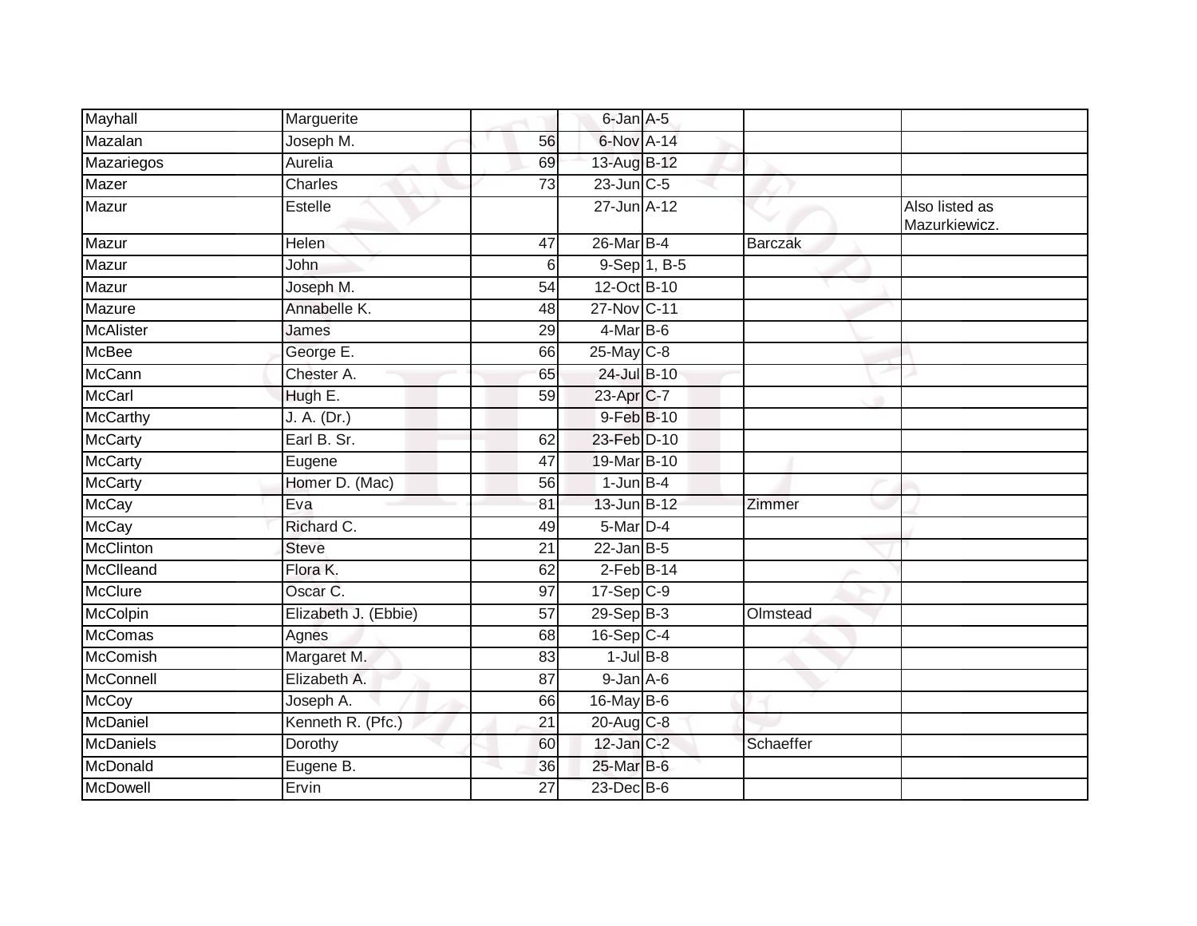| | | | | | | |
|---|---|---|---|---|---|---|
| Mayhall | Marguerite | | 6-Jan | A-5 | | |
| Mazalan | Joseph M. | 56 | 6-Nov | A-14 | | |
| Mazariegos | Aurelia | 69 | 13-Aug | B-12 | | |
| Mazer | Charles | 73 | 23-Jun | C-5 | | |
| Mazur | Estelle | | 27-Jun | A-12 | | Also listed as Mazurkiewicz. |
| Mazur | Helen | 47 | 26-Mar | B-4 | Barczak | |
| Mazur | John | 6 | 9-Sep | 1, B-5 | | |
| Mazur | Joseph M. | 54 | 12-Oct | B-10 | | |
| Mazure | Annabelle K. | 48 | 27-Nov | C-11 | | |
| McAlister | James | 29 | 4-Mar | B-6 | | |
| McBee | George E. | 66 | 25-May | C-8 | | |
| McCann | Chester A. | 65 | 24-Jul | B-10 | | |
| McCarl | Hugh E. | 59 | 23-Apr | C-7 | | |
| McCarthy | J. A. (Dr.) | | 9-Feb | B-10 | | |
| McCarty | Earl B. Sr. | 62 | 23-Feb | D-10 | | |
| McCarty | Eugene | 47 | 19-Mar | B-10 | | |
| McCarty | Homer D. (Mac) | 56 | 1-Jun | B-4 | | |
| McCay | Eva | 81 | 13-Jun | B-12 | Zimmer | |
| McCay | Richard C. | 49 | 5-Mar | D-4 | | |
| McClinton | Steve | 21 | 22-Jan | B-5 | | |
| McClleand | Flora K. | 62 | 2-Feb | B-14 | | |
| McClure | Oscar C. | 97 | 17-Sep | C-9 | | |
| McColpin | Elizabeth J. (Ebbie) | 57 | 29-Sep | B-3 | Olmstead | |
| McComas | Agnes | 68 | 16-Sep | C-4 | | |
| McComish | Margaret M. | 83 | 1-Jul | B-8 | | |
| McConnell | Elizabeth A. | 87 | 9-Jan | A-6 | | |
| McCoy | Joseph A. | 66 | 16-May | B-6 | | |
| McDaniel | Kenneth R. (Pfc.) | 21 | 20-Aug | C-8 | | |
| McDaniels | Dorothy | 60 | 12-Jan | C-2 | Schaeffer | |
| McDonald | Eugene B. | 36 | 25-Mar | B-6 | | |
| McDowell | Ervin | 27 | 23-Dec | B-6 | | |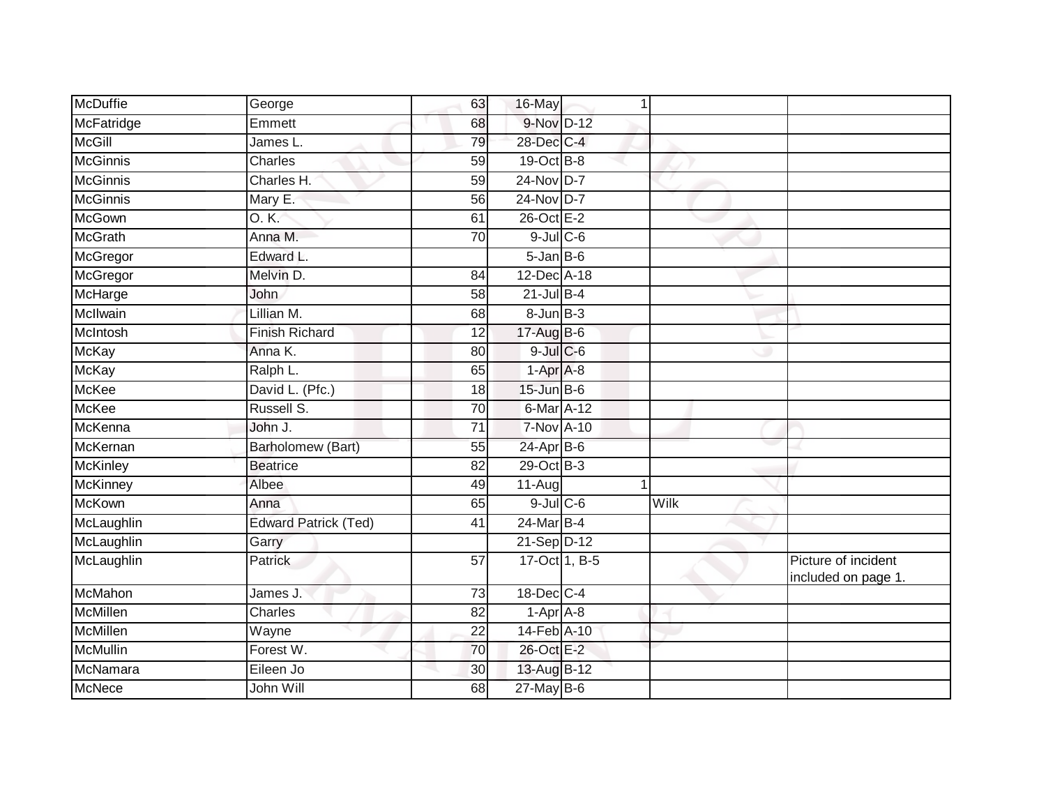| | | | | | | |
|---|---|---|---|---|---|---|
| McDuffie | George | 63 | 16-May | 1 | | |
| McFatridge | Emmett | 68 | 9-Nov | D-12 | | |
| McGill | James L. | 79 | 28-Dec | C-4 | | |
| McGinnis | Charles | 59 | 19-Oct | B-8 | | |
| McGinnis | Charles H. | 59 | 24-Nov | D-7 | | |
| McGinnis | Mary E. | 56 | 24-Nov | D-7 | | |
| McGown | O. K. | 61 | 26-Oct | E-2 | | |
| McGrath | Anna M. | 70 | 9-Jul | C-6 | | |
| McGregor | Edward L. | | 5-Jan | B-6 | | |
| McGregor | Melvin D. | 84 | 12-Dec | A-18 | | |
| McHarge | John | 58 | 21-Jul | B-4 | | |
| McIlwain | Lillian M. | 68 | 8-Jun | B-3 | | |
| McIntosh | Finish Richard | 12 | 17-Aug | B-6 | | |
| McKay | Anna K. | 80 | 9-Jul | C-6 | | |
| McKay | Ralph L. | 65 | 1-Apr | A-8 | | |
| McKee | David L. (Pfc.) | 18 | 15-Jun | B-6 | | |
| McKee | Russell S. | 70 | 6-Mar | A-12 | | |
| McKenna | John J. | 71 | 7-Nov | A-10 | | |
| McKernan | Barholomew (Bart) | 55 | 24-Apr | B-6 | | |
| McKinley | Beatrice | 82 | 29-Oct | B-3 | | |
| McKinney | Albee | 49 | 11-Aug | 1 | | |
| McKown | Anna | 65 | 9-Jul | C-6 | Wilk | |
| McLaughlin | Edward Patrick (Ted) | 41 | 24-Mar | B-4 | | |
| McLaughlin | Garry | | 21-Sep | D-12 | | |
| McLaughlin | Patrick | 57 | 17-Oct | 1, B-5 | | Picture of incident included on page 1. |
| McMahon | James J. | 73 | 18-Dec | C-4 | | |
| McMillen | Charles | 82 | 1-Apr | A-8 | | |
| McMillen | Wayne | 22 | 14-Feb | A-10 | | |
| McMullin | Forest W. | 70 | 26-Oct | E-2 | | |
| McNamara | Eileen Jo | 30 | 13-Aug | B-12 | | |
| McNece | John Will | 68 | 27-May | B-6 | | |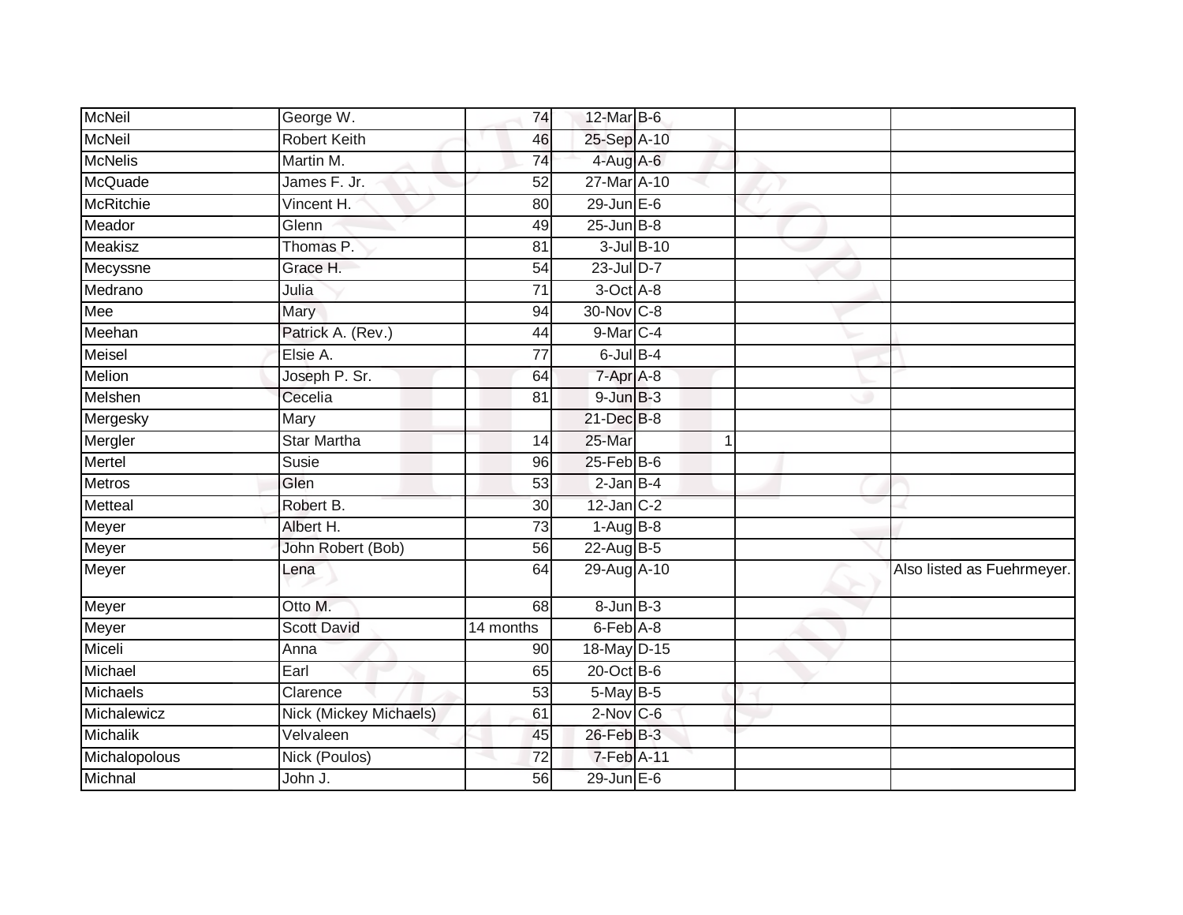| | | | | | | | |
|---|---|---|---|---|---|---|---|
| McNeil | George W. | 74 | 12-Mar | B-6 | | | |
| McNeil | Robert Keith | 46 | 25-Sep | A-10 | | | |
| McNelis | Martin M. | 74 | 4-Aug | A-6 | | | |
| McQuade | James F. Jr. | 52 | 27-Mar | A-10 | | | |
| McRitchie | Vincent H. | 80 | 29-Jun | E-6 | | | |
| Meador | Glenn | 49 | 25-Jun | B-8 | | | |
| Meakisz | Thomas P. | 81 | 3-Jul | B-10 | | | |
| Mecyssne | Grace H. | 54 | 23-Jul | D-7 | | | |
| Medrano | Julia | 71 | 3-Oct | A-8 | | | |
| Mee | Mary | 94 | 30-Nov | C-8 | | | |
| Meehan | Patrick A. (Rev.) | 44 | 9-Mar | C-4 | | | |
| Meisel | Elsie A. | 77 | 6-Jul | B-4 | | | |
| Melion | Joseph P. Sr. | 64 | 7-Apr | A-8 | | | |
| Melshen | Cecelia | 81 | 9-Jun | B-3 | | | |
| Mergesky | Mary | | 21-Dec | B-8 | | | |
| Mergler | Star Martha | 14 | 25-Mar | | 1 | | |
| Mertel | Susie | 96 | 25-Feb | B-6 | | | |
| Metros | Glen | 53 | 2-Jan | B-4 | | | |
| Metteal | Robert B. | 30 | 12-Jan | C-2 | | | |
| Meyer | Albert H. | 73 | 1-Aug | B-8 | | | |
| Meyer | John Robert (Bob) | 56 | 22-Aug | B-5 | | | |
| Meyer | Lena | 64 | 29-Aug | A-10 | | | Also listed as Fuehrmeyer. |
| Meyer | Otto M. | 68 | 8-Jun | B-3 | | | |
| Meyer | Scott David | 14 months | 6-Feb | A-8 | | | |
| Miceli | Anna | 90 | 18-May | D-15 | | | |
| Michael | Earl | 65 | 20-Oct | B-6 | | | |
| Michaels | Clarence | 53 | 5-May | B-5 | | | |
| Michalewicz | Nick (Mickey Michaels) | 61 | 2-Nov | C-6 | | | |
| Michalik | Velvaleen | 45 | 26-Feb | B-3 | | | |
| Michalopolous | Nick (Poulos) | 72 | 7-Feb | A-11 | | | |
| Michnal | John J. | 56 | 29-Jun | E-6 | | | |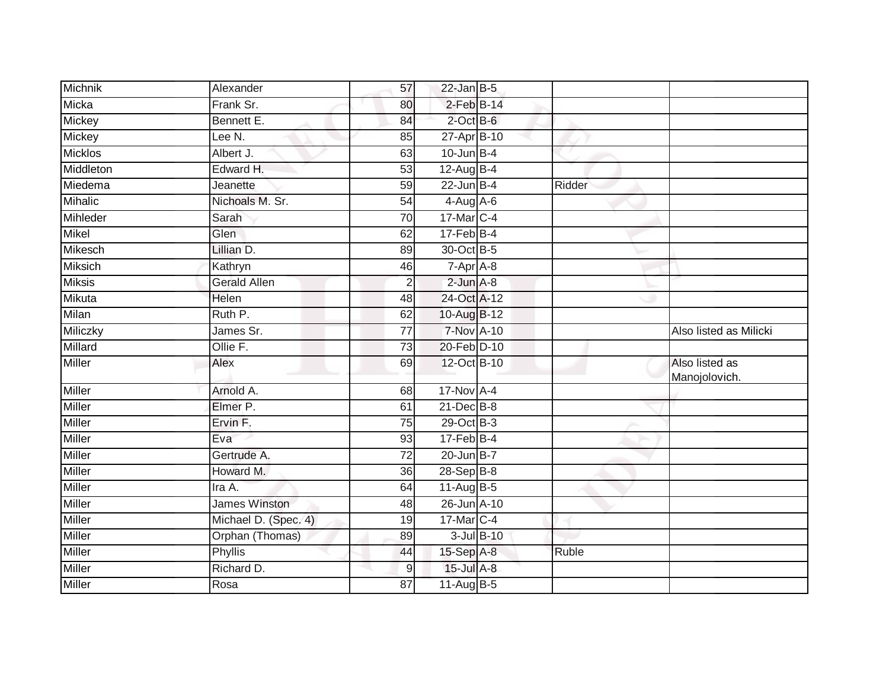| | | | | | | |
|---|---|---|---|---|---|---|
| Michnik | Alexander | 57 | 22-Jan | B-5 | | |
| Micka | Frank Sr. | 80 | 2-Feb | B-14 | | |
| Mickey | Bennett E. | 84 | 2-Oct | B-6 | | |
| Mickey | Lee N. | 85 | 27-Apr | B-10 | | |
| Micklos | Albert J. | 63 | 10-Jun | B-4 | | |
| Middleton | Edward H. | 53 | 12-Aug | B-4 | | |
| Miedema | Jeanette | 59 | 22-Jun | B-4 | Ridder | |
| Mihalic | Nichoals M. Sr. | 54 | 4-Aug | A-6 | | |
| Mihleder | Sarah | 70 | 17-Mar | C-4 | | |
| Mikel | Glen | 62 | 17-Feb | B-4 | | |
| Mikesch | Lillian D. | 89 | 30-Oct | B-5 | | |
| Miksich | Kathryn | 46 | 7-Apr | A-8 | | |
| Miksis | Gerald Allen | 2 | 2-Jun | A-8 | | |
| Mikuta | Helen | 48 | 24-Oct | A-12 | | |
| Milan | Ruth P. | 62 | 10-Aug | B-12 | | |
| Miliczky | James Sr. | 77 | 7-Nov | A-10 | | Also listed as Milicki |
| Millard | Ollie F. | 73 | 20-Feb | D-10 | | |
| Miller | Alex | 69 | 12-Oct | B-10 | | Also listed as Manojolovich. |
| Miller | Arnold A. | 68 | 17-Nov | A-4 | | |
| Miller | Elmer P. | 61 | 21-Dec | B-8 | | |
| Miller | Ervin F. | 75 | 29-Oct | B-3 | | |
| Miller | Eva | 93 | 17-Feb | B-4 | | |
| Miller | Gertrude A. | 72 | 20-Jun | B-7 | | |
| Miller | Howard M. | 36 | 28-Sep | B-8 | | |
| Miller | Ira A. | 64 | 11-Aug | B-5 | | |
| Miller | James Winston | 48 | 26-Jun | A-10 | | |
| Miller | Michael D. (Spec. 4) | 19 | 17-Mar | C-4 | | |
| Miller | Orphan (Thomas) | 89 | 3-Jul | B-10 | | |
| Miller | Phyllis | 44 | 15-Sep | A-8 | Ruble | |
| Miller | Richard D. | 9 | 15-Jul | A-8 | | |
| Miller | Rosa | 87 | 11-Aug | B-5 | | |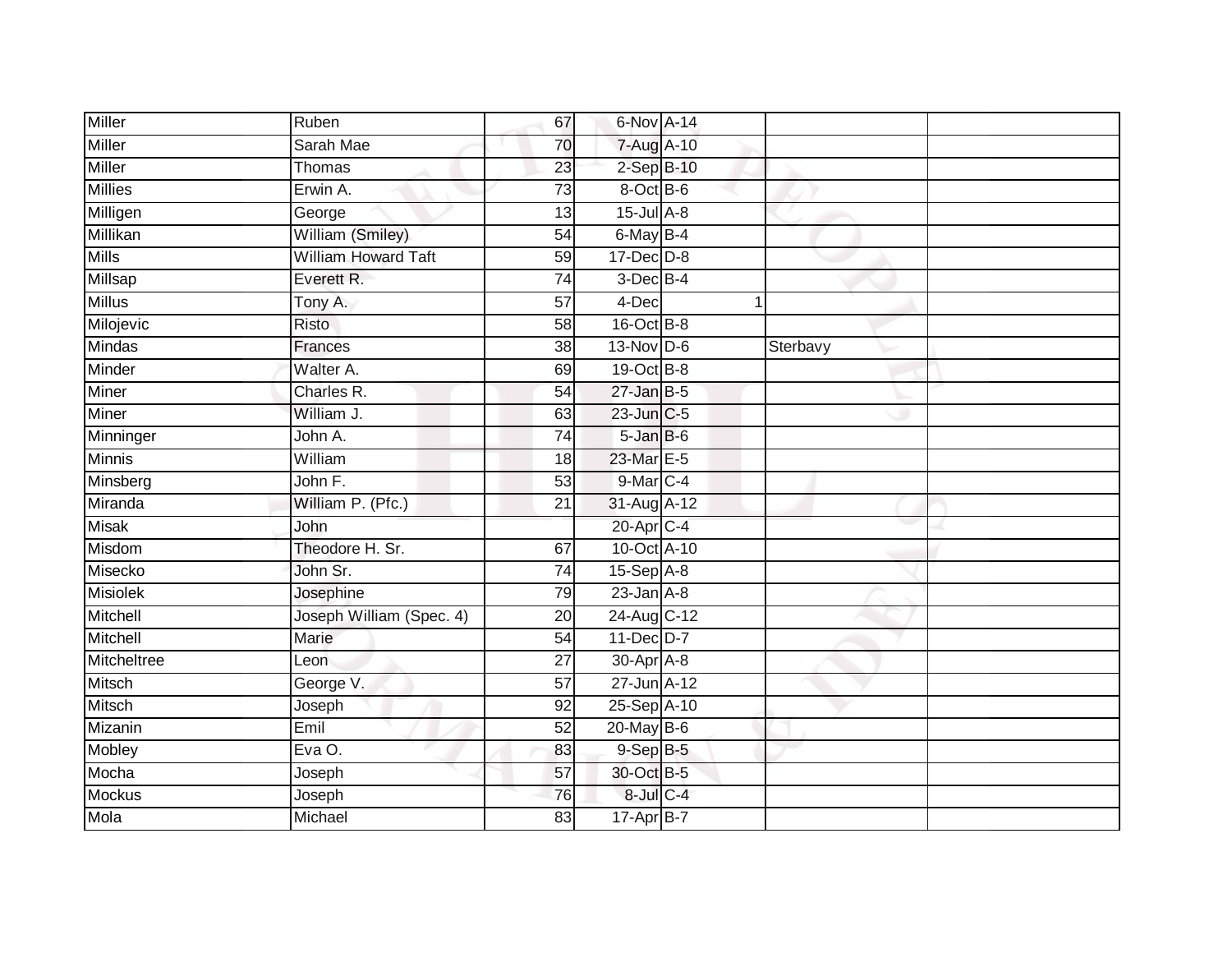| | | | | | | |
|---|---|---|---|---|---|---|
| Miller | Ruben | 67 | 6-Nov | A-14 | | |
| Miller | Sarah Mae | 70 | 7-Aug | A-10 | | |
| Miller | Thomas | 23 | 2-Sep | B-10 | | |
| Millies | Erwin A. | 73 | 8-Oct | B-6 | | |
| Milligen | George | 13 | 15-Jul | A-8 | | |
| Millikan | William (Smiley) | 54 | 6-May | B-4 | | |
| Mills | William Howard Taft | 59 | 17-Dec | D-8 | | |
| Millsap | Everett R. | 74 | 3-Dec | B-4 | | |
| Millus | Tony A. | 57 | 4-Dec | 1 | | |
| Milojevic | Risto | 58 | 16-Oct | B-8 | | |
| Mindas | Frances | 38 | 13-Nov | D-6 | Sterbavy | |
| Minder | Walter A. | 69 | 19-Oct | B-8 | | |
| Miner | Charles R. | 54 | 27-Jan | B-5 | | |
| Miner | William J. | 63 | 23-Jun | C-5 | | |
| Minninger | John A. | 74 | 5-Jan | B-6 | | |
| Minnis | William | 18 | 23-Mar | E-5 | | |
| Minsberg | John F. | 53 | 9-Mar | C-4 | | |
| Miranda | William P. (Pfc.) | 21 | 31-Aug | A-12 | | |
| Misak | John | | 20-Apr | C-4 | | |
| Misdom | Theodore H. Sr. | 67 | 10-Oct | A-10 | | |
| Misecko | John Sr. | 74 | 15-Sep | A-8 | | |
| Misiolek | Josephine | 79 | 23-Jan | A-8 | | |
| Mitchell | Joseph William (Spec. 4) | 20 | 24-Aug | C-12 | | |
| Mitchell | Marie | 54 | 11-Dec | D-7 | | |
| Mitcheltree | Leon | 27 | 30-Apr | A-8 | | |
| Mitsch | George V. | 57 | 27-Jun | A-12 | | |
| Mitsch | Joseph | 92 | 25-Sep | A-10 | | |
| Mizanin | Emil | 52 | 20-May | B-6 | | |
| Mobley | Eva O. | 83 | 9-Sep | B-5 | | |
| Mocha | Joseph | 57 | 30-Oct | B-5 | | |
| Mockus | Joseph | 76 | 8-Jul | C-4 | | |
| Mola | Michael | 83 | 17-Apr | B-7 | | |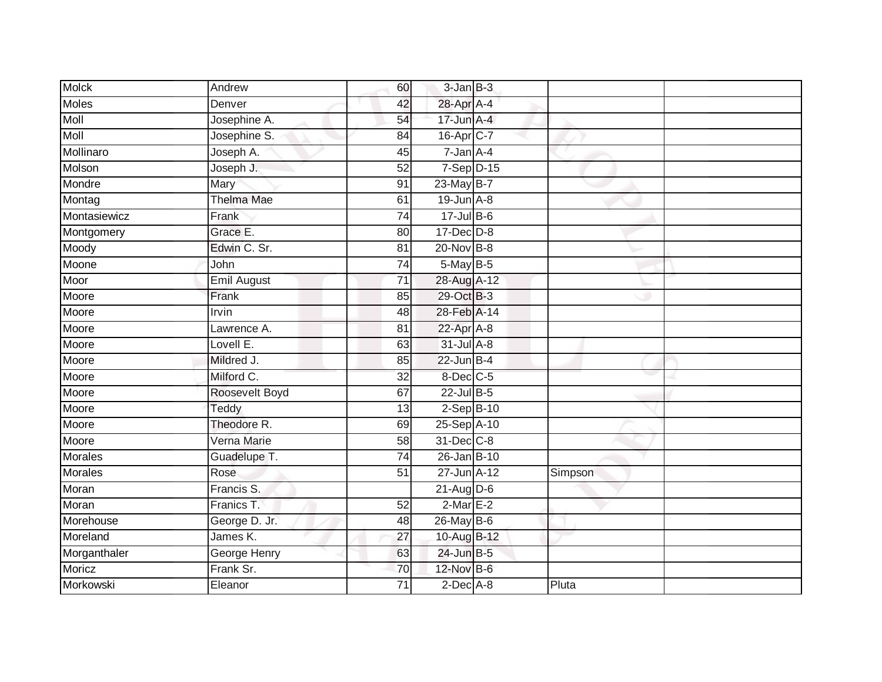| Molck | Andrew | 60 | 3-Jan | B-3 | | |
|---|---|---|---|---|---|---|
| Moles | Denver | 42 | 28-Apr | A-4 | | |
| Moll | Josephine A. | 54 | 17-Jun | A-4 | | |
| Moll | Josephine S. | 84 | 16-Apr | C-7 | | |
| Mollinaro | Joseph A. | 45 | 7-Jan | A-4 | | |
| Molson | Joseph J. | 52 | 7-Sep | D-15 | | |
| Mondre | Mary | 91 | 23-May | B-7 | | |
| Montag | Thelma Mae | 61 | 19-Jun | A-8 | | |
| Montasiewicz | Frank | 74 | 17-Jul | B-6 | | |
| Montgomery | Grace E. | 80 | 17-Dec | D-8 | | |
| Moody | Edwin C. Sr. | 81 | 20-Nov | B-8 | | |
| Moone | John | 74 | 5-May | B-5 | | |
| Moor | Emil August | 71 | 28-Aug | A-12 | | |
| Moore | Frank | 85 | 29-Oct | B-3 | | |
| Moore | Irvin | 48 | 28-Feb | A-14 | | |
| Moore | Lawrence A. | 81 | 22-Apr | A-8 | | |
| Moore | Lovell E. | 63 | 31-Jul | A-8 | | |
| Moore | Mildred J. | 85 | 22-Jun | B-4 | | |
| Moore | Milford C. | 32 | 8-Dec | C-5 | | |
| Moore | Roosevelt Boyd | 67 | 22-Jul | B-5 | | |
| Moore | Teddy | 13 | 2-Sep | B-10 | | |
| Moore | Theodore R. | 69 | 25-Sep | A-10 | | |
| Moore | Verna Marie | 58 | 31-Dec | C-8 | | |
| Morales | Guadelupe T. | 74 | 26-Jan | B-10 | | |
| Morales | Rose | 51 | 27-Jun | A-12 | Simpson | |
| Moran | Francis S. | | 21-Aug | D-6 | | |
| Moran | Franics T. | 52 | 2-Mar | E-2 | | |
| Morehouse | George D. Jr. | 48 | 26-May | B-6 | | |
| Moreland | James K. | 27 | 10-Aug | B-12 | | |
| Morganthaler | George Henry | 63 | 24-Jun | B-5 | | |
| Moricz | Frank Sr. | 70 | 12-Nov | B-6 | | |
| Morkowski | Eleanor | 71 | 2-Dec | A-8 | Pluta | |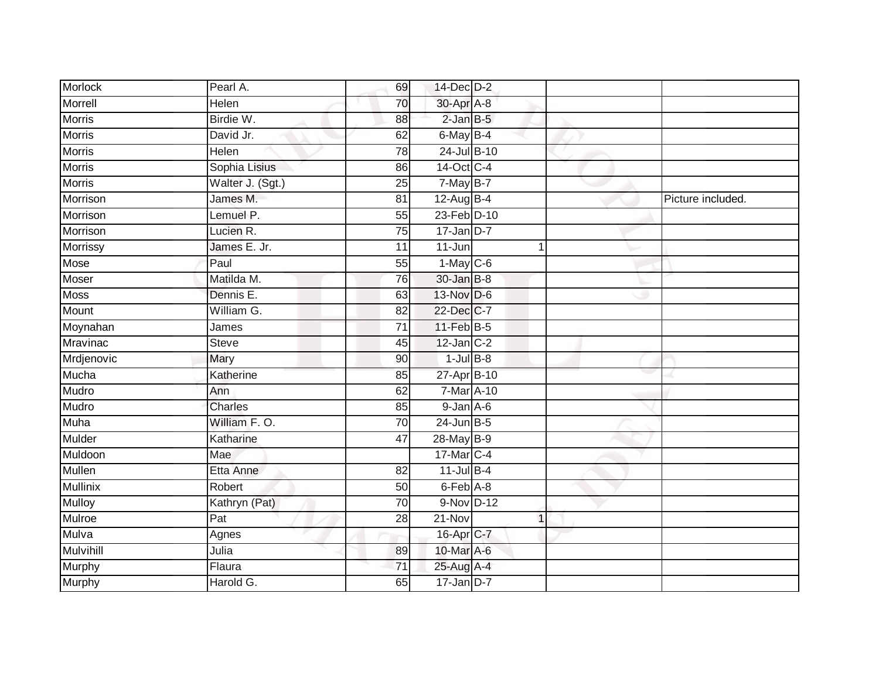| | | | | | | | |
|---|---|---|---|---|---|---|---|
| Morlock | Pearl A. | 69 | 14-Dec | D-2 | | | |
| Morrell | Helen | 70 | 30-Apr | A-8 | | | |
| Morris | Birdie W. | 88 | 2-Jan | B-5 | | | |
| Morris | David Jr. | 62 | 6-May | B-4 | | | |
| Morris | Helen | 78 | 24-Jul | B-10 | | | |
| Morris | Sophia Lisius | 86 | 14-Oct | C-4 | | | |
| Morris | Walter J. (Sgt.) | 25 | 7-May | B-7 | | | |
| Morrison | James M. | 81 | 12-Aug | B-4 | | | Picture included. |
| Morrison | Lemuel P. | 55 | 23-Feb | D-10 | | | |
| Morrison | Lucien R. | 75 | 17-Jan | D-7 | | | |
| Morrissy | James E. Jr. | 11 | 11-Jun | | 1 | | |
| Mose | Paul | 55 | 1-May | C-6 | | | |
| Moser | Matilda M. | 76 | 30-Jan | B-8 | | | |
| Moss | Dennis E. | 63 | 13-Nov | D-6 | | | |
| Mount | William G. | 82 | 22-Dec | C-7 | | | |
| Moynahan | James | 71 | 11-Feb | B-5 | | | |
| Mravinac | Steve | 45 | 12-Jan | C-2 | | | |
| Mrdjenovic | Mary | 90 | 1-Jul | B-8 | | | |
| Mucha | Katherine | 85 | 27-Apr | B-10 | | | |
| Mudro | Ann | 62 | 7-Mar | A-10 | | | |
| Mudro | Charles | 85 | 9-Jan | A-6 | | | |
| Muha | William F. O. | 70 | 24-Jun | B-5 | | | |
| Mulder | Katharine | 47 | 28-May | B-9 | | | |
| Muldoon | Mae | | 17-Mar | C-4 | | | |
| Mullen | Etta Anne | 82 | 11-Jul | B-4 | | | |
| Mullinix | Robert | 50 | 6-Feb | A-8 | | | |
| Mulloy | Kathryn (Pat) | 70 | 9-Nov | D-12 | | | |
| Mulroe | Pat | 28 | 21-Nov | | 1 | | |
| Mulva | Agnes | | 16-Apr | C-7 | | | |
| Mulvihill | Julia | 89 | 10-Mar | A-6 | | | |
| Murphy | Flaura | 71 | 25-Aug | A-4 | | | |
| Murphy | Harold G. | 65 | 17-Jan | D-7 | | | |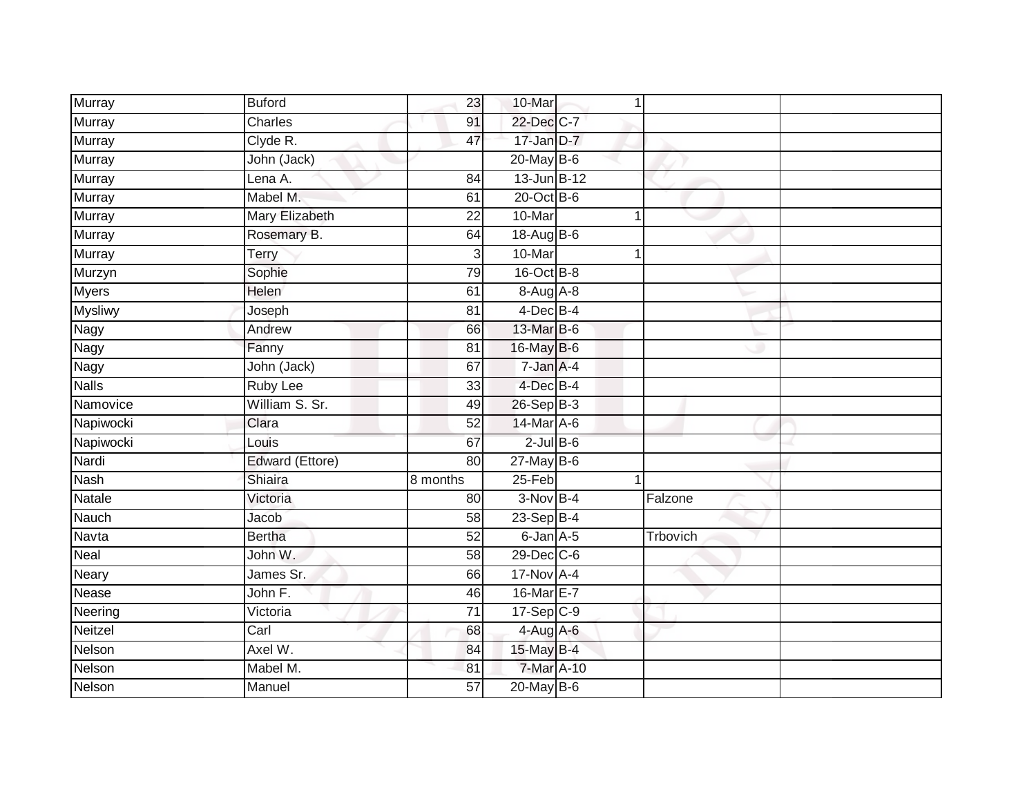| | | | | | | | |
|---|---|---|---|---|---|---|---|
| Murray | Buford | 23 | 10-Mar | | 1 | | |
| Murray | Charles | 91 | 22-Dec | C-7 | | | |
| Murray | Clyde R. | 47 | 17-Jan | D-7 | | | |
| Murray | John (Jack) | | 20-May | B-6 | | | |
| Murray | Lena A. | 84 | 13-Jun | B-12 | | | |
| Murray | Mabel M. | 61 | 20-Oct | B-6 | | | |
| Murray | Mary Elizabeth | 22 | 10-Mar | | 1 | | |
| Murray | Rosemary B. | 64 | 18-Aug | B-6 | | | |
| Murray | Terry | 3 | 10-Mar | | 1 | | |
| Murzyn | Sophie | 79 | 16-Oct | B-8 | | | |
| Myers | Helen | 61 | 8-Aug | A-8 | | | |
| Mysliwy | Joseph | 81 | 4-Dec | B-4 | | | |
| Nagy | Andrew | 66 | 13-Mar | B-6 | | | |
| Nagy | Fanny | 81 | 16-May | B-6 | | | |
| Nagy | John (Jack) | 67 | 7-Jan | A-4 | | | |
| Nalls | Ruby Lee | 33 | 4-Dec | B-4 | | | |
| Namovice | William S. Sr. | 49 | 26-Sep | B-3 | | | |
| Napiwocki | Clara | 52 | 14-Mar | A-6 | | | |
| Napiwocki | Louis | 67 | 2-Jul | B-6 | | | |
| Nardi | Edward (Ettore) | 80 | 27-May | B-6 | | | |
| Nash | Shiaira | 8 months | 25-Feb | | 1 | | |
| Natale | Victoria | 80 | 3-Nov | B-4 | | Falzone | |
| Nauch | Jacob | 58 | 23-Sep | B-4 | | | |
| Navta | Bertha | 52 | 6-Jan | A-5 | | Trbovich | |
| Neal | John W. | 58 | 29-Dec | C-6 | | | |
| Neary | James Sr. | 66 | 17-Nov | A-4 | | | |
| Nease | John F. | 46 | 16-Mar | E-7 | | | |
| Neering | Victoria | 71 | 17-Sep | C-9 | | | |
| Neitzel | Carl | 68 | 4-Aug | A-6 | | | |
| Nelson | Axel W. | 84 | 15-May | B-4 | | | |
| Nelson | Mabel M. | 81 | 7-Mar | A-10 | | | |
| Nelson | Manuel | 57 | 20-May | B-6 | | | |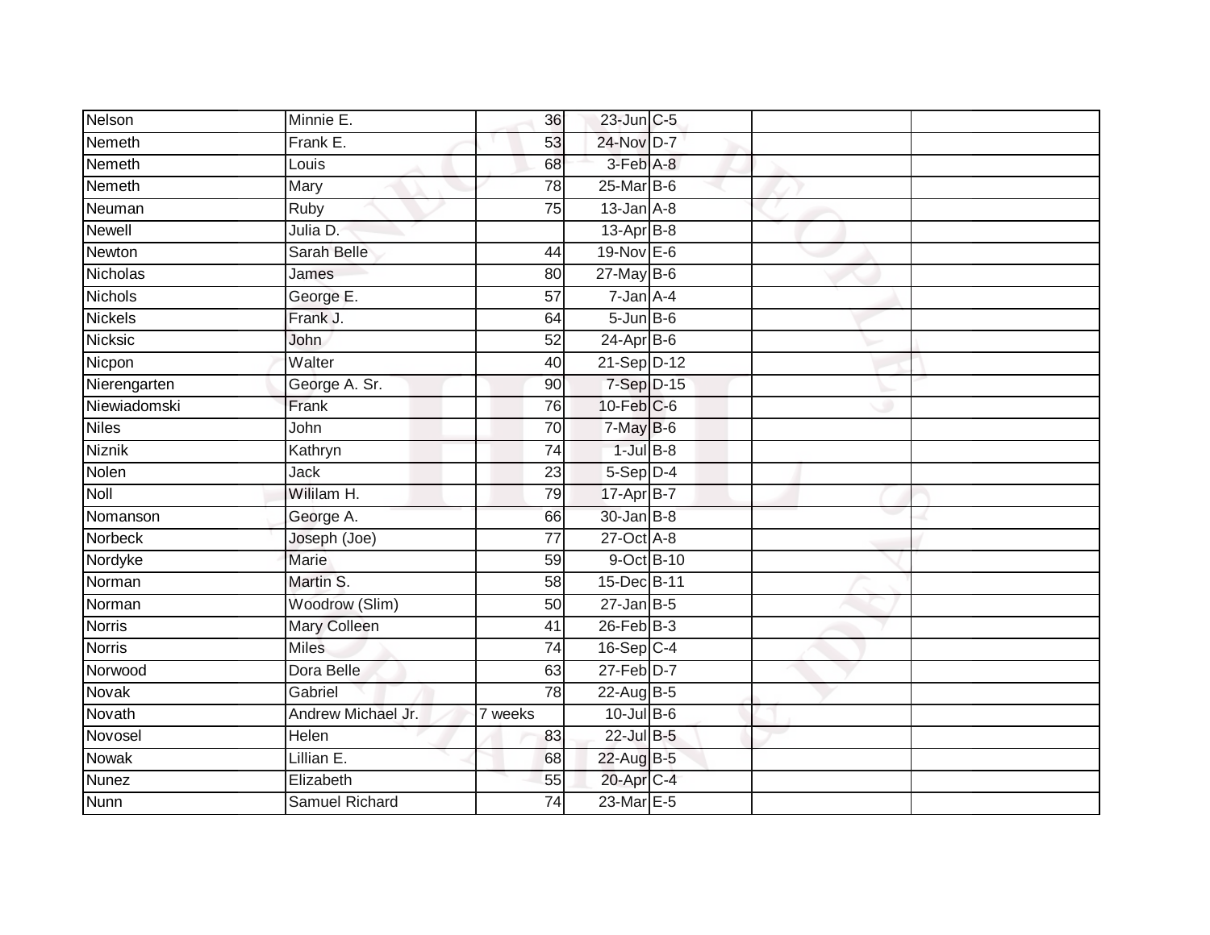| | | | | | | |
|---|---|---|---|---|---|---|
| Nelson | Minnie E. | 36 | 23-Jun | C-5 | | |
| Nemeth | Frank E. | 53 | 24-Nov | D-7 | | |
| Nemeth | Louis | 68 | 3-Feb | A-8 | | |
| Nemeth | Mary | 78 | 25-Mar | B-6 | | |
| Neuman | Ruby | 75 | 13-Jan | A-8 | | |
| Newell | Julia D. | | 13-Apr | B-8 | | |
| Newton | Sarah Belle | 44 | 19-Nov | E-6 | | |
| Nicholas | James | 80 | 27-May | B-6 | | |
| Nichols | George E. | 57 | 7-Jan | A-4 | | |
| Nickels | Frank J. | 64 | 5-Jun | B-6 | | |
| Nicksic | John | 52 | 24-Apr | B-6 | | |
| Nicpon | Walter | 40 | 21-Sep | D-12 | | |
| Nierengarten | George A. Sr. | 90 | 7-Sep | D-15 | | |
| Niewiadomski | Frank | 76 | 10-Feb | C-6 | | |
| Niles | John | 70 | 7-May | B-6 | | |
| Niznik | Kathryn | 74 | 1-Jul | B-8 | | |
| Nolen | Jack | 23 | 5-Sep | D-4 | | |
| Noll | Wililam H. | 79 | 17-Apr | B-7 | | |
| Nomanson | George A. | 66 | 30-Jan | B-8 | | |
| Norbeck | Joseph (Joe) | 77 | 27-Oct | A-8 | | |
| Nordyke | Marie | 59 | 9-Oct | B-10 | | |
| Norman | Martin S. | 58 | 15-Dec | B-11 | | |
| Norman | Woodrow (Slim) | 50 | 27-Jan | B-5 | | |
| Norris | Mary Colleen | 41 | 26-Feb | B-3 | | |
| Norris | Miles | 74 | 16-Sep | C-4 | | |
| Norwood | Dora Belle | 63 | 27-Feb | D-7 | | |
| Novak | Gabriel | 78 | 22-Aug | B-5 | | |
| Novath | Andrew Michael Jr. | 7 weeks | 10-Jul | B-6 | | |
| Novosel | Helen | 83 | 22-Jul | B-5 | | |
| Nowak | Lillian E. | 68 | 22-Aug | B-5 | | |
| Nunez | Elizabeth | 55 | 20-Apr | C-4 | | |
| Nunn | Samuel Richard | 74 | 23-Mar | E-5 | | |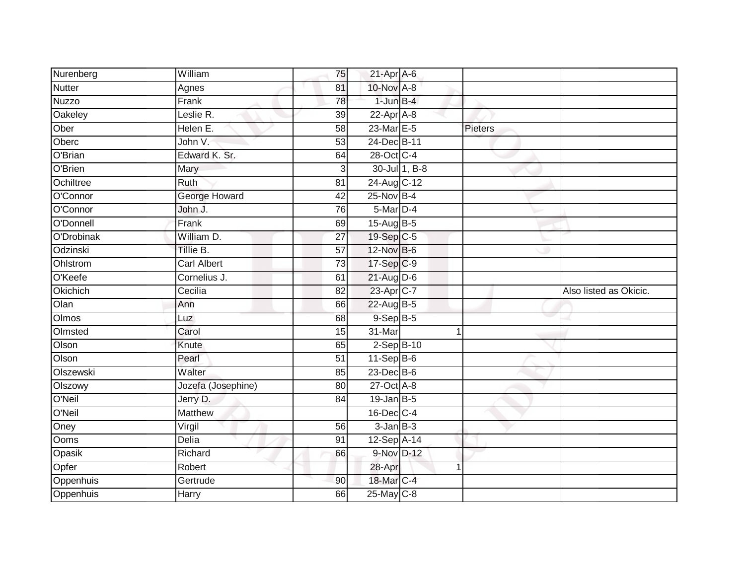| | | | | | | |
|---|---|---|---|---|---|---|
| Nurenberg | William | 75 | 21-Apr | A-6 | | |
| Nutter | Agnes | 81 | 10-Nov | A-8 | | |
| Nuzzo | Frank | 78 | 1-Jun | B-4 | | |
| Oakeley | Leslie R. | 39 | 22-Apr | A-8 | | |
| Ober | Helen E. | 58 | 23-Mar | E-5 | Pieters | |
| Oberc | John V. | 53 | 24-Dec | B-11 | | |
| O'Brian | Edward K. Sr. | 64 | 28-Oct | C-4 | | |
| O'Brien | Mary | 3 | 30-Jul | 1, B-8 | | |
| Ochiltree | Ruth | 81 | 24-Aug | C-12 | | |
| O'Connor | George Howard | 42 | 25-Nov | B-4 | | |
| O'Connor | John J. | 76 | 5-Mar | D-4 | | |
| O'Donnell | Frank | 69 | 15-Aug | B-5 | | |
| O'Drobinak | William D. | 27 | 19-Sep | C-5 | | |
| Odzinski | Tillie B. | 57 | 12-Nov | B-6 | | |
| Ohlstrom | Carl Albert | 73 | 17-Sep | C-9 | | |
| O'Keefe | Cornelius J. | 61 | 21-Aug | D-6 | | |
| Okichich | Cecilia | 82 | 23-Apr | C-7 | | Also listed as Okicic. |
| Olan | Ann | 66 | 22-Aug | B-5 | | |
| Olmos | Luz | 68 | 9-Sep | B-5 | | |
| Olmsted | Carol | 15 | 31-Mar | 1 | | |
| Olson | Knute | 65 | 2-Sep | B-10 | | |
| Olson | Pearl | 51 | 11-Sep | B-6 | | |
| Olszewski | Walter | 85 | 23-Dec | B-6 | | |
| Olszowy | Jozefa (Josephine) | 80 | 27-Oct | A-8 | | |
| O'Neil | Jerry D. | 84 | 19-Jan | B-5 | | |
| O'Neil | Matthew | | 16-Dec | C-4 | | |
| Oney | Virgil | 56 | 3-Jan | B-3 | | |
| Ooms | Delia | 91 | 12-Sep | A-14 | | |
| Opasik | Richard | 66 | 9-Nov | D-12 | | |
| Opfer | Robert | | 28-Apr | 1 | | |
| Oppenhuis | Gertrude | 90 | 18-Mar | C-4 | | |
| Oppenhuis | Harry | 66 | 25-May | C-8 | | |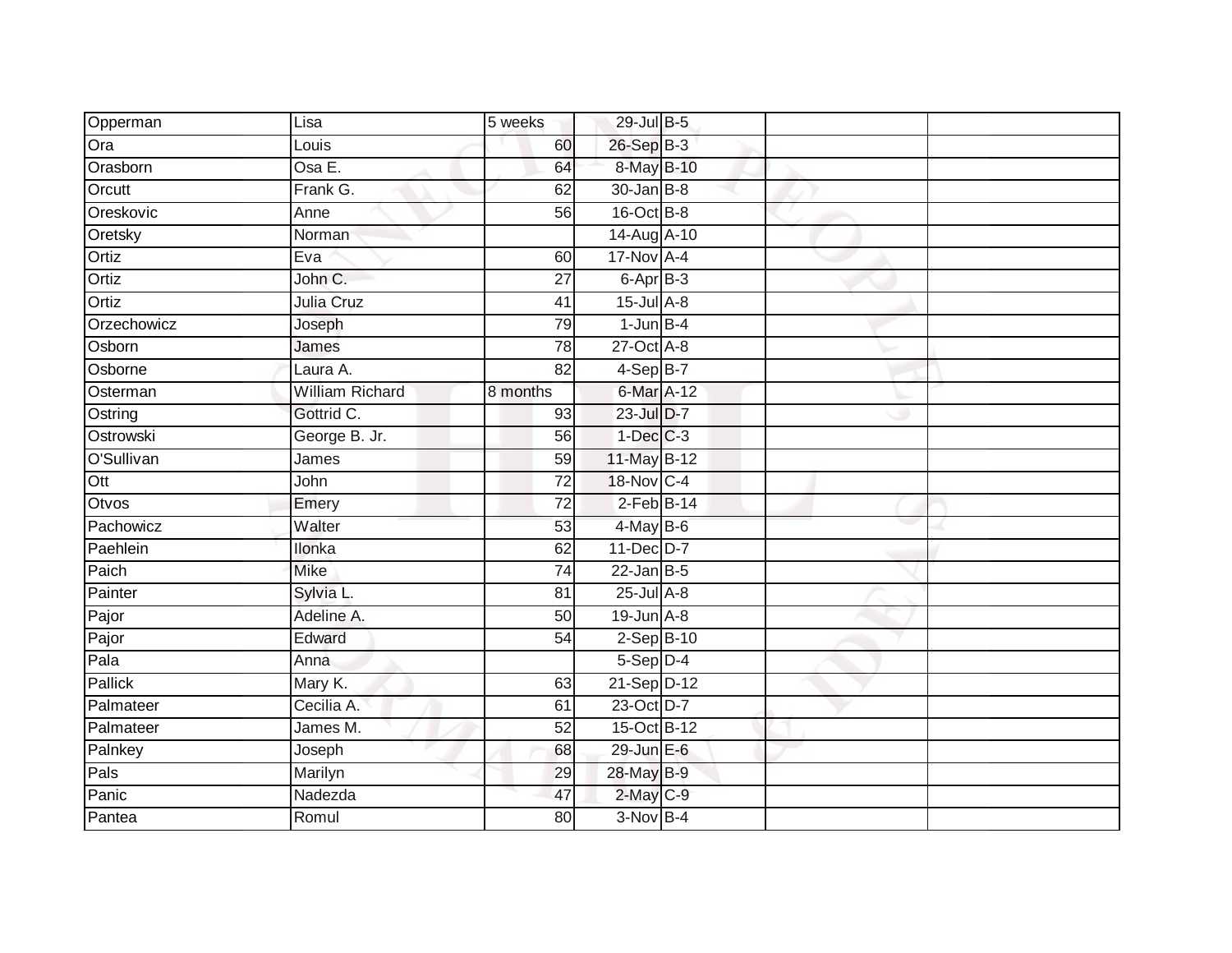| | | | | | | |
|---|---|---|---|---|---|---|
| Opperman | Lisa | 5 weeks | 29-Jul | B-5 | | |
| Ora | Louis | 60 | 26-Sep | B-3 | | |
| Orasborn | Osa E. | 64 | 8-May | B-10 | | |
| Orcutt | Frank G. | 62 | 30-Jan | B-8 | | |
| Oreskovic | Anne | 56 | 16-Oct | B-8 | | |
| Oretsky | Norman | | 14-Aug | A-10 | | |
| Ortiz | Eva | 60 | 17-Nov | A-4 | | |
| Ortiz | John C. | 27 | 6-Apr | B-3 | | |
| Ortiz | Julia Cruz | 41 | 15-Jul | A-8 | | |
| Orzechowicz | Joseph | 79 | 1-Jun | B-4 | | |
| Osborn | James | 78 | 27-Oct | A-8 | | |
| Osborne | Laura A. | 82 | 4-Sep | B-7 | | |
| Osterman | William Richard | 8 months | 6-Mar | A-12 | | |
| Ostring | Gottrid C. | 93 | 23-Jul | D-7 | | |
| Ostrowski | George B. Jr. | 56 | 1-Dec | C-3 | | |
| O'Sullivan | James | 59 | 11-May | B-12 | | |
| Ott | John | 72 | 18-Nov | C-4 | | |
| Otvos | Emery | 72 | 2-Feb | B-14 | | |
| Pachowicz | Walter | 53 | 4-May | B-6 | | |
| Paehlein | Ilonka | 62 | 11-Dec | D-7 | | |
| Paich | Mike | 74 | 22-Jan | B-5 | | |
| Painter | Sylvia L. | 81 | 25-Jul | A-8 | | |
| Pajor | Adeline A. | 50 | 19-Jun | A-8 | | |
| Pajor | Edward | 54 | 2-Sep | B-10 | | |
| Pala | Anna | | 5-Sep | D-4 | | |
| Pallick | Mary K. | 63 | 21-Sep | D-12 | | |
| Palmateer | Cecilia A. | 61 | 23-Oct | D-7 | | |
| Palmateer | James M. | 52 | 15-Oct | B-12 | | |
| Palnkey | Joseph | 68 | 29-Jun | E-6 | | |
| Pals | Marilyn | 29 | 28-May | B-9 | | |
| Panic | Nadezda | 47 | 2-May | C-9 | | |
| Pantea | Romul | 80 | 3-Nov | B-4 | | |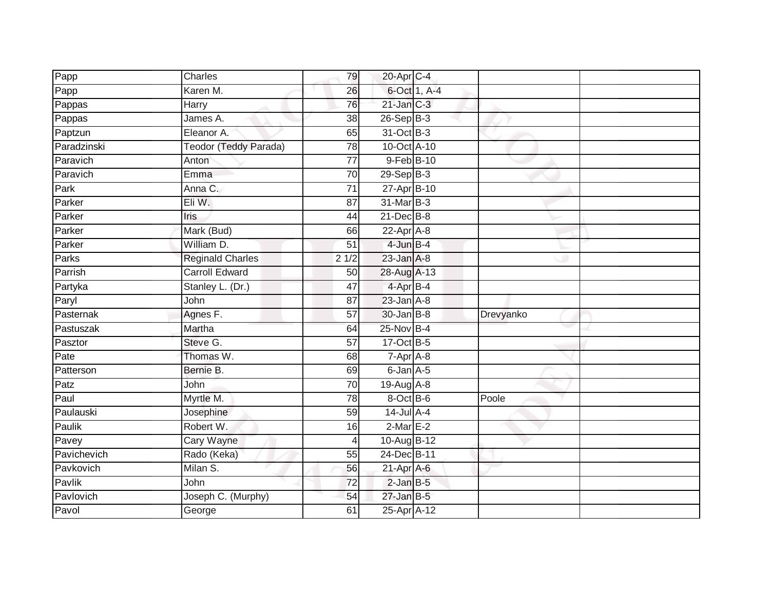| | | | | | | |
|---|---|---|---|---|---|---|
| Papp | Charles | 79 | 20-Apr | C-4 | | |
| Papp | Karen M. | 26 | 6-Oct | 1, A-4 | | |
| Pappas | Harry | 76 | 21-Jan | C-3 | | |
| Pappas | James A. | 38 | 26-Sep | B-3 | | |
| Paptzun | Eleanor A. | 65 | 31-Oct | B-3 | | |
| Paradzinski | Teodor (Teddy Parada) | 78 | 10-Oct | A-10 | | |
| Paravich | Anton | 77 | 9-Feb | B-10 | | |
| Paravich | Emma | 70 | 29-Sep | B-3 | | |
| Park | Anna C. | 71 | 27-Apr | B-10 | | |
| Parker | Eli W. | 87 | 31-Mar | B-3 | | |
| Parker | Iris | 44 | 21-Dec | B-8 | | |
| Parker | Mark (Bud) | 66 | 22-Apr | A-8 | | |
| Parker | William D. | 51 | 4-Jun | B-4 | | |
| Parks | Reginald Charles | 2 1/2 | 23-Jan | A-8 | | |
| Parrish | Carroll Edward | 50 | 28-Aug | A-13 | | |
| Partyka | Stanley L. (Dr.) | 47 | 4-Apr | B-4 | | |
| Paryl | John | 87 | 23-Jan | A-8 | | |
| Pasternak | Agnes F. | 57 | 30-Jan | B-8 | Drevyanko | |
| Pastuszak | Martha | 64 | 25-Nov | B-4 | | |
| Pasztor | Steve G. | 57 | 17-Oct | B-5 | | |
| Pate | Thomas W. | 68 | 7-Apr | A-8 | | |
| Patterson | Bernie B. | 69 | 6-Jan | A-5 | | |
| Patz | John | 70 | 19-Aug | A-8 | | |
| Paul | Myrtle M. | 78 | 8-Oct | B-6 | Poole | |
| Paulauski | Josephine | 59 | 14-Jul | A-4 | | |
| Paulik | Robert W. | 16 | 2-Mar | E-2 | | |
| Pavey | Cary Wayne | 4 | 10-Aug | B-12 | | |
| Pavichevich | Rado (Keka) | 55 | 24-Dec | B-11 | | |
| Pavkovich | Milan S. | 56 | 21-Apr | A-6 | | |
| Pavlik | John | 72 | 2-Jan | B-5 | | |
| Pavlovich | Joseph C. (Murphy) | 54 | 27-Jan | B-5 | | |
| Pavol | George | 61 | 25-Apr | A-12 | | |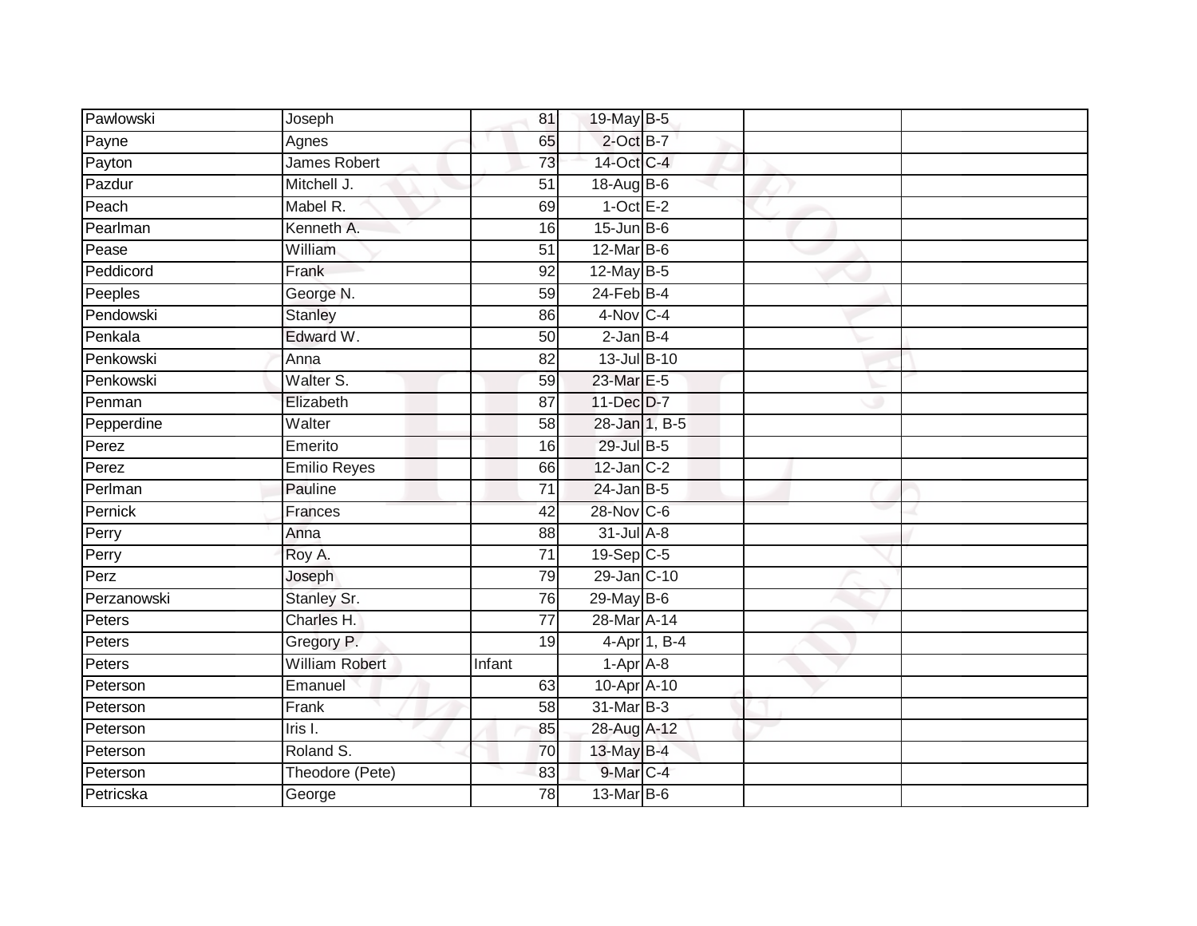| | | | | | | |
|---|---|---|---|---|---|---|
| Pawlowski | Joseph | 81 | 19-May | B-5 | | |
| Payne | Agnes | 65 | 2-Oct | B-7 | | |
| Payton | James Robert | 73 | 14-Oct | C-4 | | |
| Pazdur | Mitchell J. | 51 | 18-Aug | B-6 | | |
| Peach | Mabel R. | 69 | 1-Oct | E-2 | | |
| Pearlman | Kenneth A. | 16 | 15-Jun | B-6 | | |
| Pease | William | 51 | 12-Mar | B-6 | | |
| Peddicord | Frank | 92 | 12-May | B-5 | | |
| Peeples | George N. | 59 | 24-Feb | B-4 | | |
| Pendowski | Stanley | 86 | 4-Nov | C-4 | | |
| Penkala | Edward W. | 50 | 2-Jan | B-4 | | |
| Penkowski | Anna | 82 | 13-Jul | B-10 | | |
| Penkowski | Walter S. | 59 | 23-Mar | E-5 | | |
| Penman | Elizabeth | 87 | 11-Dec | D-7 | | |
| Pepperdine | Walter | 58 | 28-Jan | 1, B-5 | | |
| Perez | Emerito | 16 | 29-Jul | B-5 | | |
| Perez | Emilio Reyes | 66 | 12-Jan | C-2 | | |
| Perlman | Pauline | 71 | 24-Jan | B-5 | | |
| Pernick | Frances | 42 | 28-Nov | C-6 | | |
| Perry | Anna | 88 | 31-Jul | A-8 | | |
| Perry | Roy A. | 71 | 19-Sep | C-5 | | |
| Perz | Joseph | 79 | 29-Jan | C-10 | | |
| Perzanowski | Stanley Sr. | 76 | 29-May | B-6 | | |
| Peters | Charles H. | 77 | 28-Mar | A-14 | | |
| Peters | Gregory P. | 19 | 4-Apr | 1, B-4 | | |
| Peters | William Robert | Infant | 1-Apr | A-8 | | |
| Peterson | Emanuel | 63 | 10-Apr | A-10 | | |
| Peterson | Frank | 58 | 31-Mar | B-3 | | |
| Peterson | Iris I. | 85 | 28-Aug | A-12 | | |
| Peterson | Roland S. | 70 | 13-May | B-4 | | |
| Peterson | Theodore (Pete) | 83 | 9-Mar | C-4 | | |
| Petricska | George | 78 | 13-Mar | B-6 | | |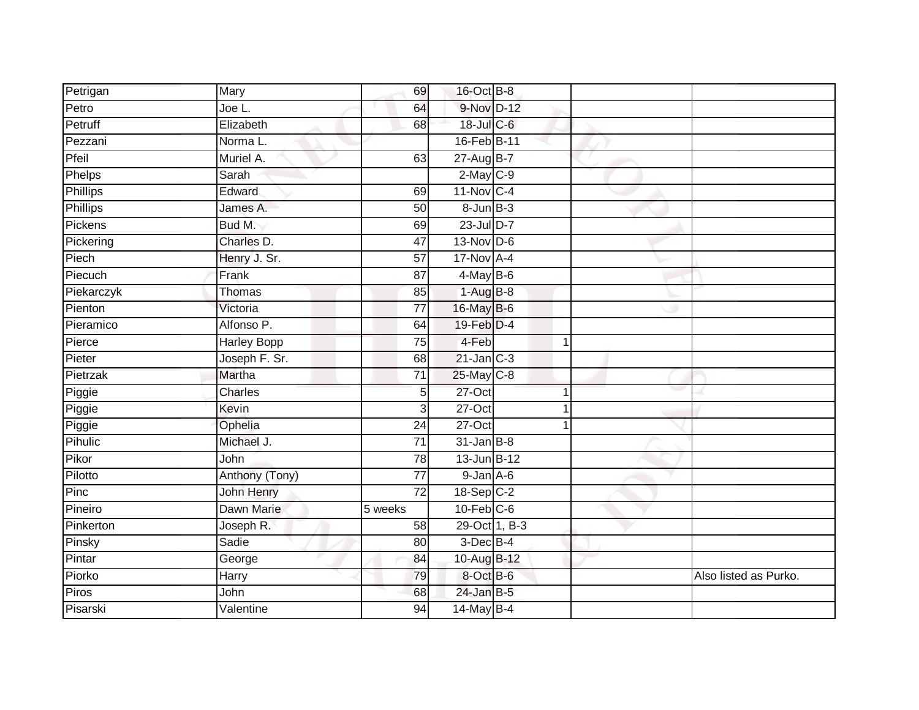| | | | | | | |
|---|---|---|---|---|---|---|
| Petrigan | Mary | 69 | 16-Oct | B-8 | | |
| Petro | Joe L. | 64 | 9-Nov | D-12 | | |
| Petruff | Elizabeth | 68 | 18-Jul | C-6 | | |
| Pezzani | Norma L. | | 16-Feb | B-11 | | |
| Pfeil | Muriel A. | 63 | 27-Aug | B-7 | | |
| Phelps | Sarah | | 2-May | C-9 | | |
| Phillips | Edward | 69 | 11-Nov | C-4 | | |
| Phillips | James A. | 50 | 8-Jun | B-3 | | |
| Pickens | Bud M. | 69 | 23-Jul | D-7 | | |
| Pickering | Charles D. | 47 | 13-Nov | D-6 | | |
| Piech | Henry J. Sr. | 57 | 17-Nov | A-4 | | |
| Piecuch | Frank | 87 | 4-May | B-6 | | |
| Piekarczyk | Thomas | 85 | 1-Aug | B-8 | | |
| Pienton | Victoria | 77 | 16-May | B-6 | | |
| Pieramico | Alfonso P. | 64 | 19-Feb | D-4 | | |
| Pierce | Harley Bopp | 75 | 4-Feb | 1 | | |
| Pieter | Joseph F. Sr. | 68 | 21-Jan | C-3 | | |
| Pietrzak | Martha | 71 | 25-May | C-8 | | |
| Piggie | Charles | 5 | 27-Oct | 1 | | |
| Piggie | Kevin | 3 | 27-Oct | 1 | | |
| Piggie | Ophelia | 24 | 27-Oct | 1 | | |
| Pihulic | Michael J. | 71 | 31-Jan | B-8 | | |
| Pikor | John | 78 | 13-Jun | B-12 | | |
| Pilotto | Anthony (Tony) | 77 | 9-Jan | A-6 | | |
| Pinc | John Henry | 72 | 18-Sep | C-2 | | |
| Pineiro | Dawn Marie | 5 weeks | 10-Feb | C-6 | | |
| Pinkerton | Joseph R. | 58 | 29-Oct | 1, B-3 | | |
| Pinsky | Sadie | 80 | 3-Dec | B-4 | | |
| Pintar | George | 84 | 10-Aug | B-12 | | |
| Piorko | Harry | 79 | 8-Oct | B-6 | | Also listed as Purko. |
| Piros | John | 68 | 24-Jan | B-5 | | |
| Pisarski | Valentine | 94 | 14-May | B-4 | | |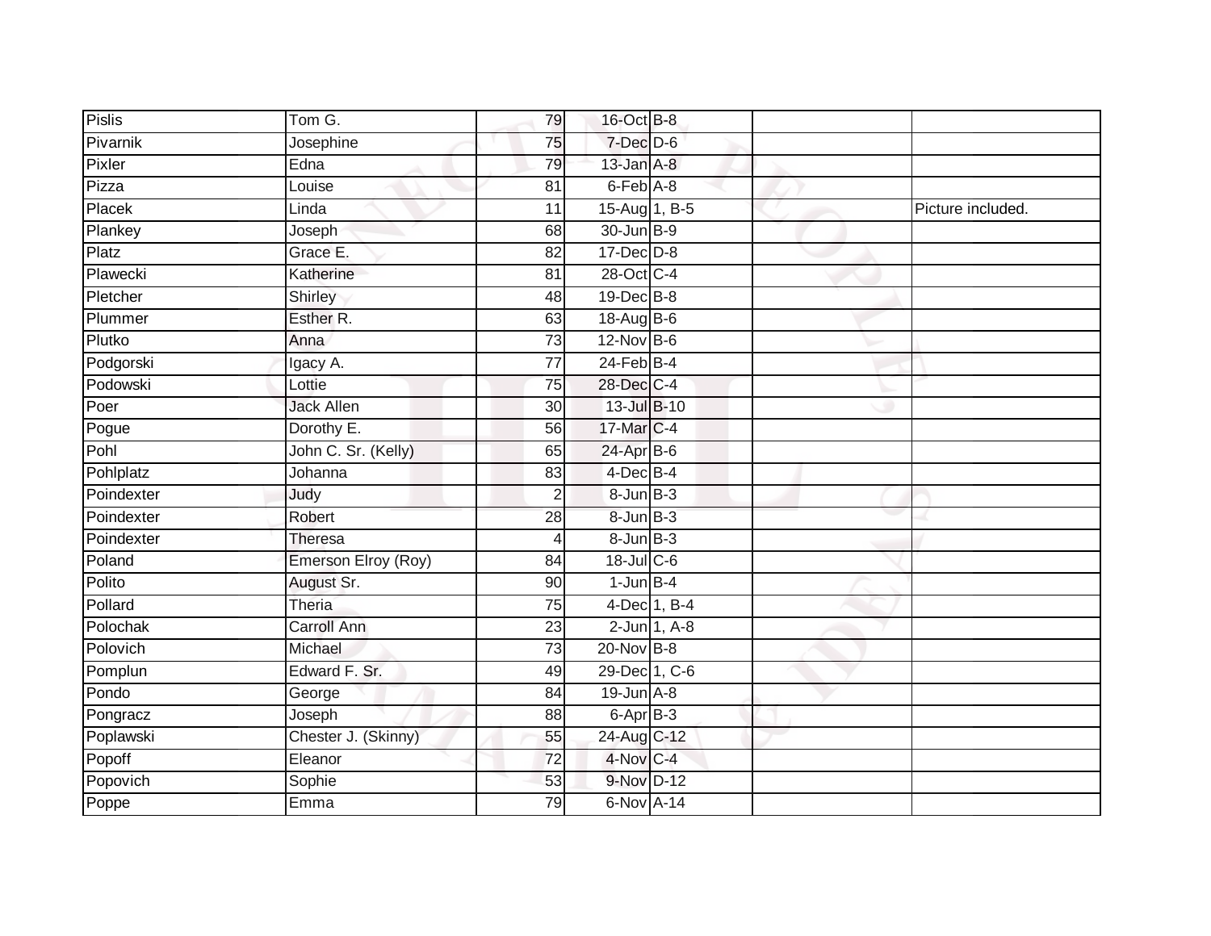| | | | | | | |
|---|---|---|---|---|---|---|
| Pislis | Tom G. | 79 | 16-Oct | B-8 | | |
| Pivarnik | Josephine | 75 | 7-Dec | D-6 | | |
| Pixler | Edna | 79 | 13-Jan | A-8 | | |
| Pizza | Louise | 81 | 6-Feb | A-8 | | |
| Placek | Linda | 11 | 15-Aug | 1, B-5 | | Picture included. |
| Plankey | Joseph | 68 | 30-Jun | B-9 | | |
| Platz | Grace E. | 82 | 17-Dec | D-8 | | |
| Plawecki | Katherine | 81 | 28-Oct | C-4 | | |
| Pletcher | Shirley | 48 | 19-Dec | B-8 | | |
| Plummer | Esther R. | 63 | 18-Aug | B-6 | | |
| Plutko | Anna | 73 | 12-Nov | B-6 | | |
| Podgorski | Igacy A. | 77 | 24-Feb | B-4 | | |
| Podowski | Lottie | 75 | 28-Dec | C-4 | | |
| Poer | Jack Allen | 30 | 13-Jul | B-10 | | |
| Pogue | Dorothy E. | 56 | 17-Mar | C-4 | | |
| Pohl | John C. Sr. (Kelly) | 65 | 24-Apr | B-6 | | |
| Pohlplatz | Johanna | 83 | 4-Dec | B-4 | | |
| Poindexter | Judy | 2 | 8-Jun | B-3 | | |
| Poindexter | Robert | 28 | 8-Jun | B-3 | | |
| Poindexter | Theresa | 4 | 8-Jun | B-3 | | |
| Poland | Emerson Elroy (Roy) | 84 | 18-Jul | C-6 | | |
| Polito | August Sr. | 90 | 1-Jun | B-4 | | |
| Pollard | Theria | 75 | 4-Dec | 1, B-4 | | |
| Polochak | Carroll Ann | 23 | 2-Jun | 1, A-8 | | |
| Polovich | Michael | 73 | 20-Nov | B-8 | | |
| Pomplun | Edward F. Sr. | 49 | 29-Dec | 1, C-6 | | |
| Pondo | George | 84 | 19-Jun | A-8 | | |
| Pongracz | Joseph | 88 | 6-Apr | B-3 | | |
| Poplawski | Chester J. (Skinny) | 55 | 24-Aug | C-12 | | |
| Popoff | Eleanor | 72 | 4-Nov | C-4 | | |
| Popovich | Sophie | 53 | 9-Nov | D-12 | | |
| Poppe | Emma | 79 | 6-Nov | A-14 | | |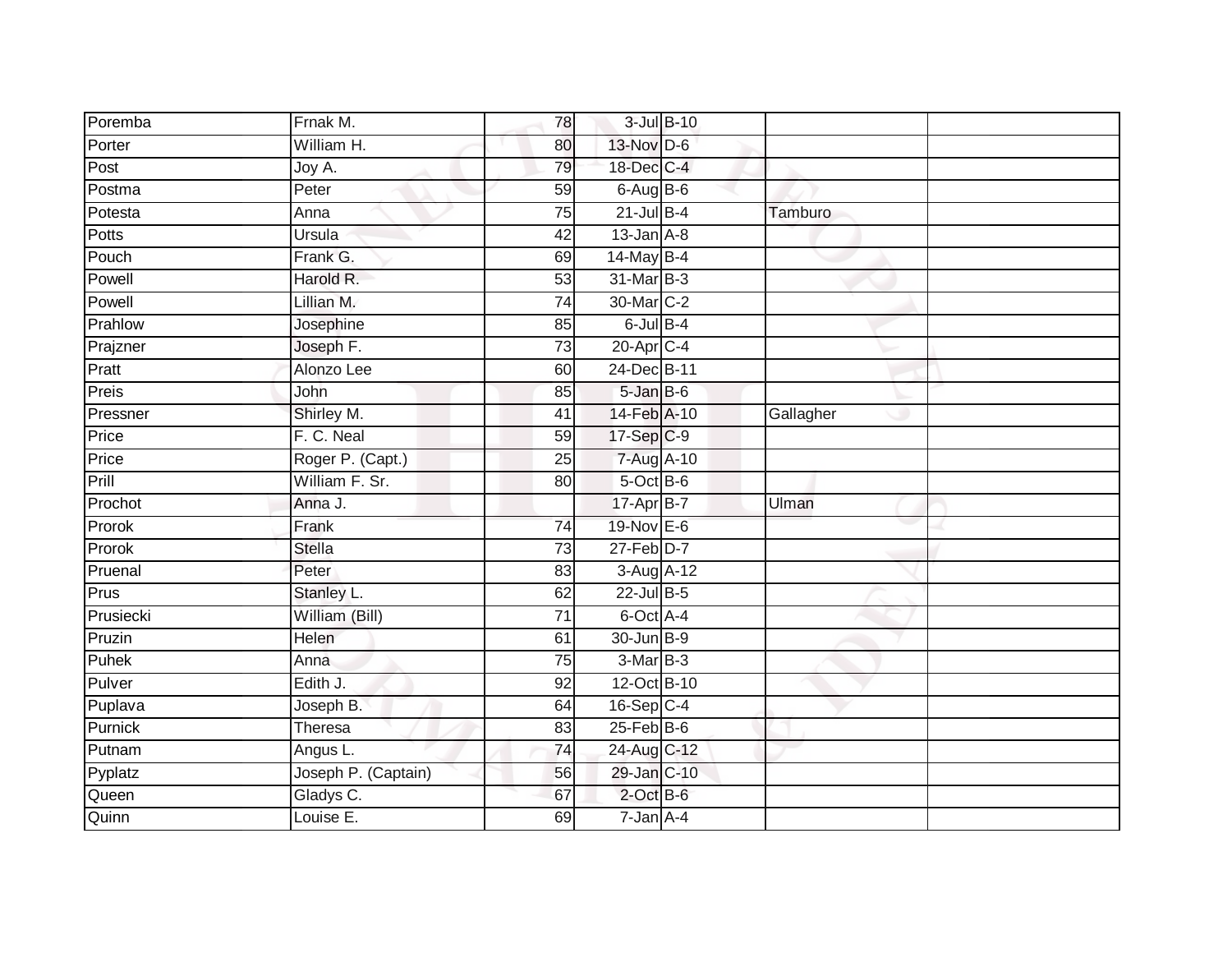| Poremba | Frnak M. | 78 | 3-Jul | B-10 | | |
|---|---|---|---|---|---|---|
| Porter | William H. | 80 | 13-Nov | D-6 | | |
| Post | Joy A. | 79 | 18-Dec | C-4 | | |
| Postma | Peter | 59 | 6-Aug | B-6 | | |
| Potesta | Anna | 75 | 21-Jul | B-4 | Tamburo | |
| Potts | Ursula | 42 | 13-Jan | A-8 | | |
| Pouch | Frank G. | 69 | 14-May | B-4 | | |
| Powell | Harold R. | 53 | 31-Mar | B-3 | | |
| Powell | Lillian M. | 74 | 30-Mar | C-2 | | |
| Prahlow | Josephine | 85 | 6-Jul | B-4 | | |
| Prajzner | Joseph F. | 73 | 20-Apr | C-4 | | |
| Pratt | Alonzo Lee | 60 | 24-Dec | B-11 | | |
| Preis | John | 85 | 5-Jan | B-6 | | |
| Pressner | Shirley M. | 41 | 14-Feb | A-10 | Gallagher | |
| Price | F. C. Neal | 59 | 17-Sep | C-9 | | |
| Price | Roger P. (Capt.) | 25 | 7-Aug | A-10 | | |
| Prill | William F. Sr. | 80 | 5-Oct | B-6 | | |
| Prochot | Anna J. | | 17-Apr | B-7 | Ulman | |
| Prorok | Frank | 74 | 19-Nov | E-6 | | |
| Prorok | Stella | 73 | 27-Feb | D-7 | | |
| Pruenal | Peter | 83 | 3-Aug | A-12 | | |
| Prus | Stanley L. | 62 | 22-Jul | B-5 | | |
| Prusiecki | William (Bill) | 71 | 6-Oct | A-4 | | |
| Pruzin | Helen | 61 | 30-Jun | B-9 | | |
| Puhek | Anna | 75 | 3-Mar | B-3 | | |
| Pulver | Edith J. | 92 | 12-Oct | B-10 | | |
| Puplava | Joseph B. | 64 | 16-Sep | C-4 | | |
| Purnick | Theresa | 83 | 25-Feb | B-6 | | |
| Putnam | Angus L. | 74 | 24-Aug | C-12 | | |
| Pyplatz | Joseph P. (Captain) | 56 | 29-Jan | C-10 | | |
| Queen | Gladys C. | 67 | 2-Oct | B-6 | | |
| Quinn | Louise E. | 69 | 7-Jan | A-4 | | |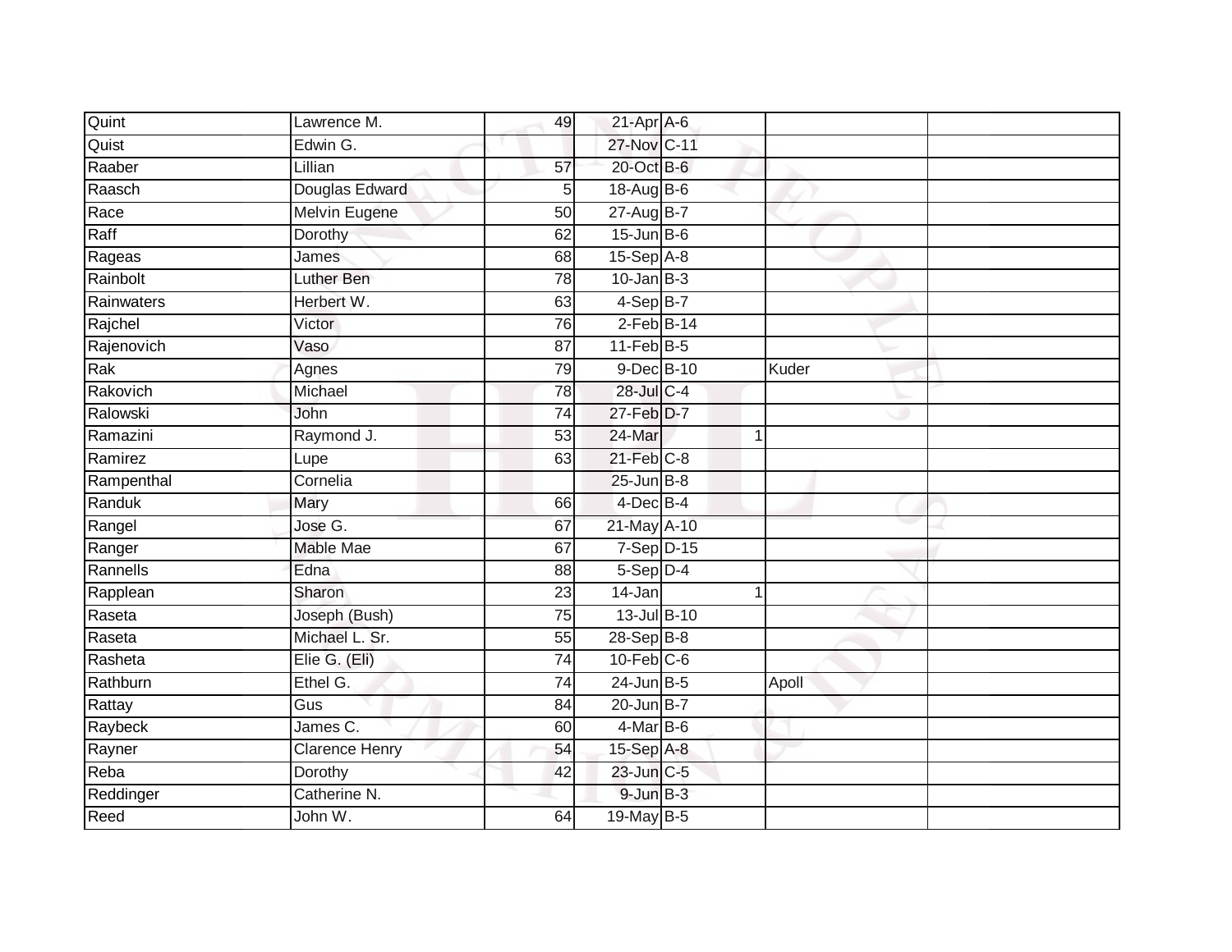| | | | | | | |
|---|---|---|---|---|---|---|
| Quint | Lawrence M. | 49 | 21-Apr | A-6 | | |
| Quist | Edwin G. | | 27-Nov | C-11 | | |
| Raaber | Lillian | 57 | 20-Oct | B-6 | | |
| Raasch | Douglas Edward | 5 | 18-Aug | B-6 | | |
| Race | Melvin Eugene | 50 | 27-Aug | B-7 | | |
| Raff | Dorothy | 62 | 15-Jun | B-6 | | |
| Rageas | James | 68 | 15-Sep | A-8 | | |
| Rainbolt | Luther Ben | 78 | 10-Jan | B-3 | | |
| Rainwaters | Herbert W. | 63 | 4-Sep | B-7 | | |
| Rajchel | Victor | 76 | 2-Feb | B-14 | | |
| Rajenovich | Vaso | 87 | 11-Feb | B-5 | | |
| Rak | Agnes | 79 | 9-Dec | B-10 | Kuder | |
| Rakovich | Michael | 78 | 28-Jul | C-4 | | |
| Ralowski | John | 74 | 27-Feb | D-7 | | |
| Ramazini | Raymond J. | 53 | 24-Mar | 1 | | |
| Ramirez | Lupe | 63 | 21-Feb | C-8 | | |
| Rampenthal | Cornelia | | 25-Jun | B-8 | | |
| Randuk | Mary | 66 | 4-Dec | B-4 | | |
| Rangel | Jose G. | 67 | 21-May | A-10 | | |
| Ranger | Mable Mae | 67 | 7-Sep | D-15 | | |
| Rannells | Edna | 88 | 5-Sep | D-4 | | |
| Rapplean | Sharon | 23 | 14-Jan | 1 | | |
| Raseta | Joseph (Bush) | 75 | 13-Jul | B-10 | | |
| Raseta | Michael L. Sr. | 55 | 28-Sep | B-8 | | |
| Rasheta | Elie G. (Eli) | 74 | 10-Feb | C-6 | | |
| Rathburn | Ethel G. | 74 | 24-Jun | B-5 | Apoll | |
| Rattay | Gus | 84 | 20-Jun | B-7 | | |
| Raybeck | James C. | 60 | 4-Mar | B-6 | | |
| Rayner | Clarence Henry | 54 | 15-Sep | A-8 | | |
| Reba | Dorothy | 42 | 23-Jun | C-5 | | |
| Reddinger | Catherine N. | | 9-Jun | B-3 | | |
| Reed | John W. | 64 | 19-May | B-5 | | |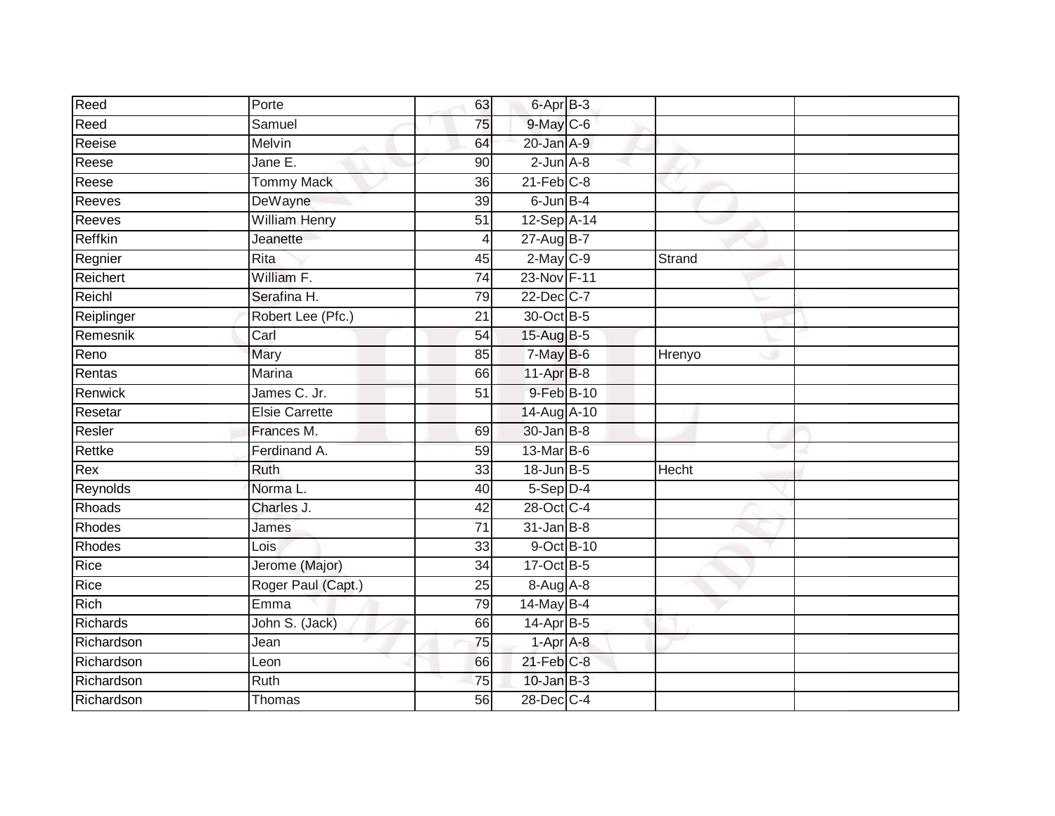| | | | | | | |
|---|---|---|---|---|---|---|
| Reed | Porte | 63 | 6-Apr | B-3 | | |
| Reed | Samuel | 75 | 9-May | C-6 | | |
| Reeise | Melvin | 64 | 20-Jan | A-9 | | |
| Reese | Jane E. | 90 | 2-Jun | A-8 | | |
| Reese | Tommy Mack | 36 | 21-Feb | C-8 | | |
| Reeves | DeWayne | 39 | 6-Jun | B-4 | | |
| Reeves | William Henry | 51 | 12-Sep | A-14 | | |
| Reffkin | Jeanette | 4 | 27-Aug | B-7 | | |
| Regnier | Rita | 45 | 2-May | C-9 | Strand | |
| Reichert | William F. | 74 | 23-Nov | F-11 | | |
| Reichl | Serafina H. | 79 | 22-Dec | C-7 | | |
| Reiplinger | Robert Lee (Pfc.) | 21 | 30-Oct | B-5 | | |
| Remesnik | Carl | 54 | 15-Aug | B-5 | | |
| Reno | Mary | 85 | 7-May | B-6 | Hrenyo | |
| Rentas | Marina | 66 | 11-Apr | B-8 | | |
| Renwick | James C. Jr. | 51 | 9-Feb | B-10 | | |
| Resetar | Elsie Carrette | | 14-Aug | A-10 | | |
| Resler | Frances M. | 69 | 30-Jan | B-8 | | |
| Rettke | Ferdinand A. | 59 | 13-Mar | B-6 | | |
| Rex | Ruth | 33 | 18-Jun | B-5 | Hecht | |
| Reynolds | Norma L. | 40 | 5-Sep | D-4 | | |
| Rhoads | Charles J. | 42 | 28-Oct | C-4 | | |
| Rhodes | James | 71 | 31-Jan | B-8 | | |
| Rhodes | Lois | 33 | 9-Oct | B-10 | | |
| Rice | Jerome (Major) | 34 | 17-Oct | B-5 | | |
| Rice | Roger Paul (Capt.) | 25 | 8-Aug | A-8 | | |
| Rich | Emma | 79 | 14-May | B-4 | | |
| Richards | John S. (Jack) | 66 | 14-Apr | B-5 | | |
| Richardson | Jean | 75 | 1-Apr | A-8 | | |
| Richardson | Leon | 66 | 21-Feb | C-8 | | |
| Richardson | Ruth | 75 | 10-Jan | B-3 | | |
| Richardson | Thomas | 56 | 28-Dec | C-4 | | |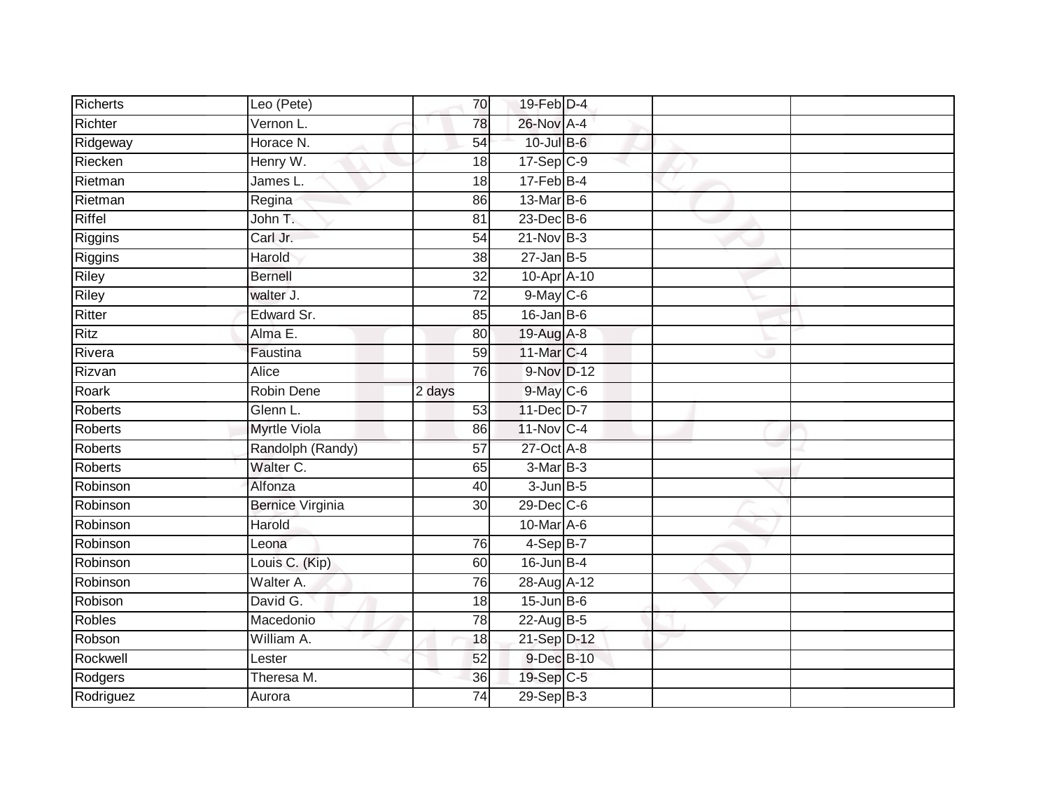| | | | | | | |
|---|---|---|---|---|---|---|
| Richerts | Leo (Pete) | 70 | 19-Feb | D-4 | | |
| Richter | Vernon L. | 78 | 26-Nov | A-4 | | |
| Ridgeway | Horace N. | 54 | 10-Jul | B-6 | | |
| Riecken | Henry W. | 18 | 17-Sep | C-9 | | |
| Rietman | James L. | 18 | 17-Feb | B-4 | | |
| Rietman | Regina | 86 | 13-Mar | B-6 | | |
| Riffel | John T. | 81 | 23-Dec | B-6 | | |
| Riggins | Carl Jr. | 54 | 21-Nov | B-3 | | |
| Riggins | Harold | 38 | 27-Jan | B-5 | | |
| Riley | Bernell | 32 | 10-Apr | A-10 | | |
| Riley | walter J. | 72 | 9-May | C-6 | | |
| Ritter | Edward Sr. | 85 | 16-Jan | B-6 | | |
| Ritz | Alma E. | 80 | 19-Aug | A-8 | | |
| Rivera | Faustina | 59 | 11-Mar | C-4 | | |
| Rizvan | Alice | 76 | 9-Nov | D-12 | | |
| Roark | Robin Dene | 2 days | 9-May | C-6 | | |
| Roberts | Glenn L. | 53 | 11-Dec | D-7 | | |
| Roberts | Myrtle Viola | 86 | 11-Nov | C-4 | | |
| Roberts | Randolph (Randy) | 57 | 27-Oct | A-8 | | |
| Roberts | Walter C. | 65 | 3-Mar | B-3 | | |
| Robinson | Alfonza | 40 | 3-Jun | B-5 | | |
| Robinson | Bernice Virginia | 30 | 29-Dec | C-6 | | |
| Robinson | Harold | | 10-Mar | A-6 | | |
| Robinson | Leona | 76 | 4-Sep | B-7 | | |
| Robinson | Louis C. (Kip) | 60 | 16-Jun | B-4 | | |
| Robinson | Walter A. | 76 | 28-Aug | A-12 | | |
| Robison | David G. | 18 | 15-Jun | B-6 | | |
| Robles | Macedonio | 78 | 22-Aug | B-5 | | |
| Robson | William A. | 18 | 21-Sep | D-12 | | |
| Rockwell | Lester | 52 | 9-Dec | B-10 | | |
| Rodgers | Theresa M. | 36 | 19-Sep | C-5 | | |
| Rodriguez | Aurora | 74 | 29-Sep | B-3 | | |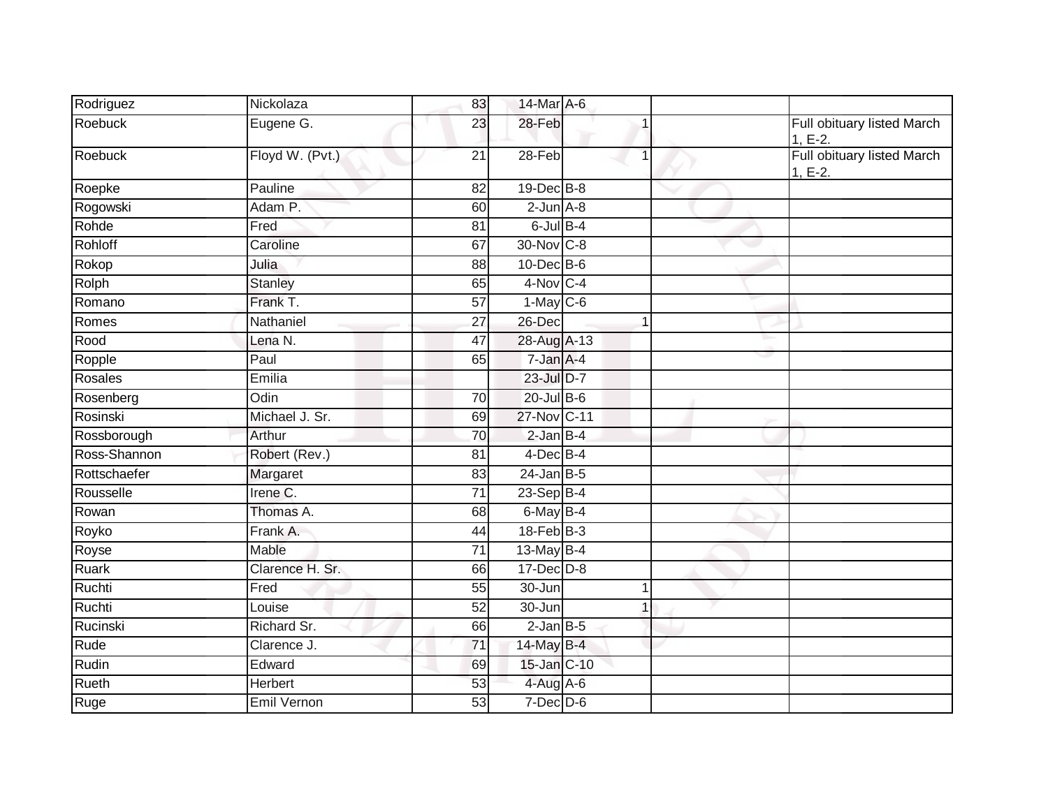| Rodriguez | Nickolaza | 83 | 14-Mar | A-6 | | | |
|---|---|---|---|---|---|---|---|
| Roebuck | Eugene G. | 23 | 28-Feb | | 1 | | Full obituary listed March 1, E-2. |
| Roebuck | Floyd W. (Pvt.) | 21 | 28-Feb | | 1 | | Full obituary listed March 1, E-2. |
| Roepke | Pauline | 82 | 19-Dec | B-8 | | | |
| Rogowski | Adam P. | 60 | 2-Jun | A-8 | | | |
| Rohde | Fred | 81 | 6-Jul | B-4 | | | |
| Rohloff | Caroline | 67 | 30-Nov | C-8 | | | |
| Rokop | Julia | 88 | 10-Dec | B-6 | | | |
| Rolph | Stanley | 65 | 4-Nov | C-4 | | | |
| Romano | Frank T. | 57 | 1-May | C-6 | | | |
| Romes | Nathaniel | 27 | 26-Dec | | 1 | | |
| Rood | Lena N. | 47 | 28-Aug | A-13 | | | |
| Ropple | Paul | 65 | 7-Jan | A-4 | | | |
| Rosales | Emilia | | 23-Jul | D-7 | | | |
| Rosenberg | Odin | 70 | 20-Jul | B-6 | | | |
| Rosinski | Michael J. Sr. | 69 | 27-Nov | C-11 | | | |
| Rossborough | Arthur | 70 | 2-Jan | B-4 | | | |
| Ross-Shannon | Robert (Rev.) | 81 | 4-Dec | B-4 | | | |
| Rottschaefer | Margaret | 83 | 24-Jan | B-5 | | | |
| Rousselle | Irene C. | 71 | 23-Sep | B-4 | | | |
| Rowan | Thomas A. | 68 | 6-May | B-4 | | | |
| Royko | Frank A. | 44 | 18-Feb | B-3 | | | |
| Royse | Mable | 71 | 13-May | B-4 | | | |
| Ruark | Clarence H. Sr. | 66 | 17-Dec | D-8 | | | |
| Ruchti | Fred | 55 | 30-Jun | | 1 | | |
| Ruchti | Louise | 52 | 30-Jun | | 1 | | |
| Rucinski | Richard Sr. | 66 | 2-Jan | B-5 | | | |
| Rude | Clarence J. | 71 | 14-May | B-4 | | | |
| Rudin | Edward | 69 | 15-Jan | C-10 | | | |
| Rueth | Herbert | 53 | 4-Aug | A-6 | | | |
| Ruge | Emil Vernon | 53 | 7-Dec | D-6 | | | |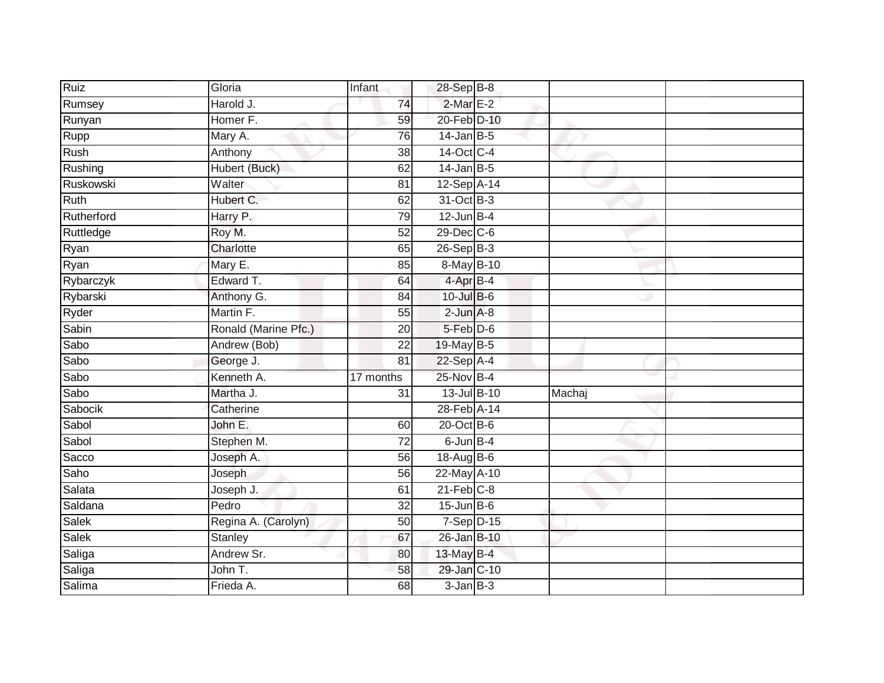| | | | | | | |
|---|---|---|---|---|---|---|
| Ruiz | Gloria | Infant | 28-Sep | B-8 | | |
| Rumsey | Harold J. | 74 | 2-Mar | E-2 | | |
| Runyan | Homer F. | 59 | 20-Feb | D-10 | | |
| Rupp | Mary A. | 76 | 14-Jan | B-5 | | |
| Rush | Anthony | 38 | 14-Oct | C-4 | | |
| Rushing | Hubert (Buck) | 62 | 14-Jan | B-5 | | |
| Ruskowski | Walter | 81 | 12-Sep | A-14 | | |
| Ruth | Hubert C. | 62 | 31-Oct | B-3 | | |
| Rutherford | Harry P. | 79 | 12-Jun | B-4 | | |
| Ruttledge | Roy M. | 52 | 29-Dec | C-6 | | |
| Ryan | Charlotte | 65 | 26-Sep | B-3 | | |
| Ryan | Mary E. | 85 | 8-May | B-10 | | |
| Rybarczyk | Edward T. | 64 | 4-Apr | B-4 | | |
| Rybarski | Anthony G. | 84 | 10-Jul | B-6 | | |
| Ryder | Martin F. | 55 | 2-Jun | A-8 | | |
| Sabin | Ronald (Marine Pfc.) | 20 | 5-Feb | D-6 | | |
| Sabo | Andrew (Bob) | 22 | 19-May | B-5 | | |
| Sabo | George J. | 81 | 22-Sep | A-4 | | |
| Sabo | Kenneth A. | 17 months | 25-Nov | B-4 | | |
| Sabo | Martha J. | 31 | 13-Jul | B-10 | Machaj | |
| Sabocik | Catherine | | 28-Feb | A-14 | | |
| Sabol | John E. | 60 | 20-Oct | B-6 | | |
| Sabol | Stephen M. | 72 | 6-Jun | B-4 | | |
| Sacco | Joseph A. | 56 | 18-Aug | B-6 | | |
| Saho | Joseph | 56 | 22-May | A-10 | | |
| Salata | Joseph J. | 61 | 21-Feb | C-8 | | |
| Saldana | Pedro | 32 | 15-Jun | B-6 | | |
| Salek | Regina A. (Carolyn) | 50 | 7-Sep | D-15 | | |
| Salek | Stanley | 67 | 26-Jan | B-10 | | |
| Saliga | Andrew Sr. | 80 | 13-May | B-4 | | |
| Saliga | John T. | 58 | 29-Jan | C-10 | | |
| Salima | Frieda A. | 68 | 3-Jan | B-3 | | |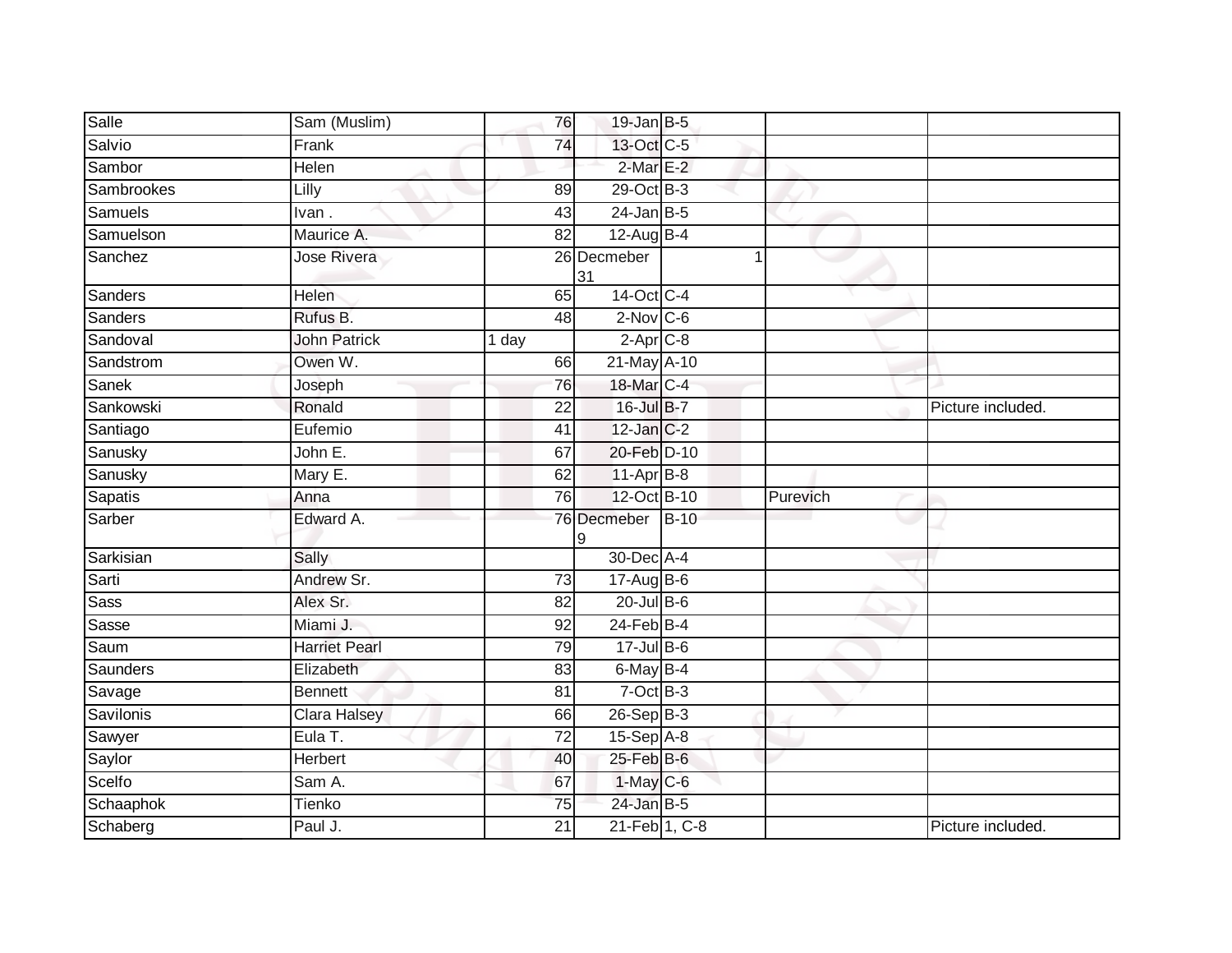| | | | | | | |
|---|---|---|---|---|---|---|
| Salle | Sam (Muslim) | 76 | 19-Jan | B-5 | | |
| Salvio | Frank | 74 | 13-Oct | C-5 | | |
| Sambor | Helen | | 2-Mar | E-2 | | |
| Sambrookes | Lilly | 89 | 29-Oct | B-3 | | |
| Samuels | Ivan . | 43 | 24-Jan | B-5 | | |
| Samuelson | Maurice A. | 82 | 12-Aug | B-4 | | |
| Sanchez | Jose Rivera | 26 | Decmeber 31 | 1 | | |
| Sanders | Helen | 65 | 14-Oct | C-4 | | |
| Sanders | Rufus B. | 48 | 2-Nov | C-6 | | |
| Sandoval | John Patrick | 1 day | 2-Apr | C-8 | | |
| Sandstrom | Owen W. | 66 | 21-May | A-10 | | |
| Sanek | Joseph | 76 | 18-Mar | C-4 | | |
| Sankowski | Ronald | 22 | 16-Jul | B-7 | | Picture included. |
| Santiago | Eufemio | 41 | 12-Jan | C-2 | | |
| Sanusky | John E. | 67 | 20-Feb | D-10 | | |
| Sanusky | Mary E. | 62 | 11-Apr | B-8 | | |
| Sapatis | Anna | 76 | 12-Oct | B-10 | Purevich | |
| Sarber | Edward A. | 76 | Decmeber 9 | B-10 | | |
| Sarkisian | Sally | | 30-Dec | A-4 | | |
| Sarti | Andrew Sr. | 73 | 17-Aug | B-6 | | |
| Sass | Alex Sr. | 82 | 20-Jul | B-6 | | |
| Sasse | Miami J. | 92 | 24-Feb | B-4 | | |
| Saum | Harriet Pearl | 79 | 17-Jul | B-6 | | |
| Saunders | Elizabeth | 83 | 6-May | B-4 | | |
| Savage | Bennett | 81 | 7-Oct | B-3 | | |
| Savilonis | Clara Halsey | 66 | 26-Sep | B-3 | | |
| Sawyer | Eula T. | 72 | 15-Sep | A-8 | | |
| Saylor | Herbert | 40 | 25-Feb | B-6 | | |
| Scelfo | Sam A. | 67 | 1-May | C-6 | | |
| Schaaphok | Tienko | 75 | 24-Jan | B-5 | | |
| Schaberg | Paul J. | 21 | 21-Feb | 1, C-8 | | Picture included. |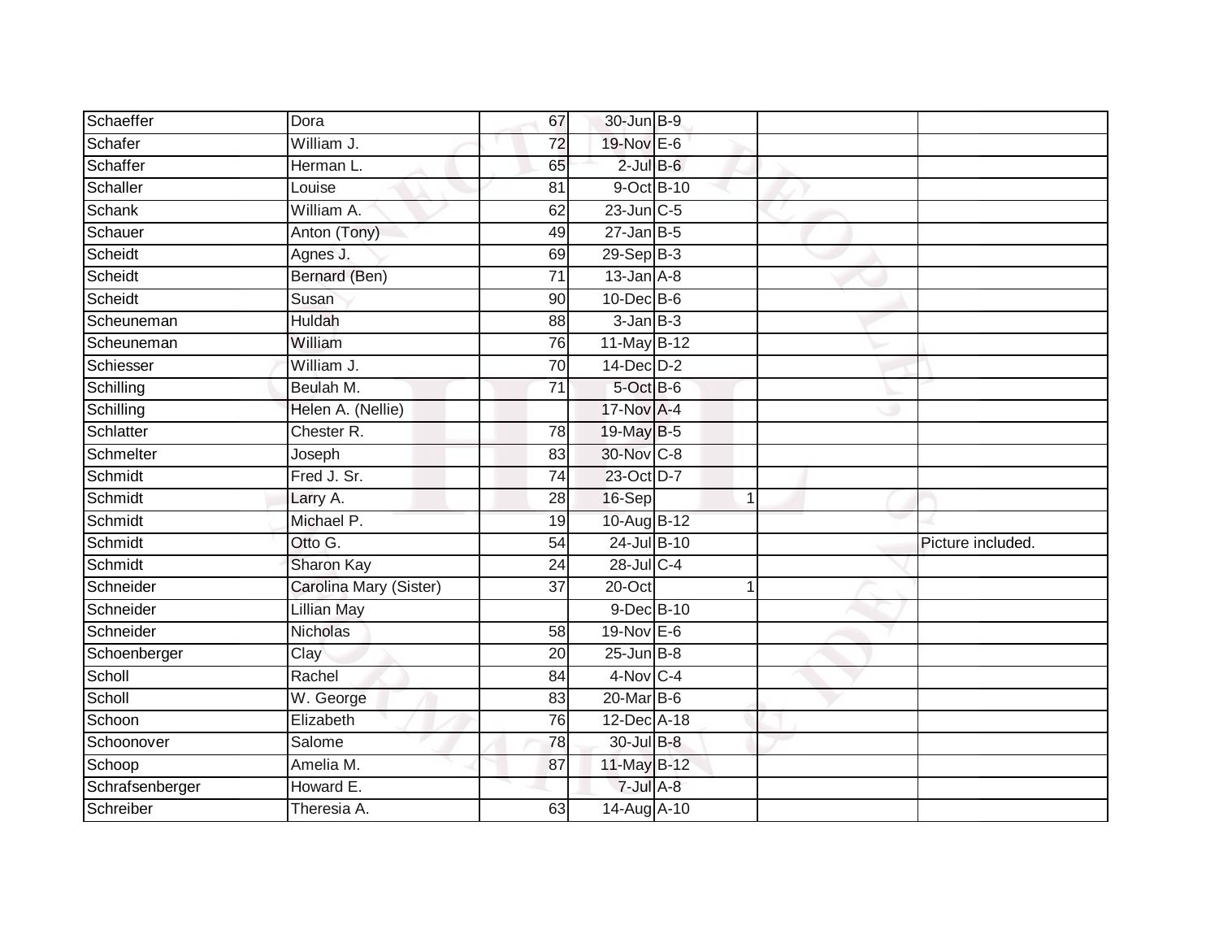| | | | | | | |
|---|---|---|---|---|---|---|
| Schaeffer | Dora | 67 | 30-Jun | B-9 | | |
| Schafer | William J. | 72 | 19-Nov | E-6 | | |
| Schaffer | Herman L. | 65 | 2-Jul | B-6 | | |
| Schaller | Louise | 81 | 9-Oct | B-10 | | |
| Schank | William A. | 62 | 23-Jun | C-5 | | |
| Schauer | Anton (Tony) | 49 | 27-Jan | B-5 | | |
| Scheidt | Agnes J. | 69 | 29-Sep | B-3 | | |
| Scheidt | Bernard (Ben) | 71 | 13-Jan | A-8 | | |
| Scheidt | Susan | 90 | 10-Dec | B-6 | | |
| Scheuneman | Huldah | 88 | 3-Jan | B-3 | | |
| Scheuneman | William | 76 | 11-May | B-12 | | |
| Schiesser | William J. | 70 | 14-Dec | D-2 | | |
| Schilling | Beulah M. | 71 | 5-Oct | B-6 | | |
| Schilling | Helen A. (Nellie) | | 17-Nov | A-4 | | |
| Schlatter | Chester R. | 78 | 19-May | B-5 | | |
| Schmelter | Joseph | 83 | 30-Nov | C-8 | | |
| Schmidt | Fred J. Sr. | 74 | 23-Oct | D-7 | | |
| Schmidt | Larry A. | 28 | 16-Sep | 1 | | |
| Schmidt | Michael P. | 19 | 10-Aug | B-12 | | |
| Schmidt | Otto G. | 54 | 24-Jul | B-10 | | Picture included. |
| Schmidt | Sharon Kay | 24 | 28-Jul | C-4 | | |
| Schneider | Carolina Mary (Sister) | 37 | 20-Oct | 1 | | |
| Schneider | Lillian May | | 9-Dec | B-10 | | |
| Schneider | Nicholas | 58 | 19-Nov | E-6 | | |
| Schoenberger | Clay | 20 | 25-Jun | B-8 | | |
| Scholl | Rachel | 84 | 4-Nov | C-4 | | |
| Scholl | W. George | 83 | 20-Mar | B-6 | | |
| Schoon | Elizabeth | 76 | 12-Dec | A-18 | | |
| Schoonover | Salome | 78 | 30-Jul | B-8 | | |
| Schoop | Amelia M. | 87 | 11-May | B-12 | | |
| Schrafsenberger | Howard E. | | 7-Jul | A-8 | | |
| Schreiber | Theresia A. | 63 | 14-Aug | A-10 | | |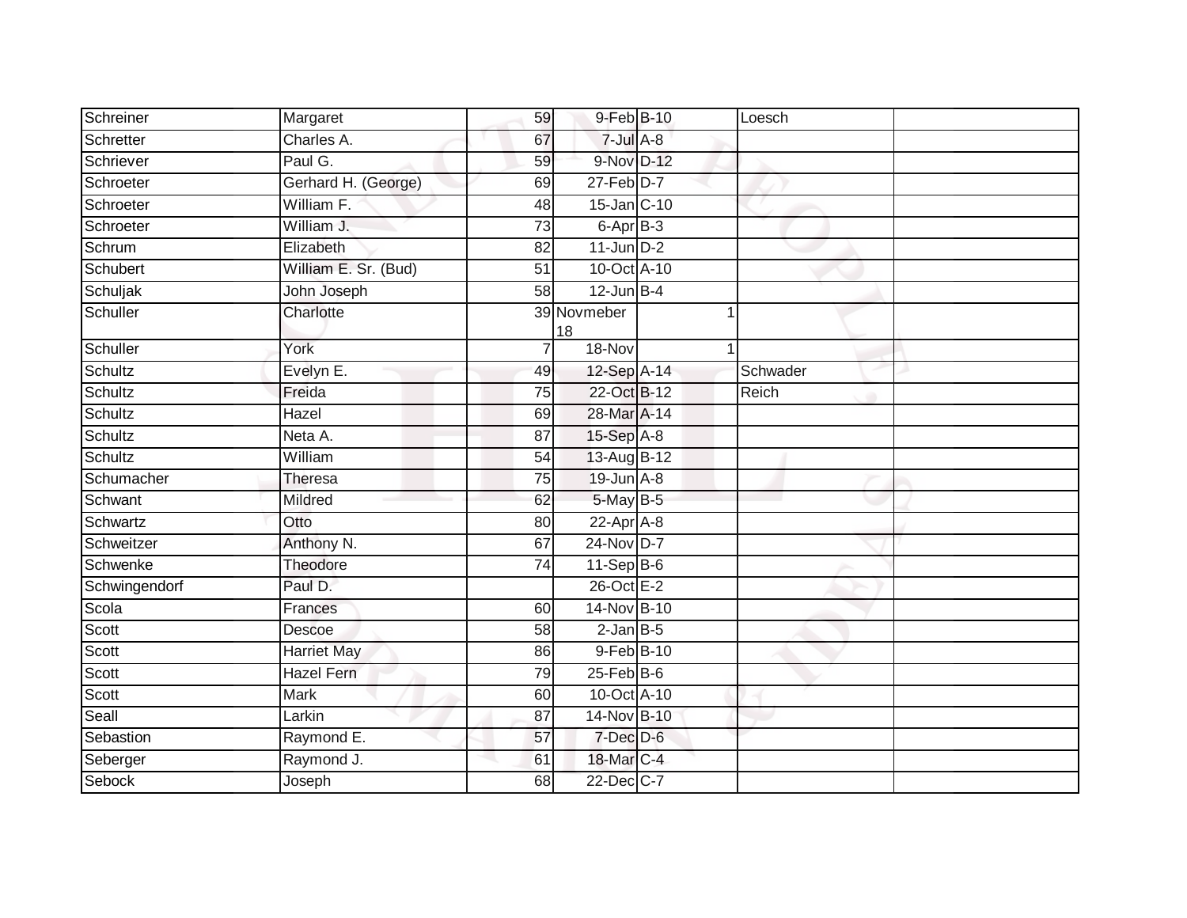| Schreiner | Margaret | 59 | 9-Feb | B-10 | | Loesch | |
|---|---|---|---|---|---|---|---|
| Schretter | Charles A. | 67 | 7-Jul | A-8 | | | |
| Schriever | Paul G. | 59 | 9-Nov | D-12 | | | |
| Schroeter | Gerhard H. (George) | 69 | 27-Feb | D-7 | | | |
| Schroeter | William F. | 48 | 15-Jan | C-10 | | | |
| Schroeter | William J. | 73 | 6-Apr | B-3 | | | |
| Schrum | Elizabeth | 82 | 11-Jun | D-2 | | | |
| Schubert | William E. Sr. (Bud) | 51 | 10-Oct | A-10 | | | |
| Schuljak | John Joseph | 58 | 12-Jun | B-4 | | | |
| Schuller | Charlotte | 39 | Novmeber 18 | | 1 | | |
| Schuller | York | 7 | 18-Nov | | 1 | | |
| Schultz | Evelyn E. | 49 | 12-Sep | A-14 | | Schwader | |
| Schultz | Freida | 75 | 22-Oct | B-12 | | Reich | |
| Schultz | Hazel | 69 | 28-Mar | A-14 | | | |
| Schultz | Neta A. | 87 | 15-Sep | A-8 | | | |
| Schultz | William | 54 | 13-Aug | B-12 | | | |
| Schumacher | Theresa | 75 | 19-Jun | A-8 | | | |
| Schwant | Mildred | 62 | 5-May | B-5 | | | |
| Schwartz | Otto | 80 | 22-Apr | A-8 | | | |
| Schweitzer | Anthony N. | 67 | 24-Nov | D-7 | | | |
| Schwenke | Theodore | 74 | 11-Sep | B-6 | | | |
| Schwingendorf | Paul D. | | 26-Oct | E-2 | | | |
| Scola | Frances | 60 | 14-Nov | B-10 | | | |
| Scott | Descoe | 58 | 2-Jan | B-5 | | | |
| Scott | Harriet May | 86 | 9-Feb | B-10 | | | |
| Scott | Hazel Fern | 79 | 25-Feb | B-6 | | | |
| Scott | Mark | 60 | 10-Oct | A-10 | | | |
| Seall | Larkin | 87 | 14-Nov | B-10 | | | |
| Sebastion | Raymond E. | 57 | 7-Dec | D-6 | | | |
| Seberger | Raymond J. | 61 | 18-Mar | C-4 | | | |
| Sebock | Joseph | 68 | 22-Dec | C-7 | | | |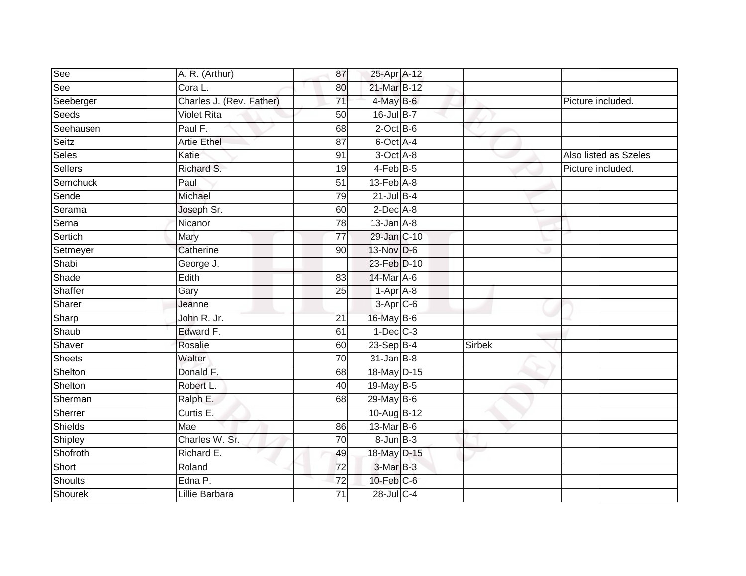| | | | | | | |
|---|---|---|---|---|---|---|
| See | A. R. (Arthur) | 87 | 25-Apr | A-12 | | |
| See | Cora L. | 80 | 21-Mar | B-12 | | |
| Seeberger | Charles J. (Rev. Father) | 71 | 4-May | B-6 | | Picture included. |
| Seeds | Violet Rita | 50 | 16-Jul | B-7 | | |
| Seehausen | Paul F. | 68 | 2-Oct | B-6 | | |
| Seitz | Artie Ethel | 87 | 6-Oct | A-4 | | |
| Seles | Katie | 91 | 3-Oct | A-8 | | Also listed as Szeles |
| Sellers | Richard S. | 19 | 4-Feb | B-5 | | Picture included. |
| Semchuck | Paul | 51 | 13-Feb | A-8 | | |
| Sende | Michael | 79 | 21-Jul | B-4 | | |
| Serama | Joseph Sr. | 60 | 2-Dec | A-8 | | |
| Serna | Nicanor | 78 | 13-Jan | A-8 | | |
| Sertich | Mary | 77 | 29-Jan | C-10 | | |
| Setmeyer | Catherine | 90 | 13-Nov | D-6 | | |
| Shabi | George J. | | 23-Feb | D-10 | | |
| Shade | Edith | 83 | 14-Mar | A-6 | | |
| Shaffer | Gary | 25 | 1-Apr | A-8 | | |
| Sharer | Jeanne | | 3-Apr | C-6 | | |
| Sharp | John R. Jr. | 21 | 16-May | B-6 | | |
| Shaub | Edward F. | 61 | 1-Dec | C-3 | | |
| Shaver | Rosalie | 60 | 23-Sep | B-4 | Sirbek | |
| Sheets | Walter | 70 | 31-Jan | B-8 | | |
| Shelton | Donald F. | 68 | 18-May | D-15 | | |
| Shelton | Robert L. | 40 | 19-May | B-5 | | |
| Sherman | Ralph E. | 68 | 29-May | B-6 | | |
| Sherrer | Curtis E. | | 10-Aug | B-12 | | |
| Shields | Mae | 86 | 13-Mar | B-6 | | |
| Shipley | Charles W. Sr. | 70 | 8-Jun | B-3 | | |
| Shofroth | Richard E. | 49 | 18-May | D-15 | | |
| Short | Roland | 72 | 3-Mar | B-3 | | |
| Shoults | Edna P. | 72 | 10-Feb | C-6 | | |
| Shourek | Lillie Barbara | 71 | 28-Jul | C-4 | | |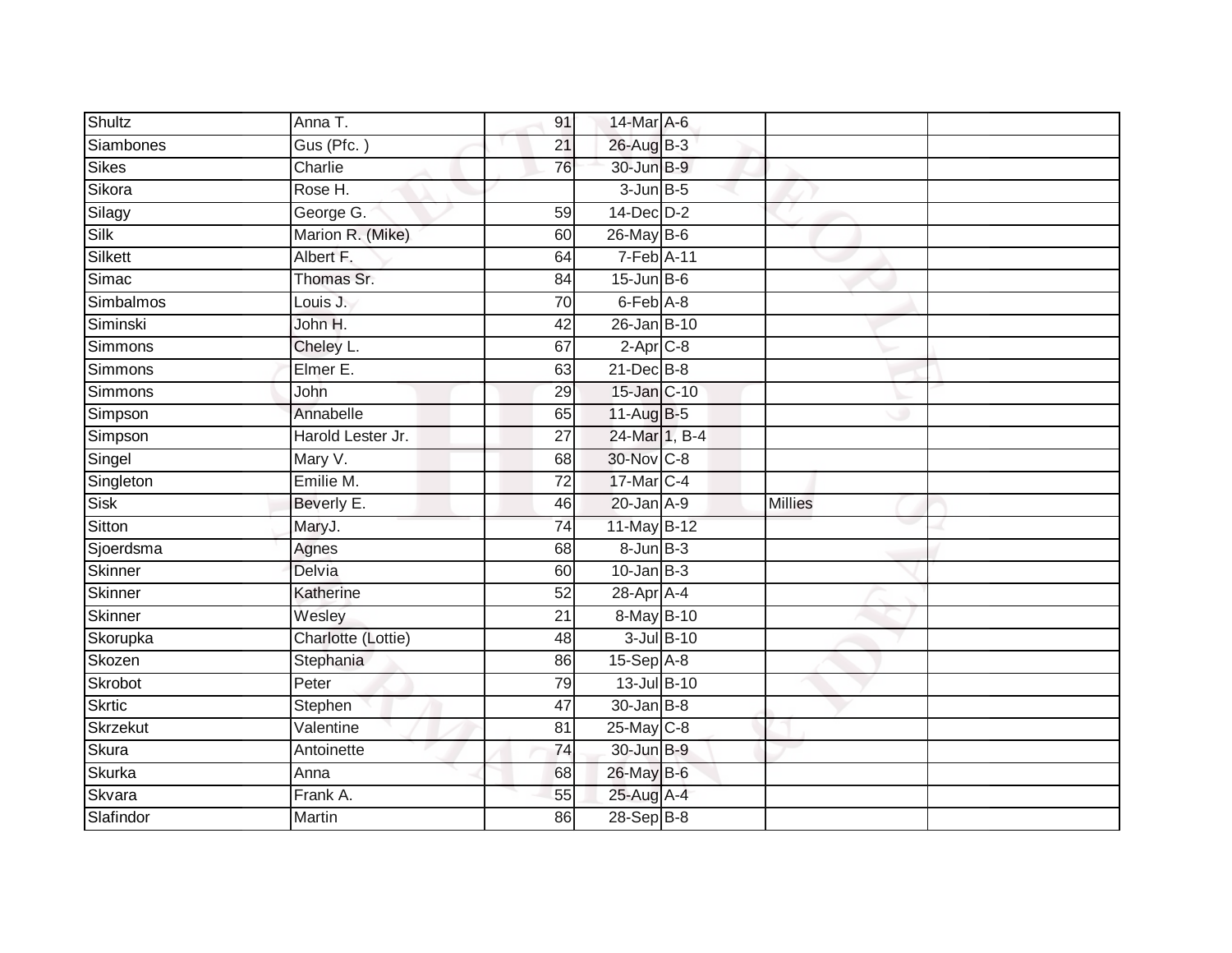| | | | | | | |
|---|---|---|---|---|---|---|
| Shultz | Anna T. | 91 | 14-Mar | A-6 | | |
| Siambones | Gus (Pfc. ) | 21 | 26-Aug | B-3 | | |
| Sikes | Charlie | 76 | 30-Jun | B-9 | | |
| Sikora | Rose H. | | 3-Jun | B-5 | | |
| Silagy | George G. | 59 | 14-Dec | D-2 | | |
| Silk | Marion R. (Mike) | 60 | 26-May | B-6 | | |
| Silkett | Albert F. | 64 | 7-Feb | A-11 | | |
| Simac | Thomas Sr. | 84 | 15-Jun | B-6 | | |
| Simbalmos | Louis J. | 70 | 6-Feb | A-8 | | |
| Siminski | John H. | 42 | 26-Jan | B-10 | | |
| Simmons | Cheley L. | 67 | 2-Apr | C-8 | | |
| Simmons | Elmer E. | 63 | 21-Dec | B-8 | | |
| Simmons | John | 29 | 15-Jan | C-10 | | |
| Simpson | Annabelle | 65 | 11-Aug | B-5 | | |
| Simpson | Harold Lester Jr. | 27 | 24-Mar | 1, B-4 | | |
| Singel | Mary V. | 68 | 30-Nov | C-8 | | |
| Singleton | Emilie M. | 72 | 17-Mar | C-4 | | |
| Sisk | Beverly E. | 46 | 20-Jan | A-9 | Millies | |
| Sitton | MaryJ. | 74 | 11-May | B-12 | | |
| Sjoerdsma | Agnes | 68 | 8-Jun | B-3 | | |
| Skinner | Delvia | 60 | 10-Jan | B-3 | | |
| Skinner | Katherine | 52 | 28-Apr | A-4 | | |
| Skinner | Wesley | 21 | 8-May | B-10 | | |
| Skorupka | Charlotte (Lottie) | 48 | 3-Jul | B-10 | | |
| Skozen | Stephania | 86 | 15-Sep | A-8 | | |
| Skrobot | Peter | 79 | 13-Jul | B-10 | | |
| Skrtic | Stephen | 47 | 30-Jan | B-8 | | |
| Skrzekut | Valentine | 81 | 25-May | C-8 | | |
| Skura | Antoinette | 74 | 30-Jun | B-9 | | |
| Skurka | Anna | 68 | 26-May | B-6 | | |
| Skvara | Frank A. | 55 | 25-Aug | A-4 | | |
| Slafindor | Martin | 86 | 28-Sep | B-8 | | |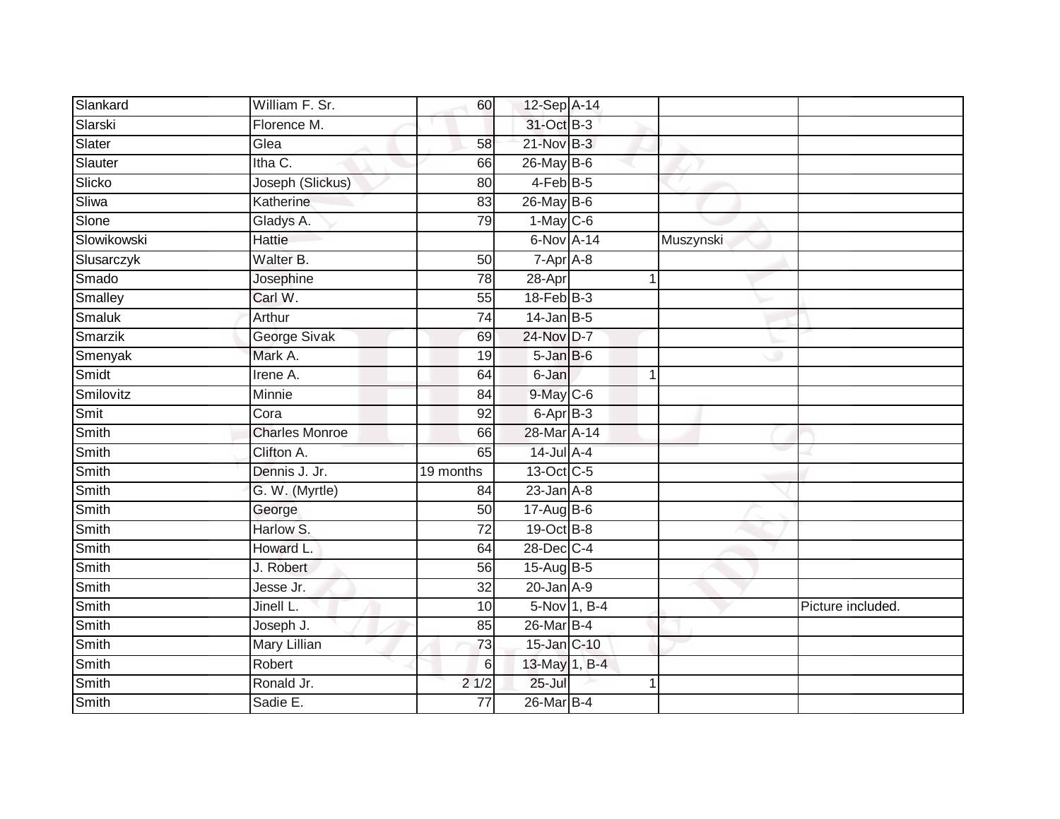| Slankard | William F. Sr. | 60 | 12-Sep | A-14 | | |
|---|---|---|---|---|---|---|
| Slarski | Florence M. | | 31-Oct | B-3 | | |
| Slater | Glea | 58 | 21-Nov | B-3 | | |
| Slauter | Itha C. | 66 | 26-May | B-6 | | |
| Slicko | Joseph (Slickus) | 80 | 4-Feb | B-5 | | |
| Sliwa | Katherine | 83 | 26-May | B-6 | | |
| Slone | Gladys A. | 79 | 1-May | C-6 | | |
| Slowikowski | Hattie | | 6-Nov | A-14 | Muszynski | |
| Slusarczyk | Walter B. | 50 | 7-Apr | A-8 | | |
| Smado | Josephine | 78 | 28-Apr | 1 | | |
| Smalley | Carl W. | 55 | 18-Feb | B-3 | | |
| Smaluk | Arthur | 74 | 14-Jan | B-5 | | |
| Smarzik | George Sivak | 69 | 24-Nov | D-7 | | |
| Smenyak | Mark A. | 19 | 5-Jan | B-6 | | |
| Smidt | Irene A. | 64 | 6-Jan | 1 | | |
| Smilovitz | Minnie | 84 | 9-May | C-6 | | |
| Smit | Cora | 92 | 6-Apr | B-3 | | |
| Smith | Charles Monroe | 66 | 28-Mar | A-14 | | |
| Smith | Clifton A. | 65 | 14-Jul | A-4 | | |
| Smith | Dennis J. Jr. | 19 months | 13-Oct | C-5 | | |
| Smith | G. W. (Myrtle) | 84 | 23-Jan | A-8 | | |
| Smith | George | 50 | 17-Aug | B-6 | | |
| Smith | Harlow S. | 72 | 19-Oct | B-8 | | |
| Smith | Howard L. | 64 | 28-Dec | C-4 | | |
| Smith | J. Robert | 56 | 15-Aug | B-5 | | |
| Smith | Jesse Jr. | 32 | 20-Jan | A-9 | | |
| Smith | Jinell L. | 10 | 5-Nov | 1, B-4 | | Picture included. |
| Smith | Joseph J. | 85 | 26-Mar | B-4 | | |
| Smith | Mary Lillian | 73 | 15-Jan | C-10 | | |
| Smith | Robert | 6 | 13-May | 1, B-4 | | |
| Smith | Ronald Jr. | 2 1/2 | 25-Jul | 1 | | |
| Smith | Sadie E. | 77 | 26-Mar | B-4 | | |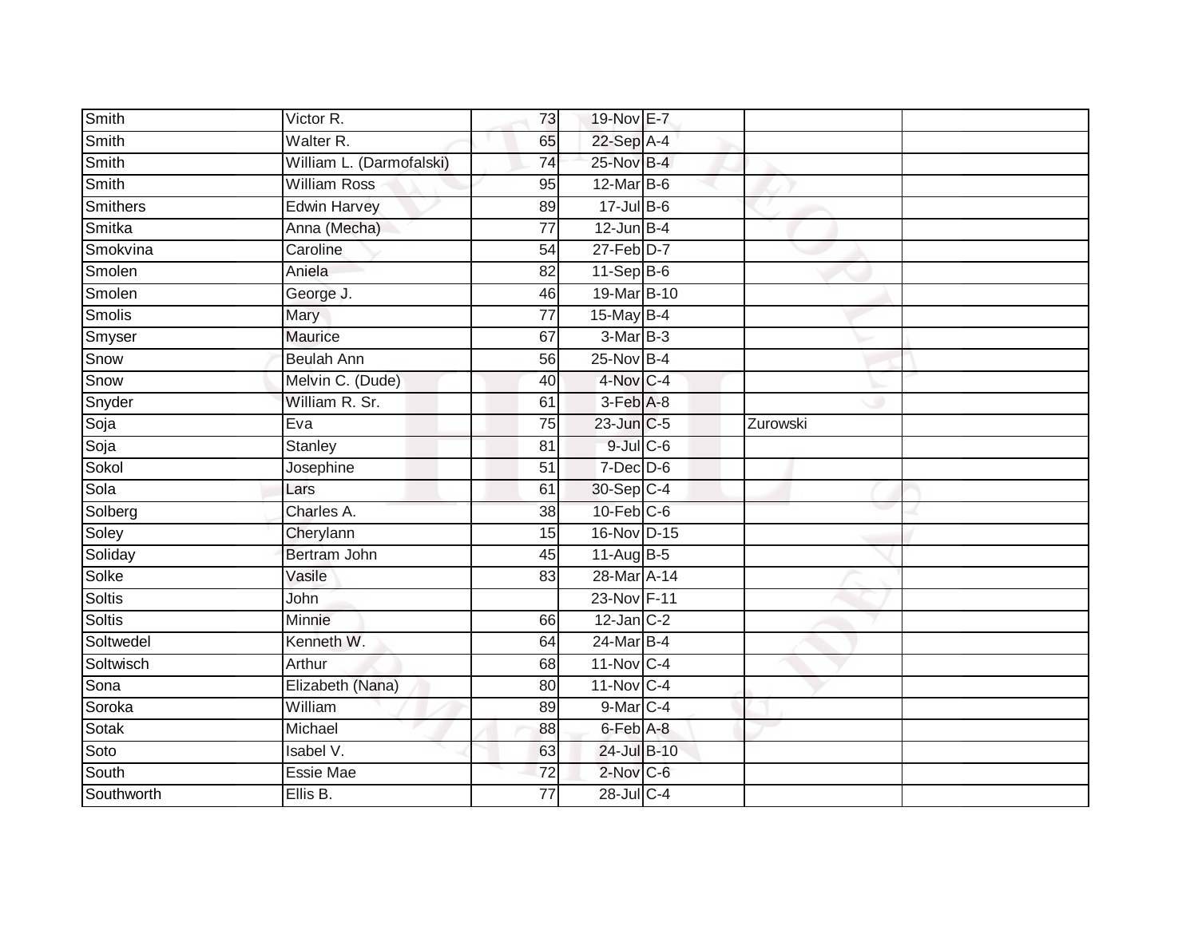| | | | | | | |
|---|---|---|---|---|---|---|
| Smith | Victor R. | 73 | 19-Nov | E-7 | | |
| Smith | Walter R. | 65 | 22-Sep | A-4 | | |
| Smith | William L. (Darmofalski) | 74 | 25-Nov | B-4 | | |
| Smith | William Ross | 95 | 12-Mar | B-6 | | |
| Smithers | Edwin Harvey | 89 | 17-Jul | B-6 | | |
| Smitka | Anna (Mecha) | 77 | 12-Jun | B-4 | | |
| Smokvina | Caroline | 54 | 27-Feb | D-7 | | |
| Smolen | Aniela | 82 | 11-Sep | B-6 | | |
| Smolen | George J. | 46 | 19-Mar | B-10 | | |
| Smolis | Mary | 77 | 15-May | B-4 | | |
| Smyser | Maurice | 67 | 3-Mar | B-3 | | |
| Snow | Beulah Ann | 56 | 25-Nov | B-4 | | |
| Snow | Melvin C. (Dude) | 40 | 4-Nov | C-4 | | |
| Snyder | William R. Sr. | 61 | 3-Feb | A-8 | | |
| Soja | Eva | 75 | 23-Jun | C-5 | Zurowski | |
| Soja | Stanley | 81 | 9-Jul | C-6 | | |
| Sokol | Josephine | 51 | 7-Dec | D-6 | | |
| Sola | Lars | 61 | 30-Sep | C-4 | | |
| Solberg | Charles A. | 38 | 10-Feb | C-6 | | |
| Soley | Cherylann | 15 | 16-Nov | D-15 | | |
| Soliday | Bertram John | 45 | 11-Aug | B-5 | | |
| Solke | Vasile | 83 | 28-Mar | A-14 | | |
| Soltis | John | | 23-Nov | F-11 | | |
| Soltis | Minnie | 66 | 12-Jan | C-2 | | |
| Soltwedel | Kenneth W. | 64 | 24-Mar | B-4 | | |
| Soltwisch | Arthur | 68 | 11-Nov | C-4 | | |
| Sona | Elizabeth (Nana) | 80 | 11-Nov | C-4 | | |
| Soroka | William | 89 | 9-Mar | C-4 | | |
| Sotak | Michael | 88 | 6-Feb | A-8 | | |
| Soto | Isabel V. | 63 | 24-Jul | B-10 | | |
| South | Essie Mae | 72 | 2-Nov | C-6 | | |
| Southworth | Ellis B. | 77 | 28-Jul | C-4 | | |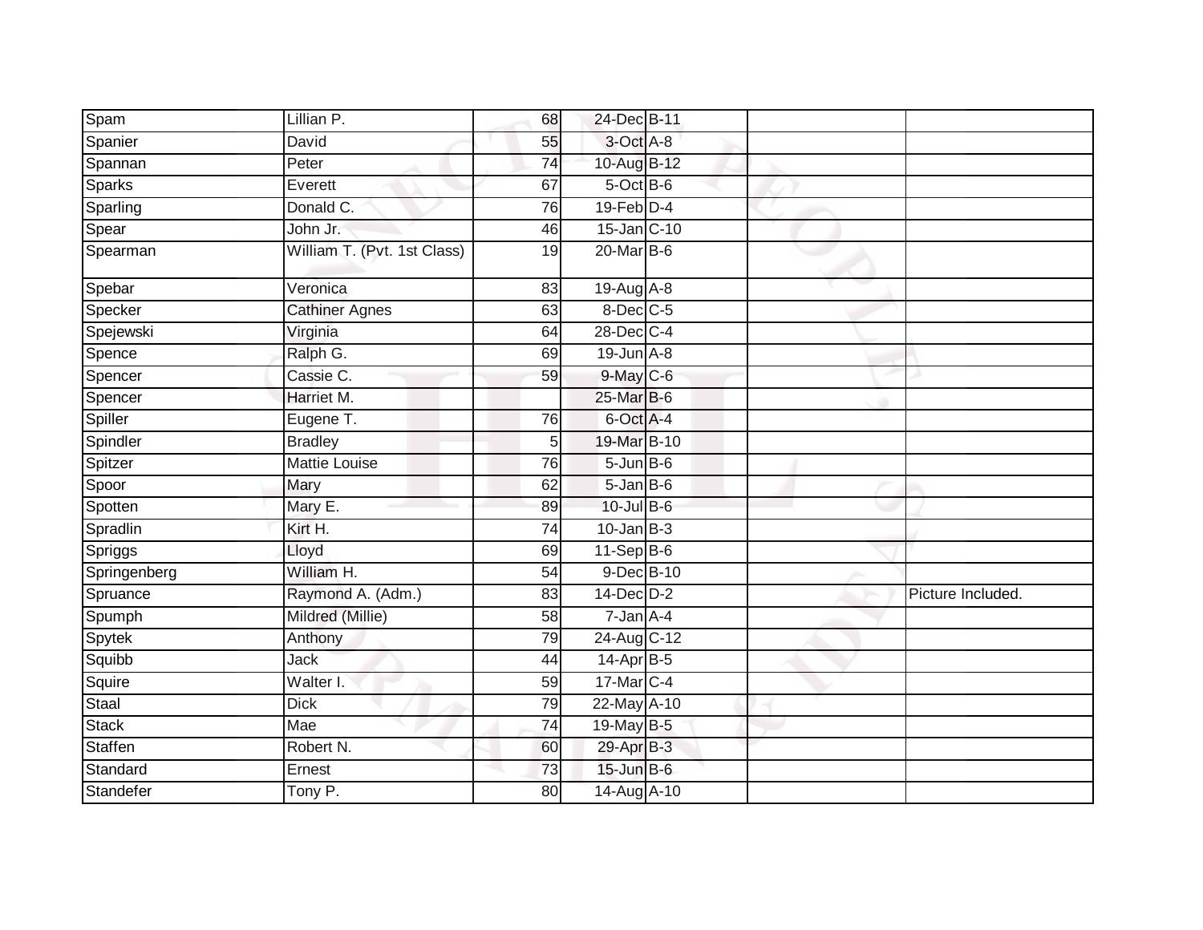| | | | | | | |
|---|---|---|---|---|---|---|
| Spam | Lillian P. | 68 | 24-Dec | B-11 | | |
| Spanier | David | 55 | 3-Oct | A-8 | | |
| Spannan | Peter | 74 | 10-Aug | B-12 | | |
| Sparks | Everett | 67 | 5-Oct | B-6 | | |
| Sparling | Donald C. | 76 | 19-Feb | D-4 | | |
| Spear | John Jr. | 46 | 15-Jan | C-10 | | |
| Spearman | William T. (Pvt. 1st Class) | 19 | 20-Mar | B-6 | | |
| Spebar | Veronica | 83 | 19-Aug | A-8 | | |
| Specker | Cathiner Agnes | 63 | 8-Dec | C-5 | | |
| Spejewski | Virginia | 64 | 28-Dec | C-4 | | |
| Spence | Ralph G. | 69 | 19-Jun | A-8 | | |
| Spencer | Cassie C. | 59 | 9-May | C-6 | | |
| Spencer | Harriet M. | | 25-Mar | B-6 | | |
| Spiller | Eugene T. | 76 | 6-Oct | A-4 | | |
| Spindler | Bradley | 5 | 19-Mar | B-10 | | |
| Spitzer | Mattie Louise | 76 | 5-Jun | B-6 | | |
| Spoor | Mary | 62 | 5-Jan | B-6 | | |
| Spotten | Mary E. | 89 | 10-Jul | B-6 | | |
| Spradlin | Kirt H. | 74 | 10-Jan | B-3 | | |
| Spriggs | Lloyd | 69 | 11-Sep | B-6 | | |
| Springenberg | William H. | 54 | 9-Dec | B-10 | | |
| Spruance | Raymond A. (Adm.) | 83 | 14-Dec | D-2 | | Picture Included. |
| Spumph | Mildred (Millie) | 58 | 7-Jan | A-4 | | |
| Spytek | Anthony | 79 | 24-Aug | C-12 | | |
| Squibb | Jack | 44 | 14-Apr | B-5 | | |
| Squire | Walter I. | 59 | 17-Mar | C-4 | | |
| Staal | Dick | 79 | 22-May | A-10 | | |
| Stack | Mae | 74 | 19-May | B-5 | | |
| Staffen | Robert N. | 60 | 29-Apr | B-3 | | |
| Standard | Ernest | 73 | 15-Jun | B-6 | | |
| Standefer | Tony P. | 80 | 14-Aug | A-10 | | |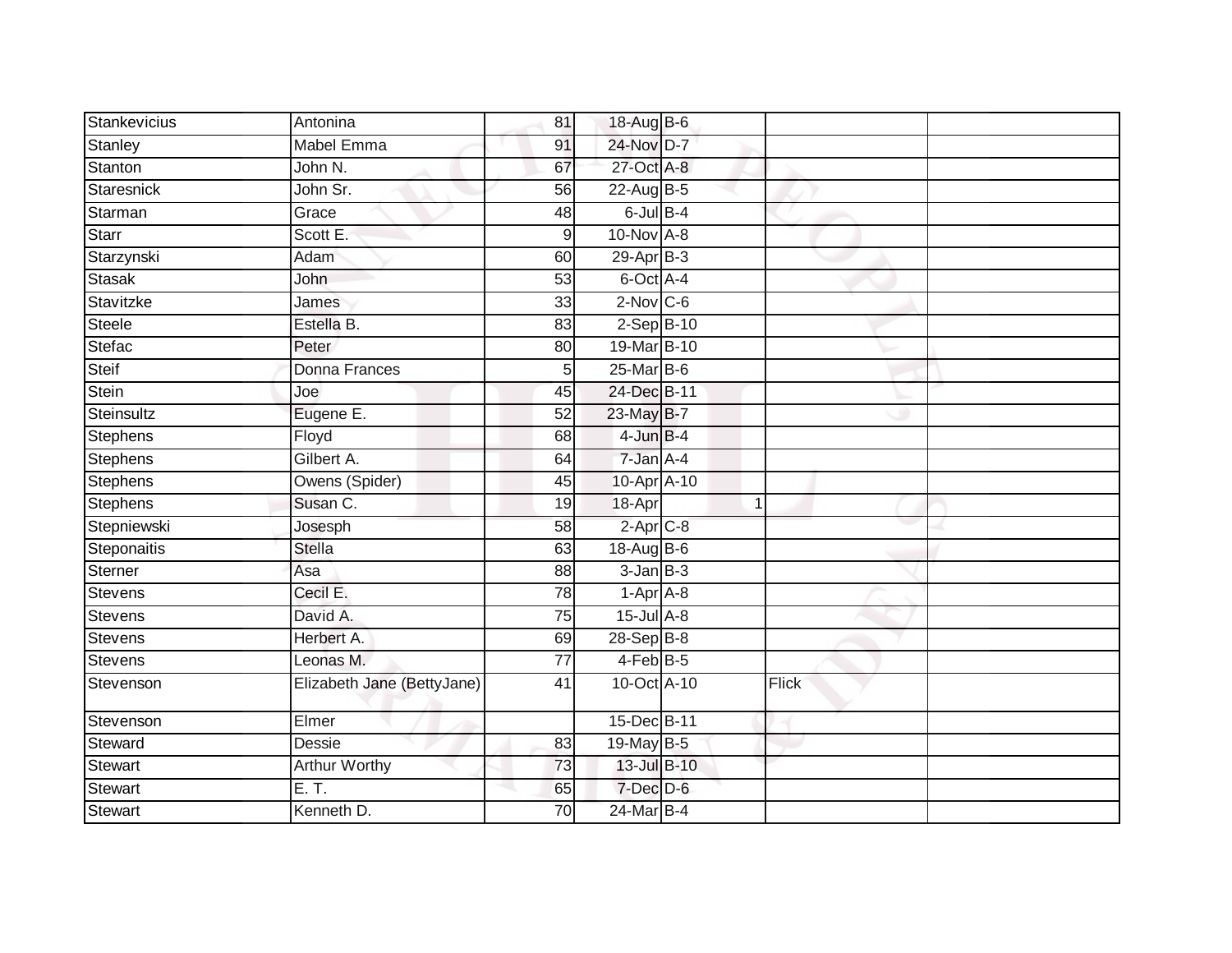| | | | | | | |
|---|---|---|---|---|---|---|
| Stankevicius | Antonina | 81 | 18-Aug | B-6 | | |
| Stanley | Mabel Emma | 91 | 24-Nov | D-7 | | |
| Stanton | John N. | 67 | 27-Oct | A-8 | | |
| Staresnick | John Sr. | 56 | 22-Aug | B-5 | | |
| Starman | Grace | 48 | 6-Jul | B-4 | | |
| Starr | Scott E. | 9 | 10-Nov | A-8 | | |
| Starzynski | Adam | 60 | 29-Apr | B-3 | | |
| Stasak | John | 53 | 6-Oct | A-4 | | |
| Stavitzke | James | 33 | 2-Nov | C-6 | | |
| Steele | Estella B. | 83 | 2-Sep | B-10 | | |
| Stefac | Peter | 80 | 19-Mar | B-10 | | |
| Steif | Donna Frances | 5 | 25-Mar | B-6 | | |
| Stein | Joe | 45 | 24-Dec | B-11 | | |
| Steinsultz | Eugene E. | 52 | 23-May | B-7 | | |
| Stephens | Floyd | 68 | 4-Jun | B-4 | | |
| Stephens | Gilbert A. | 64 | 7-Jan | A-4 | | |
| Stephens | Owens (Spider) | 45 | 10-Apr | A-10 | | |
| Stephens | Susan C. | 19 | 18-Apr | 1 | | |
| Stepniewski | Josesph | 58 | 2-Apr | C-8 | | |
| Steponaitis | Stella | 63 | 18-Aug | B-6 | | |
| Sterner | Asa | 88 | 3-Jan | B-3 | | |
| Stevens | Cecil E. | 78 | 1-Apr | A-8 | | |
| Stevens | David A. | 75 | 15-Jul | A-8 | | |
| Stevens | Herbert A. | 69 | 28-Sep | B-8 | | |
| Stevens | Leonas M. | 77 | 4-Feb | B-5 | | |
| Stevenson | Elizabeth Jane (BettyJane) | 41 | 10-Oct | A-10 | Flick | |
| Stevenson | Elmer | | 15-Dec | B-11 | | |
| Steward | Dessie | 83 | 19-May | B-5 | | |
| Stewart | Arthur Worthy | 73 | 13-Jul | B-10 | | |
| Stewart | E. T. | 65 | 7-Dec | D-6 | | |
| Stewart | Kenneth D. | 70 | 24-Mar | B-4 | | |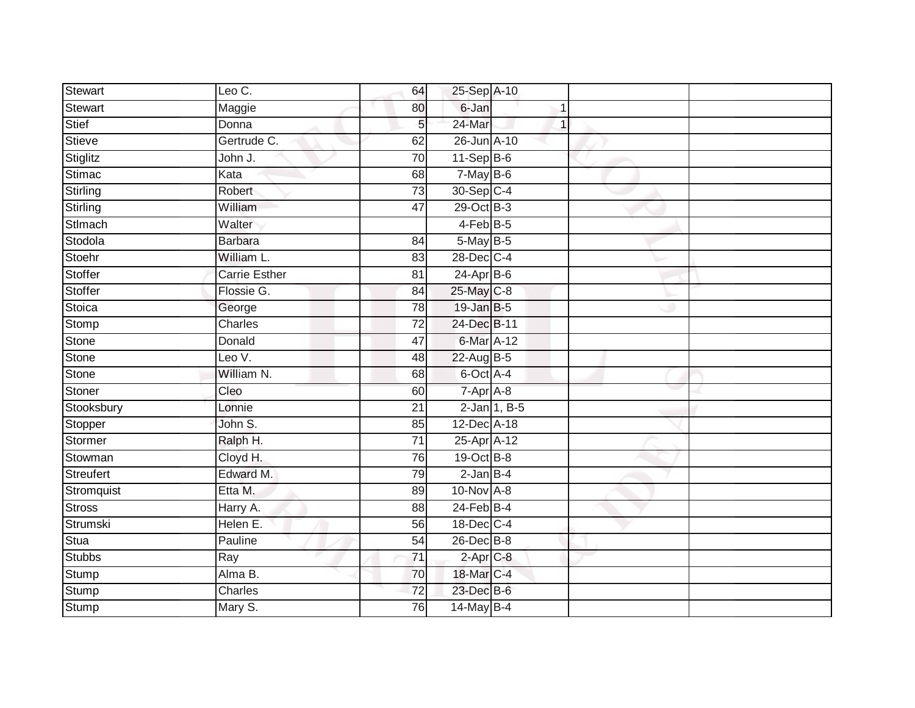| | | | | | | |
|---|---|---|---|---|---|---|
| Stewart | Leo C. | 64 | 25-Sep | A-10 | | |
| Stewart | Maggie | 80 | 6-Jan | 1 | | |
| Stief | Donna | 5 | 24-Mar | 1 | | |
| Stieve | Gertrude C. | 62 | 26-Jun | A-10 | | |
| Stiglitz | John J. | 70 | 11-Sep | B-6 | | |
| Stimac | Kata | 68 | 7-May | B-6 | | |
| Stirling | Robert | 73 | 30-Sep | C-4 | | |
| Stirling | William | 47 | 29-Oct | B-3 | | |
| Stlmach | Walter | | 4-Feb | B-5 | | |
| Stodola | Barbara | 84 | 5-May | B-5 | | |
| Stoehr | William L. | 83 | 28-Dec | C-4 | | |
| Stoffer | Carrie Esther | 81 | 24-Apr | B-6 | | |
| Stoffer | Flossie G. | 84 | 25-May | C-8 | | |
| Stoica | George | 78 | 19-Jan | B-5 | | |
| Stomp | Charles | 72 | 24-Dec | B-11 | | |
| Stone | Donald | 47 | 6-Mar | A-12 | | |
| Stone | Leo V. | 48 | 22-Aug | B-5 | | |
| Stone | William N. | 68 | 6-Oct | A-4 | | |
| Stoner | Cleo | 60 | 7-Apr | A-8 | | |
| Stooksbury | Lonnie | 21 | 2-Jan | 1, B-5 | | |
| Stopper | John S. | 85 | 12-Dec | A-18 | | |
| Stormer | Ralph H. | 71 | 25-Apr | A-12 | | |
| Stowman | Cloyd H. | 76 | 19-Oct | B-8 | | |
| Streufert | Edward M. | 79 | 2-Jan | B-4 | | |
| Stromquist | Etta M. | 89 | 10-Nov | A-8 | | |
| Stross | Harry A. | 88 | 24-Feb | B-4 | | |
| Strumski | Helen E. | 56 | 18-Dec | C-4 | | |
| Stua | Pauline | 54 | 26-Dec | B-8 | | |
| Stubbs | Ray | 71 | 2-Apr | C-8 | | |
| Stump | Alma B. | 70 | 18-Mar | C-4 | | |
| Stump | Charles | 72 | 23-Dec | B-6 | | |
| Stump | Mary S. | 76 | 14-May | B-4 | | |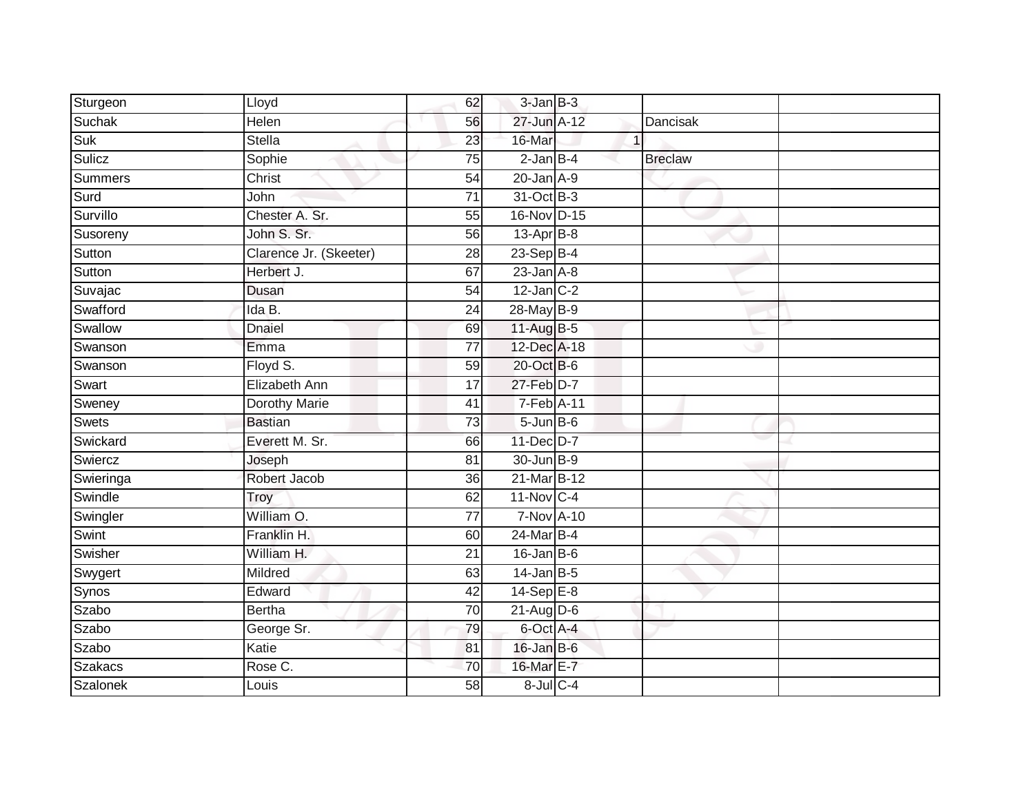| | | | | | | |
|---|---|---|---|---|---|---|
| Sturgeon | Lloyd | 62 | 3-Jan | B-3 | | |
| Suchak | Helen | 56 | 27-Jun | A-12 | Dancisak | |
| Suk | Stella | 23 | 16-Mar | 1 | | |
| Sulicz | Sophie | 75 | 2-Jan | B-4 | Breclaw | |
| Summers | Christ | 54 | 20-Jan | A-9 | | |
| Surd | John | 71 | 31-Oct | B-3 | | |
| Survillo | Chester A. Sr. | 55 | 16-Nov | D-15 | | |
| Susoreny | John S. Sr. | 56 | 13-Apr | B-8 | | |
| Sutton | Clarence Jr. (Skeeter) | 28 | 23-Sep | B-4 | | |
| Sutton | Herbert J. | 67 | 23-Jan | A-8 | | |
| Suvajac | Dusan | 54 | 12-Jan | C-2 | | |
| Swafford | Ida B. | 24 | 28-May | B-9 | | |
| Swallow | Dnaiel | 69 | 11-Aug | B-5 | | |
| Swanson | Emma | 77 | 12-Dec | A-18 | | |
| Swanson | Floyd S. | 59 | 20-Oct | B-6 | | |
| Swart | Elizabeth Ann | 17 | 27-Feb | D-7 | | |
| Sweney | Dorothy Marie | 41 | 7-Feb | A-11 | | |
| Swets | Bastian | 73 | 5-Jun | B-6 | | |
| Swickard | Everett M. Sr. | 66 | 11-Dec | D-7 | | |
| Swiercz | Joseph | 81 | 30-Jun | B-9 | | |
| Swieringa | Robert Jacob | 36 | 21-Mar | B-12 | | |
| Swindle | Troy | 62 | 11-Nov | C-4 | | |
| Swingler | William O. | 77 | 7-Nov | A-10 | | |
| Swint | Franklin H. | 60 | 24-Mar | B-4 | | |
| Swisher | William H. | 21 | 16-Jan | B-6 | | |
| Swygert | Mildred | 63 | 14-Jan | B-5 | | |
| Synos | Edward | 42 | 14-Sep | E-8 | | |
| Szabo | Bertha | 70 | 21-Aug | D-6 | | |
| Szabo | George Sr. | 79 | 6-Oct | A-4 | | |
| Szabo | Katie | 81 | 16-Jan | B-6 | | |
| Szakacs | Rose C. | 70 | 16-Mar | E-7 | | |
| Szalonek | Louis | 58 | 8-Jul | C-4 | | |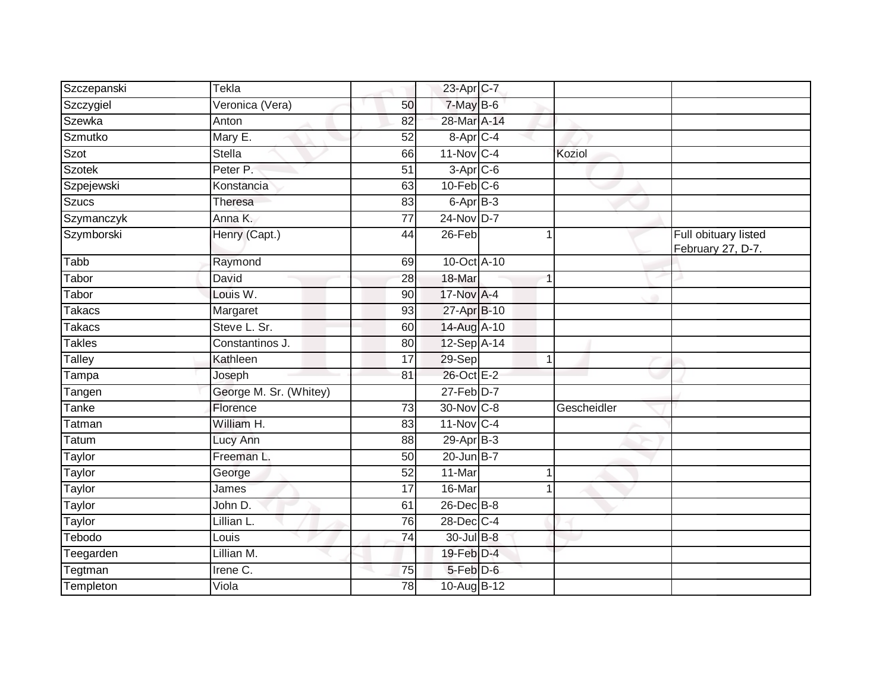| | | | | | | | |
|---|---|---|---|---|---|---|---|
| Szczepanski | Tekla | | 23-Apr | C-7 | | | |
| Szczygiel | Veronica (Vera) | 50 | 7-May | B-6 | | | |
| Szewka | Anton | 82 | 28-Mar | A-14 | | | |
| Szmutko | Mary E. | 52 | 8-Apr | C-4 | | | |
| Szot | Stella | 66 | 11-Nov | C-4 | | Koziol | |
| Szotek | Peter P. | 51 | 3-Apr | C-6 | | | |
| Szpejewski | Konstancia | 63 | 10-Feb | C-6 | | | |
| Szucs | Theresa | 83 | 6-Apr | B-3 | | | |
| Szymanczyk | Anna K. | 77 | 24-Nov | D-7 | | | |
| Szymborski | Henry (Capt.) | 44 | 26-Feb | | 1 | | Full obituary listed February 27, D-7. |
| Tabb | Raymond | 69 | 10-Oct | A-10 | | | |
| Tabor | David | 28 | 18-Mar | | 1 | | |
| Tabor | Louis W. | 90 | 17-Nov | A-4 | | | |
| Takacs | Margaret | 93 | 27-Apr | B-10 | | | |
| Takacs | Steve L. Sr. | 60 | 14-Aug | A-10 | | | |
| Takles | Constantinos J. | 80 | 12-Sep | A-14 | | | |
| Talley | Kathleen | 17 | 29-Sep | | 1 | | |
| Tampa | Joseph | 81 | 26-Oct | E-2 | | | |
| Tangen | George M. Sr. (Whitey) | | 27-Feb | D-7 | | | |
| Tanke | Florence | 73 | 30-Nov | C-8 | | Gescheidler | |
| Tatman | William H. | 83 | 11-Nov | C-4 | | | |
| Tatum | Lucy Ann | 88 | 29-Apr | B-3 | | | |
| Taylor | Freeman L. | 50 | 20-Jun | B-7 | | | |
| Taylor | George | 52 | 11-Mar | | 1 | | |
| Taylor | James | 17 | 16-Mar | | 1 | | |
| Taylor | John D. | 61 | 26-Dec | B-8 | | | |
| Taylor | Lillian L. | 76 | 28-Dec | C-4 | | | |
| Tebodo | Louis | 74 | 30-Jul | B-8 | | | |
| Teegarden | Lillian M. | | 19-Feb | D-4 | | | |
| Tegtman | Irene C. | 75 | 5-Feb | D-6 | | | |
| Templeton | Viola | 78 | 10-Aug | B-12 | | | |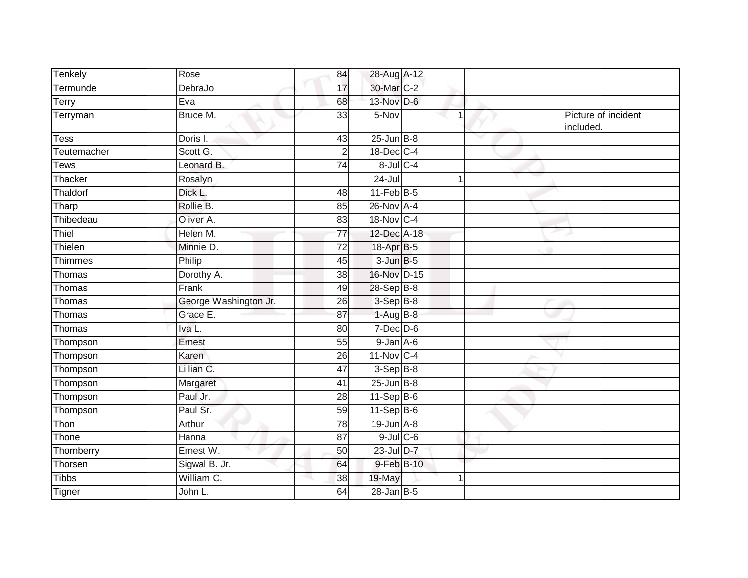| | | | | | | | |
|---|---|---|---|---|---|---|---|
| Tenkely | Rose | 84 | 28-Aug | A-12 | | | |
| Termunde | DebraJo | 17 | 30-Mar | C-2 | | | |
| Terry | Eva | 68 | 13-Nov | D-6 | | | |
| Terryman | Bruce M. | 33 | 5-Nov | | 1 | | Picture of incident included. |
| Tess | Doris I. | 43 | 25-Jun | B-8 | | | |
| Teutemacher | Scott G. | 2 | 18-Dec | C-4 | | | |
| Tews | Leonard B. | 74 | 8-Jul | C-4 | | | |
| Thacker | Rosalyn | | 24-Jul | | 1 | | |
| Thaldorf | Dick L. | 48 | 11-Feb | B-5 | | | |
| Tharp | Rollie B. | 85 | 26-Nov | A-4 | | | |
| Thibedeau | Oliver A. | 83 | 18-Nov | C-4 | | | |
| Thiel | Helen M. | 77 | 12-Dec | A-18 | | | |
| Thielen | Minnie D. | 72 | 18-Apr | B-5 | | | |
| Thimmes | Philip | 45 | 3-Jun | B-5 | | | |
| Thomas | Dorothy A. | 38 | 16-Nov | D-15 | | | |
| Thomas | Frank | 49 | 28-Sep | B-8 | | | |
| Thomas | George Washington Jr. | 26 | 3-Sep | B-8 | | | |
| Thomas | Grace E. | 87 | 1-Aug | B-8 | | | |
| Thomas | Iva L. | 80 | 7-Dec | D-6 | | | |
| Thompson | Ernest | 55 | 9-Jan | A-6 | | | |
| Thompson | Karen | 26 | 11-Nov | C-4 | | | |
| Thompson | Lillian C. | 47 | 3-Sep | B-8 | | | |
| Thompson | Margaret | 41 | 25-Jun | B-8 | | | |
| Thompson | Paul Jr. | 28 | 11-Sep | B-6 | | | |
| Thompson | Paul Sr. | 59 | 11-Sep | B-6 | | | |
| Thon | Arthur | 78 | 19-Jun | A-8 | | | |
| Thone | Hanna | 87 | 9-Jul | C-6 | | | |
| Thornberry | Ernest W. | 50 | 23-Jul | D-7 | | | |
| Thorsen | Sigwal B. Jr. | 64 | 9-Feb | B-10 | | | |
| Tibbs | William C. | 38 | 19-May | | 1 | | |
| Tigner | John L. | 64 | 28-Jan | B-5 | | | |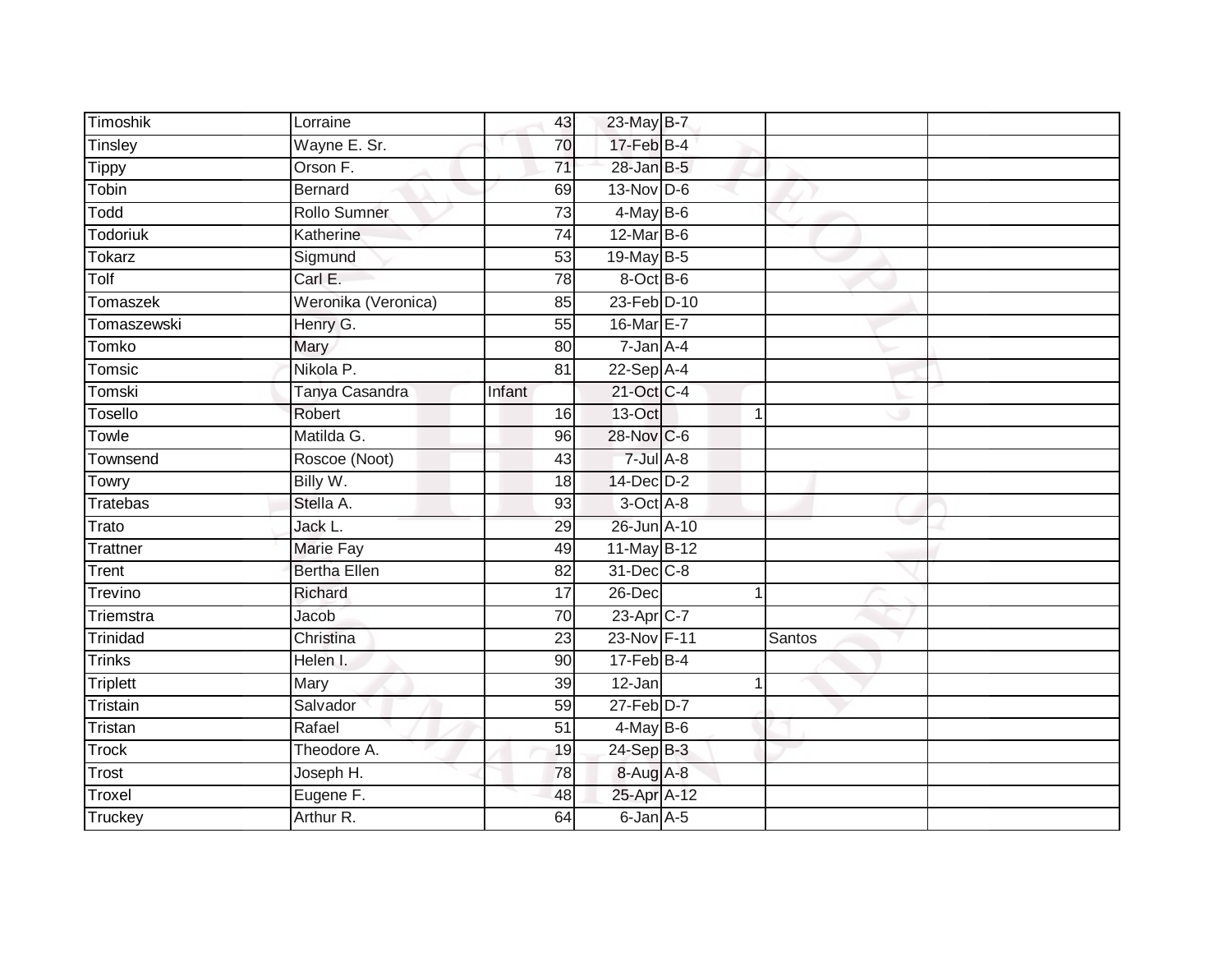| | | | | | | | |
|---|---|---|---|---|---|---|---|
| Timoshik | Lorraine | 43 | 23-May | B-7 | | | |
| Tinsley | Wayne E. Sr. | 70 | 17-Feb | B-4 | | | |
| Tippy | Orson F. | 71 | 28-Jan | B-5 | | | |
| Tobin | Bernard | 69 | 13-Nov | D-6 | | | |
| Todd | Rollo Sumner | 73 | 4-May | B-6 | | | |
| Todoriuk | Katherine | 74 | 12-Mar | B-6 | | | |
| Tokarz | Sigmund | 53 | 19-May | B-5 | | | |
| Tolf | Carl E. | 78 | 8-Oct | B-6 | | | |
| Tomaszek | Weronika (Veronica) | 85 | 23-Feb | D-10 | | | |
| Tomaszewski | Henry G. | 55 | 16-Mar | E-7 | | | |
| Tomko | Mary | 80 | 7-Jan | A-4 | | | |
| Tomsic | Nikola P. | 81 | 22-Sep | A-4 | | | |
| Tomski | Tanya Casandra | Infant | 21-Oct | C-4 | | | |
| Tosello | Robert | 16 | 13-Oct | | 1 | | |
| Towle | Matilda G. | 96 | 28-Nov | C-6 | | | |
| Townsend | Roscoe (Noot) | 43 | 7-Jul | A-8 | | | |
| Towry | Billy W. | 18 | 14-Dec | D-2 | | | |
| Tratebas | Stella A. | 93 | 3-Oct | A-8 | | | |
| Trato | Jack L. | 29 | 26-Jun | A-10 | | | |
| Trattner | Marie Fay | 49 | 11-May | B-12 | | | |
| Trent | Bertha Ellen | 82 | 31-Dec | C-8 | | | |
| Trevino | Richard | 17 | 26-Dec | | 1 | | |
| Triemstra | Jacob | 70 | 23-Apr | C-7 | | | |
| Trinidad | Christina | 23 | 23-Nov | F-11 | | Santos | |
| Trinks | Helen I. | 90 | 17-Feb | B-4 | | | |
| Triplett | Mary | 39 | 12-Jan | | 1 | | |
| Tristain | Salvador | 59 | 27-Feb | D-7 | | | |
| Tristan | Rafael | 51 | 4-May | B-6 | | | |
| Trock | Theodore A. | 19 | 24-Sep | B-3 | | | |
| Trost | Joseph H. | 78 | 8-Aug | A-8 | | | |
| Troxel | Eugene F. | 48 | 25-Apr | A-12 | | | |
| Truckey | Arthur R. | 64 | 6-Jan | A-5 | | | |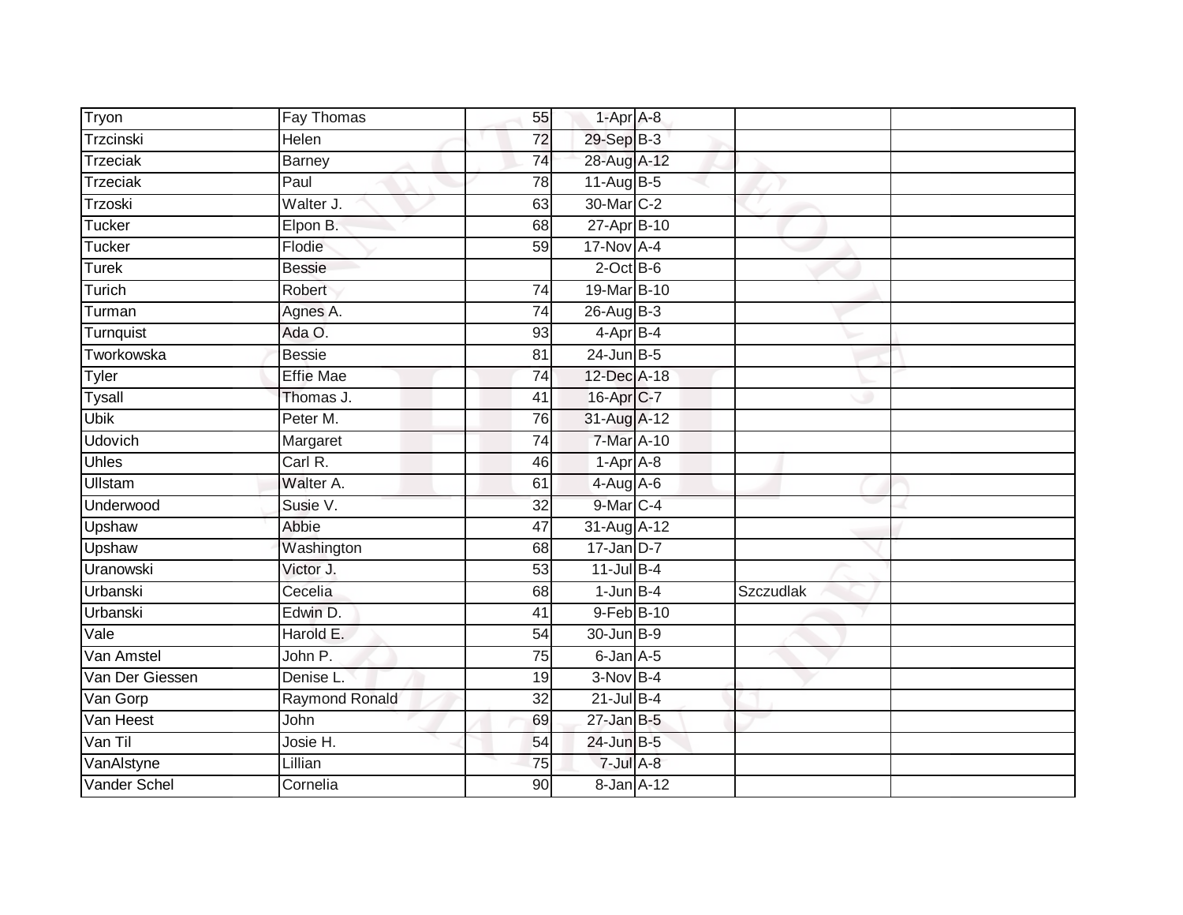| Tryon | Fay Thomas | 55 | 1-Apr | A-8 | | |
|---|---|---|---|---|---|---|
| Trzcinski | Helen | 72 | 29-Sep | B-3 | | |
| Trzeciak | Barney | 74 | 28-Aug | A-12 | | |
| Trzeciak | Paul | 78 | 11-Aug | B-5 | | |
| Trzoski | Walter J. | 63 | 30-Mar | C-2 | | |
| Tucker | Elpon B. | 68 | 27-Apr | B-10 | | |
| Tucker | Flodie | 59 | 17-Nov | A-4 | | |
| Turek | Bessie | | 2-Oct | B-6 | | |
| Turich | Robert | 74 | 19-Mar | B-10 | | |
| Turman | Agnes A. | 74 | 26-Aug | B-3 | | |
| Turnquist | Ada O. | 93 | 4-Apr | B-4 | | |
| Tworkowska | Bessie | 81 | 24-Jun | B-5 | | |
| Tyler | Effie Mae | 74 | 12-Dec | A-18 | | |
| Tysall | Thomas J. | 41 | 16-Apr | C-7 | | |
| Ubik | Peter M. | 76 | 31-Aug | A-12 | | |
| Udovich | Margaret | 74 | 7-Mar | A-10 | | |
| Uhles | Carl R. | 46 | 1-Apr | A-8 | | |
| Ullstam | Walter A. | 61 | 4-Aug | A-6 | | |
| Underwood | Susie V. | 32 | 9-Mar | C-4 | | |
| Upshaw | Abbie | 47 | 31-Aug | A-12 | | |
| Upshaw | Washington | 68 | 17-Jan | D-7 | | |
| Uranowski | Victor J. | 53 | 11-Jul | B-4 | | |
| Urbanski | Cecelia | 68 | 1-Jun | B-4 | Szczudlak | |
| Urbanski | Edwin D. | 41 | 9-Feb | B-10 | | |
| Vale | Harold E. | 54 | 30-Jun | B-9 | | |
| Van Amstel | John P. | 75 | 6-Jan | A-5 | | |
| Van Der Giessen | Denise L. | 19 | 3-Nov | B-4 | | |
| Van Gorp | Raymond Ronald | 32 | 21-Jul | B-4 | | |
| Van Heest | John | 69 | 27-Jan | B-5 | | |
| Van Til | Josie H. | 54 | 24-Jun | B-5 | | |
| VanAlstyne | Lillian | 75 | 7-Jul | A-8 | | |
| Vander Schel | Cornelia | 90 | 8-Jan | A-12 | | |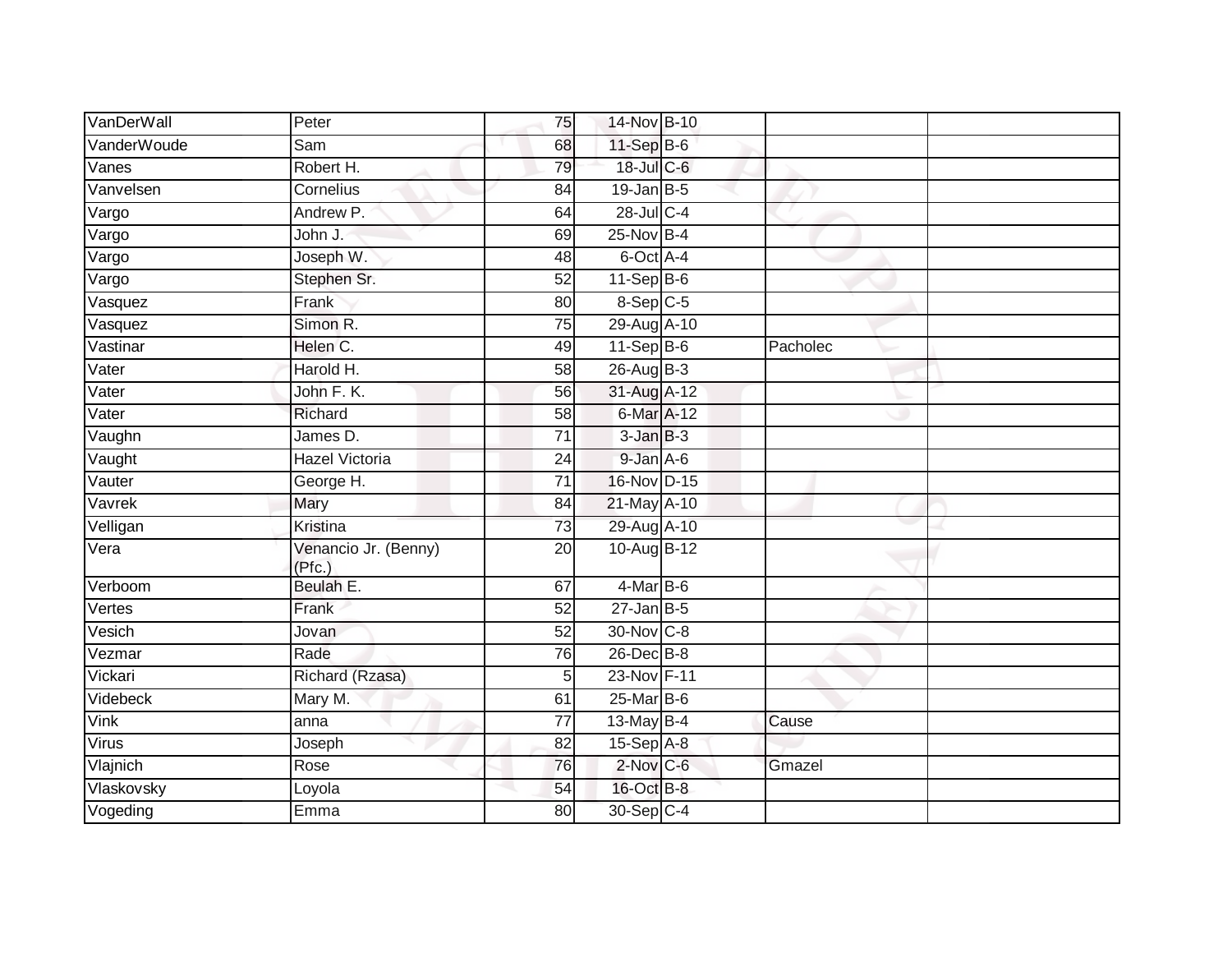| | | | | | | |
|---|---|---|---|---|---|---|
| VanDerWall | Peter | 75 | 14-Nov | B-10 | | |
| VanderWoude | Sam | 68 | 11-Sep | B-6 | | |
| Vanes | Robert H. | 79 | 18-Jul | C-6 | | |
| Vanvelsen | Cornelius | 84 | 19-Jan | B-5 | | |
| Vargo | Andrew P. | 64 | 28-Jul | C-4 | | |
| Vargo | John J. | 69 | 25-Nov | B-4 | | |
| Vargo | Joseph W. | 48 | 6-Oct | A-4 | | |
| Vargo | Stephen Sr. | 52 | 11-Sep | B-6 | | |
| Vasquez | Frank | 80 | 8-Sep | C-5 | | |
| Vasquez | Simon R. | 75 | 29-Aug | A-10 | | |
| Vastinar | Helen C. | 49 | 11-Sep | B-6 | Pacholec | |
| Vater | Harold H. | 58 | 26-Aug | B-3 | | |
| Vater | John F. K. | 56 | 31-Aug | A-12 | | |
| Vater | Richard | 58 | 6-Mar | A-12 | | |
| Vaughn | James D. | 71 | 3-Jan | B-3 | | |
| Vaught | Hazel Victoria | 24 | 9-Jan | A-6 | | |
| Vauter | George H. | 71 | 16-Nov | D-15 | | |
| Vavrek | Mary | 84 | 21-May | A-10 | | |
| Velligan | Kristina | 73 | 29-Aug | A-10 | | |
| Vera | Venancio Jr. (Benny) (Pfc.) | 20 | 10-Aug | B-12 | | |
| Verboom | Beulah E. | 67 | 4-Mar | B-6 | | |
| Vertes | Frank | 52 | 27-Jan | B-5 | | |
| Vesich | Jovan | 52 | 30-Nov | C-8 | | |
| Vezmar | Rade | 76 | 26-Dec | B-8 | | |
| Vickari | Richard (Rzasa) | 5 | 23-Nov | F-11 | | |
| Videbeck | Mary M. | 61 | 25-Mar | B-6 | | |
| Vink | anna | 77 | 13-May | B-4 | Cause | |
| Virus | Joseph | 82 | 15-Sep | A-8 | | |
| Vlajnich | Rose | 76 | 2-Nov | C-6 | Gmazel | |
| Vlaskovsky | Loyola | 54 | 16-Oct | B-8 | | |
| Vogeding | Emma | 80 | 30-Sep | C-4 | | |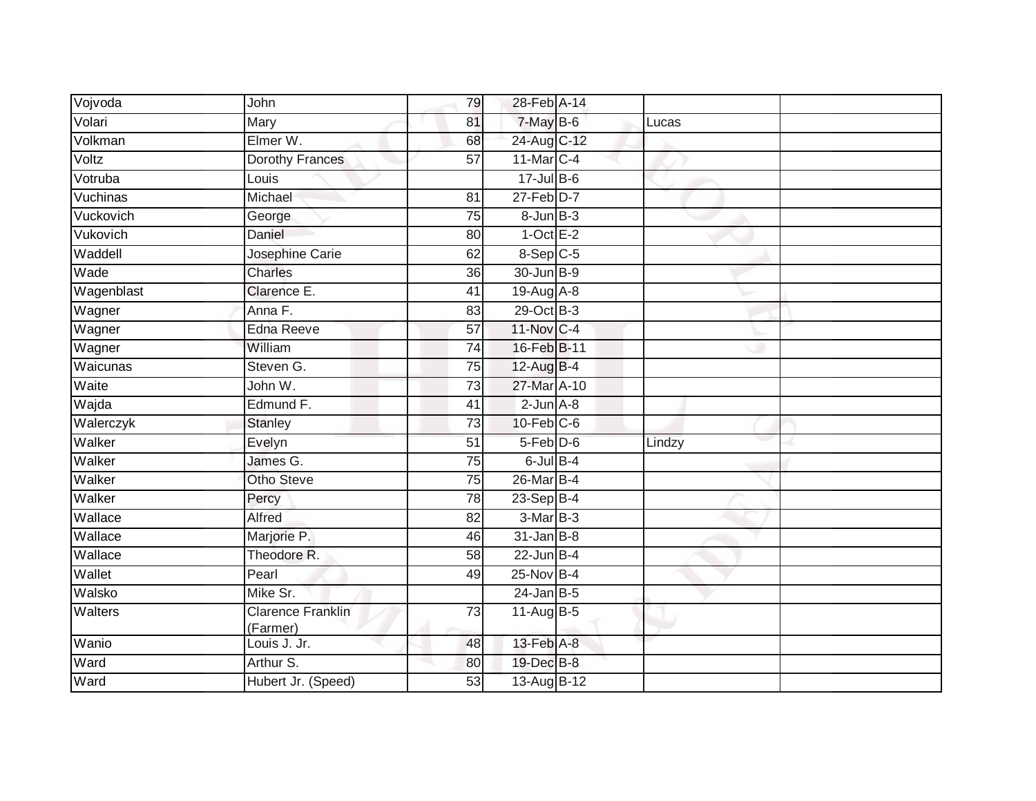| Vojvoda | John | 79 | 28-Feb | A-14 | | |
|---|---|---|---|---|---|---|
| Volari | Mary | 81 | 7-May | B-6 | Lucas | |
| Volkman | Elmer W. | 68 | 24-Aug | C-12 | | |
| Voltz | Dorothy Frances | 57 | 11-Mar | C-4 | | |
| Votruba | Louis | | 17-Jul | B-6 | | |
| Vuchinas | Michael | 81 | 27-Feb | D-7 | | |
| Vuckovich | George | 75 | 8-Jun | B-3 | | |
| Vukovich | Daniel | 80 | 1-Oct | E-2 | | |
| Waddell | Josephine Carie | 62 | 8-Sep | C-5 | | |
| Wade | Charles | 36 | 30-Jun | B-9 | | |
| Wagenblast | Clarence E. | 41 | 19-Aug | A-8 | | |
| Wagner | Anna F. | 83 | 29-Oct | B-3 | | |
| Wagner | Edna Reeve | 57 | 11-Nov | C-4 | | |
| Wagner | William | 74 | 16-Feb | B-11 | | |
| Waicunas | Steven G. | 75 | 12-Aug | B-4 | | |
| Waite | John W. | 73 | 27-Mar | A-10 | | |
| Wajda | Edmund F. | 41 | 2-Jun | A-8 | | |
| Walerczyk | Stanley | 73 | 10-Feb | C-6 | | |
| Walker | Evelyn | 51 | 5-Feb | D-6 | Lindzy | |
| Walker | James G. | 75 | 6-Jul | B-4 | | |
| Walker | Otho Steve | 75 | 26-Mar | B-4 | | |
| Walker | Percy | 78 | 23-Sep | B-4 | | |
| Wallace | Alfred | 82 | 3-Mar | B-3 | | |
| Wallace | Marjorie P. | 46 | 31-Jan | B-8 | | |
| Wallace | Theodore R. | 58 | 22-Jun | B-4 | | |
| Wallet | Pearl | 49 | 25-Nov | B-4 | | |
| Walsko | Mike Sr. | | 24-Jan | B-5 | | |
| Walters | Clarence Franklin (Farmer) | 73 | 11-Aug | B-5 | | |
| Wanio | Louis J. Jr. | 48 | 13-Feb | A-8 | | |
| Ward | Arthur S. | 80 | 19-Dec | B-8 | | |
| Ward | Hubert Jr. (Speed) | 53 | 13-Aug | B-12 | | |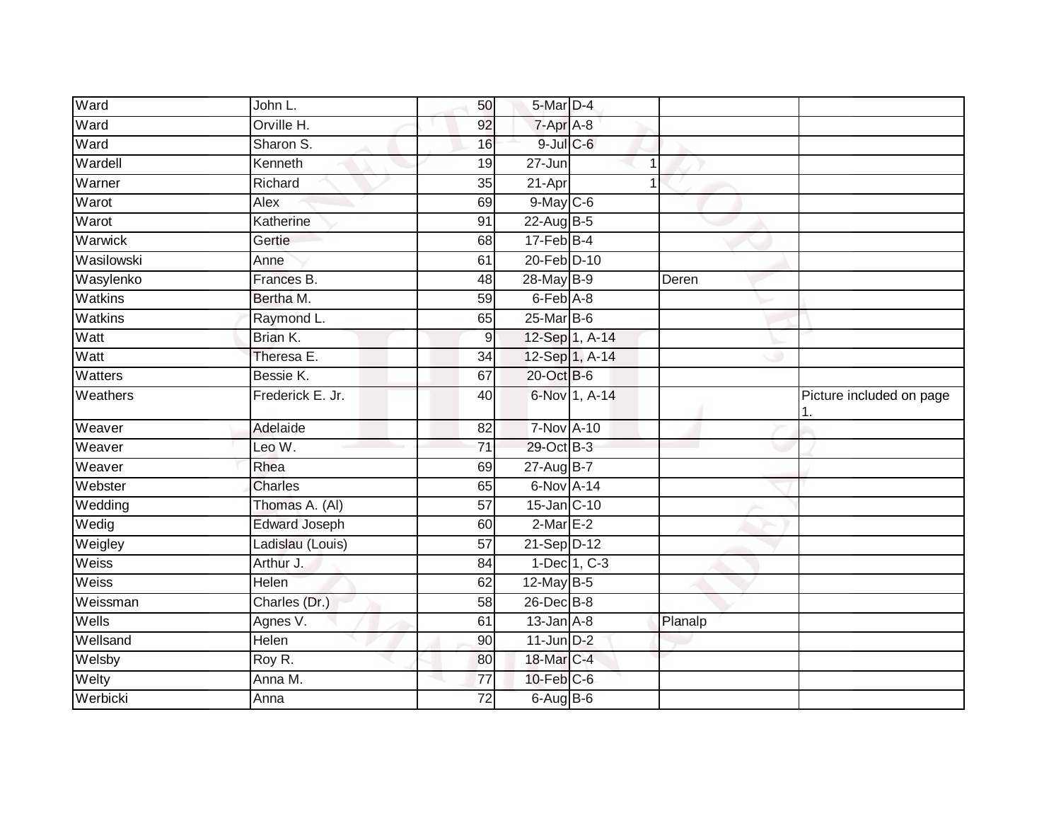| | | | | | | |
|---|---|---|---|---|---|---|
| Ward | John L. | 50 | 5-Mar | D-4 | | |
| Ward | Orville H. | 92 | 7-Apr | A-8 | | |
| Ward | Sharon S. | 16 | 9-Jul | C-6 | | |
| Wardell | Kenneth | 19 | 27-Jun | 1 | | |
| Warner | Richard | 35 | 21-Apr | 1 | | |
| Warot | Alex | 69 | 9-May | C-6 | | |
| Warot | Katherine | 91 | 22-Aug | B-5 | | |
| Warwick | Gertie | 68 | 17-Feb | B-4 | | |
| Wasilowski | Anne | 61 | 20-Feb | D-10 | | |
| Wasylenko | Frances B. | 48 | 28-May | B-9 | Deren | |
| Watkins | Bertha M. | 59 | 6-Feb | A-8 | | |
| Watkins | Raymond L. | 65 | 25-Mar | B-6 | | |
| Watt | Brian K. | 9 | 12-Sep | 1, A-14 | | |
| Watt | Theresa E. | 34 | 12-Sep | 1, A-14 | | |
| Watters | Bessie K. | 67 | 20-Oct | B-6 | | |
| Weathers | Frederick E. Jr. | 40 | 6-Nov | 1, A-14 | | Picture included on page 1. |
| Weaver | Adelaide | 82 | 7-Nov | A-10 | | |
| Weaver | Leo W. | 71 | 29-Oct | B-3 | | |
| Weaver | Rhea | 69 | 27-Aug | B-7 | | |
| Webster | Charles | 65 | 6-Nov | A-14 | | |
| Wedding | Thomas A. (Al) | 57 | 15-Jan | C-10 | | |
| Wedig | Edward Joseph | 60 | 2-Mar | E-2 | | |
| Weigley | Ladislau (Louis) | 57 | 21-Sep | D-12 | | |
| Weiss | Arthur J. | 84 | 1-Dec | 1, C-3 | | |
| Weiss | Helen | 62 | 12-May | B-5 | | |
| Weissman | Charles (Dr.) | 58 | 26-Dec | B-8 | | |
| Wells | Agnes V. | 61 | 13-Jan | A-8 | Planalp | |
| Wellsand | Helen | 90 | 11-Jun | D-2 | | |
| Welsby | Roy R. | 80 | 18-Mar | C-4 | | |
| Welty | Anna M. | 77 | 10-Feb | C-6 | | |
| Werbicki | Anna | 72 | 6-Aug | B-6 | | |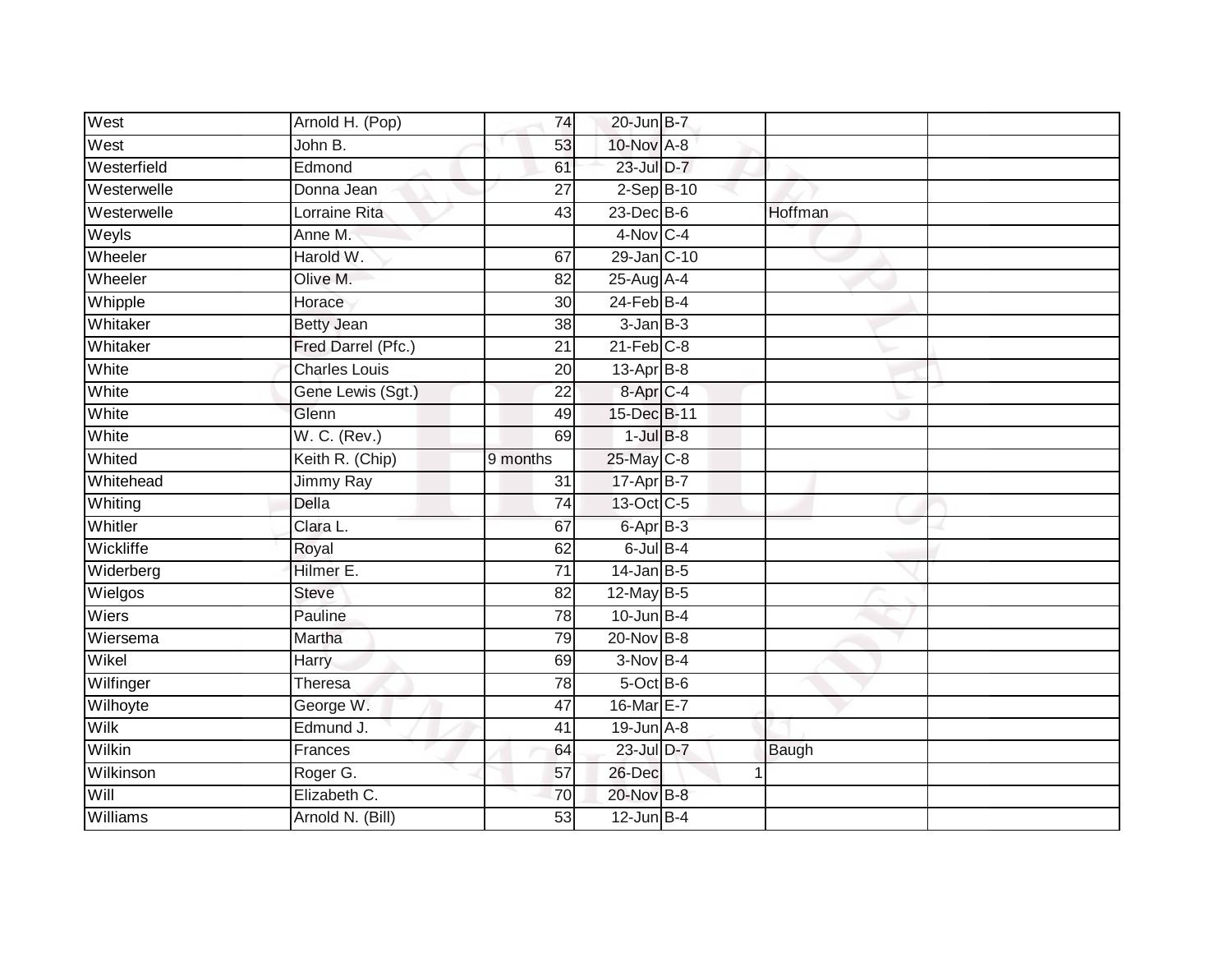| | | | | | | |
|---|---|---|---|---|---|---|
| West | Arnold H. (Pop) | 74 | 20-Jun | B-7 | | |
| West | John B. | 53 | 10-Nov | A-8 | | |
| Westerfield | Edmond | 61 | 23-Jul | D-7 | | |
| Westerwelle | Donna Jean | 27 | 2-Sep | B-10 | | |
| Westerwelle | Lorraine Rita | 43 | 23-Dec | B-6 | Hoffman | |
| Weyls | Anne M. | | 4-Nov | C-4 | | |
| Wheeler | Harold W. | 67 | 29-Jan | C-10 | | |
| Wheeler | Olive M. | 82 | 25-Aug | A-4 | | |
| Whipple | Horace | 30 | 24-Feb | B-4 | | |
| Whitaker | Betty Jean | 38 | 3-Jan | B-3 | | |
| Whitaker | Fred Darrel (Pfc.) | 21 | 21-Feb | C-8 | | |
| White | Charles Louis | 20 | 13-Apr | B-8 | | |
| White | Gene Lewis (Sgt.) | 22 | 8-Apr | C-4 | | |
| White | Glenn | 49 | 15-Dec | B-11 | | |
| White | W. C. (Rev.) | 69 | 1-Jul | B-8 | | |
| Whited | Keith R. (Chip) | 9 months | 25-May | C-8 | | |
| Whitehead | Jimmy Ray | 31 | 17-Apr | B-7 | | |
| Whiting | Della | 74 | 13-Oct | C-5 | | |
| Whitler | Clara L. | 67 | 6-Apr | B-3 | | |
| Wickliffe | Royal | 62 | 6-Jul | B-4 | | |
| Widerberg | Hilmer E. | 71 | 14-Jan | B-5 | | |
| Wielgos | Steve | 82 | 12-May | B-5 | | |
| Wiers | Pauline | 78 | 10-Jun | B-4 | | |
| Wiersema | Martha | 79 | 20-Nov | B-8 | | |
| Wikel | Harry | 69 | 3-Nov | B-4 | | |
| Wilfinger | Theresa | 78 | 5-Oct | B-6 | | |
| Wilhoyte | George W. | 47 | 16-Mar | E-7 | | |
| Wilk | Edmund J. | 41 | 19-Jun | A-8 | | |
| Wilkin | Frances | 64 | 23-Jul | D-7 | Baugh | |
| Wilkinson | Roger G. | 57 | 26-Dec | 1 | | |
| Will | Elizabeth C. | 70 | 20-Nov | B-8 | | |
| Williams | Arnold N. (Bill) | 53 | 12-Jun | B-4 | | |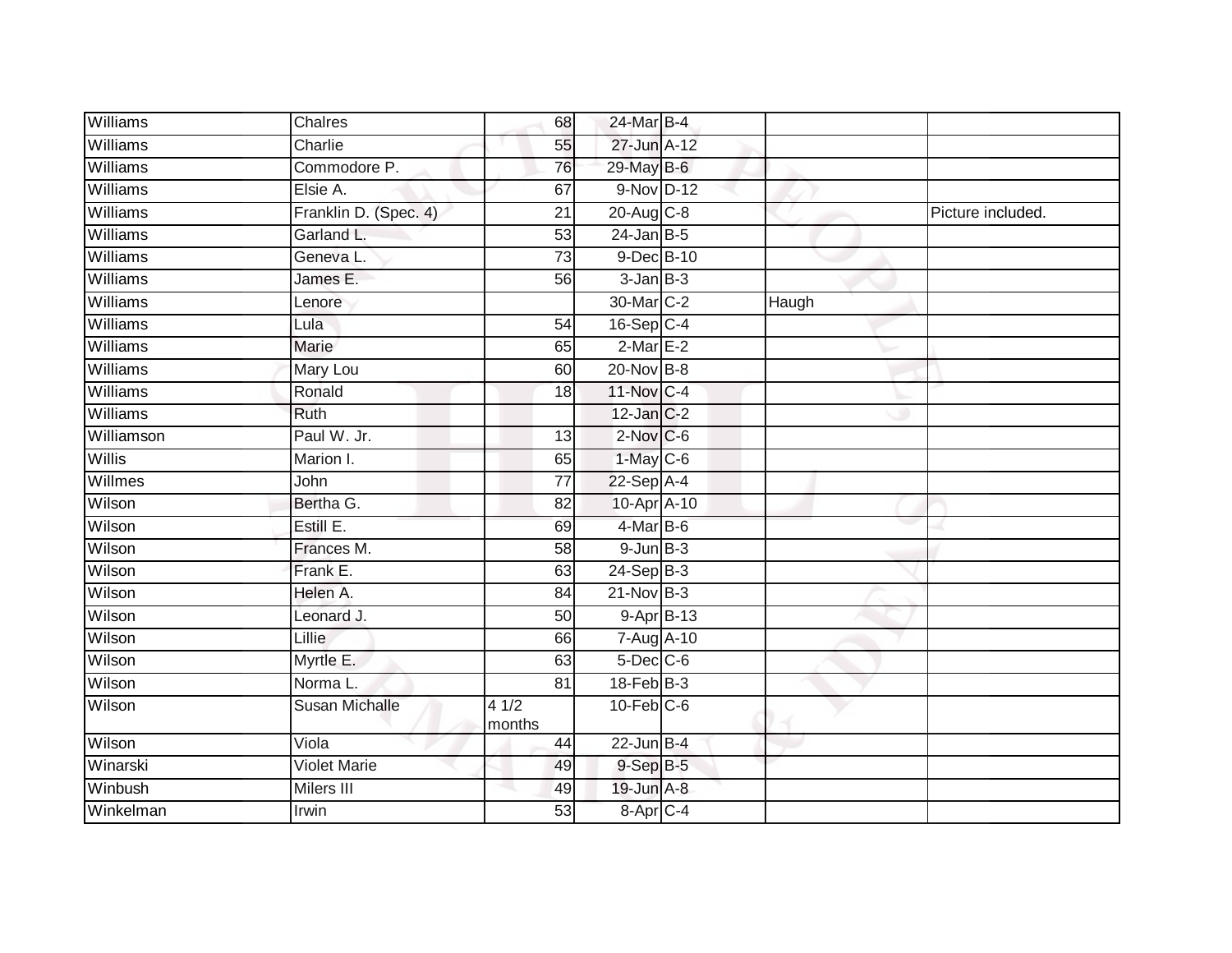| | | | | | | |
|---|---|---|---|---|---|---|
| Williams | Chalres | 68 | 24-Mar | B-4 | | |
| Williams | Charlie | 55 | 27-Jun | A-12 | | |
| Williams | Commodore P. | 76 | 29-May | B-6 | | |
| Williams | Elsie A. | 67 | 9-Nov | D-12 | | |
| Williams | Franklin D. (Spec. 4) | 21 | 20-Aug | C-8 | | Picture included. |
| Williams | Garland L. | 53 | 24-Jan | B-5 | | |
| Williams | Geneva L. | 73 | 9-Dec | B-10 | | |
| Williams | James E. | 56 | 3-Jan | B-3 | | |
| Williams | Lenore | | 30-Mar | C-2 | Haugh | |
| Williams | Lula | 54 | 16-Sep | C-4 | | |
| Williams | Marie | 65 | 2-Mar | E-2 | | |
| Williams | Mary Lou | 60 | 20-Nov | B-8 | | |
| Williams | Ronald | 18 | 11-Nov | C-4 | | |
| Williams | Ruth | | 12-Jan | C-2 | | |
| Williamson | Paul W. Jr. | 13 | 2-Nov | C-6 | | |
| Willis | Marion I. | 65 | 1-May | C-6 | | |
| Willmes | John | 77 | 22-Sep | A-4 | | |
| Wilson | Bertha G. | 82 | 10-Apr | A-10 | | |
| Wilson | Estill E. | 69 | 4-Mar | B-6 | | |
| Wilson | Frances M. | 58 | 9-Jun | B-3 | | |
| Wilson | Frank E. | 63 | 24-Sep | B-3 | | |
| Wilson | Helen A. | 84 | 21-Nov | B-3 | | |
| Wilson | Leonard J. | 50 | 9-Apr | B-13 | | |
| Wilson | Lillie | 66 | 7-Aug | A-10 | | |
| Wilson | Myrtle E. | 63 | 5-Dec | C-6 | | |
| Wilson | Norma L. | 81 | 18-Feb | B-3 | | |
| Wilson | Susan Michalle | 4 1/2 months | 10-Feb | C-6 | | |
| Wilson | Viola | 44 | 22-Jun | B-4 | | |
| Winarski | Violet Marie | 49 | 9-Sep | B-5 | | |
| Winbush | Milers III | 49 | 19-Jun | A-8 | | |
| Winkelman | Irwin | 53 | 8-Apr | C-4 | | |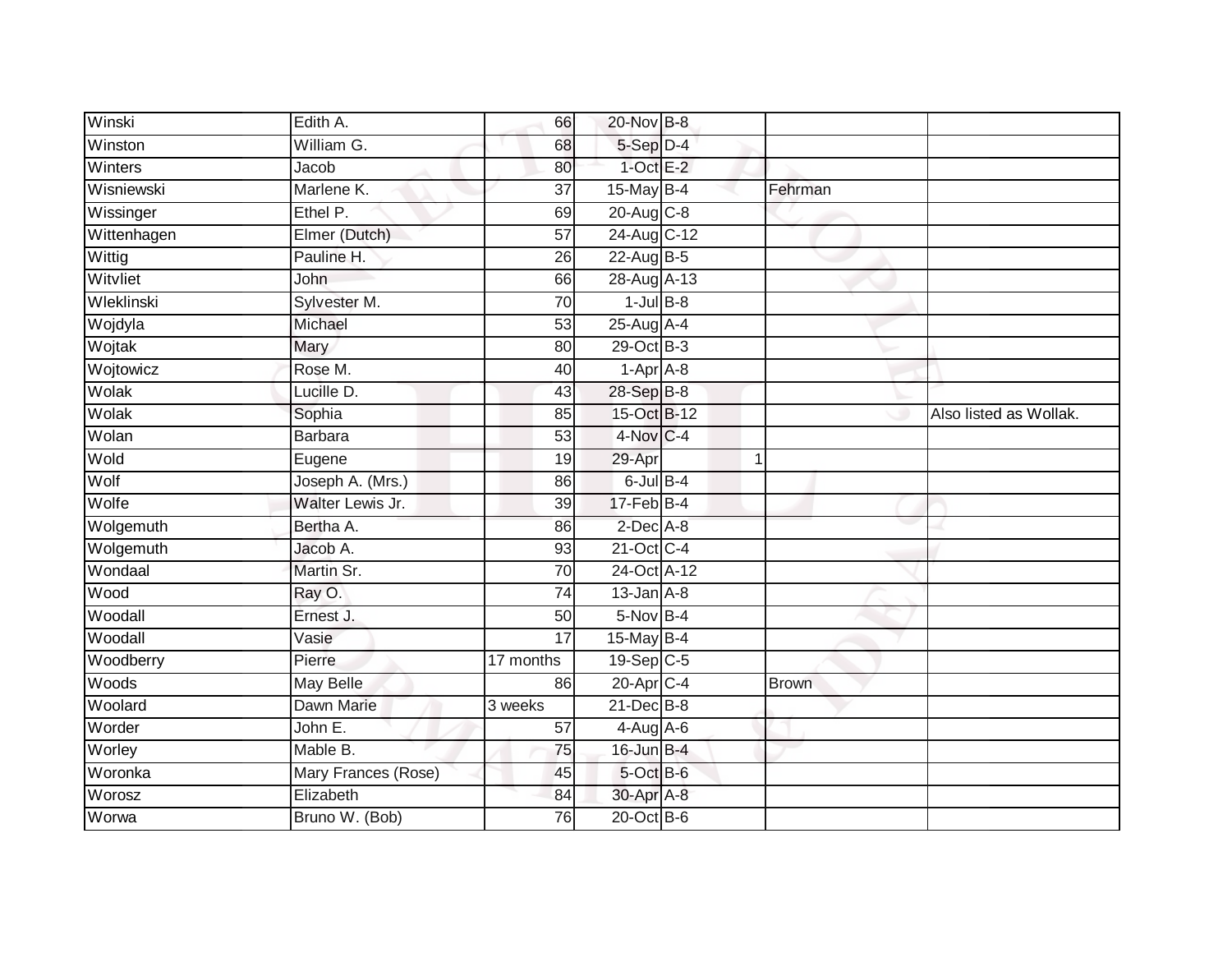| | | | | | | | |
|---|---|---|---|---|---|---|---|
| Winski | Edith A. | 66 | 20-Nov | B-8 | | | |
| Winston | William G. | 68 | 5-Sep | D-4 | | | |
| Winters | Jacob | 80 | 1-Oct | E-2 | | | |
| Wisniewski | Marlene K. | 37 | 15-May | B-4 | | Fehrman | |
| Wissinger | Ethel P. | 69 | 20-Aug | C-8 | | | |
| Wittenhagen | Elmer (Dutch) | 57 | 24-Aug | C-12 | | | |
| Wittig | Pauline H. | 26 | 22-Aug | B-5 | | | |
| Witvliet | John | 66 | 28-Aug | A-13 | | | |
| Wleklinski | Sylvester M. | 70 | 1-Jul | B-8 | | | |
| Wojdyla | Michael | 53 | 25-Aug | A-4 | | | |
| Wojtak | Mary | 80 | 29-Oct | B-3 | | | |
| Wojtowicz | Rose M. | 40 | 1-Apr | A-8 | | | |
| Wolak | Lucille D. | 43 | 28-Sep | B-8 | | | |
| Wolak | Sophia | 85 | 15-Oct | B-12 | | | Also listed as Wollak. |
| Wolan | Barbara | 53 | 4-Nov | C-4 | | | |
| Wold | Eugene | 19 | 29-Apr | | 1 | | |
| Wolf | Joseph A. (Mrs.) | 86 | 6-Jul | B-4 | | | |
| Wolfe | Walter Lewis Jr. | 39 | 17-Feb | B-4 | | | |
| Wolgemuth | Bertha A. | 86 | 2-Dec | A-8 | | | |
| Wolgemuth | Jacob A. | 93 | 21-Oct | C-4 | | | |
| Wondaal | Martin Sr. | 70 | 24-Oct | A-12 | | | |
| Wood | Ray O. | 74 | 13-Jan | A-8 | | | |
| Woodall | Ernest J. | 50 | 5-Nov | B-4 | | | |
| Woodall | Vasie | 17 | 15-May | B-4 | | | |
| Woodberry | Pierre | 17 months | 19-Sep | C-5 | | | |
| Woods | May Belle | 86 | 20-Apr | C-4 | | Brown | |
| Woolard | Dawn Marie | 3 weeks | 21-Dec | B-8 | | | |
| Worder | John E. | 57 | 4-Aug | A-6 | | | |
| Worley | Mable B. | 75 | 16-Jun | B-4 | | | |
| Woronka | Mary Frances (Rose) | 45 | 5-Oct | B-6 | | | |
| Worosz | Elizabeth | 84 | 30-Apr | A-8 | | | |
| Worwa | Bruno W. (Bob) | 76 | 20-Oct | B-6 | | | |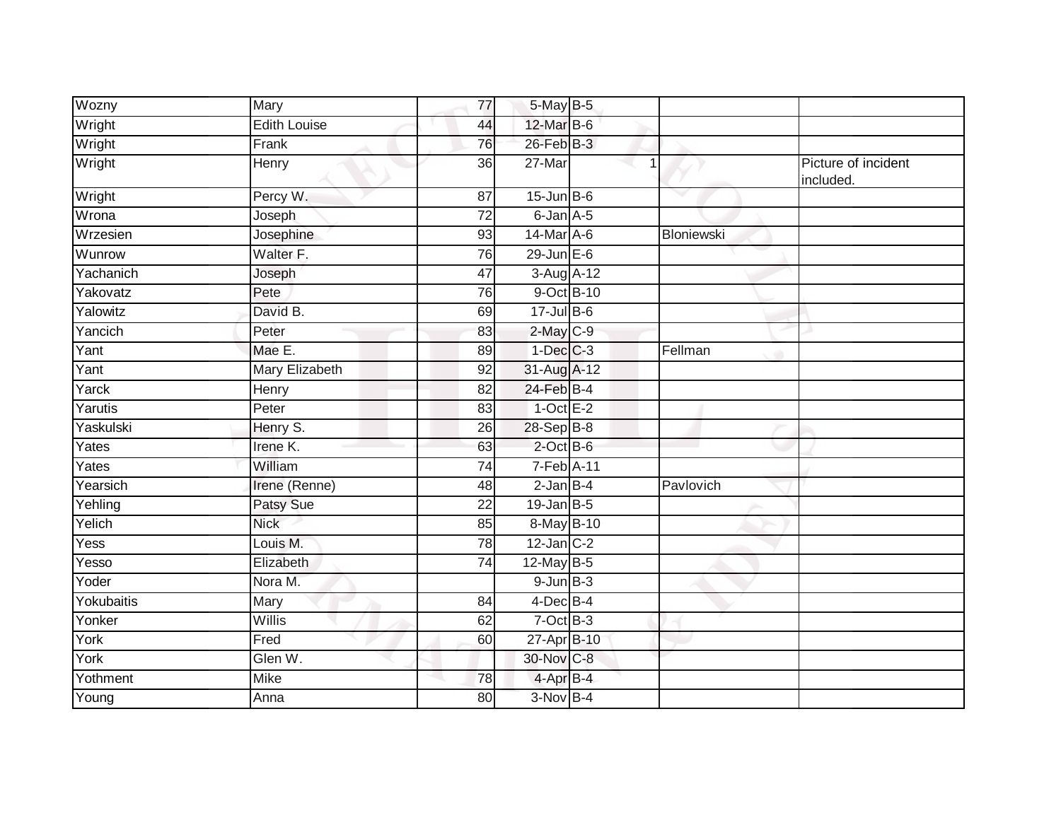| Wozny | Mary | 77 | 5-May | B-5 | | |
|---|---|---|---|---|---|---|
| Wright | Edith Louise | 44 | 12-Mar | B-6 | | |
| Wright | Frank | 76 | 26-Feb | B-3 | | |
| Wright | Henry | 36 | 27-Mar | 1 | | Picture of incident included. |
| Wright | Percy W. | 87 | 15-Jun | B-6 | | |
| Wrona | Joseph | 72 | 6-Jan | A-5 | | |
| Wrzesien | Josephine | 93 | 14-Mar | A-6 | Bloniewski | |
| Wunrow | Walter F. | 76 | 29-Jun | E-6 | | |
| Yachanich | Joseph | 47 | 3-Aug | A-12 | | |
| Yakovatz | Pete | 76 | 9-Oct | B-10 | | |
| Yalowitz | David B. | 69 | 17-Jul | B-6 | | |
| Yancich | Peter | 83 | 2-May | C-9 | | |
| Yant | Mae E. | 89 | 1-Dec | C-3 | Fellman | |
| Yant | Mary Elizabeth | 92 | 31-Aug | A-12 | | |
| Yarck | Henry | 82 | 24-Feb | B-4 | | |
| Yarutis | Peter | 83 | 1-Oct | E-2 | | |
| Yaskulski | Henry S. | 26 | 28-Sep | B-8 | | |
| Yates | Irene K. | 63 | 2-Oct | B-6 | | |
| Yates | William | 74 | 7-Feb | A-11 | | |
| Yearsich | Irene (Renne) | 48 | 2-Jan | B-4 | Pavlovich | |
| Yehling | Patsy Sue | 22 | 19-Jan | B-5 | | |
| Yelich | Nick | 85 | 8-May | B-10 | | |
| Yess | Louis M. | 78 | 12-Jan | C-2 | | |
| Yesso | Elizabeth | 74 | 12-May | B-5 | | |
| Yoder | Nora M. | | 9-Jun | B-3 | | |
| Yokubaitis | Mary | 84 | 4-Dec | B-4 | | |
| Yonker | Willis | 62 | 7-Oct | B-3 | | |
| York | Fred | 60 | 27-Apr | B-10 | | |
| York | Glen W. | | 30-Nov | C-8 | | |
| Yothment | Mike | 78 | 4-Apr | B-4 | | |
| Young | Anna | 80 | 3-Nov | B-4 | | |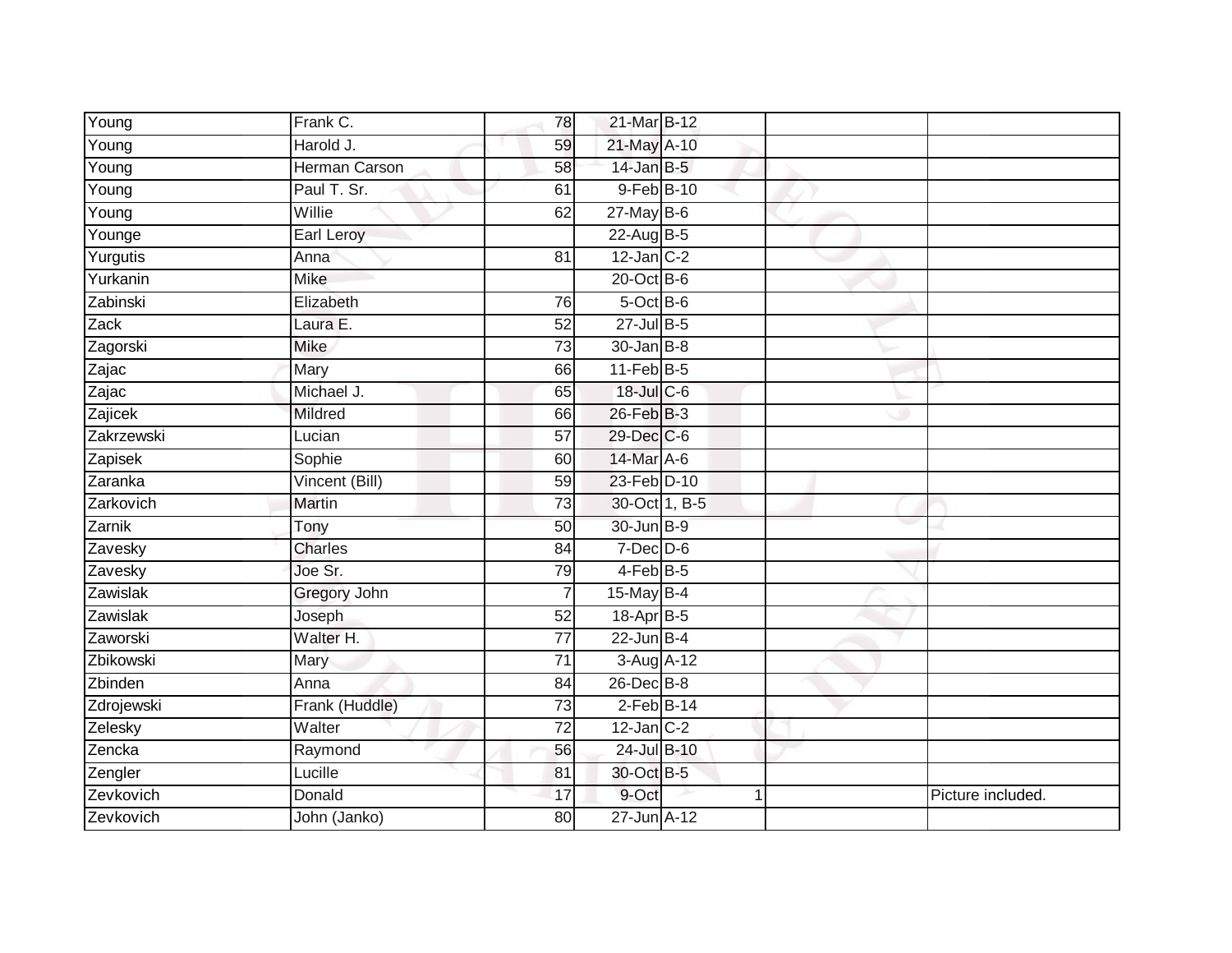| | | | | | | |
|---|---|---|---|---|---|---|
| Young | Frank C. | 78 | 21-Mar | B-12 | | |
| Young | Harold J. | 59 | 21-May | A-10 | | |
| Young | Herman Carson | 58 | 14-Jan | B-5 | | |
| Young | Paul T. Sr. | 61 | 9-Feb | B-10 | | |
| Young | Willie | 62 | 27-May | B-6 | | |
| Younge | Earl Leroy | | 22-Aug | B-5 | | |
| Yurgutis | Anna | 81 | 12-Jan | C-2 | | |
| Yurkanin | Mike | | 20-Oct | B-6 | | |
| Zabinski | Elizabeth | 76 | 5-Oct | B-6 | | |
| Zack | Laura E. | 52 | 27-Jul | B-5 | | |
| Zagorski | Mike | 73 | 30-Jan | B-8 | | |
| Zajac | Mary | 66 | 11-Feb | B-5 | | |
| Zajac | Michael J. | 65 | 18-Jul | C-6 | | |
| Zajicek | Mildred | 66 | 26-Feb | B-3 | | |
| Zakrzewski | Lucian | 57 | 29-Dec | C-6 | | |
| Zapisek | Sophie | 60 | 14-Mar | A-6 | | |
| Zaranka | Vincent (Bill) | 59 | 23-Feb | D-10 | | |
| Zarkovich | Martin | 73 | 30-Oct | 1, B-5 | | |
| Zarnik | Tony | 50 | 30-Jun | B-9 | | |
| Zavesky | Charles | 84 | 7-Dec | D-6 | | |
| Zavesky | Joe Sr. | 79 | 4-Feb | B-5 | | |
| Zawislak | Gregory John | 7 | 15-May | B-4 | | |
| Zawislak | Joseph | 52 | 18-Apr | B-5 | | |
| Zaworski | Walter H. | 77 | 22-Jun | B-4 | | |
| Zbikowski | Mary | 71 | 3-Aug | A-12 | | |
| Zbinden | Anna | 84 | 26-Dec | B-8 | | |
| Zdrojewski | Frank (Huddle) | 73 | 2-Feb | B-14 | | |
| Zelesky | Walter | 72 | 12-Jan | C-2 | | |
| Zencka | Raymond | 56 | 24-Jul | B-10 | | |
| Zengler | Lucille | 81 | 30-Oct | B-5 | | |
| Zevkovich | Donald | 17 | 9-Oct | 1 | | Picture included. |
| Zevkovich | John (Janko) | 80 | 27-Jun | A-12 | | |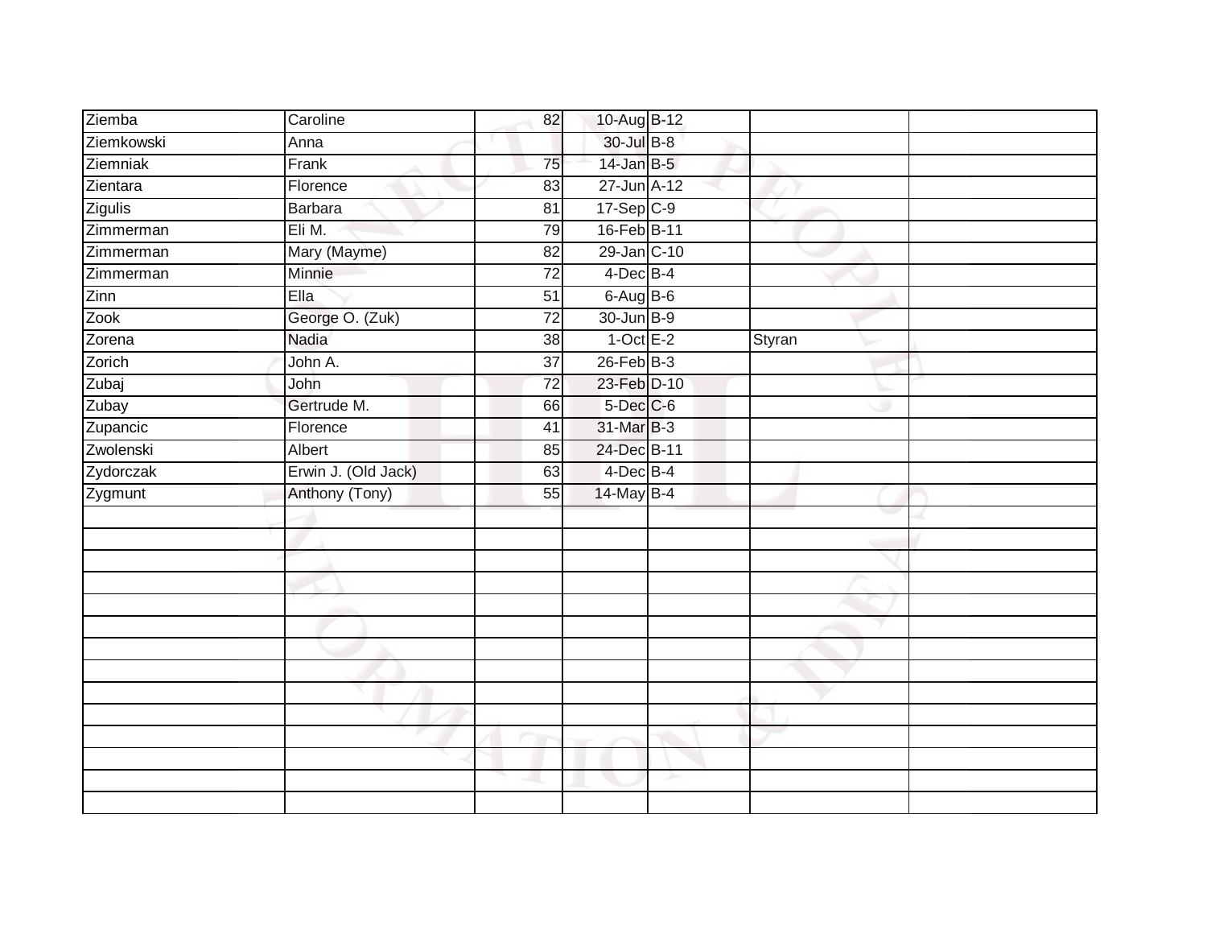| | | | | | | |
|---|---|---|---|---|---|---|
| Ziemba | Caroline | 82 | 10-Aug | B-12 | | |
| Ziemkowski | Anna | | 30-Jul | B-8 | | |
| Ziemniak | Frank | 75 | 14-Jan | B-5 | | |
| Zientara | Florence | 83 | 27-Jun | A-12 | | |
| Zigulis | Barbara | 81 | 17-Sep | C-9 | | |
| Zimmerman | Eli M. | 79 | 16-Feb | B-11 | | |
| Zimmerman | Mary (Mayme) | 82 | 29-Jan | C-10 | | |
| Zimmerman | Minnie | 72 | 4-Dec | B-4 | | |
| Zinn | Ella | 51 | 6-Aug | B-6 | | |
| Zook | George O. (Zuk) | 72 | 30-Jun | B-9 | | |
| Zorena | Nadia | 38 | 1-Oct | E-2 | Styran | |
| Zorich | John A. | 37 | 26-Feb | B-3 | | |
| Zubaj | John | 72 | 23-Feb | D-10 | | |
| Zubay | Gertrude M. | 66 | 5-Dec | C-6 | | |
| Zupancic | Florence | 41 | 31-Mar | B-3 | | |
| Zwolenski | Albert | 85 | 24-Dec | B-11 | | |
| Zydorczak | Erwin J. (Old Jack) | 63 | 4-Dec | B-4 | | |
| Zygmunt | Anthony (Tony) | 55 | 14-May | B-4 | | |